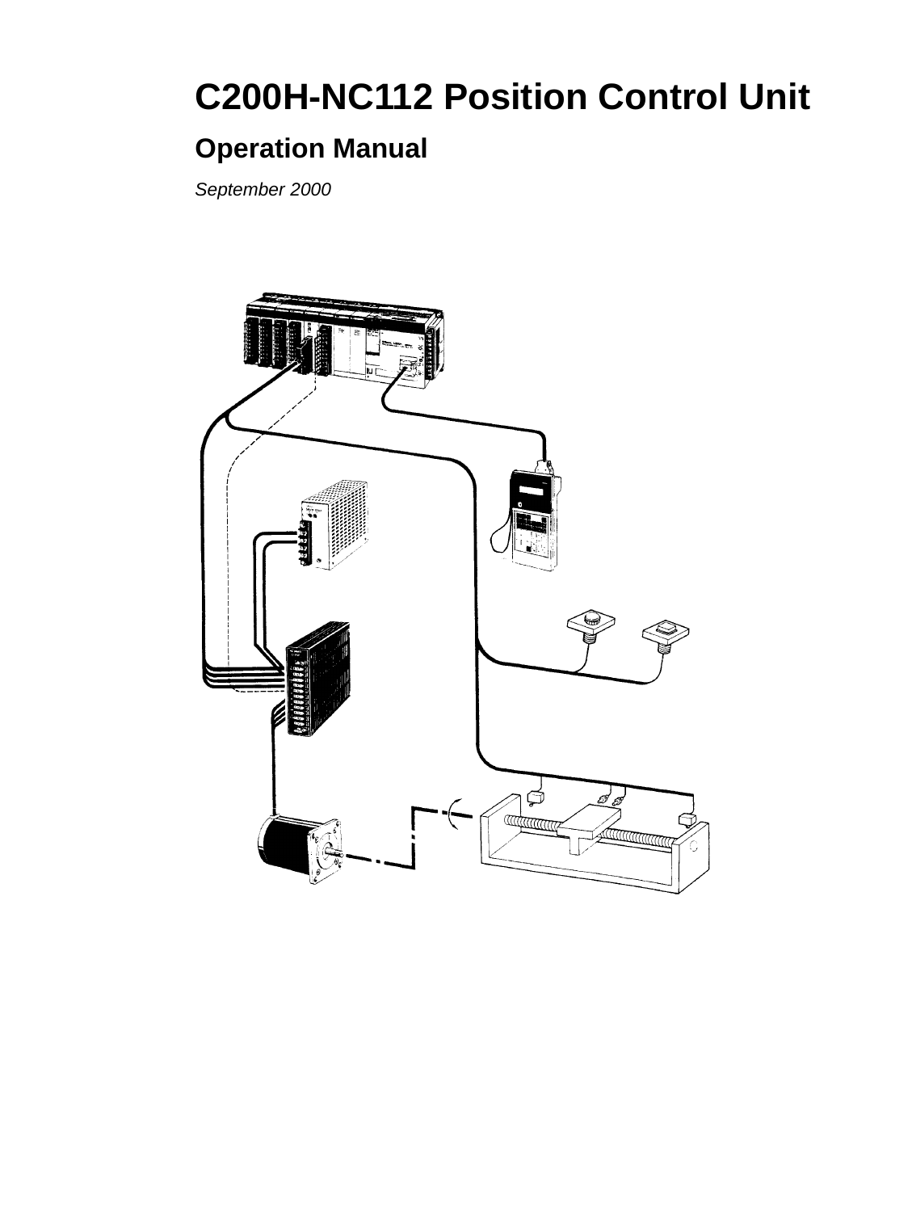# C200H-NC112 Position Control Unit

## Operation Manual

*September 2000*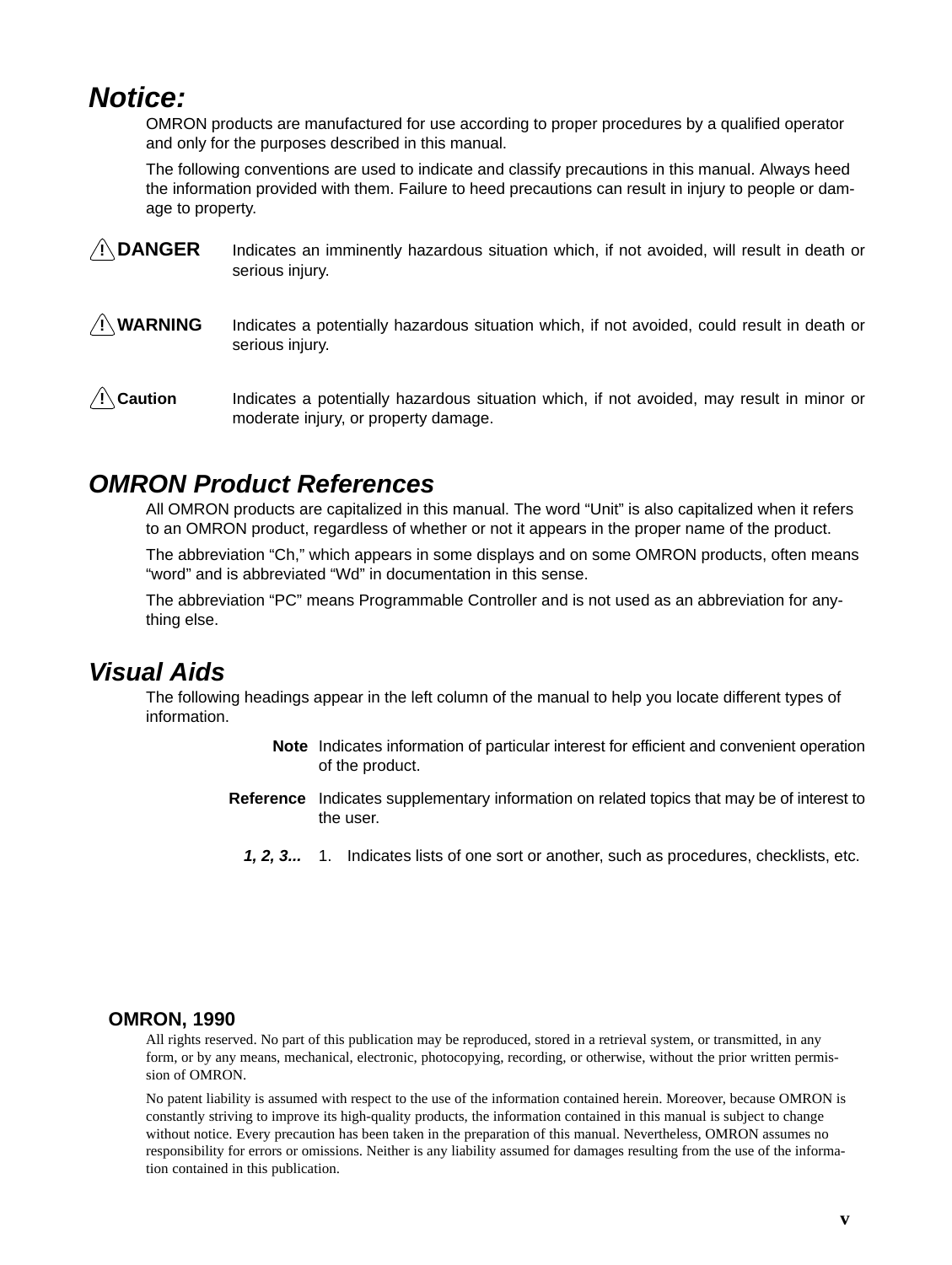## *Notice:*

OMRON products are manufactured for use according to proper procedures by a qualified operator and only for the purposes described in this manual.

The following conventions are used to indicate and classify precautions in this manual. Always heed the information provided with them. Failure to heed precautions can result in injury to people or damage to property.

**/!\ DANGER** Indicates an imminently hazardous situation which, if not avoided, will result in death or serious injury.

**/!\ WARNING** Indicates a potentially hazardous situation which, if not avoided, could result in death or serious injury.

**/!\ Caution** Indicates a potentially hazardous situation which, if not avoided, may result in minor or moderate injury, or property damage.

## *OMRON Product References*

All OMRON products are capitalized in this manual. The word “Unit” is also capitalized when it refers to an OMRON product, regardless of whether or not it appears in the proper name of the product.

The abbreviation “Ch,” which appears in some displays and on some OMRON products, often means “word” and is abbreviated “Wd” in documentation in this sense.

The abbreviation “PC” means Programmable Controller and is not used as an abbreviation for anything else.

## *Visual Aids*

The following headings appear in the left column of the manual to help you locate different types of information.

**Note** Indicates information of particular interest for efficient and convenient operation of the product.

**Reference** Indicates supplementary information on related topics that may be of interest to the user.

***1, 2, 3...*** 1. Indicates lists of one sort or another, such as procedures, checklists, etc.

**OMRON, 1990**

All rights reserved. No part of this publication may be reproduced, stored in a retrieval system, or transmitted, in any form, or by any means, mechanical, electronic, photocopying, recording, or otherwise, without the prior written permission of OMRON.

No patent liability is assumed with respect to the use of the information contained herein. Moreover, because OMRON is constantly striving to improve its high-quality products, the information contained in this manual is subject to change without notice. Every precaution has been taken in the preparation of this manual. Nevertheless, OMRON assumes no responsibility for errors or omissions. Neither is any liability assumed for damages resulting from the use of the information contained in this publication.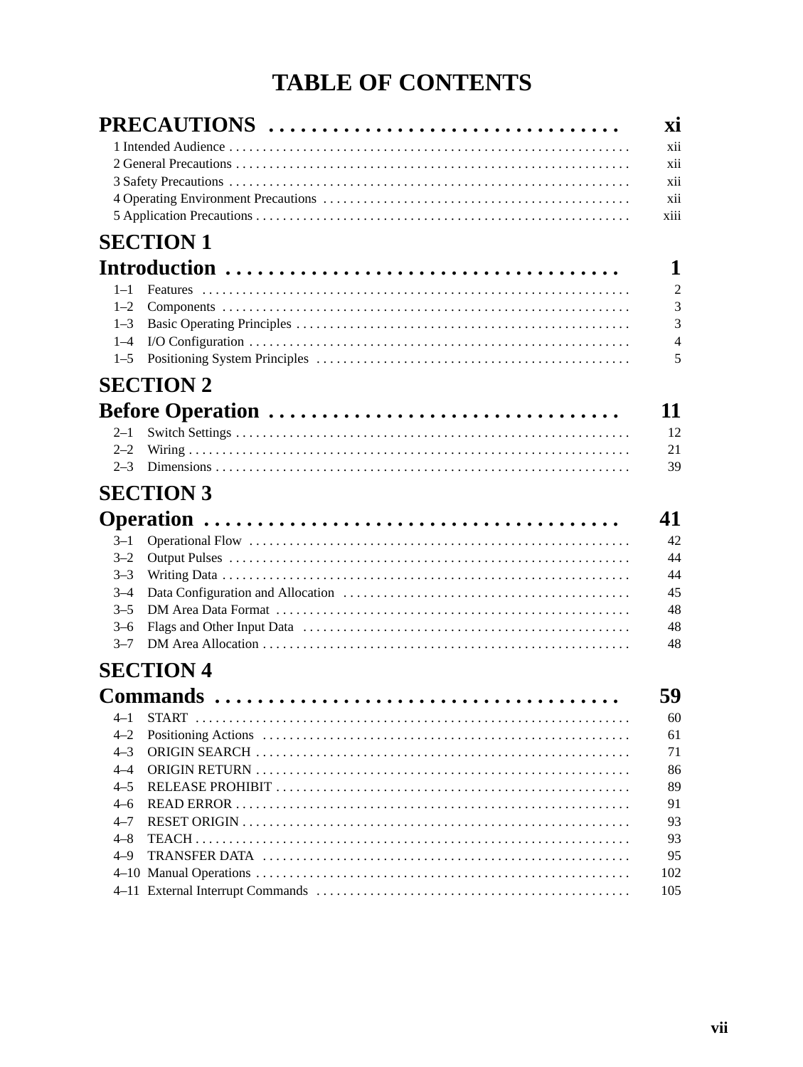# TABLE OF CONTENTS

**PRECAUTIONS** ............................... **xi**

1 Intended Audience ........................ xii
2 General Precautions ........................ xii
3 Safety Precautions ........................ xii
4 Operating Environment Precautions ........................ xii
5 Application Precautions ........................ xiii

**SECTION 1**
**Introduction** ............................... **1**

1–1 Features ........................ 2
1–2 Components ........................ 3
1–3 Basic Operating Principles ........................ 3
1–4 I/O Configuration ........................ 4
1–5 Positioning System Principles ........................ 5

**SECTION 2**
**Before Operation** ............................... **11**

2–1 Switch Settings ........................ 12
2–2 Wiring ........................ 21
2–3 Dimensions ........................ 39

**SECTION 3**
**Operation** ............................... **41**

3–1 Operational Flow ........................ 42
3–2 Output Pulses ........................ 44
3–3 Writing Data ........................ 44
3–4 Data Configuration and Allocation ........................ 45
3–5 DM Area Data Format ........................ 48
3–6 Flags and Other Input Data ........................ 48
3–7 DM Area Allocation ........................ 48

**SECTION 4**
**Commands** ............................... **59**

4–1 START ........................ 60
4–2 Positioning Actions ........................ 61
4–3 ORIGIN SEARCH ........................ 71
4–4 ORIGIN RETURN ........................ 86
4–5 RELEASE PROHIBIT ........................ 89
4–6 READ ERROR ........................ 91
4–7 RESET ORIGIN ........................ 93
4–8 TEACH ........................ 93
4–9 TRANSFER DATA ........................ 95
4–10 Manual Operations ........................ 102
4–11 External Interrupt Commands ........................ 105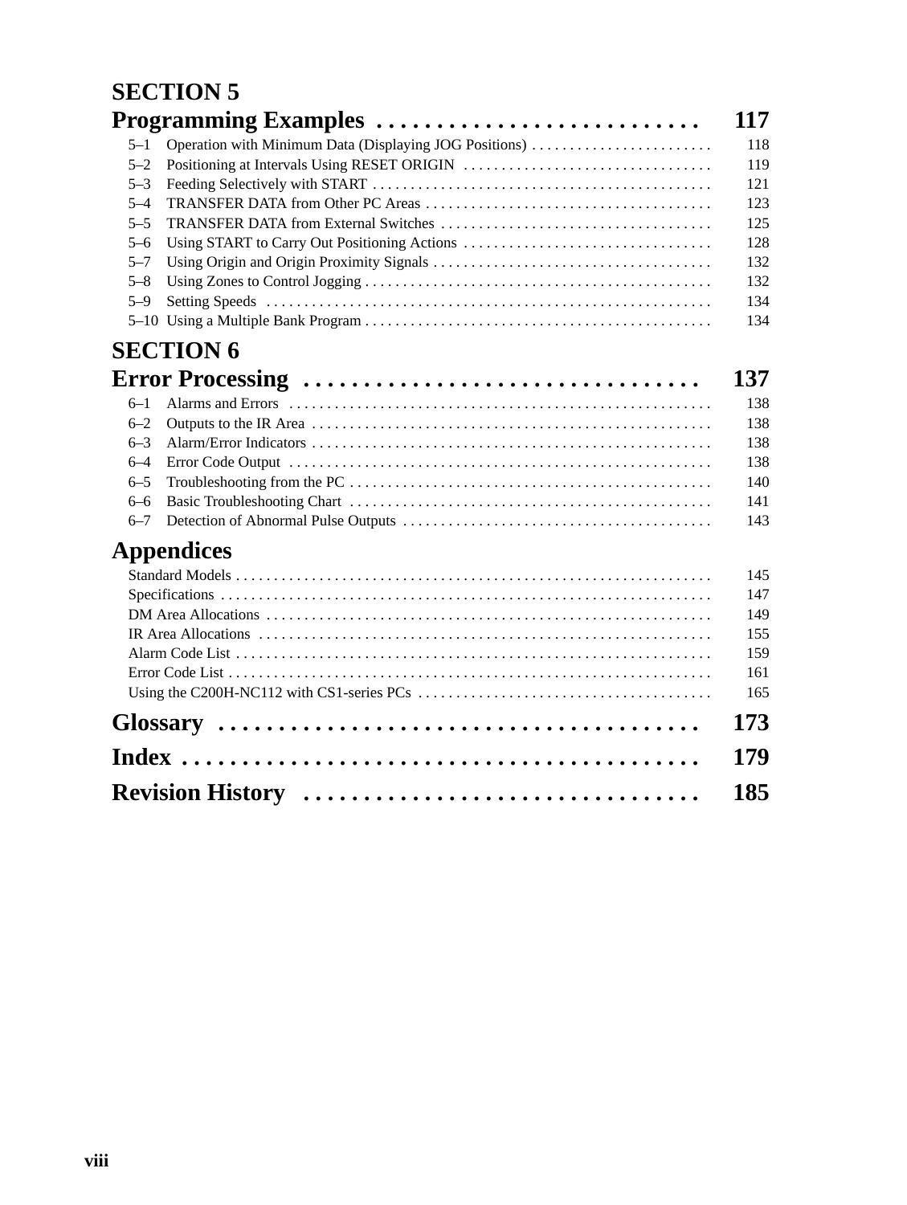## SECTION 5
## Programming Examples . . . . . . . . . . . . . . . . . . . . . . . . . . . 117

5–1 Operation with Minimum Data (Displaying JOG Positions) . . . . . . . . . . . . . . . . . . . . . . . . 118
5–2 Positioning at Intervals Using RESET ORIGIN . . . . . . . . . . . . . . . . . . . . . . . . . . . . . . . . 119
5–3 Feeding Selectively with START . . . . . . . . . . . . . . . . . . . . . . . . . . . . . . . . . . . . . . . . . . . . 121
5–4 TRANSFER DATA from Other PC Areas . . . . . . . . . . . . . . . . . . . . . . . . . . . . . . . . . . . . . 123
5–5 TRANSFER DATA from External Switches . . . . . . . . . . . . . . . . . . . . . . . . . . . . . . . . . . . 125
5–6 Using START to Carry Out Positioning Actions . . . . . . . . . . . . . . . . . . . . . . . . . . . . . . . . 128
5–7 Using Origin and Origin Proximity Signals . . . . . . . . . . . . . . . . . . . . . . . . . . . . . . . . . . . . 132
5–8 Using Zones to Control Jogging . . . . . . . . . . . . . . . . . . . . . . . . . . . . . . . . . . . . . . . . . . . . . 132
5–9 Setting Speeds . . . . . . . . . . . . . . . . . . . . . . . . . . . . . . . . . . . . . . . . . . . . . . . . . . . . . . . . . . 134
5–10 Using a Multiple Bank Program . . . . . . . . . . . . . . . . . . . . . . . . . . . . . . . . . . . . . . . . . . . . . 134

## SECTION 6
## Error Processing . . . . . . . . . . . . . . . . . . . . . . . . . . . . . . . . 137

6–1 Alarms and Errors . . . . . . . . . . . . . . . . . . . . . . . . . . . . . . . . . . . . . . . . . . . . . . . . . . . . . . . 138
6–2 Outputs to the IR Area . . . . . . . . . . . . . . . . . . . . . . . . . . . . . . . . . . . . . . . . . . . . . . . . . . . . 138
6–3 Alarm/Error Indicators . . . . . . . . . . . . . . . . . . . . . . . . . . . . . . . . . . . . . . . . . . . . . . . . . . . . 138
6–4 Error Code Output . . . . . . . . . . . . . . . . . . . . . . . . . . . . . . . . . . . . . . . . . . . . . . . . . . . . . . . 138
6–5 Troubleshooting from the PC . . . . . . . . . . . . . . . . . . . . . . . . . . . . . . . . . . . . . . . . . . . . . . . 140
6–6 Basic Troubleshooting Chart . . . . . . . . . . . . . . . . . . . . . . . . . . . . . . . . . . . . . . . . . . . . . . . 141
6–7 Detection of Abnormal Pulse Outputs . . . . . . . . . . . . . . . . . . . . . . . . . . . . . . . . . . . . . . . . 143

## Appendices

Standard Models . . . . . . . . . . . . . . . . . . . . . . . . . . . . . . . . . . . . . . . . . . . . . . . . . . . . . . . . . . . . . 145
Specifications . . . . . . . . . . . . . . . . . . . . . . . . . . . . . . . . . . . . . . . . . . . . . . . . . . . . . . . . . . . . . . . 147
DM Area Allocations . . . . . . . . . . . . . . . . . . . . . . . . . . . . . . . . . . . . . . . . . . . . . . . . . . . . . . . . . . 149
IR Area Allocations . . . . . . . . . . . . . . . . . . . . . . . . . . . . . . . . . . . . . . . . . . . . . . . . . . . . . . . . . . . 155
Alarm Code List . . . . . . . . . . . . . . . . . . . . . . . . . . . . . . . . . . . . . . . . . . . . . . . . . . . . . . . . . . . . . . 159
Error Code List . . . . . . . . . . . . . . . . . . . . . . . . . . . . . . . . . . . . . . . . . . . . . . . . . . . . . . . . . . . . . . . 161
Using the C200H-NC112 with CS1-series PCs . . . . . . . . . . . . . . . . . . . . . . . . . . . . . . . . . . . . . . 165

## Glossary . . . . . . . . . . . . . . . . . . . . . . . . . . . . . . . . . . . . . . . 173

## Index . . . . . . . . . . . . . . . . . . . . . . . . . . . . . . . . . . . . . . . . . . 179

## Revision History . . . . . . . . . . . . . . . . . . . . . . . . . . . . . . . . 185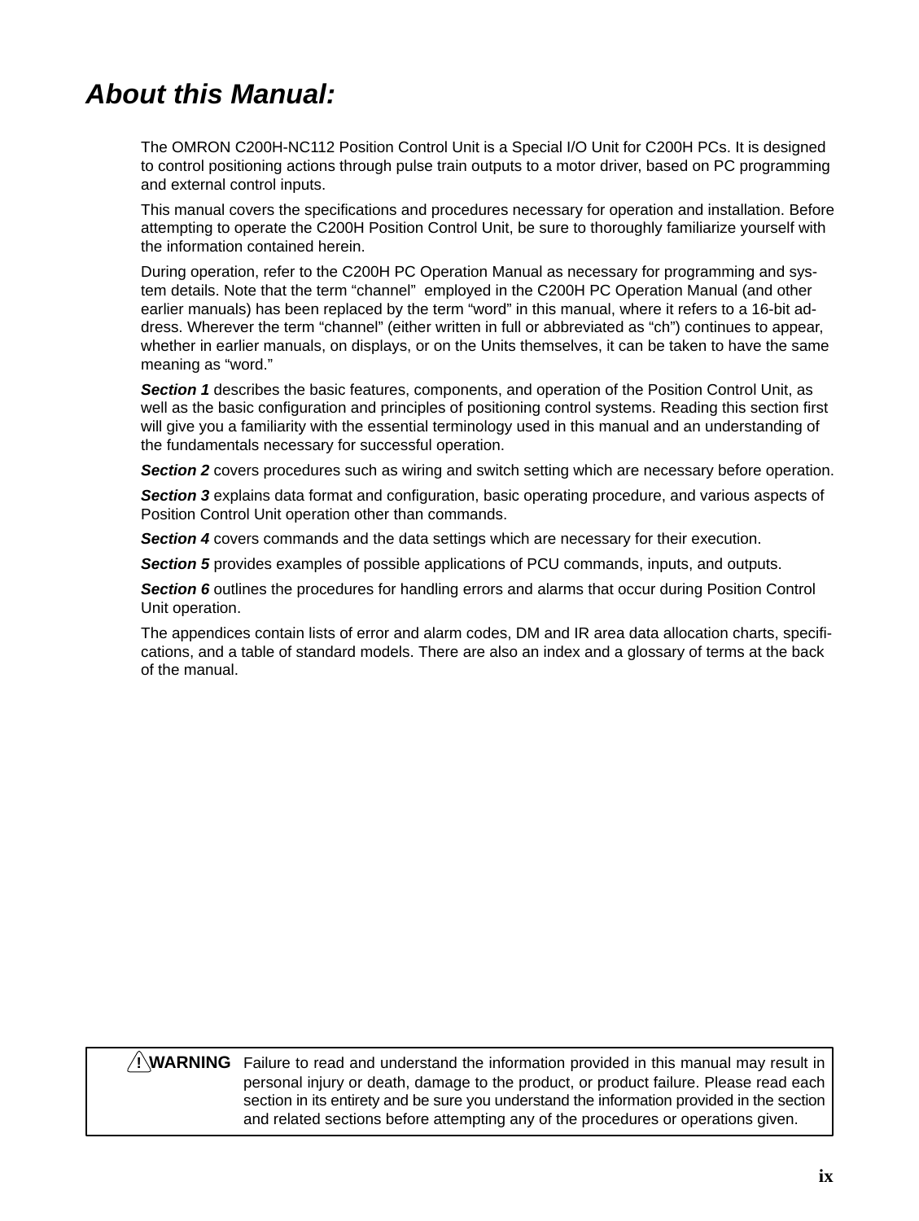# *About this Manual:*

The OMRON C200H-NC112 Position Control Unit is a Special I/O Unit for C200H PCs. It is designed to control positioning actions through pulse train outputs to a motor driver, based on PC programming and external control inputs.

This manual covers the specifications and procedures necessary for operation and installation. Before attempting to operate the C200H Position Control Unit, be sure to thoroughly familiarize yourself with the information contained herein.

During operation, refer to the C200H PC Operation Manual as necessary for programming and system details. Note that the term “channel” employed in the C200H PC Operation Manual (and other earlier manuals) has been replaced by the term “word” in this manual, where it refers to a 16-bit address. Wherever the term “channel” (either written in full or abbreviated as “ch”) continues to appear, whether in earlier manuals, on displays, or on the Units themselves, it can be taken to have the same meaning as “word.”

***Section 1*** describes the basic features, components, and operation of the Position Control Unit, as well as the basic configuration and principles of positioning control systems. Reading this section first will give you a familiarity with the essential terminology used in this manual and an understanding of the fundamentals necessary for successful operation.

***Section 2*** covers procedures such as wiring and switch setting which are necessary before operation.

***Section 3*** explains data format and configuration, basic operating procedure, and various aspects of Position Control Unit operation other than commands.

***Section 4*** covers commands and the data settings which are necessary for their execution.

***Section 5*** provides examples of possible applications of PCU commands, inputs, and outputs.

***Section 6*** outlines the procedures for handling errors and alarms that occur during Position Control Unit operation.

The appendices contain lists of error and alarm codes, DM and IR area data allocation charts, specifications, and a table of standard models. There are also an index and a glossary of terms at the back of the manual.

> **! WARNING** Failure to read and understand the information provided in this manual may result in personal injury or death, damage to the product, or product failure. Please read each section in its entirety and be sure you understand the information provided in the section and related sections before attempting any of the procedures or operations given.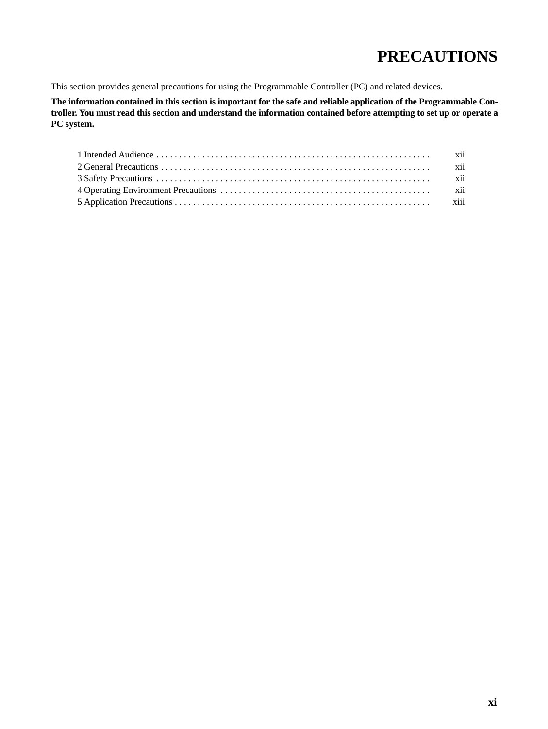# PRECAUTIONS

This section provides general precautions for using the Programmable Controller (PC) and related devices.

**The information contained in this section is important for the safe and reliable application of the Programmable Controller. You must read this section and understand the information contained before attempting to set up or operate a PC system.**

| | |
|---|---|
| 1 Intended Audience | xii |
| 2 General Precautions | xii |
| 3 Safety Precautions | xii |
| 4 Operating Environment Precautions | xii |
| 5 Application Precautions | xiii |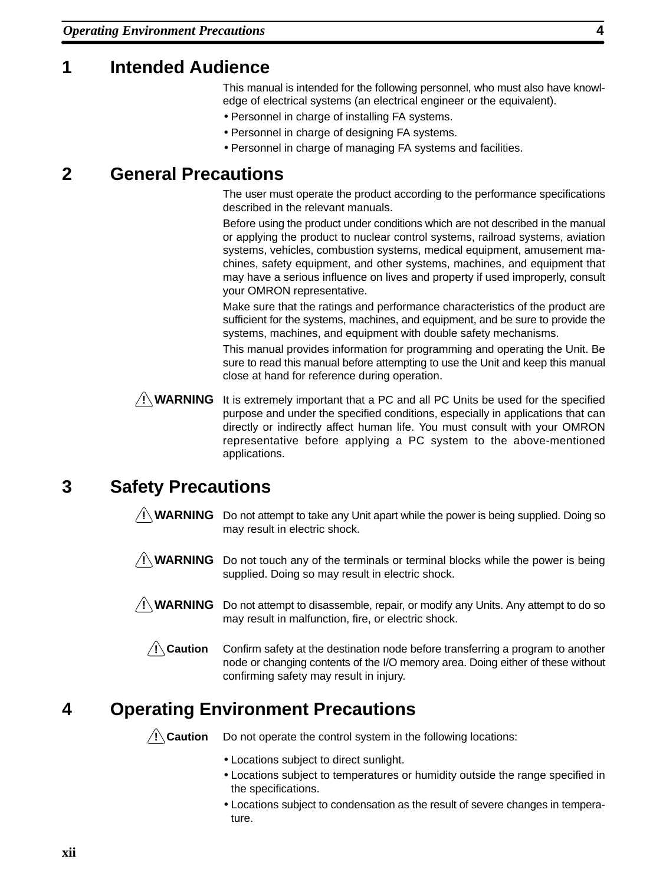## 1 Intended Audience

This manual is intended for the following personnel, who must also have knowledge of electrical systems (an electrical engineer or the equivalent).

- Personnel in charge of installing FA systems.
- Personnel in charge of designing FA systems.
- Personnel in charge of managing FA systems and facilities.

## 2 General Precautions

The user must operate the product according to the performance specifications described in the relevant manuals.

Before using the product under conditions which are not described in the manual or applying the product to nuclear control systems, railroad systems, aviation systems, vehicles, combustion systems, medical equipment, amusement machines, safety equipment, and other systems, machines, and equipment that may have a serious influence on lives and property if used improperly, consult your OMRON representative.

Make sure that the ratings and performance characteristics of the product are sufficient for the systems, machines, and equipment, and be sure to provide the systems, machines, and equipment with double safety mechanisms.

This manual provides information for programming and operating the Unit. Be sure to read this manual before attempting to use the Unit and keep this manual close at hand for reference during operation.

**/!\ WARNING** It is extremely important that a PC and all PC Units be used for the specified purpose and under the specified conditions, especially in applications that can directly or indirectly affect human life. You must consult with your OMRON representative before applying a PC system to the above-mentioned applications.

## 3 Safety Precautions

**/!\ WARNING** Do not attempt to take any Unit apart while the power is being supplied. Doing so may result in electric shock.

**/!\ WARNING** Do not touch any of the terminals or terminal blocks while the power is being supplied. Doing so may result in electric shock.

**/!\ WARNING** Do not attempt to disassemble, repair, or modify any Units. Any attempt to do so may result in malfunction, fire, or electric shock.

**/!\ Caution** Confirm safety at the destination node before transferring a program to another node or changing contents of the I/O memory area. Doing either of these without confirming safety may result in injury.

## 4 Operating Environment Precautions

**/!\ Caution** Do not operate the control system in the following locations:

- Locations subject to direct sunlight.
- Locations subject to temperatures or humidity outside the range specified in the specifications.
- Locations subject to condensation as the result of severe changes in temperature.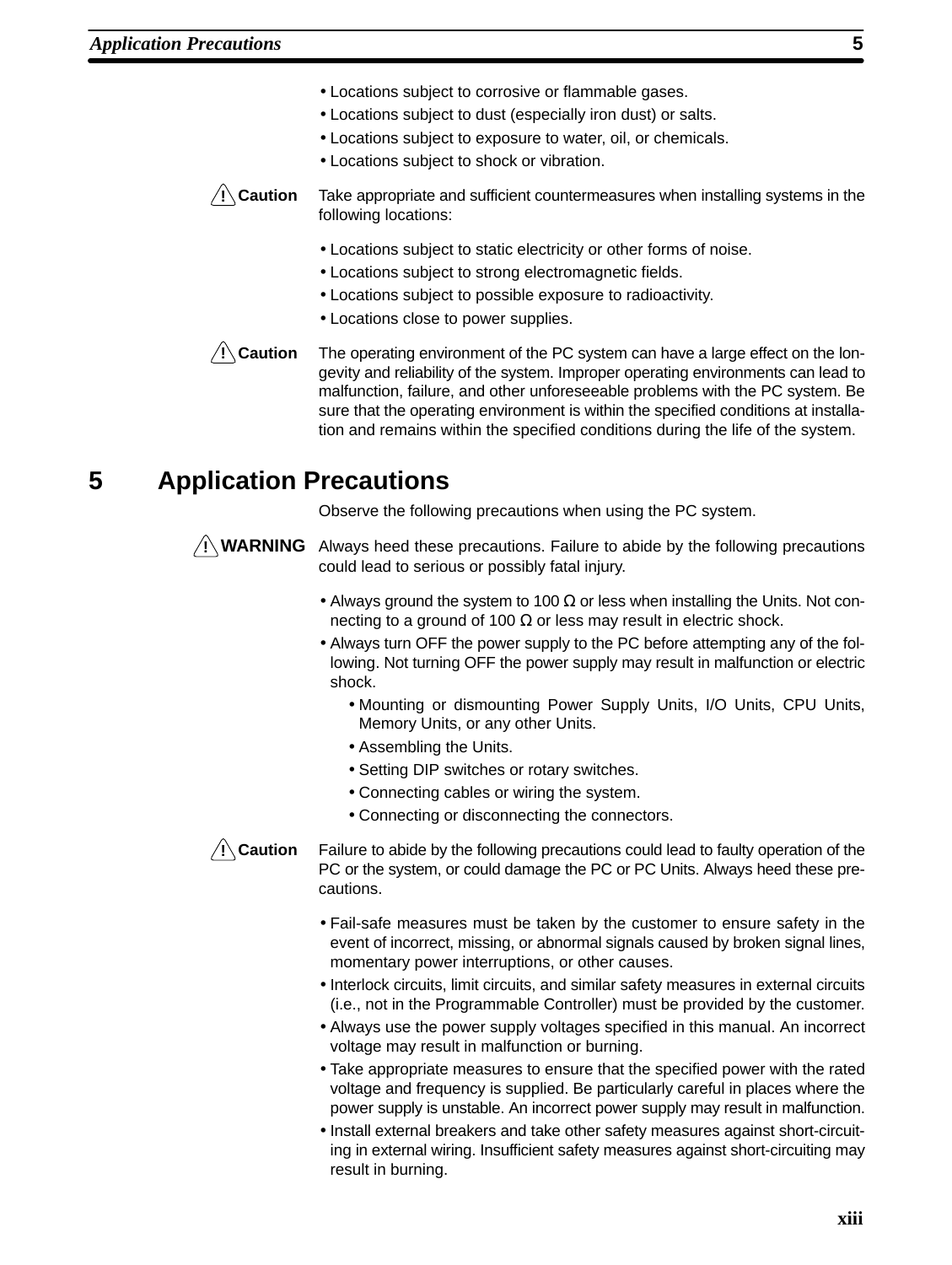- Locations subject to corrosive or flammable gases.
- Locations subject to dust (especially iron dust) or salts.
- Locations subject to exposure to water, oil, or chemicals.
- Locations subject to shock or vibration.

**!Caution** Take appropriate and sufficient countermeasures when installing systems in the following locations:

- Locations subject to static electricity or other forms of noise.
- Locations subject to strong electromagnetic fields.
- Locations subject to possible exposure to radioactivity.
- Locations close to power supplies.

**!Caution** The operating environment of the PC system can have a large effect on the longevity and reliability of the system. Improper operating environments can lead to malfunction, failure, and other unforeseeable problems with the PC system. Be sure that the operating environment is within the specified conditions at installation and remains within the specified conditions during the life of the system.

# 5 Application Precautions

Observe the following precautions when using the PC system.

**!WARNING** Always heed these precautions. Failure to abide by the following precautions could lead to serious or possibly fatal injury.

- Always ground the system to 100 Ω or less when installing the Units. Not connecting to a ground of 100 Ω or less may result in electric shock.
- Always turn OFF the power supply to the PC before attempting any of the following. Not turning OFF the power supply may result in malfunction or electric shock.
  - Mounting or dismounting Power Supply Units, I/O Units, CPU Units, Memory Units, or any other Units.
  - Assembling the Units.
  - Setting DIP switches or rotary switches.
  - Connecting cables or wiring the system.
  - Connecting or disconnecting the connectors.

**!Caution** Failure to abide by the following precautions could lead to faulty operation of the PC or the system, or could damage the PC or PC Units. Always heed these precautions.

- Fail-safe measures must be taken by the customer to ensure safety in the event of incorrect, missing, or abnormal signals caused by broken signal lines, momentary power interruptions, or other causes.
- Interlock circuits, limit circuits, and similar safety measures in external circuits (i.e., not in the Programmable Controller) must be provided by the customer.
- Always use the power supply voltages specified in this manual. An incorrect voltage may result in malfunction or burning.
- Take appropriate measures to ensure that the specified power with the rated voltage and frequency is supplied. Be particularly careful in places where the power supply is unstable. An incorrect power supply may result in malfunction.
- Install external breakers and take other safety measures against short-circuiting in external wiring. Insufficient safety measures against short-circuiting may result in burning.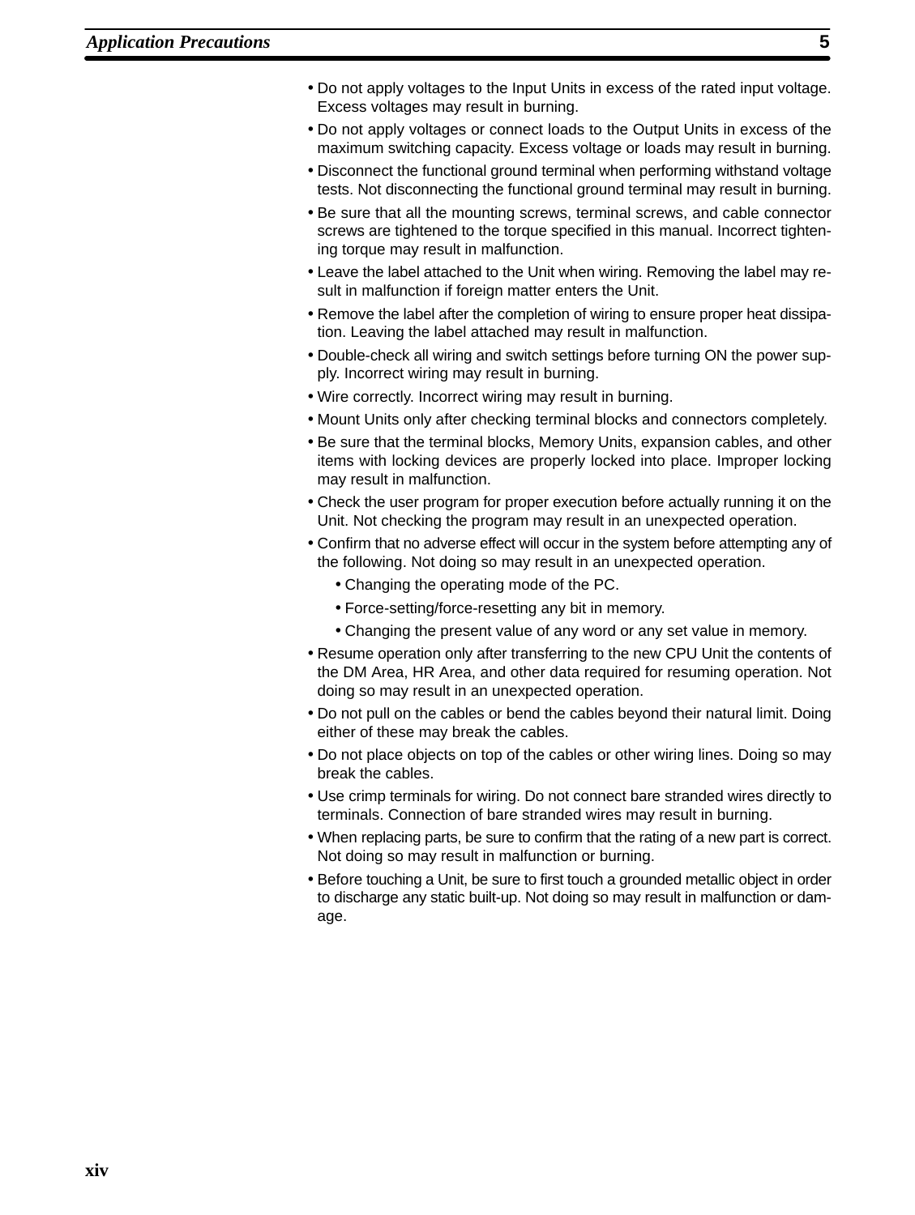- Do not apply voltages to the Input Units in excess of the rated input voltage. Excess voltages may result in burning.
- Do not apply voltages or connect loads to the Output Units in excess of the maximum switching capacity. Excess voltage or loads may result in burning.
- Disconnect the functional ground terminal when performing withstand voltage tests. Not disconnecting the functional ground terminal may result in burning.
- Be sure that all the mounting screws, terminal screws, and cable connector screws are tightened to the torque specified in this manual. Incorrect tightening torque may result in malfunction.
- Leave the label attached to the Unit when wiring. Removing the label may result in malfunction if foreign matter enters the Unit.
- Remove the label after the completion of wiring to ensure proper heat dissipation. Leaving the label attached may result in malfunction.
- Double-check all wiring and switch settings before turning ON the power supply. Incorrect wiring may result in burning.
- Wire correctly. Incorrect wiring may result in burning.
- Mount Units only after checking terminal blocks and connectors completely.
- Be sure that the terminal blocks, Memory Units, expansion cables, and other items with locking devices are properly locked into place. Improper locking may result in malfunction.
- Check the user program for proper execution before actually running it on the Unit. Not checking the program may result in an unexpected operation.
- Confirm that no adverse effect will occur in the system before attempting any of the following. Not doing so may result in an unexpected operation.
  - Changing the operating mode of the PC.
  - Force-setting/force-resetting any bit in memory.
  - Changing the present value of any word or any set value in memory.
- Resume operation only after transferring to the new CPU Unit the contents of the DM Area, HR Area, and other data required for resuming operation. Not doing so may result in an unexpected operation.
- Do not pull on the cables or bend the cables beyond their natural limit. Doing either of these may break the cables.
- Do not place objects on top of the cables or other wiring lines. Doing so may break the cables.
- Use crimp terminals for wiring. Do not connect bare stranded wires directly to terminals. Connection of bare stranded wires may result in burning.
- When replacing parts, be sure to confirm that the rating of a new part is correct. Not doing so may result in malfunction or burning.
- Before touching a Unit, be sure to first touch a grounded metallic object in order to discharge any static built-up. Not doing so may result in malfunction or damage.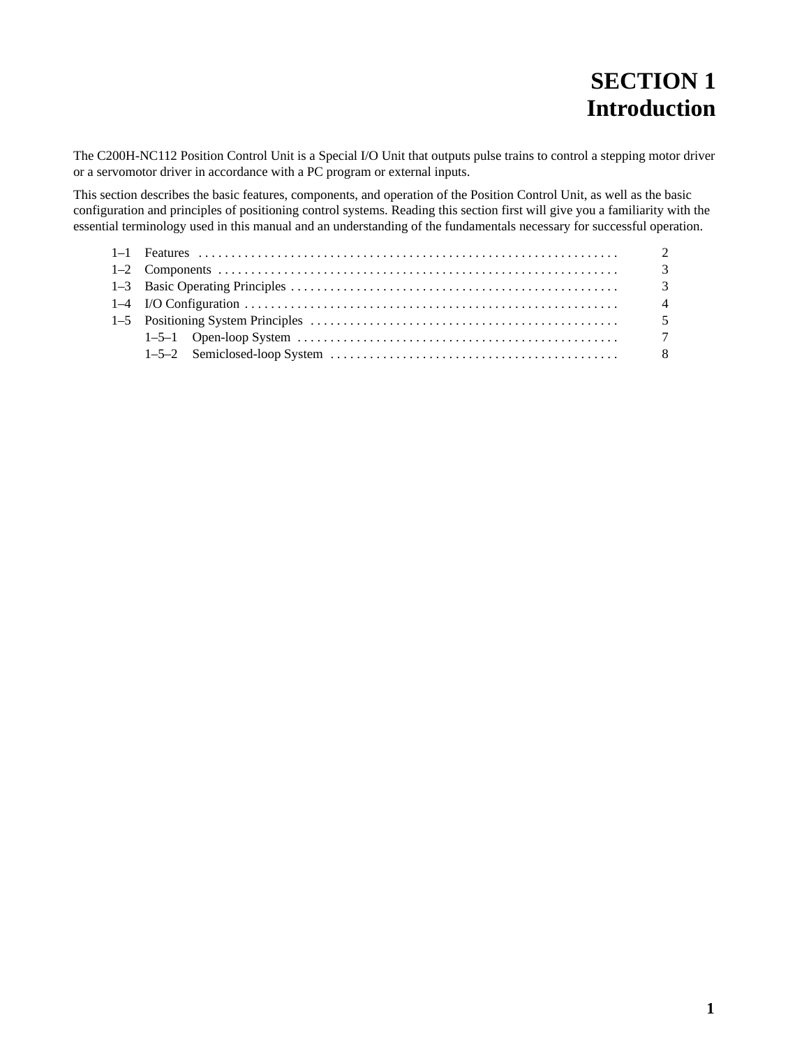# SECTION 1
# Introduction

The C200H-NC112 Position Control Unit is a Special I/O Unit that outputs pulse trains to control a stepping motor driver or a servomotor driver in accordance with a PC program or external inputs.

This section describes the basic features, components, and operation of the Position Control Unit, as well as the basic configuration and principles of positioning control systems. Reading this section first will give you a familiarity with the essential terminology used in this manual and an understanding of the fundamentals necessary for successful operation.

1–1 Features . . . . . . . . . . . . . . . . . . . . . . . . . . . . . . . . . . . . . . . . . . . . . . . . . . . . . . . . . . . . . . . 2
1–2 Components . . . . . . . . . . . . . . . . . . . . . . . . . . . . . . . . . . . . . . . . . . . . . . . . . . . . . . . . . . . . 3
1–3 Basic Operating Principles . . . . . . . . . . . . . . . . . . . . . . . . . . . . . . . . . . . . . . . . . . . . . . . . . 3
1–4 I/O Configuration . . . . . . . . . . . . . . . . . . . . . . . . . . . . . . . . . . . . . . . . . . . . . . . . . . . . . . . . 4
1–5 Positioning System Principles . . . . . . . . . . . . . . . . . . . . . . . . . . . . . . . . . . . . . . . . . . . . . . 5
  1–5–1 Open-loop System . . . . . . . . . . . . . . . . . . . . . . . . . . . . . . . . . . . . . . . . . . . . . . . . 7
  1–5–2 Semiclosed-loop System . . . . . . . . . . . . . . . . . . . . . . . . . . . . . . . . . . . . . . . . . . . 8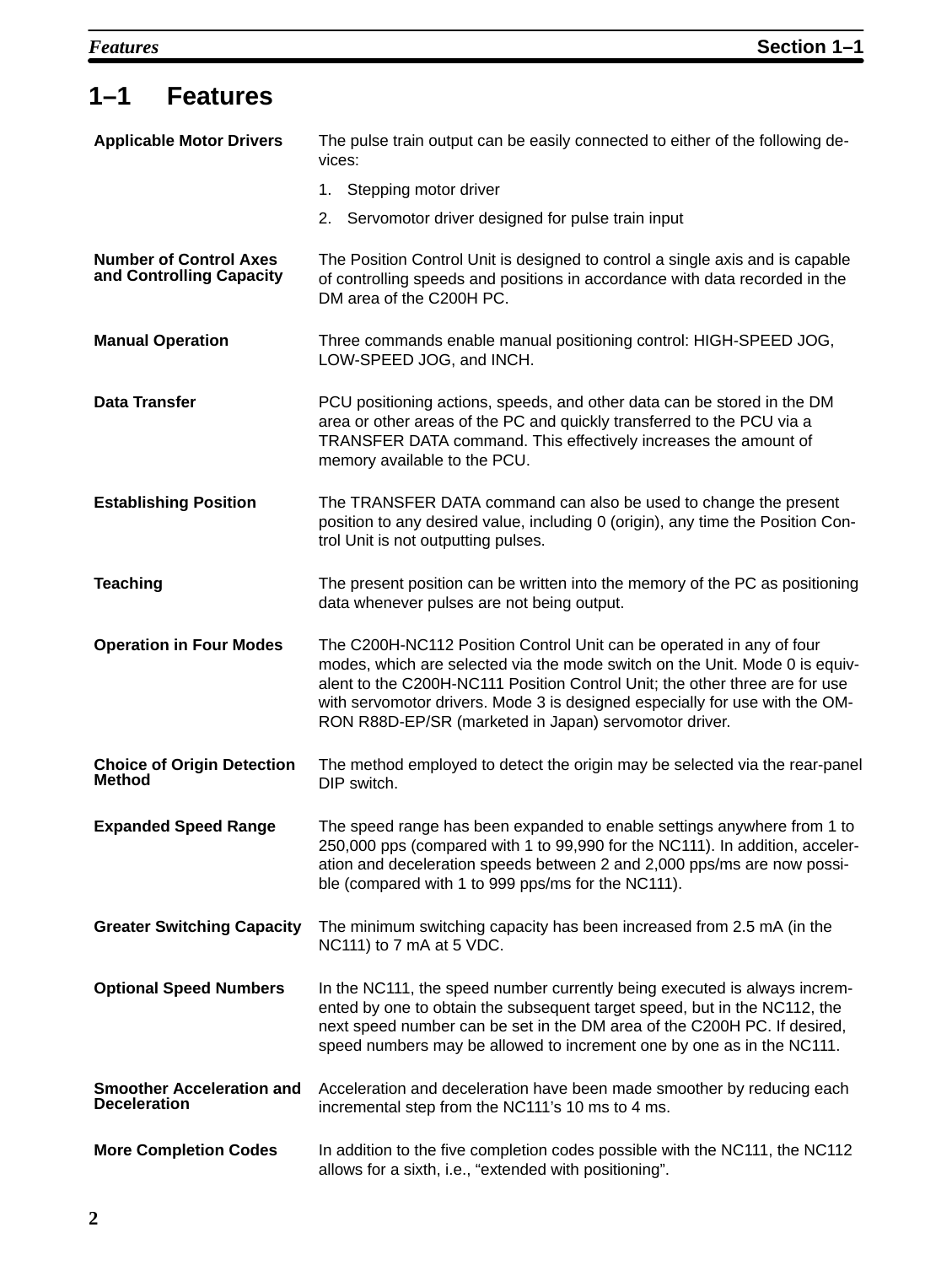## 1–1 Features

**Applicable Motor Drivers**

The pulse train output can be easily connected to either of the following devices:

1. Stepping motor driver
2. Servomotor driver designed for pulse train input

**Number of Control Axes and Controlling Capacity**

The Position Control Unit is designed to control a single axis and is capable of controlling speeds and positions in accordance with data recorded in the DM area of the C200H PC.

**Manual Operation**

Three commands enable manual positioning control: HIGH-SPEED JOG, LOW-SPEED JOG, and INCH.

**Data Transfer**

PCU positioning actions, speeds, and other data can be stored in the DM area or other areas of the PC and quickly transferred to the PCU via a TRANSFER DATA command. This effectively increases the amount of memory available to the PCU.

**Establishing Position**

The TRANSFER DATA command can also be used to change the present position to any desired value, including 0 (origin), any time the Position Control Unit is not outputting pulses.

**Teaching**

The present position can be written into the memory of the PC as positioning data whenever pulses are not being output.

**Operation in Four Modes**

The C200H-NC112 Position Control Unit can be operated in any of four modes, which are selected via the mode switch on the Unit. Mode 0 is equivalent to the C200H-NC111 Position Control Unit; the other three are for use with servomotor drivers. Mode 3 is designed especially for use with the OMRON R88D-EP/SR (marketed in Japan) servomotor driver.

**Choice of Origin Detection Method**

The method employed to detect the origin may be selected via the rear-panel DIP switch.

**Expanded Speed Range**

The speed range has been expanded to enable settings anywhere from 1 to 250,000 pps (compared with 1 to 99,990 for the NC111). In addition, acceleration and deceleration speeds between 2 and 2,000 pps/ms are now possible (compared with 1 to 999 pps/ms for the NC111).

**Greater Switching Capacity**

The minimum switching capacity has been increased from 2.5 mA (in the NC111) to 7 mA at 5 VDC.

**Optional Speed Numbers**

In the NC111, the speed number currently being executed is always incremented by one to obtain the subsequent target speed, but in the NC112, the next speed number can be set in the DM area of the C200H PC. If desired, speed numbers may be allowed to increment one by one as in the NC111.

**Smoother Acceleration and Deceleration**

Acceleration and deceleration have been made smoother by reducing each incremental step from the NC111's 10 ms to 4 ms.

**More Completion Codes**

In addition to the five completion codes possible with the NC111, the NC112 allows for a sixth, i.e., "extended with positioning".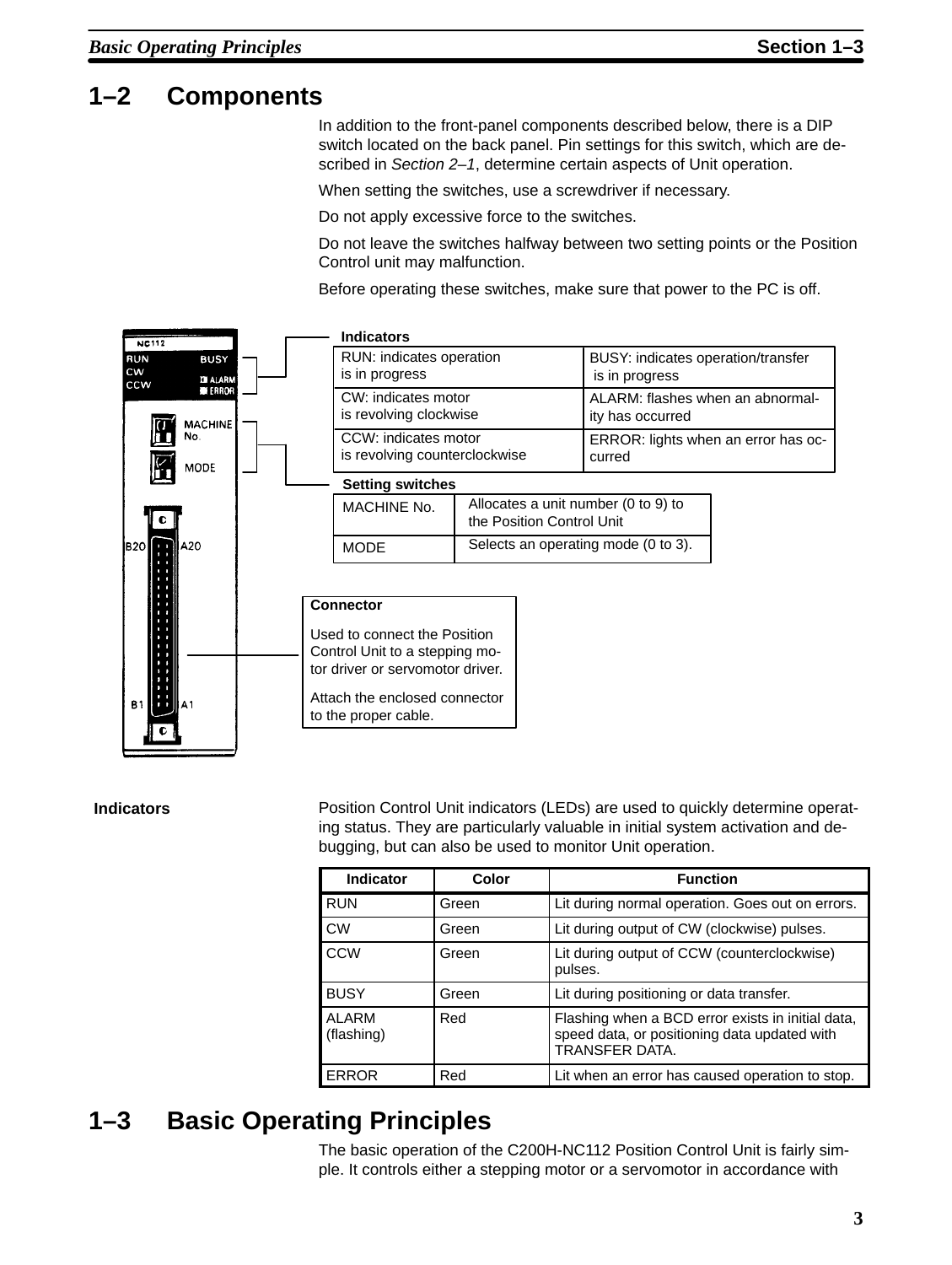## 1–2 Components

In addition to the front-panel components described below, there is a DIP switch located on the back panel. Pin settings for this switch, which are described in *Section 2–1*, determine certain aspects of Unit operation.

When setting the switches, use a screwdriver if necessary.

Do not apply excessive force to the switches.

Do not leave the switches halfway between two setting points or the Position Control unit may malfunction.

Before operating these switches, make sure that power to the PC is off.

**Indicators**

| | |
|---|---|
| RUN: indicates operation is in progress | BUSY: indicates operation/transfer is in progress |
| CW: indicates motor is revolving clockwise | ALARM: flashes when an abnormality has occurred |
| CCW: indicates motor is revolving counterclockwise | ERROR: lights when an error has occurred |

**Setting switches**

| | |
|---|---|
| MACHINE No. | Allocates a unit number (0 to 9) to the Position Control Unit |
| MODE | Selects an operating mode (0 to 3). |

**Connector**

Used to connect the Position Control Unit to a stepping motor driver or servomotor driver.

Attach the enclosed connector to the proper cable.

### Indicators

Position Control Unit indicators (LEDs) are used to quickly determine operating status. They are particularly valuable in initial system activation and debugging, but can also be used to monitor Unit operation.

| Indicator | Color | Function |
|---|---|---|
| RUN | Green | Lit during normal operation. Goes out on errors. |
| CW | Green | Lit during output of CW (clockwise) pulses. |
| CCW | Green | Lit during output of CCW (counterclockwise) pulses. |
| BUSY | Green | Lit during positioning or data transfer. |
| ALARM (flashing) | Red | Flashing when a BCD error exists in initial data, speed data, or positioning data updated with TRANSFER DATA. |
| ERROR | Red | Lit when an error has caused operation to stop. |

## 1–3 Basic Operating Principles

The basic operation of the C200H-NC112 Position Control Unit is fairly simple. It controls either a stepping motor or a servomotor in accordance with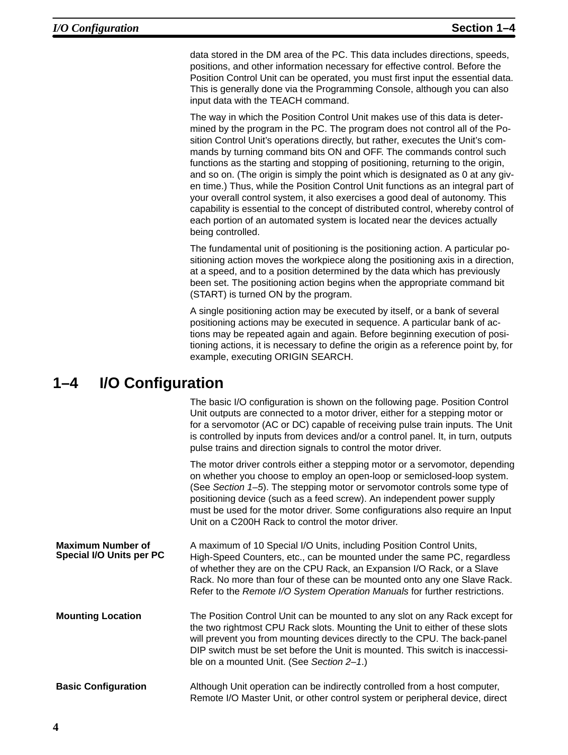data stored in the DM area of the PC. This data includes directions, speeds, positions, and other information necessary for effective control. Before the Position Control Unit can be operated, you must first input the essential data. This is generally done via the Programming Console, although you can also input data with the TEACH command.

The way in which the Position Control Unit makes use of this data is determined by the program in the PC. The program does not control all of the Position Control Unit's operations directly, but rather, executes the Unit's commands by turning command bits ON and OFF. The commands control such functions as the starting and stopping of positioning, returning to the origin, and so on. (The origin is simply the point which is designated as 0 at any given time.) Thus, while the Position Control Unit functions as an integral part of your overall control system, it also exercises a good deal of autonomy. This capability is essential to the concept of distributed control, whereby control of each portion of an automated system is located near the devices actually being controlled.

The fundamental unit of positioning is the positioning action. A particular positioning action moves the workpiece along the positioning axis in a direction, at a speed, and to a position determined by the data which has previously been set. The positioning action begins when the appropriate command bit (START) is turned ON by the program.

A single positioning action may be executed by itself, or a bank of several positioning actions may be executed in sequence. A particular bank of actions may be repeated again and again. Before beginning execution of positioning actions, it is necessary to define the origin as a reference point by, for example, executing ORIGIN SEARCH.

## 1–4 I/O Configuration

The basic I/O configuration is shown on the following page. Position Control Unit outputs are connected to a motor driver, either for a stepping motor or for a servomotor (AC or DC) capable of receiving pulse train inputs. The Unit is controlled by inputs from devices and/or a control panel. It, in turn, outputs pulse trains and direction signals to control the motor driver.

The motor driver controls either a stepping motor or a servomotor, depending on whether you choose to employ an open-loop or semiclosed-loop system. (See *Section 1–5*). The stepping motor or servomotor controls some type of positioning device (such as a feed screw). An independent power supply must be used for the motor driver. Some configurations also require an Input Unit on a C200H Rack to control the motor driver.

**Maximum Number of Special I/O Units per PC**

A maximum of 10 Special I/O Units, including Position Control Units, High-Speed Counters, etc., can be mounted under the same PC, regardless of whether they are on the CPU Rack, an Expansion I/O Rack, or a Slave Rack. No more than four of these can be mounted onto any one Slave Rack. Refer to the *Remote I/O System Operation Manuals* for further restrictions.

**Mounting Location**

The Position Control Unit can be mounted to any slot on any Rack except for the two rightmost CPU Rack slots. Mounting the Unit to either of these slots will prevent you from mounting devices directly to the CPU. The back-panel DIP switch must be set before the Unit is mounted. This switch is inaccessible on a mounted Unit. (See *Section 2–1*.)

**Basic Configuration**

Although Unit operation can be indirectly controlled from a host computer, Remote I/O Master Unit, or other control system or peripheral device, direct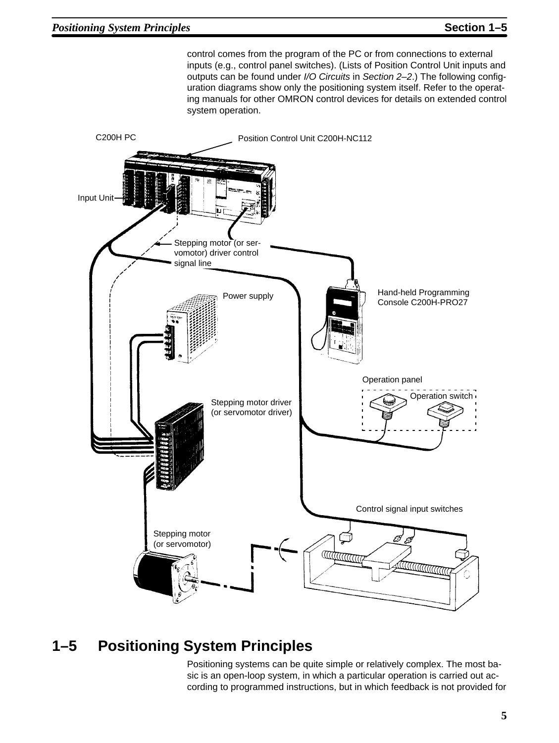control comes from the program of the PC or from connections to external inputs (e.g., control panel switches). (Lists of Position Control Unit inputs and outputs can be found under *I/O Circuits* in *Section 2–2*.) The following configuration diagrams show only the positioning system itself. Refer to the operating manuals for other OMRON control devices for details on extended control system operation.

C200H PC

Position Control Unit C200H-NC112

Input Unit

Stepping motor (or servomotor) driver control signal line

Power supply

Hand-held Programming Console C200H-PRO27

Operation panel

Operation switch

Stepping motor driver (or servomotor driver)

Control signal input switches

Stepping motor (or servomotor)

## 1–5 Positioning System Principles

Positioning systems can be quite simple or relatively complex. The most basic is an open-loop system, in which a particular operation is carried out according to programmed instructions, but in which feedback is not provided for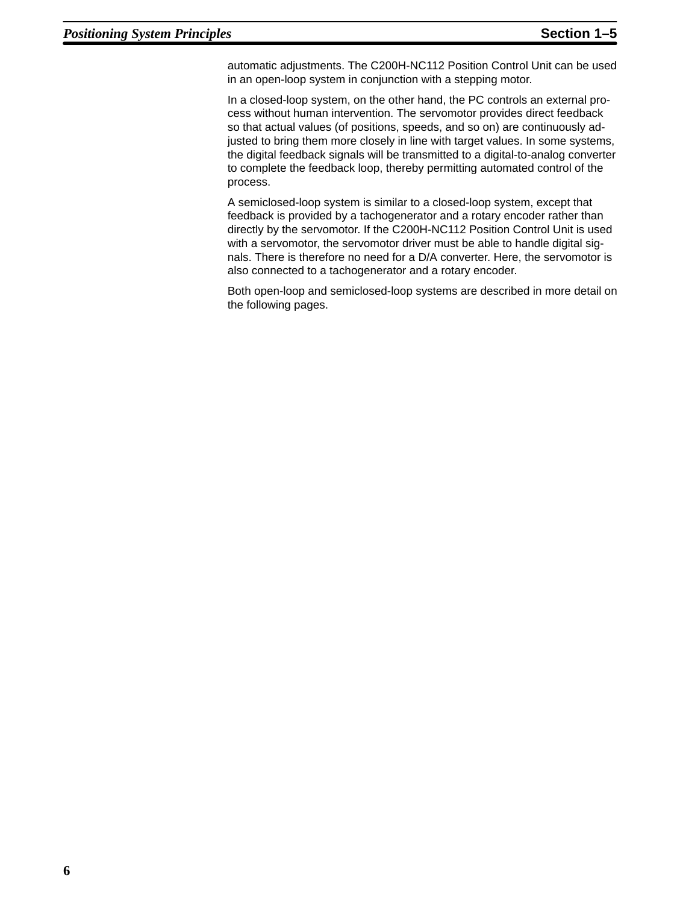automatic adjustments. The C200H-NC112 Position Control Unit can be used in an open-loop system in conjunction with a stepping motor.

In a closed-loop system, on the other hand, the PC controls an external process without human intervention. The servomotor provides direct feedback so that actual values (of positions, speeds, and so on) are continuously adjusted to bring them more closely in line with target values. In some systems, the digital feedback signals will be transmitted to a digital-to-analog converter to complete the feedback loop, thereby permitting automated control of the process.

A semiclosed-loop system is similar to a closed-loop system, except that feedback is provided by a tachogenerator and a rotary encoder rather than directly by the servomotor. If the C200H-NC112 Position Control Unit is used with a servomotor, the servomotor driver must be able to handle digital signals. There is therefore no need for a D/A converter. Here, the servomotor is also connected to a tachogenerator and a rotary encoder.

Both open-loop and semiclosed-loop systems are described in more detail on the following pages.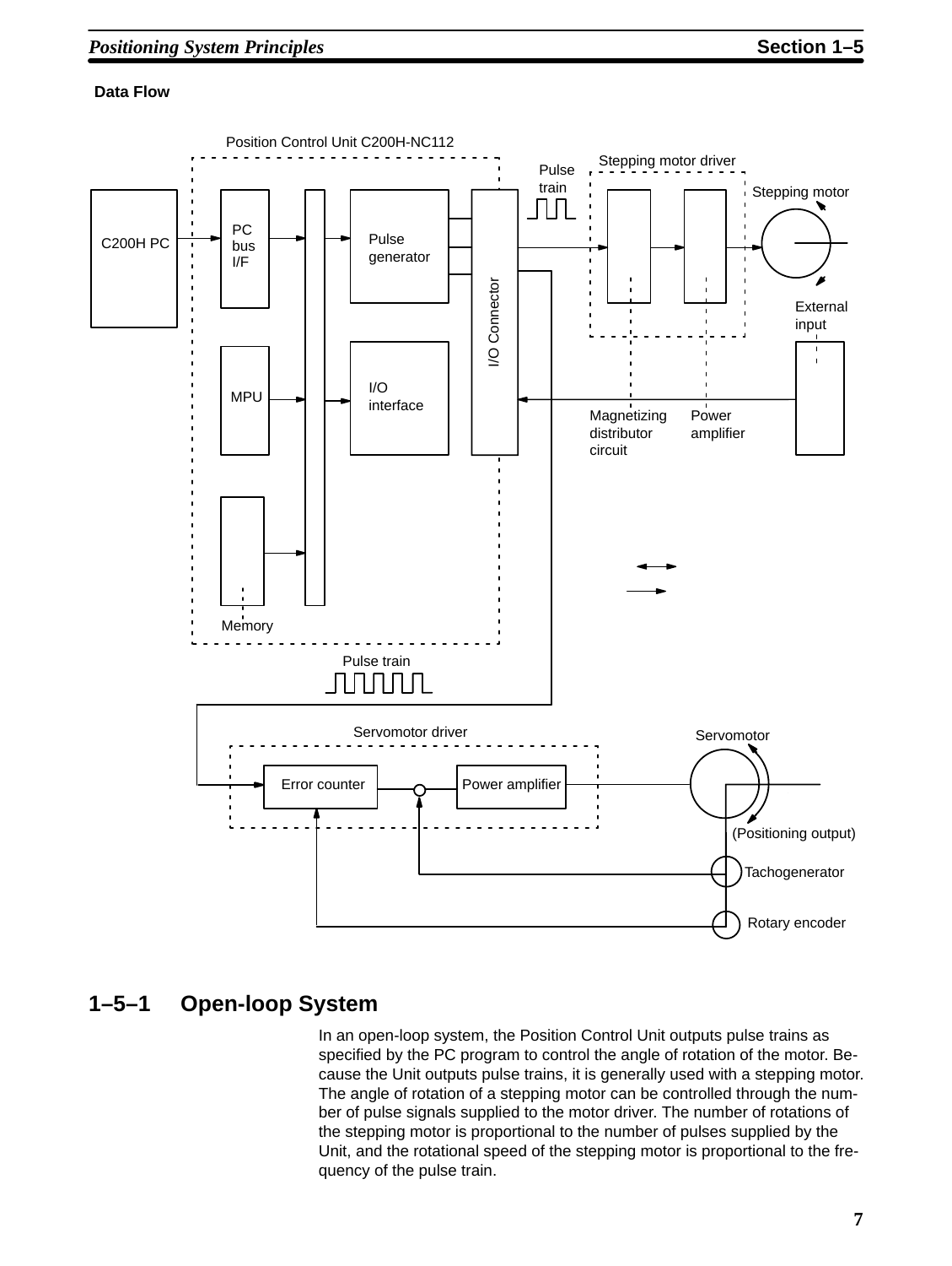**Data Flow**

Position Control Unit C200H-NC112

C200H PC

PC bus I/F

MPU

Memory

Pulse generator

I/O interface

I/O Connector

Pulse train

Stepping motor driver

Stepping motor

External input

Magnetizing distributor circuit

Power amplifier

Pulse train

Servomotor driver

Error counter

Power amplifier

Servomotor

(Positioning output)

Tachogenerator

Rotary encoder

## 1–5–1 Open-loop System

In an open-loop system, the Position Control Unit outputs pulse trains as specified by the PC program to control the angle of rotation of the motor. Because the Unit outputs pulse trains, it is generally used with a stepping motor. The angle of rotation of a stepping motor can be controlled through the number of pulse signals supplied to the motor driver. The number of rotations of the stepping motor is proportional to the number of pulses supplied by the Unit, and the rotational speed of the stepping motor is proportional to the frequency of the pulse train.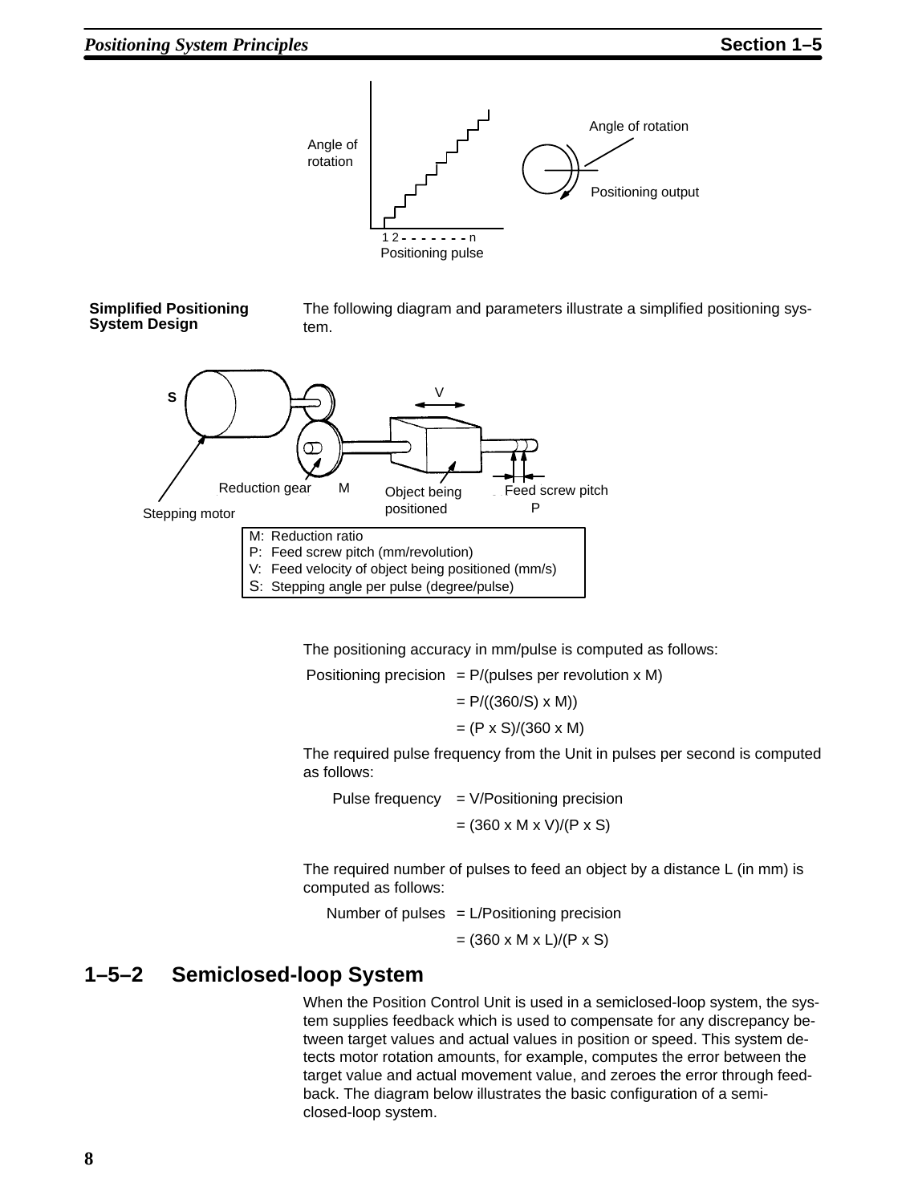**Simplified Positioning System Design**

The following diagram and parameters illustrate a simplified positioning system.

M: Reduction ratio
P: Feed screw pitch (mm/revolution)
V: Feed velocity of object being positioned (mm/s)
S: Stepping angle per pulse (degree/pulse)

The positioning accuracy in mm/pulse is computed as follows:

Positioning precision = P/(pulses per revolution x M)

= P/((360/S) x M))

= (P x S)/(360 x M)

The required pulse frequency from the Unit in pulses per second is computed as follows:

Pulse frequency = V/Positioning precision

= (360 x M x V)/(P x S)

The required number of pulses to feed an object by a distance L (in mm) is computed as follows:

Number of pulses = L/Positioning precision

= (360 x M x L)/(P x S)

## 1–5–2 Semiclosed-loop System

When the Position Control Unit is used in a semiclosed-loop system, the system supplies feedback which is used to compensate for any discrepancy between target values and actual values in position or speed. This system detects motor rotation amounts, for example, computes the error between the target value and actual movement value, and zeroes the error through feedback. The diagram below illustrates the basic configuration of a semiclosed-loop system.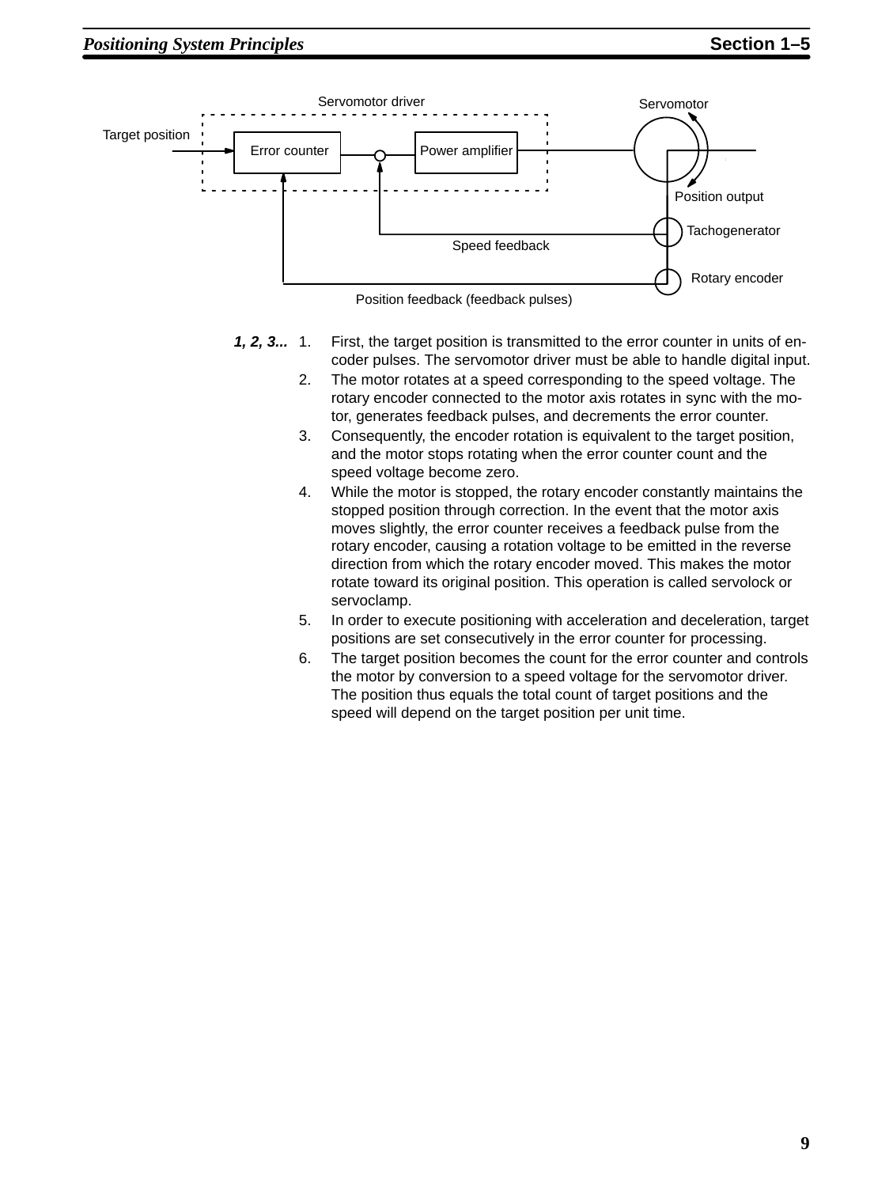Servomotor driver

Target position → Error counter → Power amplifier → Servomotor

Position output

Tachogenerator

Speed feedback

Rotary encoder

Position feedback (feedback pulses)

*1, 2, 3...*

1. First, the target position is transmitted to the error counter in units of encoder pulses. The servomotor driver must be able to handle digital input.
2. The motor rotates at a speed corresponding to the speed voltage. The rotary encoder connected to the motor axis rotates in sync with the motor, generates feedback pulses, and decrements the error counter.
3. Consequently, the encoder rotation is equivalent to the target position, and the motor stops rotating when the error counter count and the speed voltage become zero.
4. While the motor is stopped, the rotary encoder constantly maintains the stopped position through correction. In the event that the motor axis moves slightly, the error counter receives a feedback pulse from the rotary encoder, causing a rotation voltage to be emitted in the reverse direction from which the rotary encoder moved. This makes the motor rotate toward its original position. This operation is called servolock or servoclamp.
5. In order to execute positioning with acceleration and deceleration, target positions are set consecutively in the error counter for processing.
6. The target position becomes the count for the error counter and controls the motor by conversion to a speed voltage for the servomotor driver. The position thus equals the total count of target positions and the speed will depend on the target position per unit time.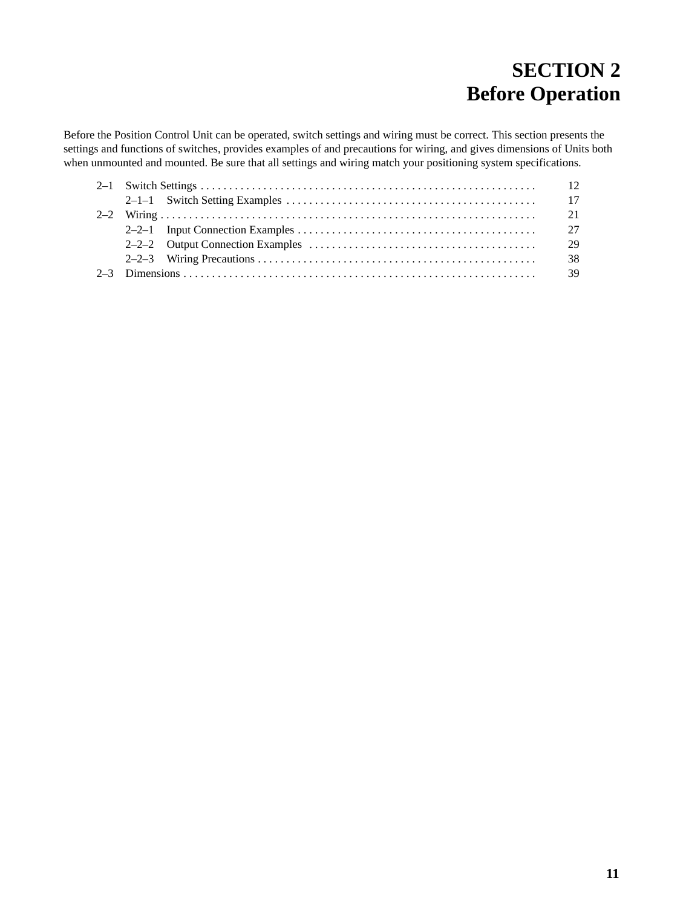# SECTION 2
# Before Operation

Before the Position Control Unit can be operated, switch settings and wiring must be correct. This section presents the settings and functions of switches, provides examples of and precautions for wiring, and gives dimensions of Units both when unmounted and mounted. Be sure that all settings and wiring match your positioning system specifications.

2–1 Switch Settings . . . . . . . . . . . . . . . . . . . . . . . . . . . . . . . . . . . . . . . . . . . . . . . . . . . . . . . . . 12
    2–1–1 Switch Setting Examples . . . . . . . . . . . . . . . . . . . . . . . . . . . . . . . . . . . . . . . . . . . 17
2–2 Wiring . . . . . . . . . . . . . . . . . . . . . . . . . . . . . . . . . . . . . . . . . . . . . . . . . . . . . . . . . . . . . . . . 21
    2–2–1 Input Connection Examples . . . . . . . . . . . . . . . . . . . . . . . . . . . . . . . . . . . . . . . . . 27
    2–2–2 Output Connection Examples . . . . . . . . . . . . . . . . . . . . . . . . . . . . . . . . . . . . . . . 29
    2–2–3 Wiring Precautions . . . . . . . . . . . . . . . . . . . . . . . . . . . . . . . . . . . . . . . . . . . . . . . . 38
2–3 Dimensions . . . . . . . . . . . . . . . . . . . . . . . . . . . . . . . . . . . . . . . . . . . . . . . . . . . . . . . . . . . . . 39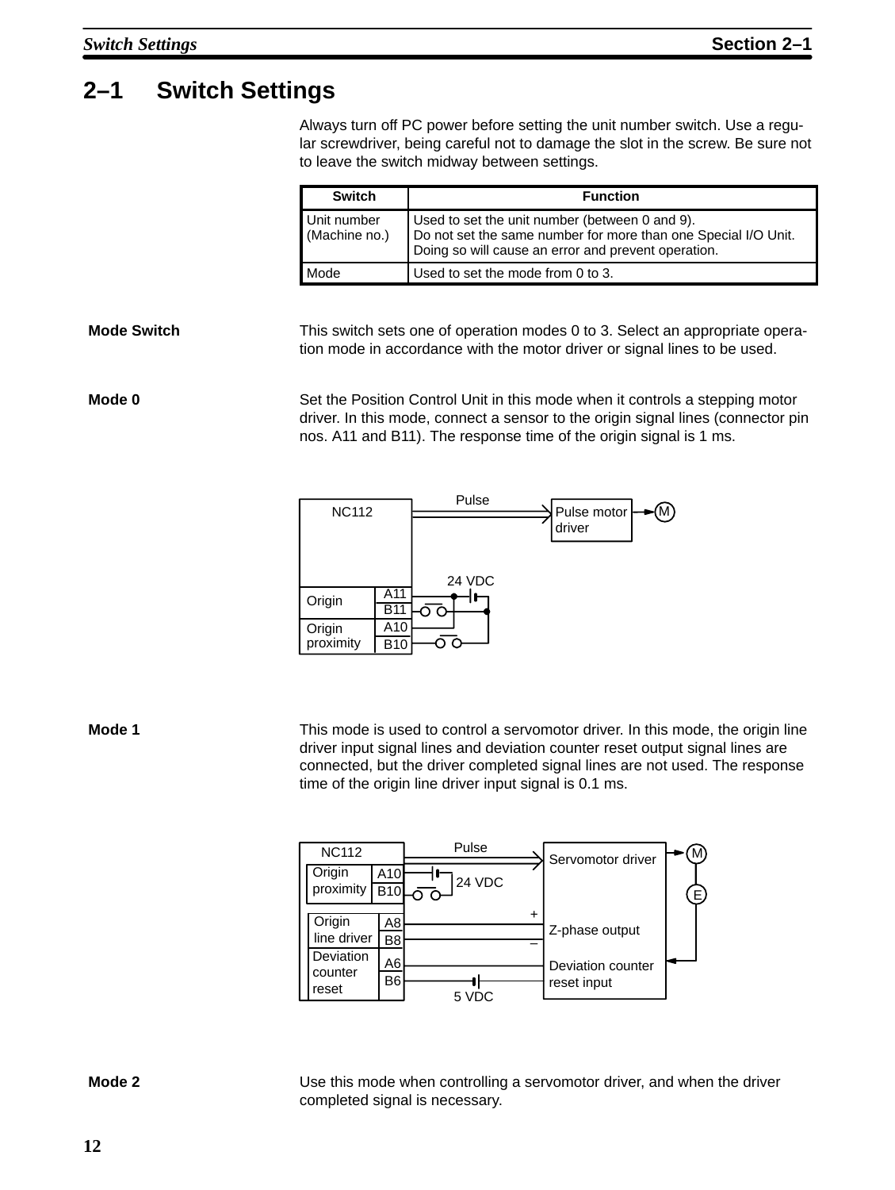## 2–1 Switch Settings

Always turn off PC power before setting the unit number switch. Use a regular screwdriver, being careful not to damage the slot in the screw. Be sure not to leave the switch midway between settings.

| Switch | Function |
|---|---|
| Unit number (Machine no.) | Used to set the unit number (between 0 and 9). Do not set the same number for more than one Special I/O Unit. Doing so will cause an error and prevent operation. |
| Mode | Used to set the mode from 0 to 3. |

**Mode Switch**

This switch sets one of operation modes 0 to 3. Select an appropriate operation mode in accordance with the motor driver or signal lines to be used.

**Mode 0**

Set the Position Control Unit in this mode when it controls a stepping motor driver. In this mode, connect a sensor to the origin signal lines (connector pin nos. A11 and B11). The response time of the origin signal is 1 ms.

NC112 — Pulse → Pulse motor driver → M

Origin A11, B11; Origin proximity A10, B10; 24 VDC

**Mode 1**

This mode is used to control a servomotor driver. In this mode, the origin line driver input signal lines and deviation counter reset output signal lines are connected, but the driver completed signal lines are not used. The response time of the origin line driver input signal is 0.1 ms.

NC112 — Pulse → Servomotor driver → M, E

Origin proximity A10, B10 (24 VDC); Origin line driver A8 (+), B8 (–) — Z-phase output; Deviation counter reset A6, B6 (5 VDC) — Deviation counter reset input

**Mode 2**

Use this mode when controlling a servomotor driver, and when the driver completed signal is necessary.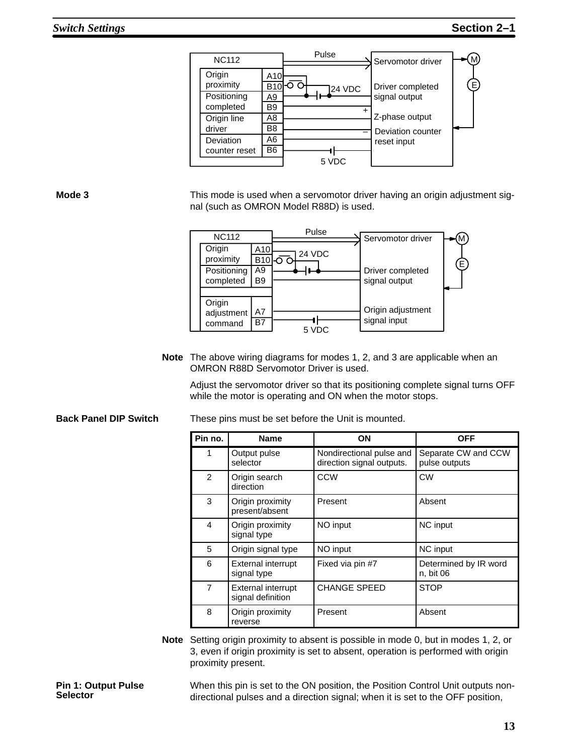NC112

| Terminal | Pin |
| --- | --- |
| Origin proximity | A10 |
| | B10 |
| Positioning completed | A9 |
| | B9 |
| Origin line driver | A8 |
| | B8 |
| Deviation counter reset | A6 |
| | B6 |

Pulse → Servomotor driver; 24 VDC; Driver completed signal output; Z-phase output (+/–); Deviation counter reset input; 5 VDC; M; E

**Mode 3**

This mode is used when a servomotor driver having an origin adjustment signal (such as OMRON Model R88D) is used.

NC112

| Terminal | Pin |
| --- | --- |
| Origin proximity | A10 |
| | B10 |
| Positioning completed | A9 |
| | B9 |
| Origin adjustment command | A7 |
| | B7 |

Pulse → Servomotor driver; 24 VDC; Driver completed signal output; Origin adjustment signal input; 5 VDC; M; E

**Note** The above wiring diagrams for modes 1, 2, and 3 are applicable when an OMRON R88D Servomotor Driver is used.

Adjust the servomotor driver so that its positioning complete signal turns OFF while the motor is operating and ON when the motor stops.

**Back Panel DIP Switch**

These pins must be set before the Unit is mounted.

| Pin no. | Name | ON | OFF |
| --- | --- | --- | --- |
| 1 | Output pulse selector | Nondirectional pulse and direction signal outputs. | Separate CW and CCW pulse outputs |
| 2 | Origin search direction | CCW | CW |
| 3 | Origin proximity present/absent | Present | Absent |
| 4 | Origin proximity signal type | NO input | NC input |
| 5 | Origin signal type | NO input | NC input |
| 6 | External interrupt signal type | Fixed via pin #7 | Determined by IR word n, bit 06 |
| 7 | External interrupt signal definition | CHANGE SPEED | STOP |
| 8 | Origin proximity reverse | Present | Absent |

**Note** Setting origin proximity to absent is possible in mode 0, but in modes 1, 2, or 3, even if origin proximity is set to absent, operation is performed with origin proximity present.

**Pin 1: Output Pulse Selector**

When this pin is set to the ON position, the Position Control Unit outputs non-directional pulses and a direction signal; when it is set to the OFF position,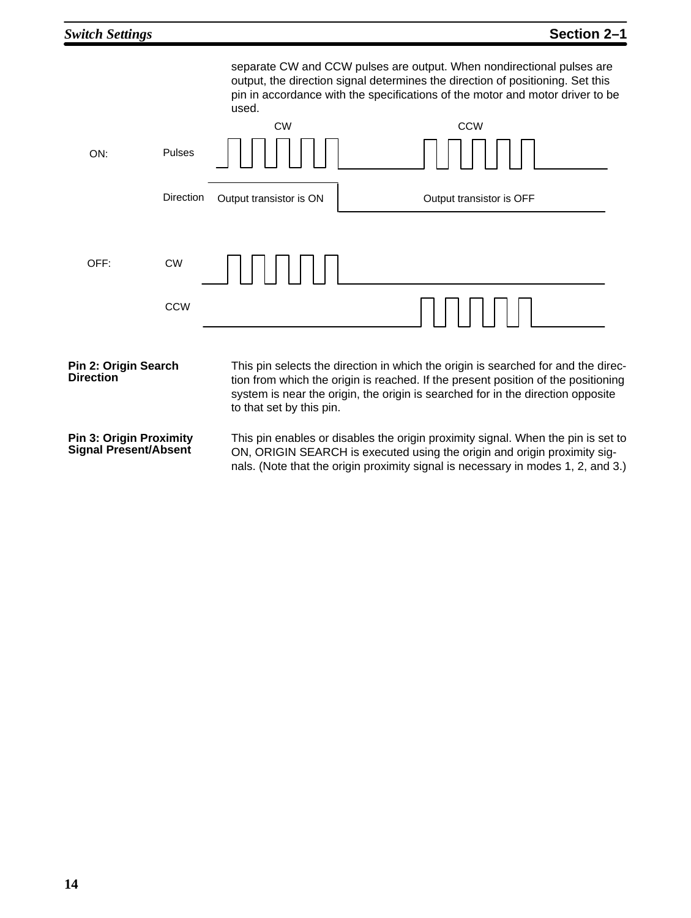separate CW and CCW pulses are output. When nondirectional pulses are output, the direction signal determines the direction of positioning. Set this pin in accordance with the specifications of the motor and motor driver to be used.

ON: Pulses (CW, CCW); Direction: Output transistor is ON (CW) / Output transistor is OFF (CCW)

OFF: CW; CCW

**Pin 2: Origin Search Direction**

This pin selects the direction in which the origin is searched for and the direction from which the origin is reached. If the present position of the positioning system is near the origin, the origin is searched for in the direction opposite to that set by this pin.

**Pin 3: Origin Proximity Signal Present/Absent**

This pin enables or disables the origin proximity signal. When the pin is set to ON, ORIGIN SEARCH is executed using the origin and origin proximity signals. (Note that the origin proximity signal is necessary in modes 1, 2, and 3.)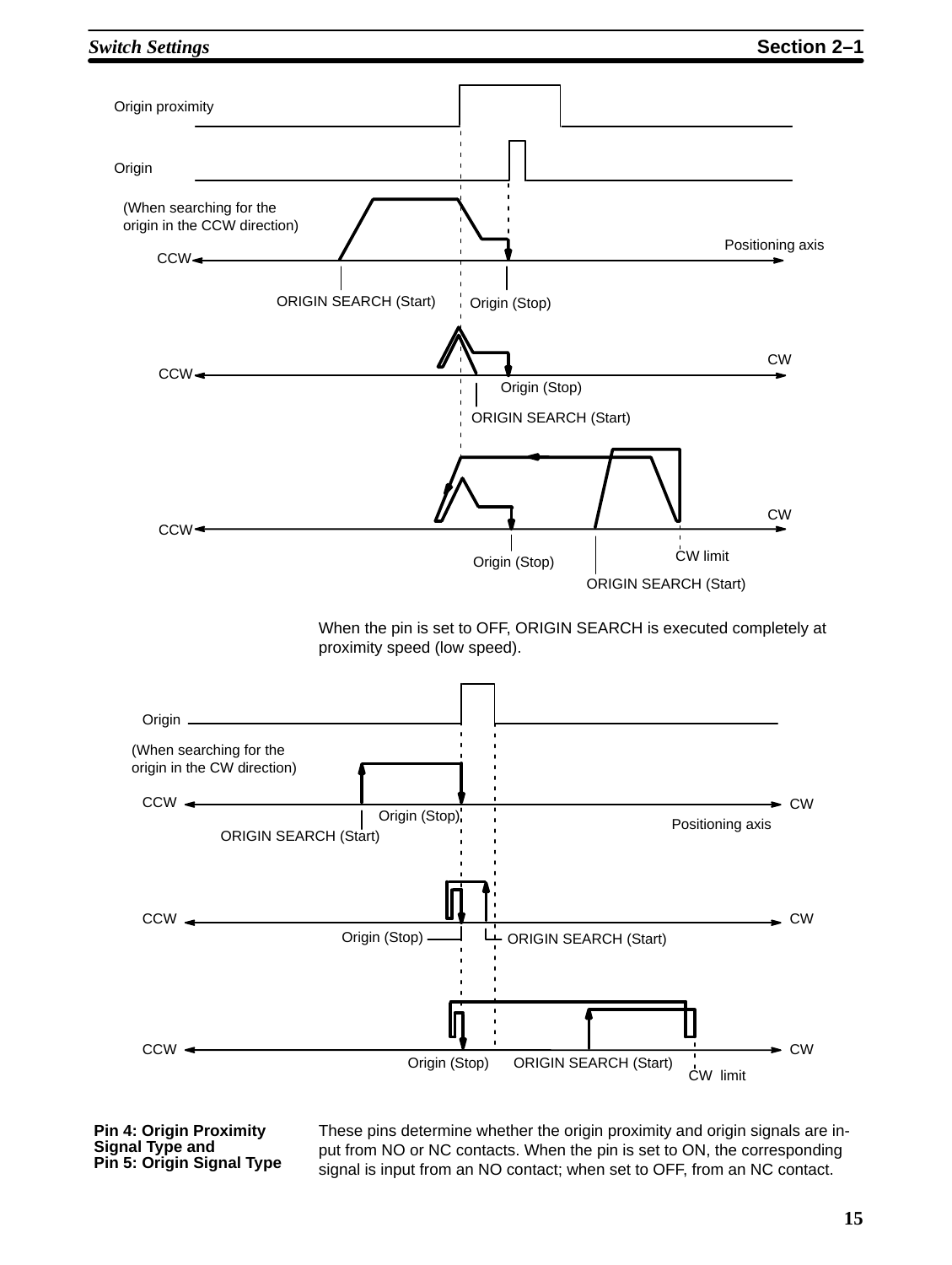Origin proximity

Origin

(When searching for the origin in the CCW direction)

CCW — Positioning axis

ORIGIN SEARCH (Start) Origin (Stop)

CCW — CW

Origin (Stop)

ORIGIN SEARCH (Start)

CCW — CW

Origin (Stop) CW limit

ORIGIN SEARCH (Start)

When the pin is set to OFF, ORIGIN SEARCH is executed completely at proximity speed (low speed).

Origin

(When searching for the origin in the CW direction)

CCW — CW

Origin (Stop)

ORIGIN SEARCH (Start) Positioning axis

CCW — CW

Origin (Stop) ORIGIN SEARCH (Start)

CCW — CW

Origin (Stop) ORIGIN SEARCH (Start) CW limit

**Pin 4: Origin Proximity Signal Type and Pin 5: Origin Signal Type**

These pins determine whether the origin proximity and origin signals are input from NO or NC contacts. When the pin is set to ON, the corresponding signal is input from an NO contact; when set to OFF, from an NC contact.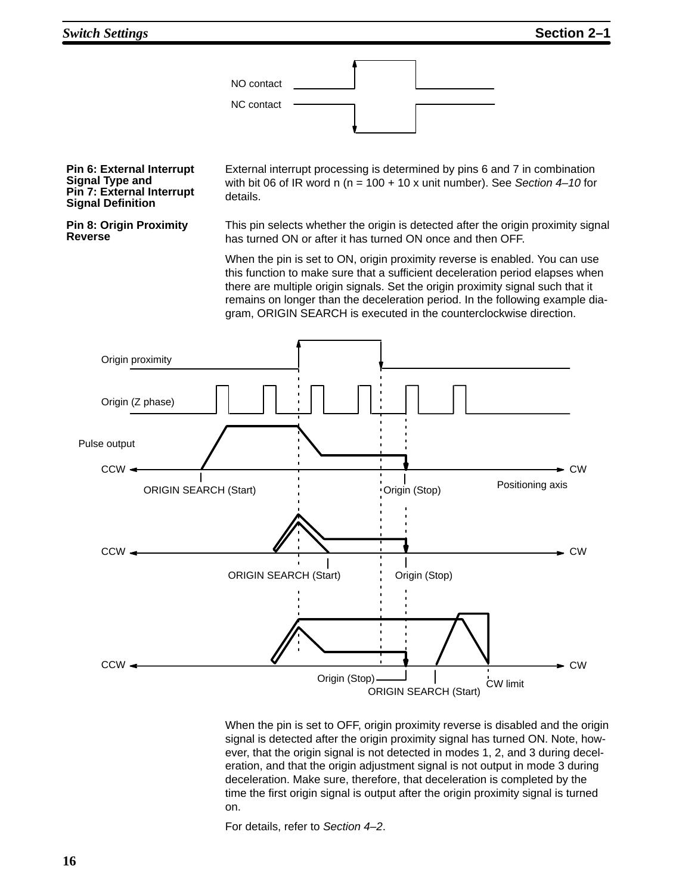**Pin 6: External Interrupt Signal Type and Pin 7: External Interrupt Signal Definition**

External interrupt processing is determined by pins 6 and 7 in combination with bit 06 of IR word n (n = 100 + 10 x unit number). See *Section 4–10* for details.

**Pin 8: Origin Proximity Reverse**

This pin selects whether the origin is detected after the origin proximity signal has turned ON or after it has turned ON once and then OFF.

When the pin is set to ON, origin proximity reverse is enabled. You can use this function to make sure that a sufficient deceleration period elapses when there are multiple origin signals. Set the origin proximity signal such that it remains on longer than the deceleration period. In the following example diagram, ORIGIN SEARCH is executed in the counterclockwise direction.

When the pin is set to OFF, origin proximity reverse is disabled and the origin signal is detected after the origin proximity signal has turned ON. Note, however, that the origin signal is not detected in modes 1, 2, and 3 during deceleration, and that the origin adjustment signal is not output in mode 3 during deceleration. Make sure, therefore, that deceleration is completed by the time the first origin signal is output after the origin proximity signal is turned on.

For details, refer to *Section 4–2*.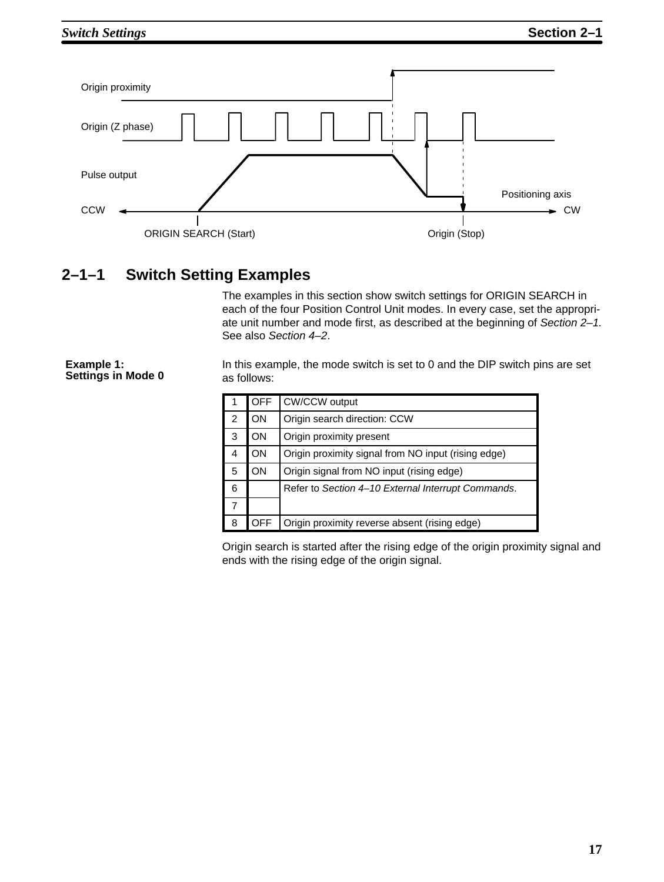Origin proximity

Origin (Z phase)

Pulse output

Positioning axis

CCW CW

ORIGIN SEARCH (Start) Origin (Stop)

## 2–1–1 Switch Setting Examples

The examples in this section show switch settings for ORIGIN SEARCH in each of the four Position Control Unit modes. In every case, set the appropriate unit number and mode first, as described at the beginning of *Section 2–1*. See also *Section 4–2*.

**Example 1: Settings in Mode 0**

In this example, the mode switch is set to 0 and the DIP switch pins are set as follows:

| | | |
|---|---|---|
| 1 | OFF | CW/CCW output |
| 2 | ON | Origin search direction: CCW |
| 3 | ON | Origin proximity present |
| 4 | ON | Origin proximity signal from NO input (rising edge) |
| 5 | ON | Origin signal from NO input (rising edge) |
| 6 | | Refer to *Section 4–10 External Interrupt Commands*. |
| 7 | | |
| 8 | OFF | Origin proximity reverse absent (rising edge) |

Origin search is started after the rising edge of the origin proximity signal and ends with the rising edge of the origin signal.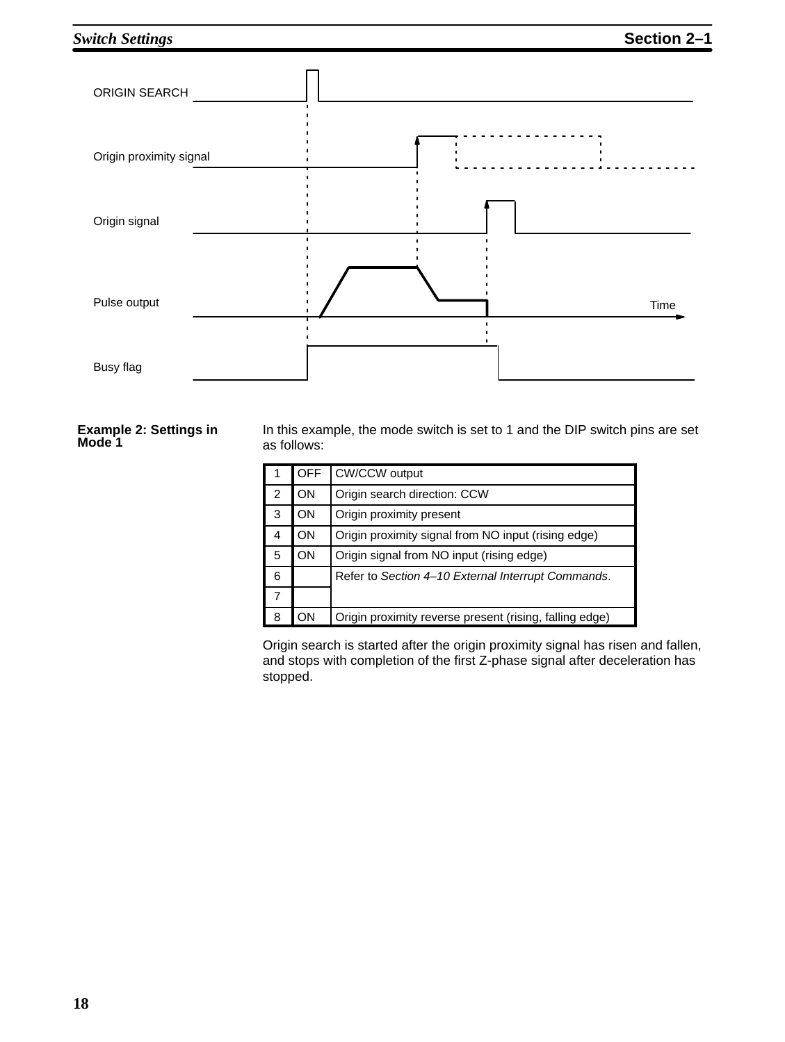ORIGIN SEARCH

Origin proximity signal

Origin signal

Pulse output

Time

Busy flag

**Example 2: Settings in Mode 1**

In this example, the mode switch is set to 1 and the DIP switch pins are set as follows:

| | | |
|---|---|---|
| 1 | OFF | CW/CCW output |
| 2 | ON | Origin search direction: CCW |
| 3 | ON | Origin proximity present |
| 4 | ON | Origin proximity signal from NO input (rising edge) |
| 5 | ON | Origin signal from NO input (rising edge) |
| 6 | | Refer to *Section 4–10 External Interrupt Commands*. |
| 7 | | |
| 8 | ON | Origin proximity reverse present (rising, falling edge) |

Origin search is started after the origin proximity signal has risen and fallen, and stops with completion of the first Z-phase signal after deceleration has stopped.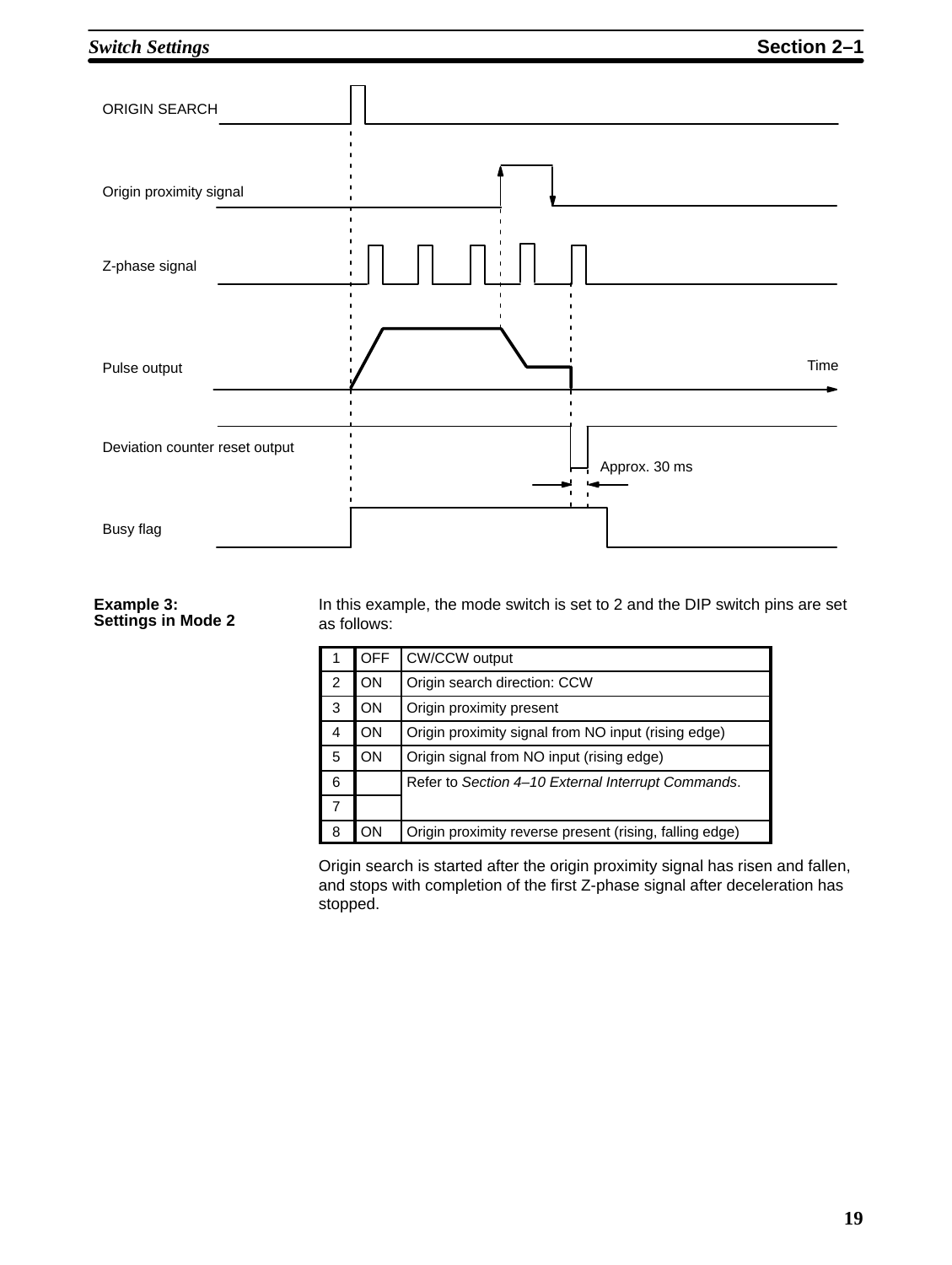ORIGIN SEARCH

Origin proximity signal

Z-phase signal

Pulse output

Time

Deviation counter reset output

Approx. 30 ms

Busy flag

**Example 3: Settings in Mode 2**

In this example, the mode switch is set to 2 and the DIP switch pins are set as follows:

| | | |
|---|---|---|
| 1 | OFF | CW/CCW output |
| 2 | ON | Origin search direction: CCW |
| 3 | ON | Origin proximity present |
| 4 | ON | Origin proximity signal from NO input (rising edge) |
| 5 | ON | Origin signal from NO input (rising edge) |
| 6 | | Refer to *Section 4–10 External Interrupt Commands*. |
| 7 | | |
| 8 | ON | Origin proximity reverse present (rising, falling edge) |

Origin search is started after the origin proximity signal has risen and fallen, and stops with completion of the first Z-phase signal after deceleration has stopped.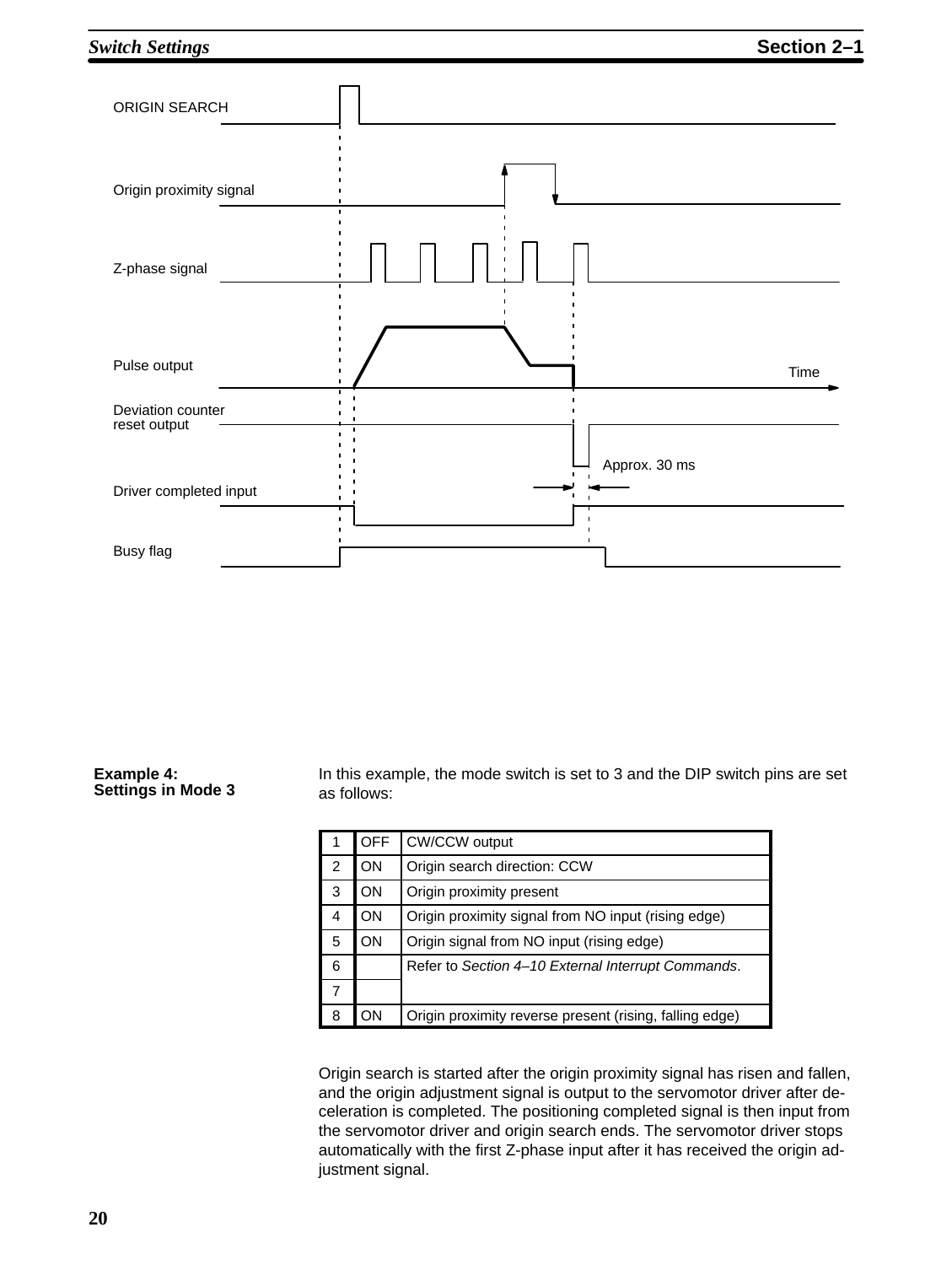ORIGIN SEARCH

Origin proximity signal

Z-phase signal

Pulse output

Time

Deviation counter reset output

Approx. 30 ms

Driver completed input

Busy flag

**Example 4: Settings in Mode 3**

In this example, the mode switch is set to 3 and the DIP switch pins are set as follows:

| 1 | OFF | CW/CCW output |
|---|---|---|
| 2 | ON | Origin search direction: CCW |
| 3 | ON | Origin proximity present |
| 4 | ON | Origin proximity signal from NO input (rising edge) |
| 5 | ON | Origin signal from NO input (rising edge) |
| 6 | | Refer to *Section 4–10 External Interrupt Commands*. |
| 7 | | |
| 8 | ON | Origin proximity reverse present (rising, falling edge) |

Origin search is started after the origin proximity signal has risen and fallen, and the origin adjustment signal is output to the servomotor driver after deceleration is completed. The positioning completed signal is then input from the servomotor driver and origin search ends. The servomotor driver stops automatically with the first Z-phase input after it has received the origin adjustment signal.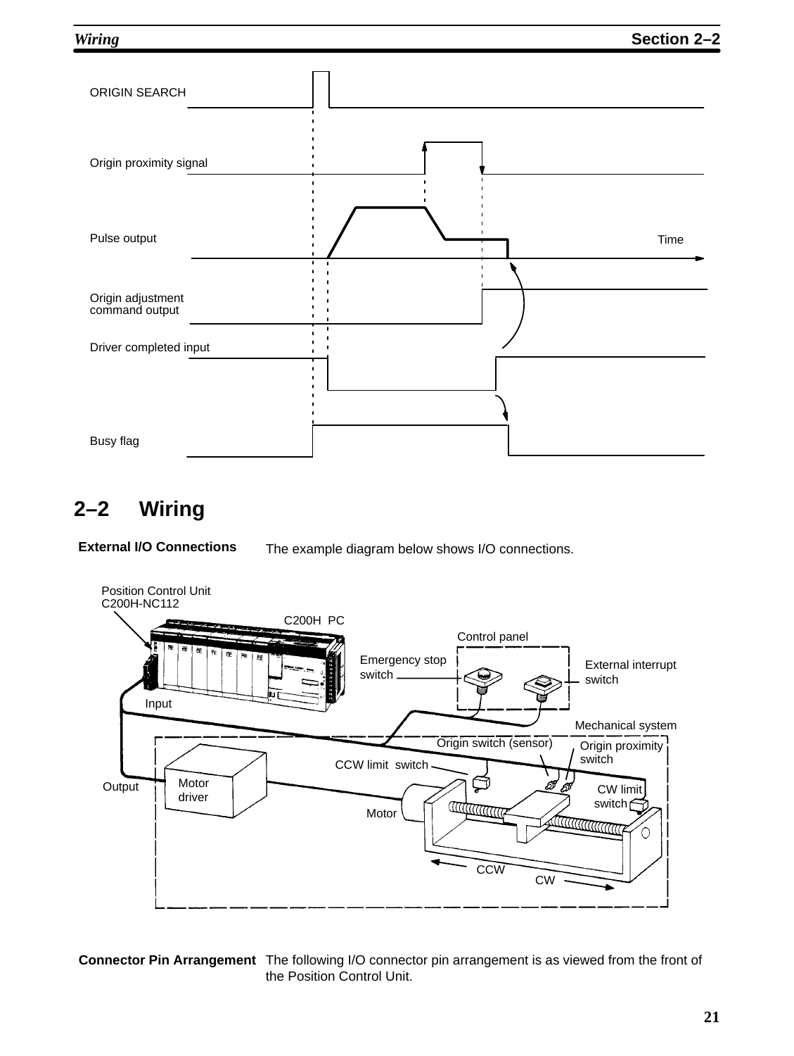ORIGIN SEARCH

Origin proximity signal

Pulse output

Time

Origin adjustment command output

Driver completed input

Busy flag

## 2–2 Wiring

**External I/O Connections** The example diagram below shows I/O connections.

Position Control Unit C200H-NC112

C200H PC

Control panel

Emergency stop switch

External interrupt switch

Input

Mechanical system

Origin switch (sensor)

Origin proximity switch

CCW limit switch

Output

Motor driver

CW limit switch

Motor

CCW

CW

**Connector Pin Arrangement** The following I/O connector pin arrangement is as viewed from the front of the Position Control Unit.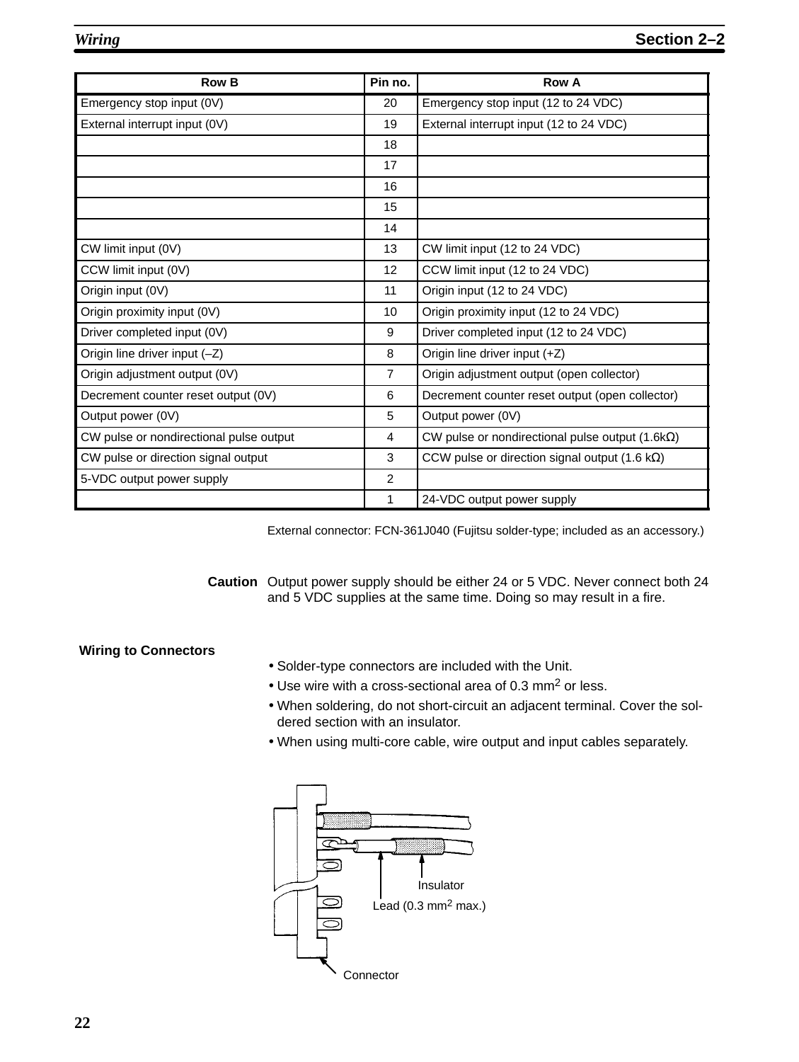| Row B | Pin no. | Row A |
| --- | --- | --- |
| Emergency stop input (0V) | 20 | Emergency stop input (12 to 24 VDC) |
| External interrupt input (0V) | 19 | External interrupt input (12 to 24 VDC) |
| | 18 | |
| | 17 | |
| | 16 | |
| | 15 | |
| | 14 | |
| CW limit input (0V) | 13 | CW limit input (12 to 24 VDC) |
| CCW limit input (0V) | 12 | CCW limit input (12 to 24 VDC) |
| Origin input (0V) | 11 | Origin input (12 to 24 VDC) |
| Origin proximity input (0V) | 10 | Origin proximity input (12 to 24 VDC) |
| Driver completed input (0V) | 9 | Driver completed input (12 to 24 VDC) |
| Origin line driver input (–Z) | 8 | Origin line driver input (+Z) |
| Origin adjustment output (0V) | 7 | Origin adjustment output (open collector) |
| Decrement counter reset output (0V) | 6 | Decrement counter reset output (open collector) |
| Output power (0V) | 5 | Output power (0V) |
| CW pulse or nondirectional pulse output | 4 | CW pulse or nondirectional pulse output (1.6kΩ) |
| CW pulse or direction signal output | 3 | CCW pulse or direction signal output (1.6 kΩ) |
| 5-VDC output power supply | 2 | |
| | 1 | 24-VDC output power supply |

External connector: FCN-361J040 (Fujitsu solder-type; included as an accessory.)

**Caution** Output power supply should be either 24 or 5 VDC. Never connect both 24 and 5 VDC supplies at the same time. Doing so may result in a fire.

**Wiring to Connectors**

- Solder-type connectors are included with the Unit.
- Use wire with a cross-sectional area of 0.3 mm$^2$ or less.
- When soldering, do not short-circuit an adjacent terminal. Cover the soldered section with an insulator.
- When using multi-core cable, wire output and input cables separately.

Insulator

Lead (0.3 mm$^2$ max.)

Connector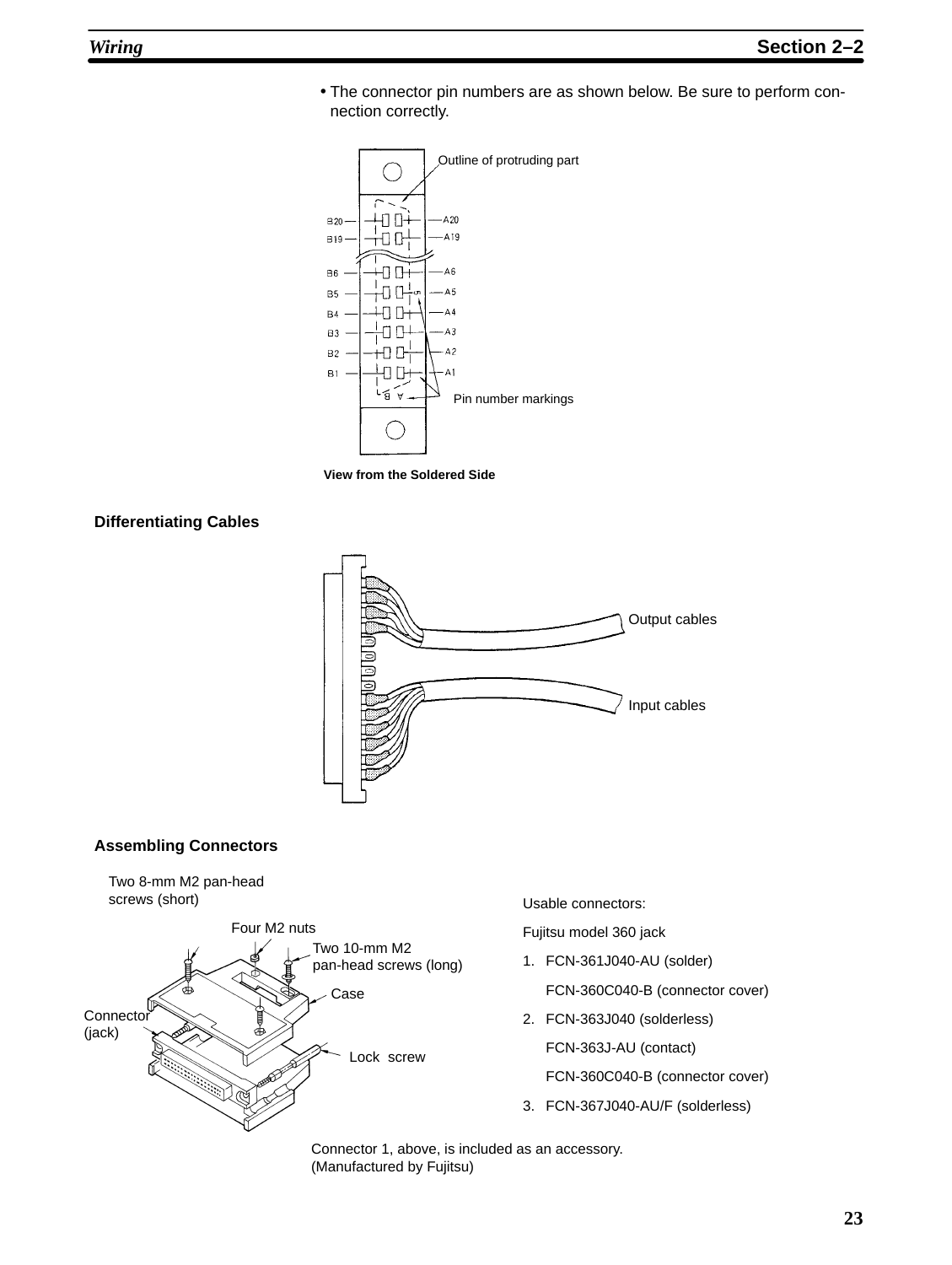- The connector pin numbers are as shown below. Be sure to perform connection correctly.

Outline of protruding part

Pin number markings

View from the Soldered Side

**Differentiating Cables**

Output cables

Input cables

**Assembling Connectors**

Two 8-mm M2 pan-head screws (short)

Four M2 nuts

Two 10-mm M2 pan-head screws (long)

Case

Connector (jack)

Lock screw

Usable connectors:

Fujitsu model 360 jack

1. FCN-361J040-AU (solder)
   FCN-360C040-B (connector cover)
2. FCN-363J040 (solderless)
   FCN-363J-AU (contact)
   FCN-360C040-B (connector cover)
3. FCN-367J040-AU/F (solderless)

Connector 1, above, is included as an accessory.
(Manufactured by Fujitsu)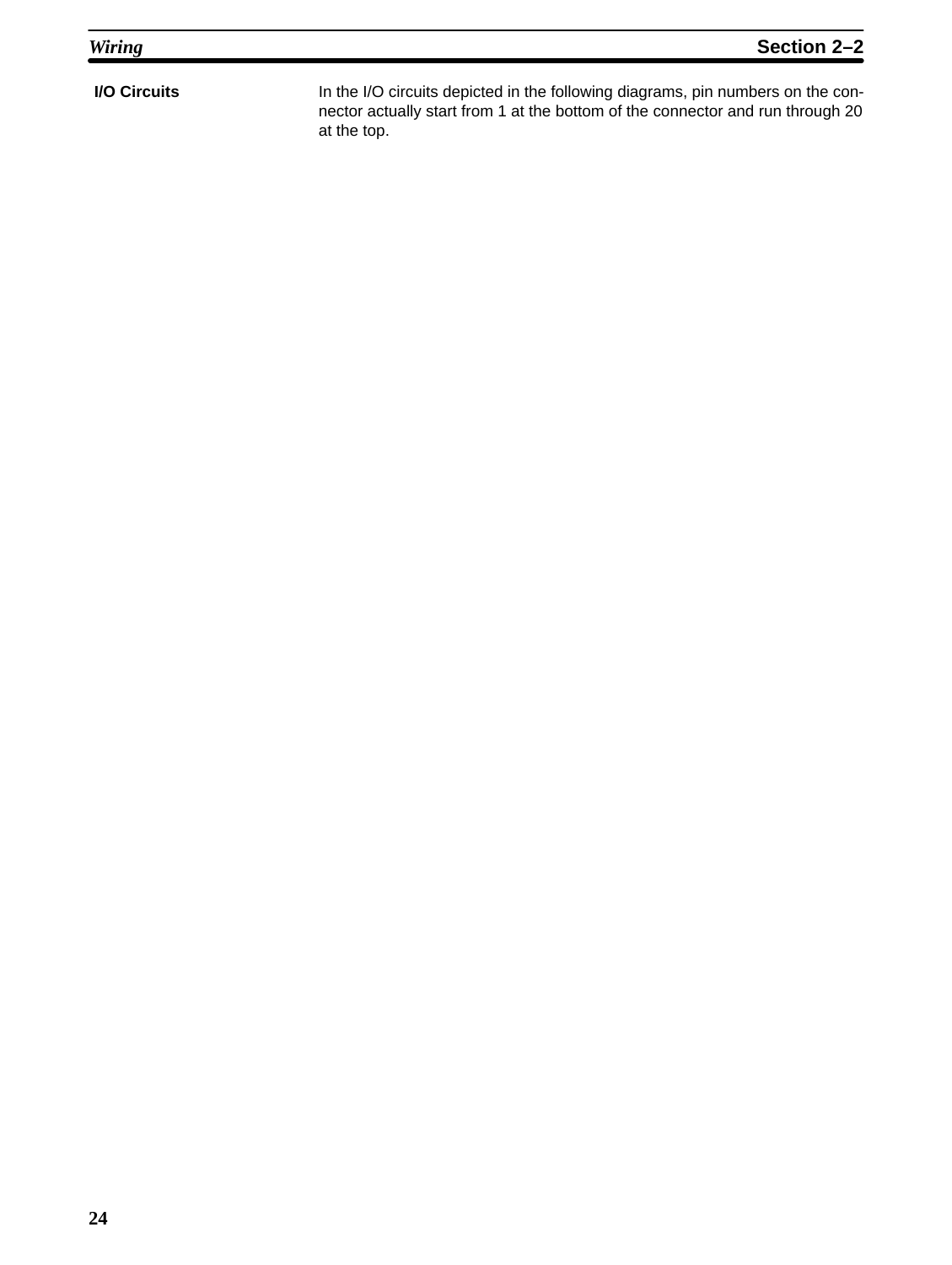#### I/O Circuits

In the I/O circuits depicted in the following diagrams, pin numbers on the connector actually start from 1 at the bottom of the connector and run through 20 at the top.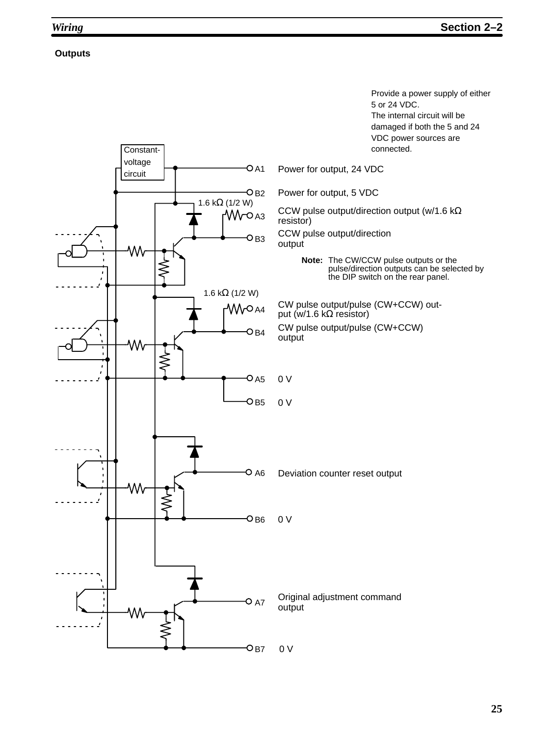### Outputs

Provide a power supply of either 5 or 24 VDC.
The internal circuit will be damaged if both the 5 and 24 VDC power sources are connected.

Constant-voltage circuit

| Terminal | Signal |
|---|---|
| A1 | Power for output, 24 VDC |
| B2 | Power for output, 5 VDC |
| A3 | CCW pulse output/direction output (w/1.6 kΩ resistor) |
| B3 | CCW pulse output/direction output |
| A4 | CW pulse output/pulse (CW+CCW) output (w/1.6 kΩ resistor) |
| B4 | CW pulse output/pulse (CW+CCW) output |
| A5 | 0 V |
| B5 | 0 V |
| A6 | Deviation counter reset output |
| B6 | 0 V |
| A7 | Original adjustment command output |
| B7 | 0 V |

1.6 kΩ (1/2 W)

**Note:** The CW/CCW pulse outputs or the pulse/direction outputs can be selected by the DIP switch on the rear panel.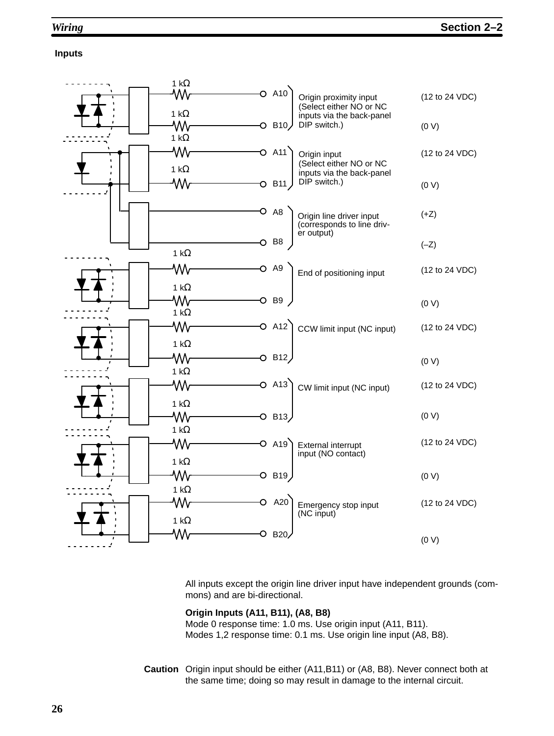### Inputs

| Terminal | Input | Signal |
|---|---|---|
| A10 | Origin proximity input (Select either NO or NC inputs via the back-panel DIP switch.) | (12 to 24 VDC) |
| B10 | | (0 V) |
| A11 | Origin input (Select either NO or NC inputs via the back-panel DIP switch.) | (12 to 24 VDC) |
| B11 | | (0 V) |
| A8 | Origin line driver input (corresponds to line driver output) | (+Z) |
| B8 | | (–Z) |
| A9 | End of positioning input | (12 to 24 VDC) |
| B9 | | (0 V) |
| A12 | CCW limit input (NC input) | (12 to 24 VDC) |
| B12 | | (0 V) |
| A13 | CW limit input (NC input) | (12 to 24 VDC) |
| B13 | | (0 V) |
| A19 | External interrupt input (NO contact) | (12 to 24 VDC) |
| B19 | | (0 V) |
| A20 | Emergency stop input (NC input) | (12 to 24 VDC) |
| B20 | | (0 V) |

All inputs except the origin line driver input have independent grounds (commons) and are bi-directional.

**Origin Inputs (A11, B11), (A8, B8)**
Mode 0 response time: 1.0 ms. Use origin input (A11, B11).
Modes 1,2 response time: 0.1 ms. Use origin line input (A8, B8).

**Caution** Origin input should be either (A11,B11) or (A8, B8). Never connect both at the same time; doing so may result in damage to the internal circuit.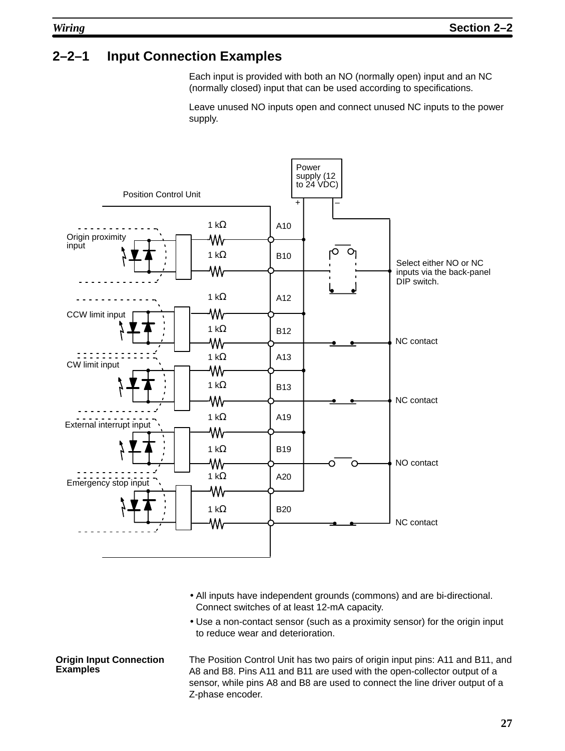## 2–2–1 Input Connection Examples

Each input is provided with both an NO (normally open) input and an NC (normally closed) input that can be used according to specifications.

Leave unused NO inputs open and connect unused NC inputs to the power supply.

Power supply (12 to 24 VDC)

Position Control Unit

Origin proximity input

CCW limit input

CW limit input

External interrupt input

Emergency stop input

1 kΩ

A10, B10, A12, B12, A13, B13, A19, B19, A20, B20

Select either NO or NC inputs via the back-panel DIP switch.

NC contact

NC contact

NO contact

NC contact

- All inputs have independent grounds (commons) and are bi-directional. Connect switches of at least 12-mA capacity.
- Use a non-contact sensor (such as a proximity sensor) for the origin input to reduce wear and deterioration.

**Origin Input Connection Examples**

The Position Control Unit has two pairs of origin input pins: A11 and B11, and A8 and B8. Pins A11 and B11 are used with the open-collector output of a sensor, while pins A8 and B8 are used to connect the line driver output of a Z-phase encoder.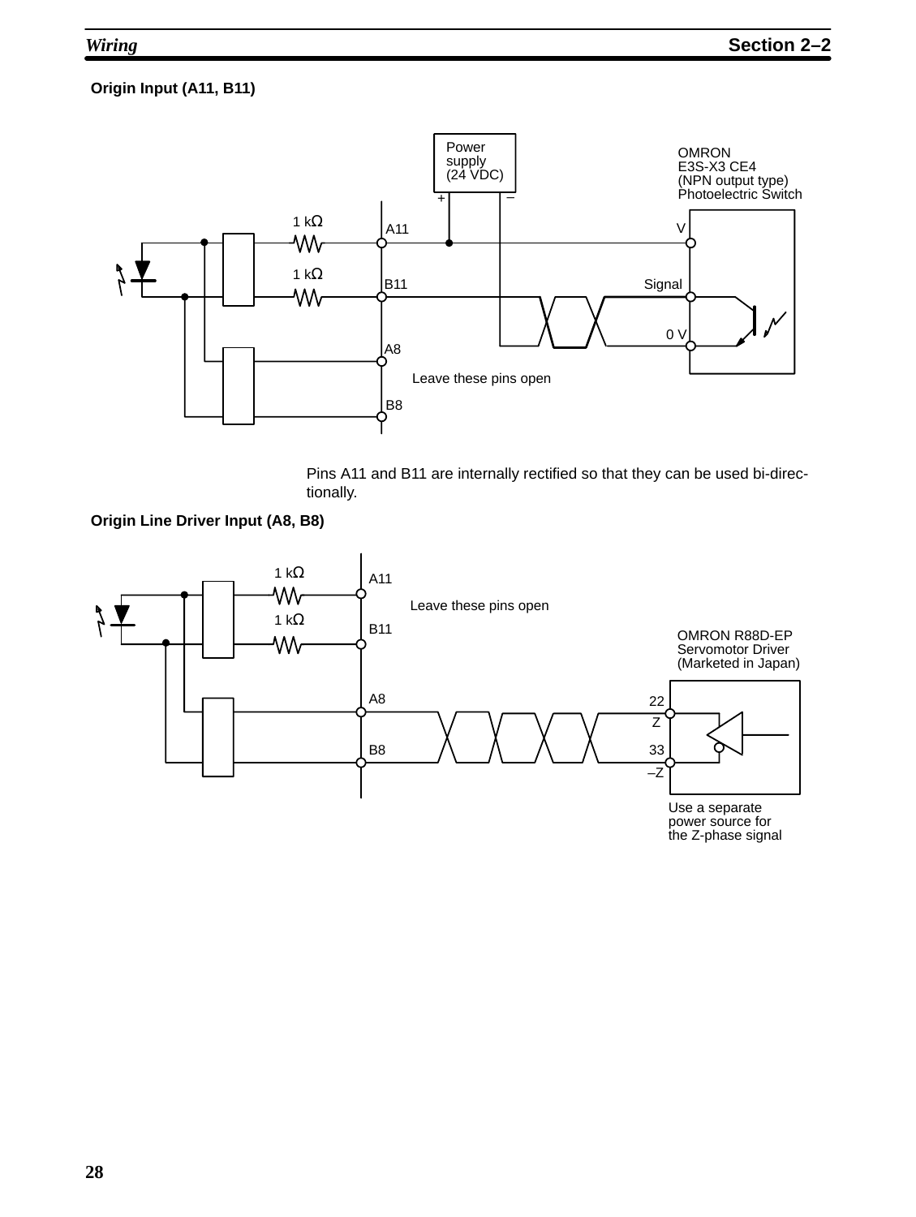## Origin Input (A11, B11)

Power supply (24 VDC)

OMRON E3S-X3 CE4 (NPN output type) Photoelectric Switch

1 kΩ A11 V

1 kΩ B11 Signal

0 V

A8

Leave these pins open

B8

Pins A11 and B11 are internally rectified so that they can be used bi-directionally.

## Origin Line Driver Input (A8, B8)

1 kΩ A11

Leave these pins open

1 kΩ B11

OMRON R88D-EP Servomotor Driver (Marketed in Japan)

A8 22 Z

B8 33 –Z

Use a separate power source for the Z-phase signal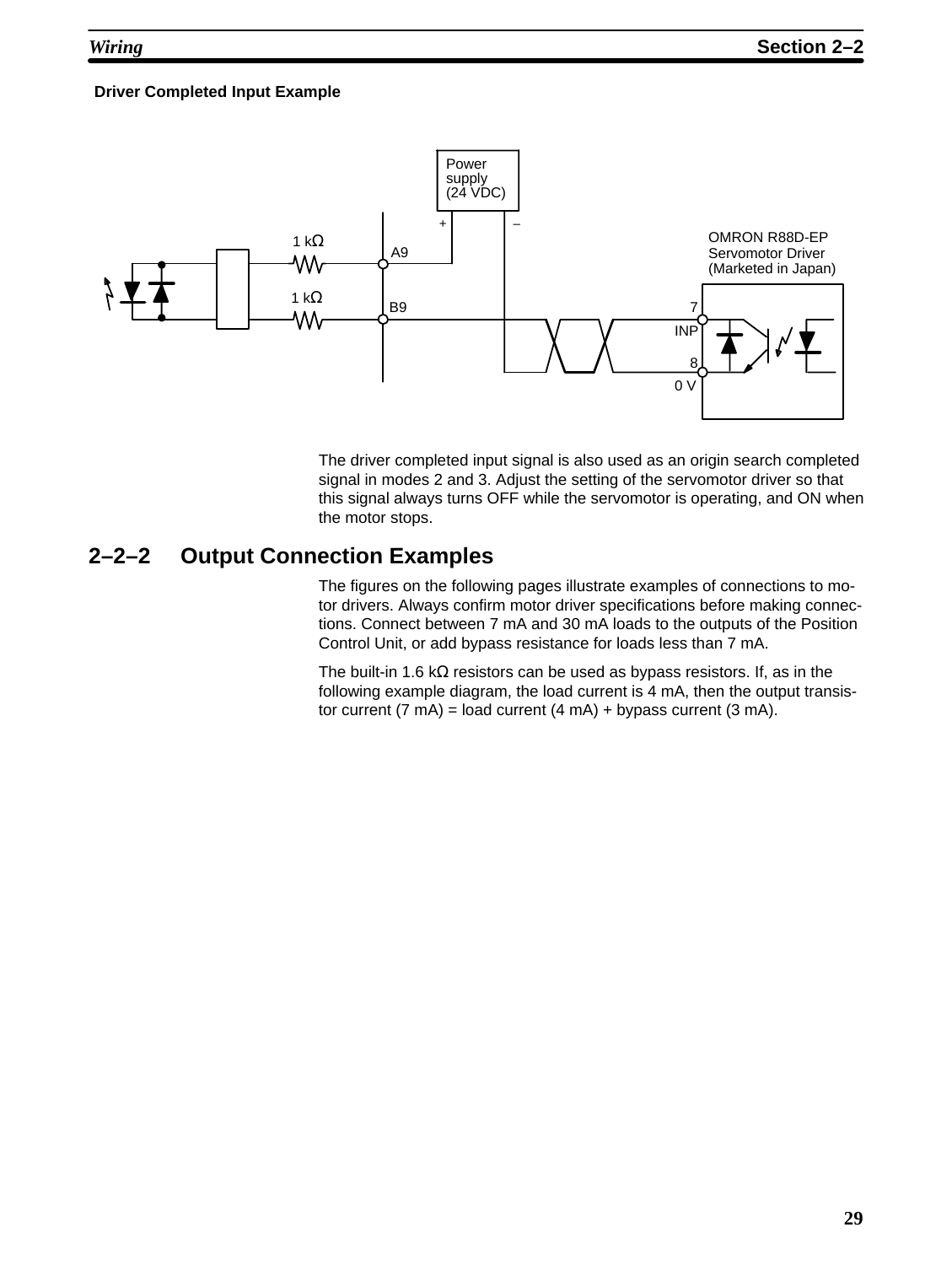**Driver Completed Input Example**

The driver completed input signal is also used as an origin search completed signal in modes 2 and 3. Adjust the setting of the servomotor driver so that this signal always turns OFF while the servomotor is operating, and ON when the motor stops.

## 2–2–2 Output Connection Examples

The figures on the following pages illustrate examples of connections to motor drivers. Always confirm motor driver specifications before making connections. Connect between 7 mA and 30 mA loads to the outputs of the Position Control Unit, or add bypass resistance for loads less than 7 mA.

The built-in 1.6 kΩ resistors can be used as bypass resistors. If, as in the following example diagram, the load current is 4 mA, then the output transistor current (7 mA) = load current (4 mA) + bypass current (3 mA).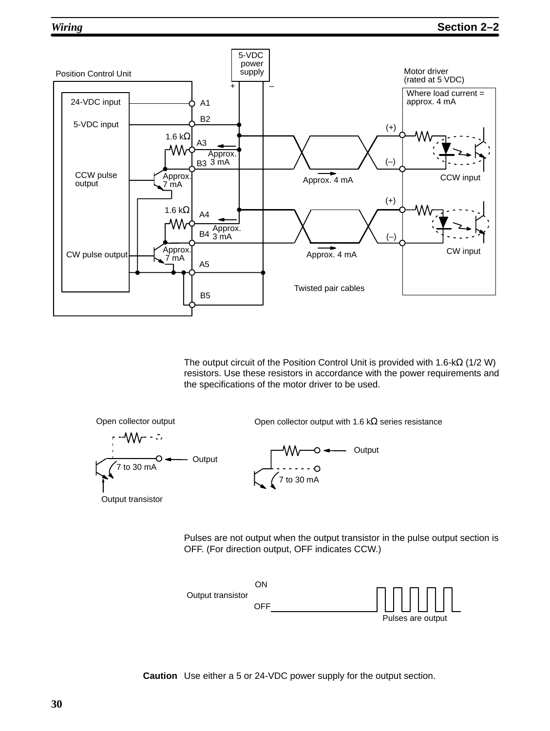The output circuit of the Position Control Unit is provided with 1.6-kΩ (1/2 W) resistors. Use these resistors in accordance with the power requirements and the specifications of the motor driver to be used.

Pulses are not output when the output transistor in the pulse output section is OFF. (For direction output, OFF indicates CCW.)

**Caution** Use either a 5 or 24-VDC power supply for the output section.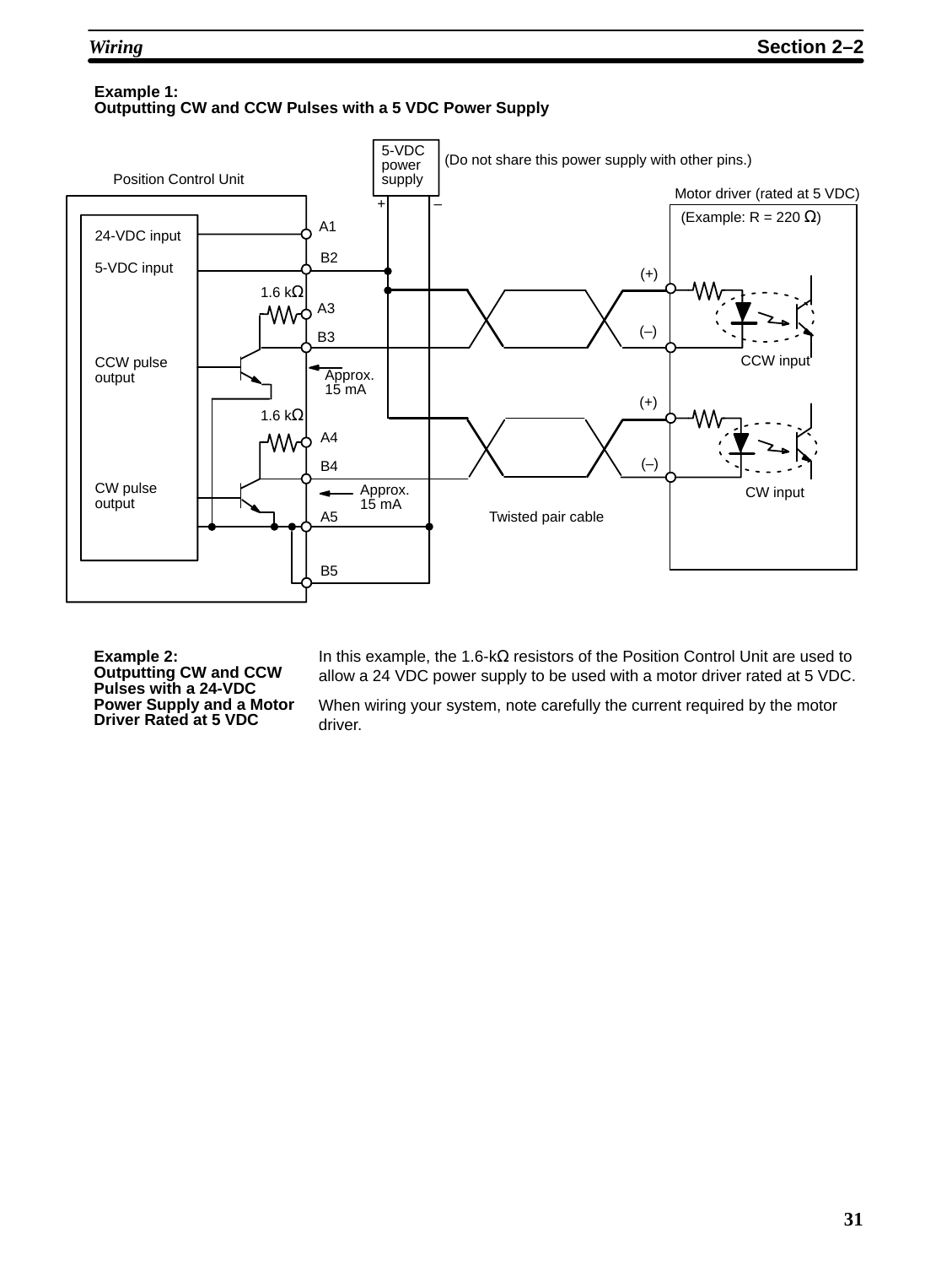**Example 1:**
**Outputting CW and CCW Pulses with a 5 VDC Power Supply**

5-VDC power supply (Do not share this power supply with other pins.)

Position Control Unit

Motor driver (rated at 5 VDC)

(Example: R = 220 Ω)

24-VDC input A1

5-VDC input B2

1.6 kΩ A3

B3

CCW pulse output

Approx. 15 mA

1.6 kΩ A4

B4

CW pulse output

Approx. 15 mA

A5

B5

(+) (–) CCW input

(+) (–) CW input

Twisted pair cable

**Example 2:**
**Outputting CW and CCW Pulses with a 24-VDC Power Supply and a Motor Driver Rated at 5 VDC**

In this example, the 1.6-kΩ resistors of the Position Control Unit are used to allow a 24 VDC power supply to be used with a motor driver rated at 5 VDC.

When wiring your system, note carefully the current required by the motor driver.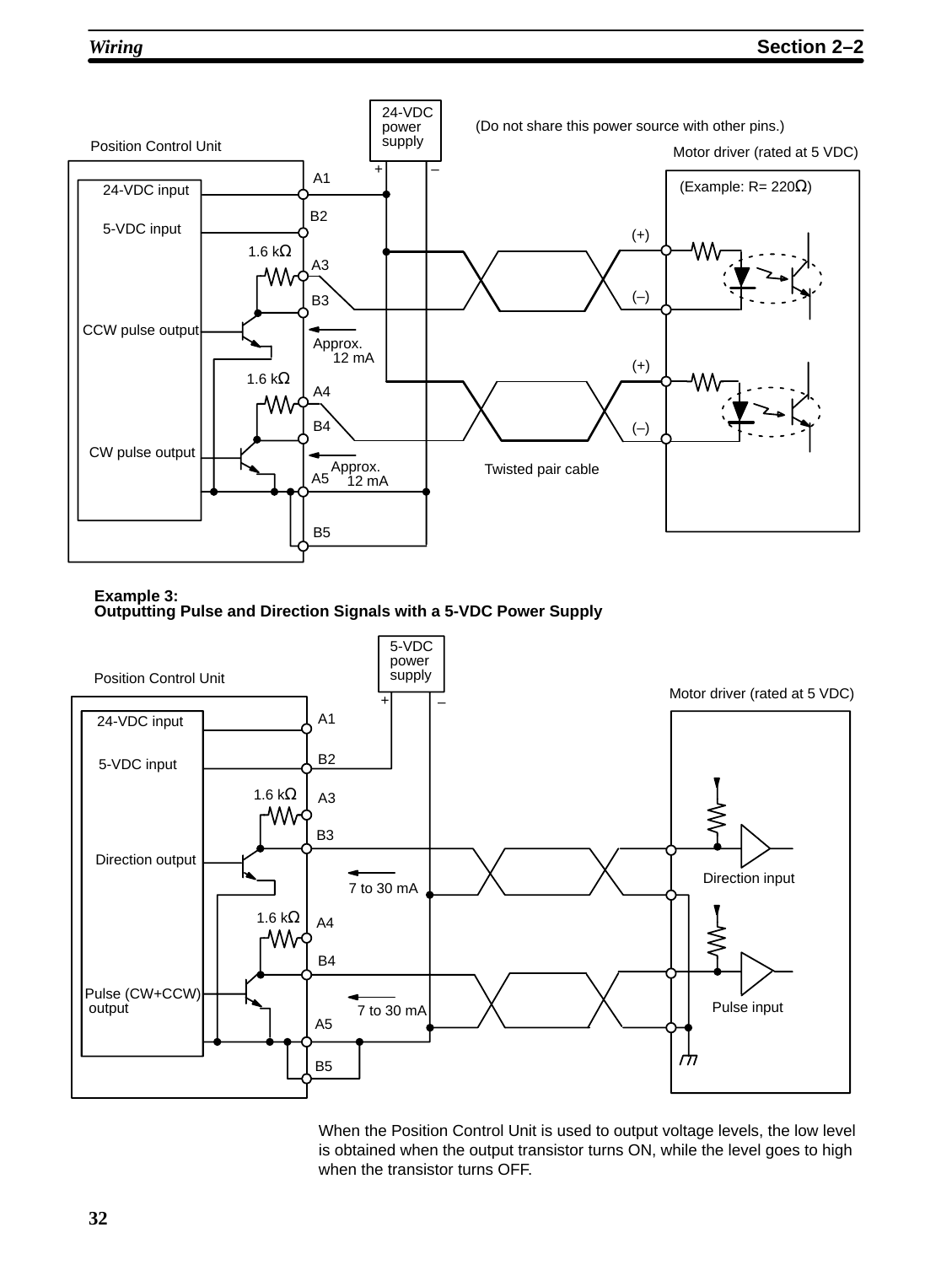Position Control Unit

24-VDC power supply

(Do not share this power source with other pins.)

Motor driver (rated at 5 VDC)

(Example: R= 220Ω)

24-VDC input — A1

5-VDC input — B2

1.6 kΩ — A3

B3

CCW pulse output

Approx. 12 mA

1.6 kΩ — A4

B4

CW pulse output

Approx. 12 mA

A5

B5

Twisted pair cable

#### Example 3: Outputting Pulse and Direction Signals with a 5-VDC Power Supply

5-VDC power supply

Position Control Unit

Motor driver (rated at 5 VDC)

24-VDC input — A1

5-VDC input — B2

1.6 kΩ — A3

B3

Direction output

7 to 30 mA

Direction input

1.6 kΩ — A4

B4

Pulse (CW+CCW) output

7 to 30 mA

Pulse input

A5

B5

When the Position Control Unit is used to output voltage levels, the low level is obtained when the output transistor turns ON, while the level goes to high when the transistor turns OFF.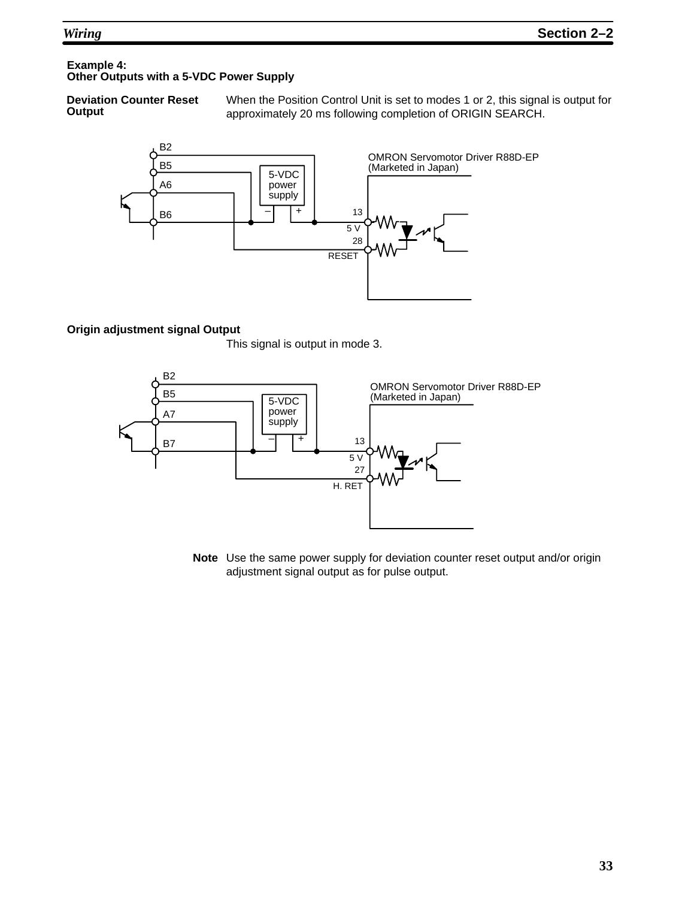### Example 4: Other Outputs with a 5-VDC Power Supply

**Deviation Counter Reset Output**

When the Position Control Unit is set to modes 1 or 2, this signal is output for approximately 20 ms following completion of ORIGIN SEARCH.

B2
B5
A6
B6
5-VDC power supply
– +
OMRON Servomotor Driver R88D-EP (Marketed in Japan)
13
5 V
28
RESET

**Origin adjustment signal Output**

This signal is output in mode 3.

B2
B5
A7
B7
5-VDC power supply
– +
OMRON Servomotor Driver R88D-EP (Marketed in Japan)
13
5 V
27
H. RET

**Note** Use the same power supply for deviation counter reset output and/or origin adjustment signal output as for pulse output.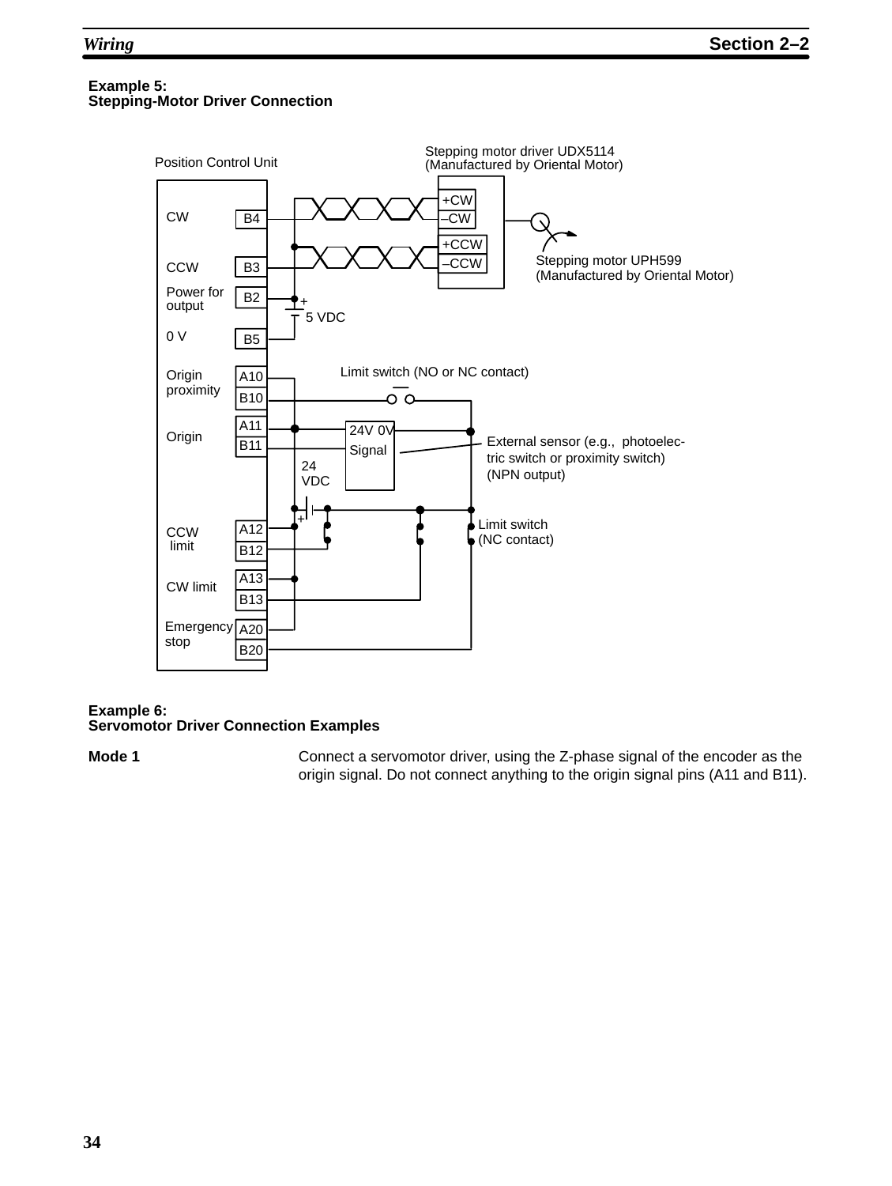**Example 5:**
**Stepping-Motor Driver Connection**

Position Control Unit

Stepping motor driver UDX5114
(Manufactured by Oriental Motor)

CW B4 — +CW / –CW

CCW B3 — +CCW / –CCW

Stepping motor UPH599
(Manufactured by Oriental Motor)

Power for output B2 — + 5 VDC

0 V B5

Limit switch (NO or NC contact)

Origin proximity A10 / B10

Origin A11 / B11

24V 0V Signal

External sensor (e.g., photoelectric switch or proximity switch) (NPN output)

24 VDC

CCW limit A12 / B12

Limit switch (NC contact)

CW limit A13 / B13

Emergency stop A20 / B20

**Example 6:**
**Servomotor Driver Connection Examples**

**Mode 1** Connect a servomotor driver, using the Z-phase signal of the encoder as the origin signal. Do not connect anything to the origin signal pins (A11 and B11).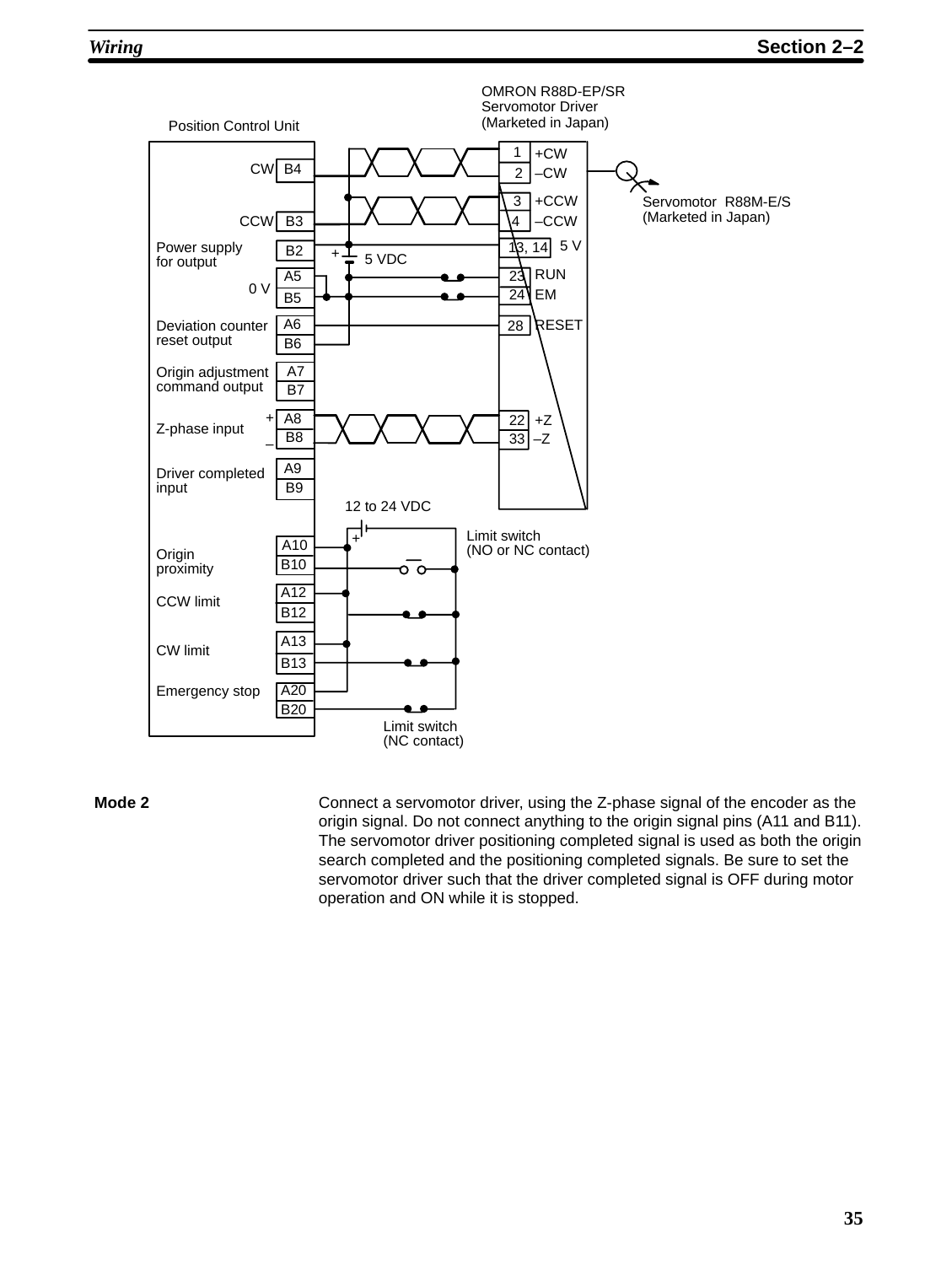OMRON R88D-EP/SR Servomotor Driver (Marketed in Japan)

Position Control Unit

| Signal | Pin | Connection | Driver pin | Driver signal |
|---|---|---|---|---|
| CW | B4 | Twisted pair | 1 | +CW |
| | | | 2 | –CW |
| CCW | B3 | Twisted pair | 3 | +CCW |
| | | | 4 | –CCW |
| Power supply for output | B2 | + 5 VDC | 13, 14 | 5 V |
| 0 V | A5 | | 23 | RUN |
| | B5 | | 24 | EM |
| Deviation counter reset output | A6 | | 28 | RESET |
| | B6 | | | |
| Origin adjustment command output | A7 | | | |
| | B7 | | | |
| Z-phase input + | A8 | Twisted pair | 22 | +Z |
| Z-phase input – | B8 | | 33 | –Z |
| Driver completed input | A9 | | | |
| | B9 | | | |

Servomotor R88M-E/S (Marketed in Japan)

12 to 24 VDC

| Signal | Pin | Connection |
|---|---|---|
| Origin proximity | A10 | + (12 to 24 VDC) |
| | B10 | Limit switch (NO or NC contact) |
| CCW limit | A12 | + (12 to 24 VDC) |
| | B12 | Limit switch (NC contact) |
| CW limit | A13 | + (12 to 24 VDC) |
| | B13 | Limit switch (NC contact) |
| Emergency stop | A20 | + (12 to 24 VDC) |
| | B20 | Limit switch (NC contact) |

**Mode 2**

Connect a servomotor driver, using the Z-phase signal of the encoder as the origin signal. Do not connect anything to the origin signal pins (A11 and B11). The servomotor driver positioning completed signal is used as both the origin search completed and the positioning completed signals. Be sure to set the servomotor driver such that the driver completed signal is OFF during motor operation and ON while it is stopped.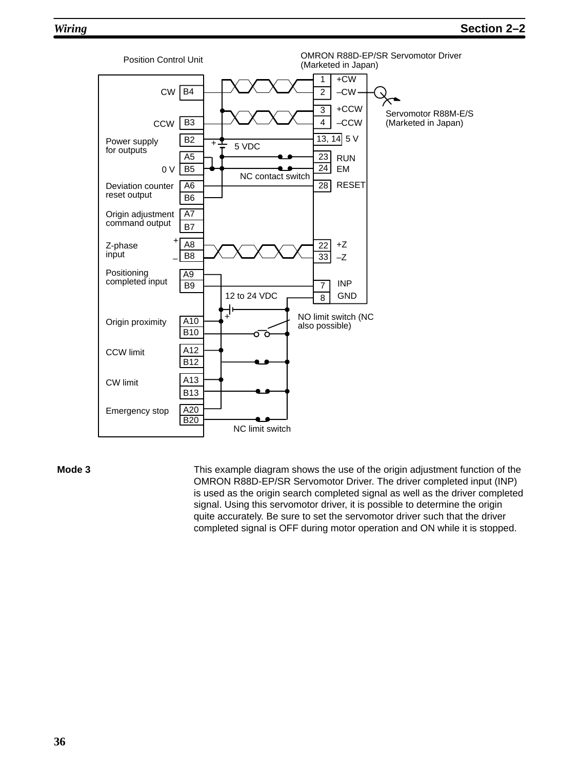Position Control Unit

OMRON R88D-EP/SR Servomotor Driver (Marketed in Japan)

CW B4
CCW B3
Power supply for outputs B2
A5
0 V B5
Deviation counter reset output A6 B6
Origin adjustment command output A7 B7
Z-phase input + A8 – B8
Positioning completed input A9 B9
Origin proximity A10 B10
CCW limit A12 B12
CW limit A13 B13
Emergency stop A20 B20

1 +CW
2 –CW
3 +CCW
4 –CCW
13, 14 5 V
23 RUN
24 EM
28 RESET
22 +Z
33 –Z
7 INP
8 GND

Servomotor R88M-E/S (Marketed in Japan)

5 VDC

NC contact switch

12 to 24 VDC

NO limit switch (NC also possible)

NC limit switch

**Mode 3**

This example diagram shows the use of the origin adjustment function of the OMRON R88D-EP/SR Servomotor Driver. The driver completed input (INP) is used as the origin search completed signal as well as the driver completed signal. Using this servomotor driver, it is possible to determine the origin quite accurately. Be sure to set the servomotor driver such that the driver completed signal is OFF during motor operation and ON while it is stopped.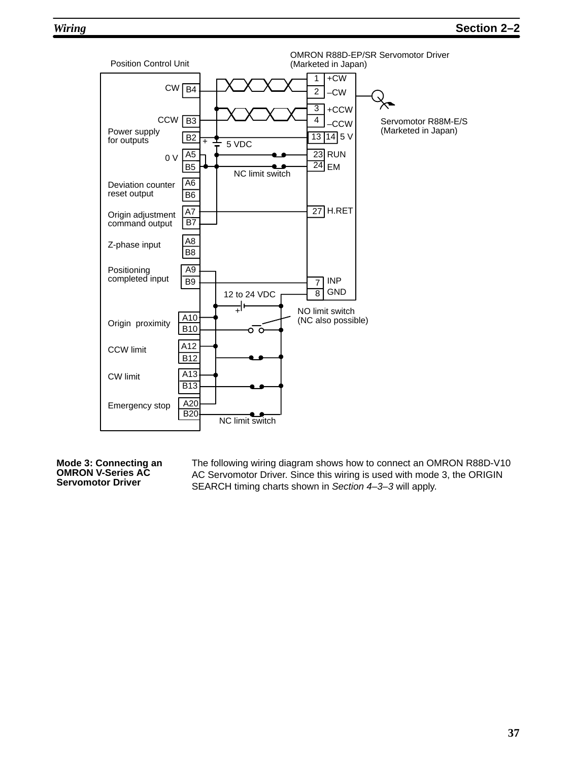Position Control Unit

OMRON R88D-EP/SR Servomotor Driver (Marketed in Japan)

Servomotor R88M-E/S (Marketed in Japan)

| Position Control Unit | Pin | Pin | Servomotor Driver |
|---|---|---|---|
| CW | B4 | 1 | +CW |
| | | 2 | –CW |
| CCW | B3 | 3 | +CCW |
| | | 4 | –CCW |
| Power supply for outputs | B2 | 13, 14 | 5 V |
| 0 V | A5 | 23 | RUN |
| | B5 | 24 | EM |
| Deviation counter reset output | A6 | | |
| | B6 | | |
| Origin adjustment command output | A7 | 27 | H.RET |
| | B7 | | |
| Z-phase input | A8 | | |
| | B8 | | |
| Positioning completed input | A9 | | |
| | B9 | 7 | INP |
| | | 8 | GND |
| Origin proximity | A10 | | |
| | B10 | | |
| CCW limit | A12 | | |
| | B12 | | |
| CW limit | A13 | | |
| | B13 | | |
| Emergency stop | A20 | | |
| | B20 | | |

5 VDC

NC limit switch

12 to 24 VDC

NO limit switch (NC also possible)

NC limit switch

**Mode 3: Connecting an OMRON V-Series AC Servomotor Driver**

The following wiring diagram shows how to connect an OMRON R88D-V10 AC Servomotor Driver. Since this wiring is used with mode 3, the ORIGIN SEARCH timing charts shown in *Section 4–3–3* will apply.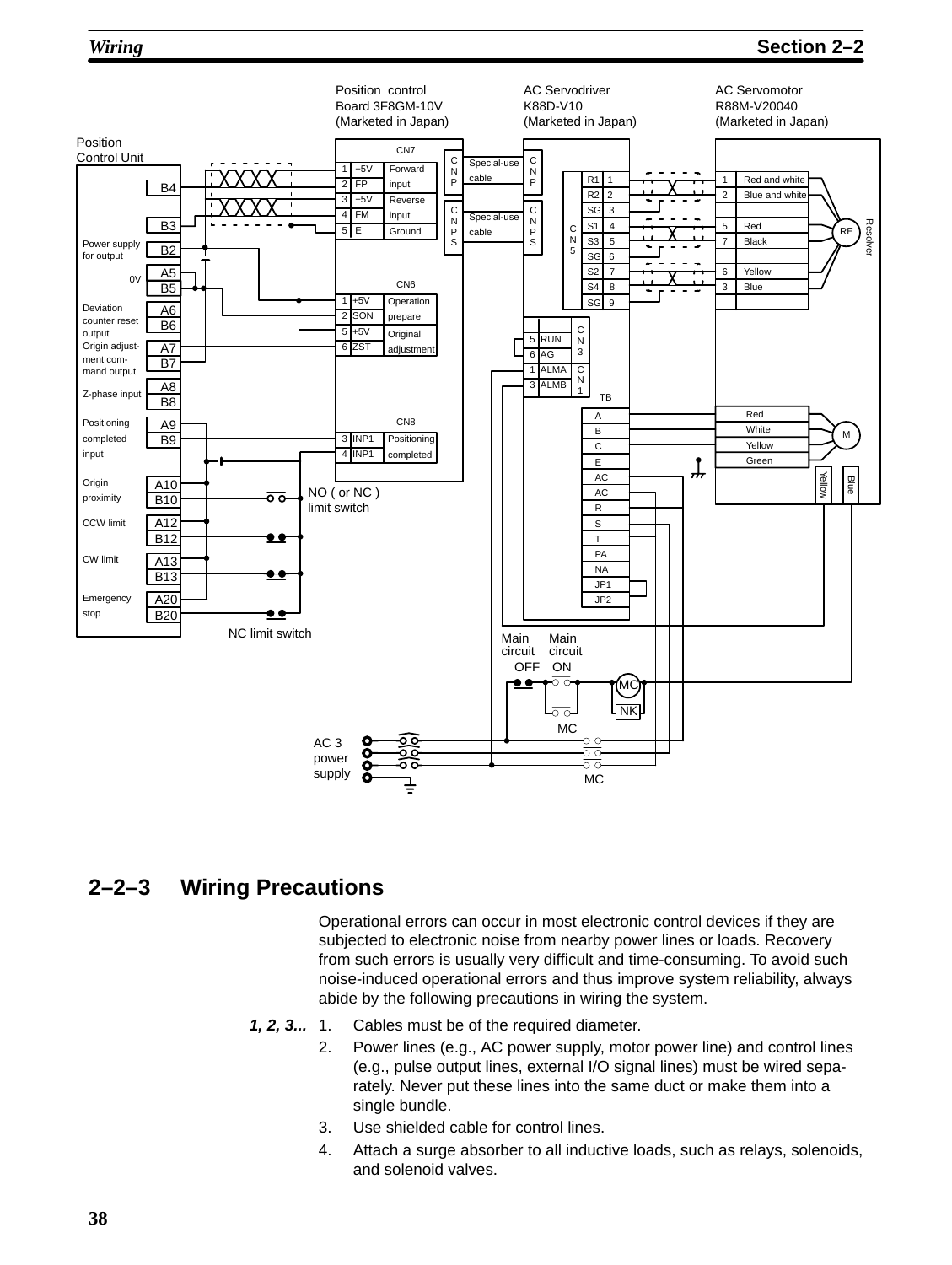Position control Board 3F8GM-10V (Marketed in Japan)

AC Servodriver K88D-V10 (Marketed in Japan)

AC Servomotor R88M-V20040 (Marketed in Japan)

Position Control Unit

| Terminal | Signal |
| --- | --- |
| B4 | |
| B3 | |
| B2 | Power supply for output |
| A5 / B5 | 0V |
| A6 / B6 | Deviation counter reset output |
| A7 / B7 | Origin adjustment command output |
| A8 / B8 | Z-phase input |
| A9 / B9 | Positioning completed input |
| A10 / B10 | Origin proximity |
| A12 / B12 | CCW limit |
| A13 / B13 | CW limit |
| A20 / B20 | Emergency stop |

CN7

| Pin | Signal | Function |
| --- | --- | --- |
| 1 | +5V | Forward input |
| 2 | FP | |
| 3 | +5V | Reverse input |
| 4 | FM | |
| 5 | E | Ground |

CN6

| Pin | Signal | Function |
| --- | --- | --- |
| 1 | +5V | Operation prepare |
| 2 | SON | |
| 5 | +5V | Original adjustment |
| 6 | ZST | |

CN8

| Pin | Signal | Function |
| --- | --- | --- |
| 3 | INP1 | Positioning completed |
| 4 | INP1 | |

CNP — Special-use cable — CNP

CNPS — Special-use cable — CNPS

CN5

| Signal | Pin | Resolver pin | Color |
| --- | --- | --- | --- |
| R1 | 1 | 1 | Red and white |
| R2 | 2 | 2 | Blue and white |
| SG | 3 | | |
| S1 | 4 | 5 | Red |
| S3 | 5 | 7 | Black |
| SG | 6 | | |
| S2 | 7 | 6 | Yellow |
| S4 | 8 | 3 | Blue |
| SG | 9 | | |

CN3: 5 RUN, 6 AG

CN1: 1 ALMA, 3 ALMB

TB

| Terminal | Motor |
| --- | --- |
| A | Red |
| B | White |
| C | Yellow |
| E | Green |
| AC | |
| AC | |
| R | |
| S | |
| T | |
| PA | |
| NA | |
| JP1 | |
| JP2 | |

RE Resolver, M, Yellow, Blue

NO ( or NC ) limit switch

NC limit switch

Main circuit OFF    Main circuit ON

MC, NK

AC 3 power supply

## 2–2–3 Wiring Precautions

Operational errors can occur in most electronic control devices if they are subjected to electronic noise from nearby power lines or loads. Recovery from such errors is usually very difficult and time-consuming. To avoid such noise-induced operational errors and thus improve system reliability, always abide by the following precautions in wiring the system.

1. Cables must be of the required diameter.
2. Power lines (e.g., AC power supply, motor power line) and control lines (e.g., pulse output lines, external I/O signal lines) must be wired separately. Never put these lines into the same duct or make them into a single bundle.
3. Use shielded cable for control lines.
4. Attach a surge absorber to all inductive loads, such as relays, solenoids, and solenoid valves.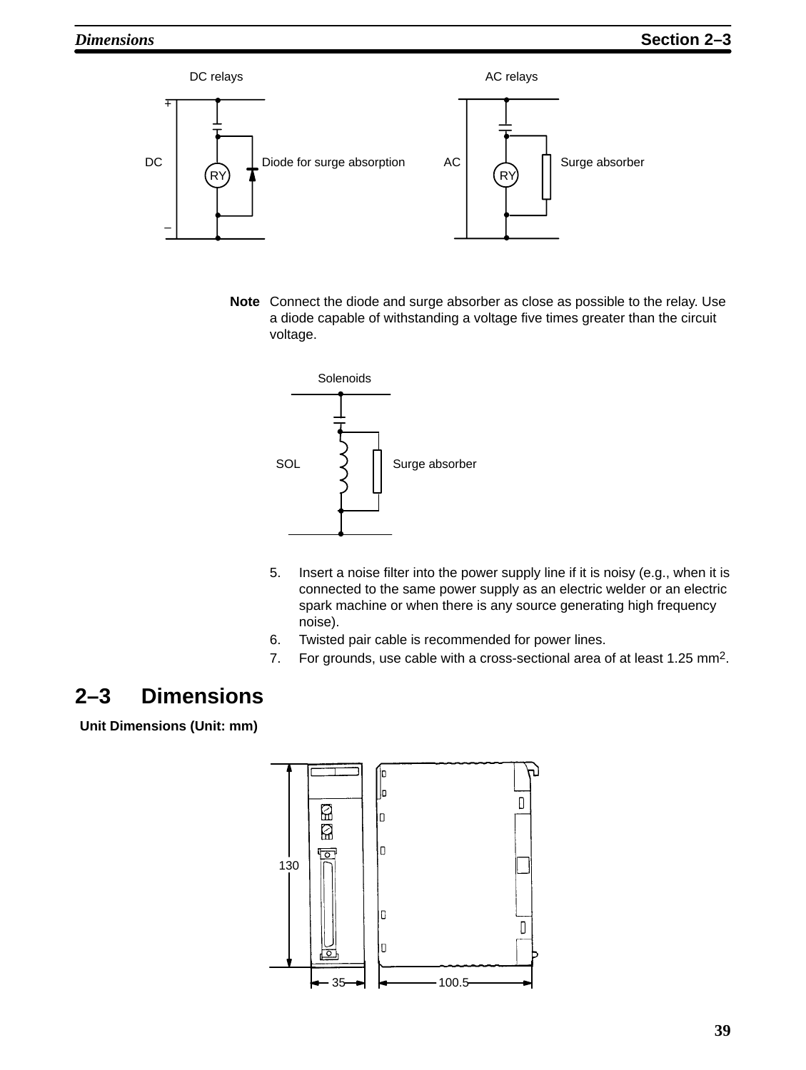DC relays

AC relays

DC

Diode for surge absorption

AC

Surge absorber

**Note** Connect the diode and surge absorber as close as possible to the relay. Use a diode capable of withstanding a voltage five times greater than the circuit voltage.

Solenoids

SOL

Surge absorber

5. Insert a noise filter into the power supply line if it is noisy (e.g., when it is connected to the same power supply as an electric welder or an electric spark machine or when there is any source generating high frequency noise).
6. Twisted pair cable is recommended for power lines.
7. For grounds, use cable with a cross-sectional area of at least 1.25 $mm^2$.

## 2–3 Dimensions

**Unit Dimensions (Unit: mm)**

130

35

100.5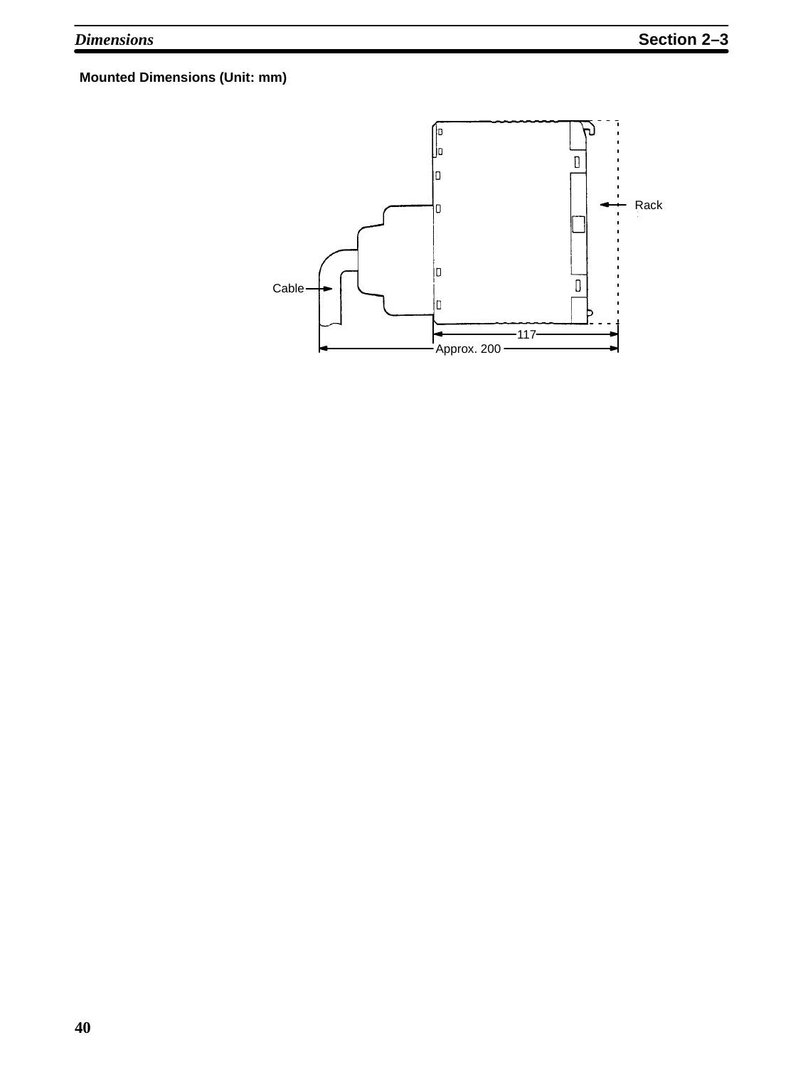### Mounted Dimensions (Unit: mm)

Rack

Cable

117

Approx. 200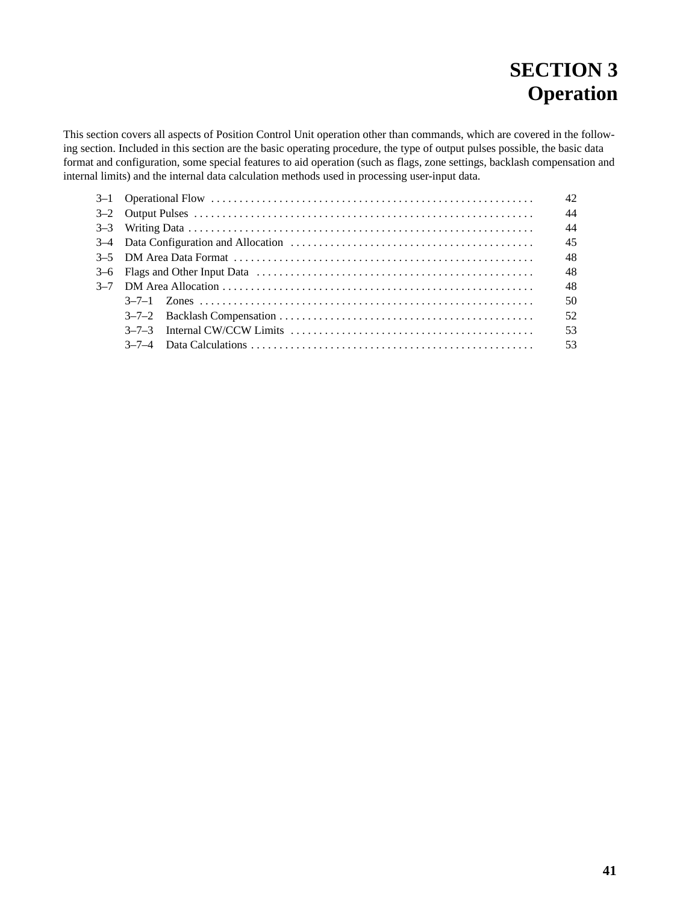# SECTION 3 Operation

This section covers all aspects of Position Control Unit operation other than commands, which are covered in the following section. Included in this section are the basic operating procedure, the type of output pulses possible, the basic data format and configuration, some special features to aid operation (such as flags, zone settings, backlash compensation and internal limits) and the internal data calculation methods used in processing user-input data.

- 3–1 Operational Flow . . . . . . . . . . . . . . . . . . . . . . . . . . . . . . . . . . . . . . . . . . . . . . . . . . . . . . . . 42
- 3–2 Output Pulses . . . . . . . . . . . . . . . . . . . . . . . . . . . . . . . . . . . . . . . . . . . . . . . . . . . . . . . . . . . 44
- 3–3 Writing Data . . . . . . . . . . . . . . . . . . . . . . . . . . . . . . . . . . . . . . . . . . . . . . . . . . . . . . . . . . . . 44
- 3–4 Data Configuration and Allocation . . . . . . . . . . . . . . . . . . . . . . . . . . . . . . . . . . . . . . . . . . 45
- 3–5 DM Area Data Format . . . . . . . . . . . . . . . . . . . . . . . . . . . . . . . . . . . . . . . . . . . . . . . . . . . . 48
- 3–6 Flags and Other Input Data . . . . . . . . . . . . . . . . . . . . . . . . . . . . . . . . . . . . . . . . . . . . . . . . 48
- 3–7 DM Area Allocation . . . . . . . . . . . . . . . . . . . . . . . . . . . . . . . . . . . . . . . . . . . . . . . . . . . . . . 48
  - 3–7–1 Zones . . . . . . . . . . . . . . . . . . . . . . . . . . . . . . . . . . . . . . . . . . . . . . . . . . . . . . . . . . 50
  - 3–7–2 Backlash Compensation . . . . . . . . . . . . . . . . . . . . . . . . . . . . . . . . . . . . . . . . . . . . 52
  - 3–7–3 Internal CW/CCW Limits . . . . . . . . . . . . . . . . . . . . . . . . . . . . . . . . . . . . . . . . . . . 53
  - 3–7–4 Data Calculations . . . . . . . . . . . . . . . . . . . . . . . . . . . . . . . . . . . . . . . . . . . . . . . . . 53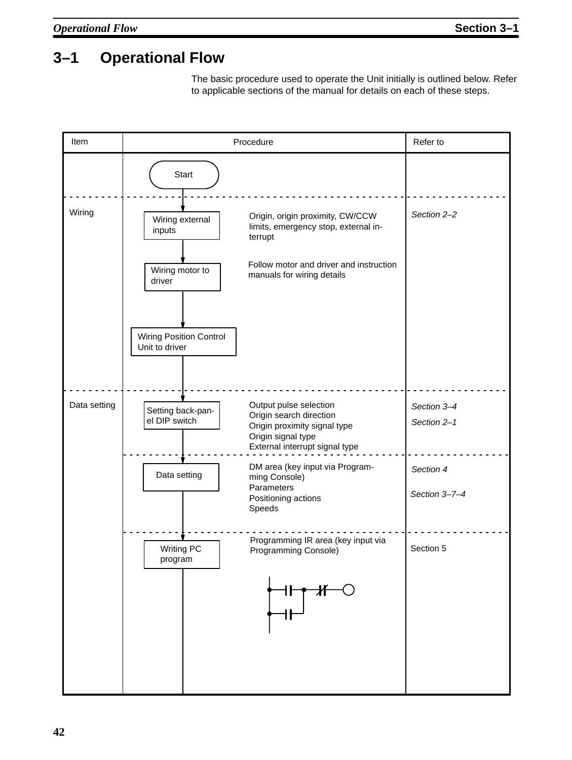## 3–1 Operational Flow

The basic procedure used to operate the Unit initially is outlined below. Refer to applicable sections of the manual for details on each of these steps.

| Item | Procedure | | Refer to |
|---|---|---|---|
| | Start | | |
| Wiring | Wiring external inputs | Origin, origin proximity, CW/CCW limits, emergency stop, external interrupt | *Section 2–2* |
| | Wiring motor to driver | Follow motor and driver and instruction manuals for wiring details | |
| | Wiring Position Control Unit to driver | | |
| Data setting | Setting back-panel DIP switch | Output pulse selection<br>Origin search direction<br>Origin proximity signal type<br>Origin signal type<br>External interrupt signal type | *Section 3–4*<br>*Section 2–1* |
| | Data setting | DM area (key input via Programming Console)<br>Parameters<br>Positioning actions<br>Speeds | *Section 4*<br>*Section 3–7–4* |
| | Writing PC program | Programming IR area (key input via Programming Console) | Section 5 |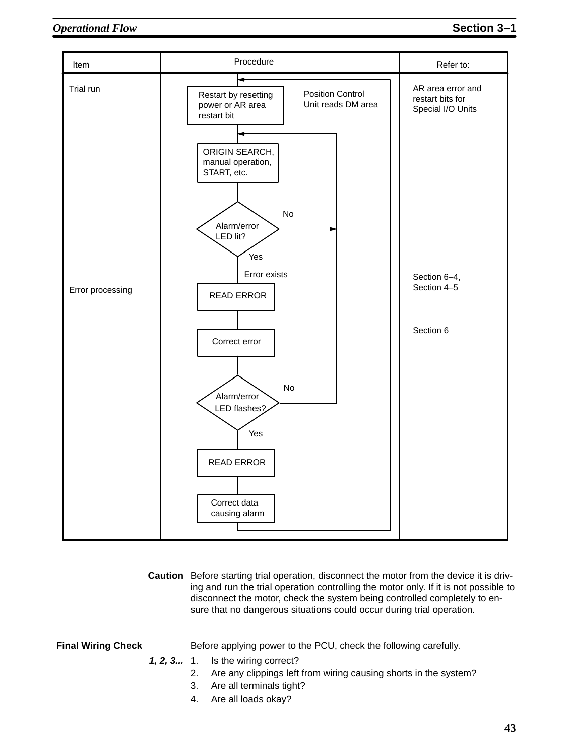| Item | Procedure | Refer to: |
| --- | --- | --- |
| Trial run | Restart by resetting power or AR area restart bit (Position Control Unit reads DM area) | AR area error and restart bits for Special I/O Units |
| | ORIGIN SEARCH, manual operation, START, etc. | |
| | Alarm/error LED lit? (No → return to ORIGIN SEARCH, manual operation, START, etc.; Yes → Error exists) | |
| Error processing | READ ERROR | Section 6–4, Section 4–5 |
| | Correct error | Section 6 |
| | Alarm/error LED flashes? (No → return to ORIGIN SEARCH, manual operation, START, etc.; Yes → continue) | |
| | READ ERROR | |
| | Correct data causing alarm (→ return to Restart by resetting power or AR area restart bit) | |

**Caution** Before starting trial operation, disconnect the motor from the device it is driving and run the trial operation controlling the motor only. If it is not possible to disconnect the motor, check the system being controlled completely to ensure that no dangerous situations could occur during trial operation.

**Final Wiring Check**

Before applying power to the PCU, check the following carefully.

***1, 2, 3...***
1. Is the wiring correct?
2. Are any clippings left from wiring causing shorts in the system?
3. Are all terminals tight?
4. Are all loads okay?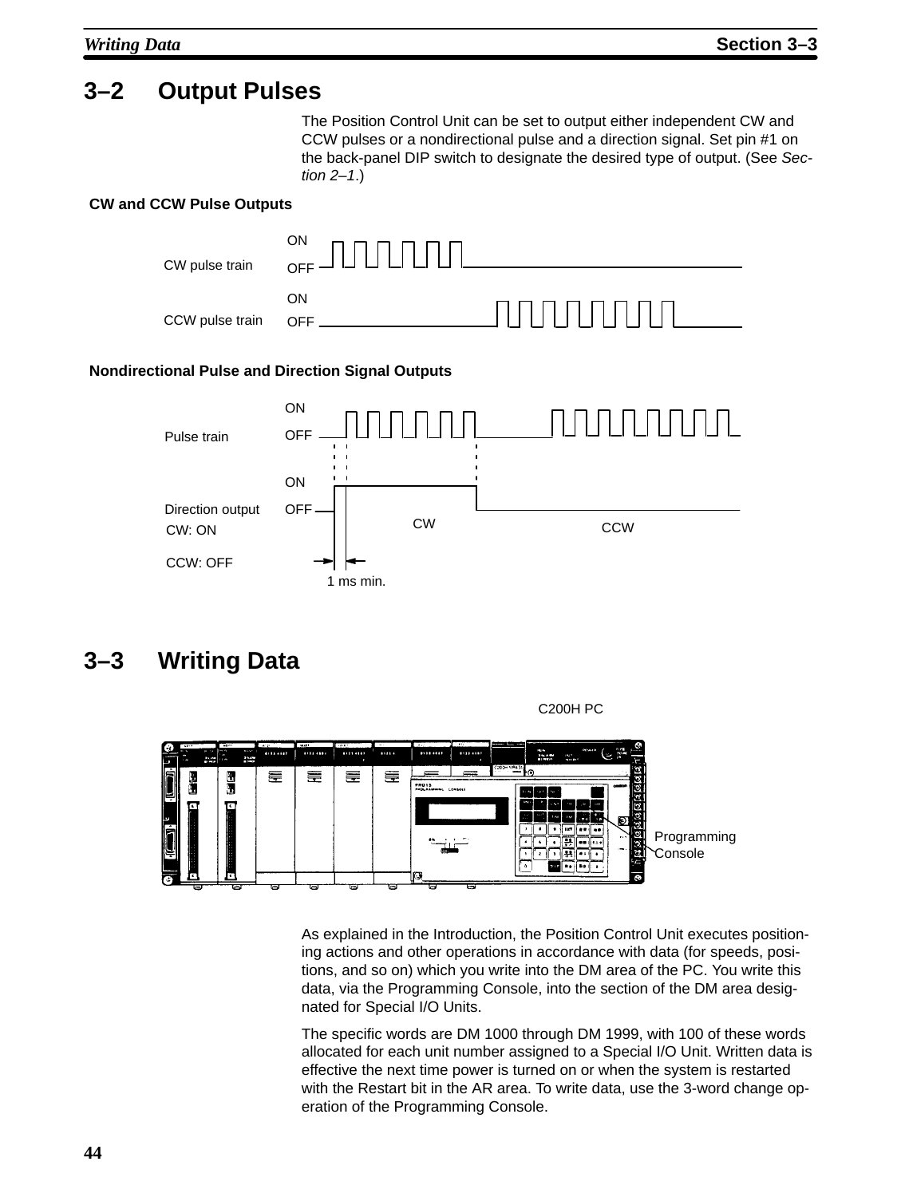## 3–2 Output Pulses

The Position Control Unit can be set to output either independent CW and CCW pulses or a nondirectional pulse and a direction signal. Set pin #1 on the back-panel DIP switch to designate the desired type of output. (See *Section 2–1*.)

**CW and CCW Pulse Outputs**

CW pulse train ON OFF

CCW pulse train ON OFF

**Nondirectional Pulse and Direction Signal Outputs**

Pulse train ON OFF

Direction output ON OFF

CW: ON

CCW: OFF

CW CCW

1 ms min.

## 3–3 Writing Data

C200H PC

Programming Console

As explained in the Introduction, the Position Control Unit executes positioning actions and other operations in accordance with data (for speeds, positions, and so on) which you write into the DM area of the PC. You write this data, via the Programming Console, into the section of the DM area designated for Special I/O Units.

The specific words are DM 1000 through DM 1999, with 100 of these words allocated for each unit number assigned to a Special I/O Unit. Written data is effective the next time power is turned on or when the system is restarted with the Restart bit in the AR area. To write data, use the 3-word change operation of the Programming Console.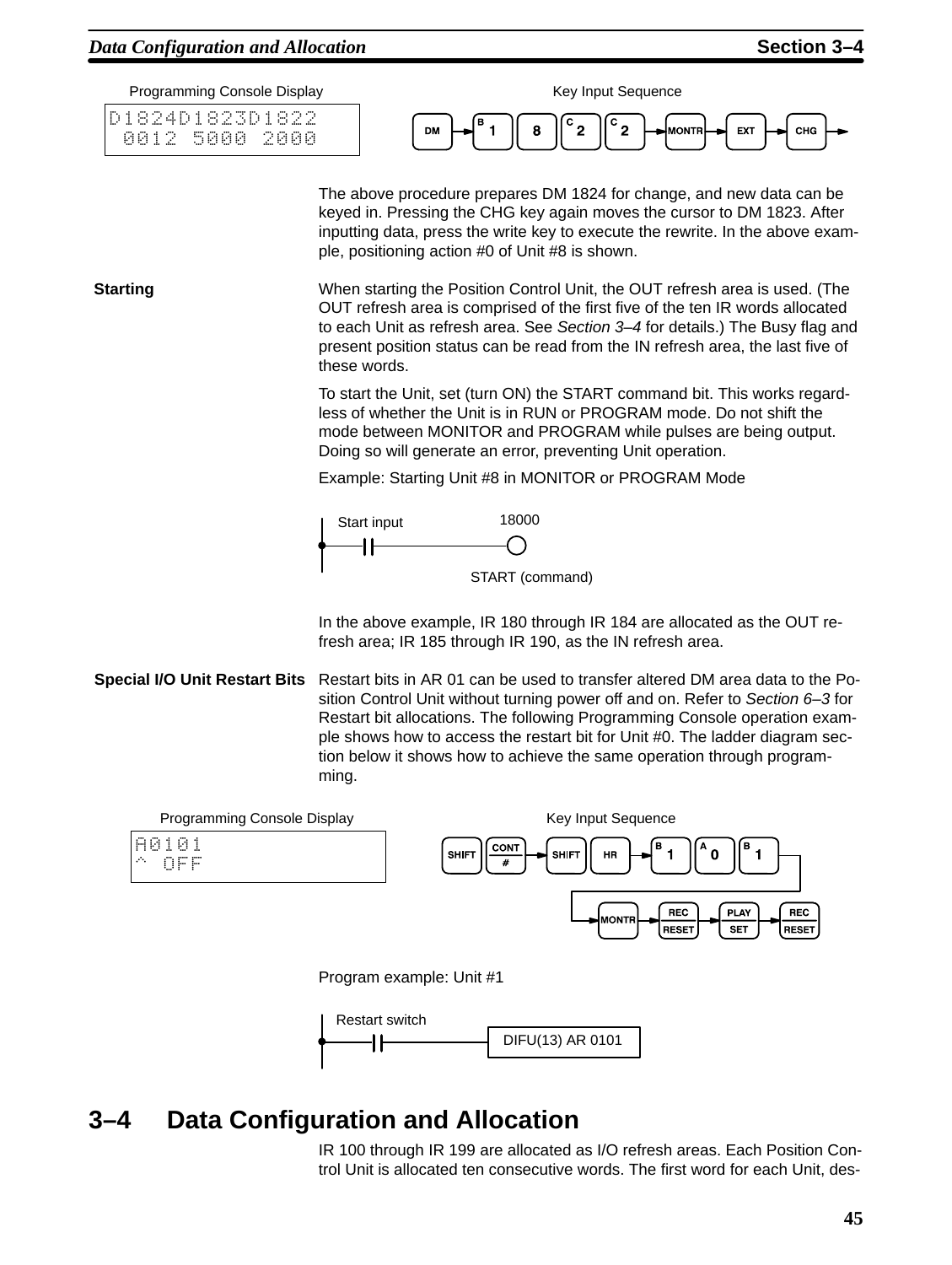Programming Console Display

```
D1824D1823D1822
 0012 5000 2000
```

Key Input Sequence

DM → 1 → 8 → 2 → 2 → MONTR → EXT → CHG →

The above procedure prepares DM 1824 for change, and new data can be keyed in. Pressing the CHG key again moves the cursor to DM 1823. After inputting data, press the write key to execute the rewrite. In the above example, positioning action #0 of Unit #8 is shown.

**Starting**

When starting the Position Control Unit, the OUT refresh area is used. (The OUT refresh area is comprised of the first five of the ten IR words allocated to each Unit as refresh area. See *Section 3–4* for details.) The Busy flag and present position status can be read from the IN refresh area, the last five of these words.

To start the Unit, set (turn ON) the START command bit. This works regardless of whether the Unit is in RUN or PROGRAM mode. Do not shift the mode between MONITOR and PROGRAM while pulses are being output. Doing so will generate an error, preventing Unit operation.

Example: Starting Unit #8 in MONITOR or PROGRAM Mode

Start input → 18000 START (command)

In the above example, IR 180 through IR 184 are allocated as the OUT refresh area; IR 185 through IR 190, as the IN refresh area.

**Special I/O Unit Restart Bits**

Restart bits in AR 01 can be used to transfer altered DM area data to the Position Control Unit without turning power off and on. Refer to *Section 6–3* for Restart bit allocations. The following Programming Console operation example shows how to access the restart bit for Unit #0. The ladder diagram section below it shows how to achieve the same operation through programming.

Programming Console Display

```
A0101
^  OFF
```

Key Input Sequence

SHIFT → CONT/# → SHIFT → HR → 1 → 0 → 1 → MONTR → REC/RESET → PLAY/SET → REC/RESET

Program example: Unit #1

Restart switch → DIFU(13) AR 0101

## 3–4 Data Configuration and Allocation

IR 100 through IR 199 are allocated as I/O refresh areas. Each Position Control Unit is allocated ten consecutive words. The first word for each Unit, des-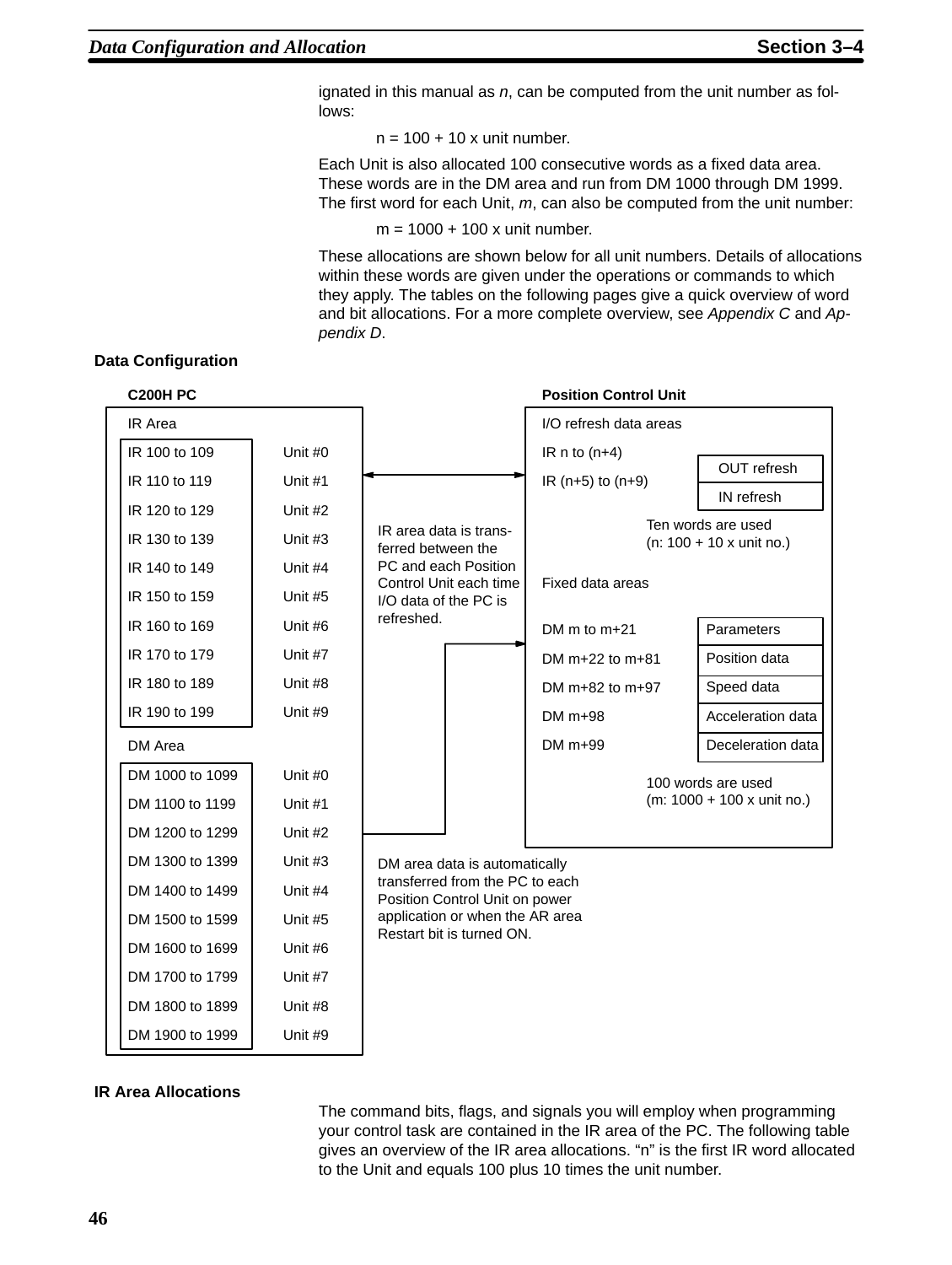ignated in this manual as *n*, can be computed from the unit number as follows:

n = 100 + 10 x unit number.

Each Unit is also allocated 100 consecutive words as a fixed data area. These words are in the DM area and run from DM 1000 through DM 1999. The first word for each Unit, *m*, can also be computed from the unit number:

m = 1000 + 100 x unit number.

These allocations are shown below for all unit numbers. Details of allocations within these words are given under the operations or commands to which they apply. The tables on the following pages give a quick overview of word and bit allocations. For a more complete overview, see *Appendix C* and *Appendix D*.

**Data Configuration**

**C200H PC**

IR Area

| IR words | Unit |
|---|---|
| IR 100 to 109 | Unit #0 |
| IR 110 to 119 | Unit #1 |
| IR 120 to 129 | Unit #2 |
| IR 130 to 139 | Unit #3 |
| IR 140 to 149 | Unit #4 |
| IR 150 to 159 | Unit #5 |
| IR 160 to 169 | Unit #6 |
| IR 170 to 179 | Unit #7 |
| IR 180 to 189 | Unit #8 |
| IR 190 to 199 | Unit #9 |

DM Area

| DM words | Unit |
|---|---|
| DM 1000 to 1099 | Unit #0 |
| DM 1100 to 1199 | Unit #1 |
| DM 1200 to 1299 | Unit #2 |
| DM 1300 to 1399 | Unit #3 |
| DM 1400 to 1499 | Unit #4 |
| DM 1500 to 1599 | Unit #5 |
| DM 1600 to 1699 | Unit #6 |
| DM 1700 to 1799 | Unit #7 |
| DM 1800 to 1899 | Unit #8 |
| DM 1900 to 1999 | Unit #9 |

IR area data is transferred between the PC and each Position Control Unit each time I/O data of the PC is refreshed.

DM area data is automatically transferred from the PC to each Position Control Unit on power application or when the AR area Restart bit is turned ON.

**Position Control Unit**

I/O refresh data areas

| Words | Data |
|---|---|
| IR n to (n+4) | OUT refresh |
| IR (n+5) to (n+9) | IN refresh |

Ten words are used
(n: 100 + 10 x unit no.)

Fixed data areas

| Words | Data |
|---|---|
| DM m to m+21 | Parameters |
| DM m+22 to m+81 | Position data |
| DM m+82 to m+97 | Speed data |
| DM m+98 | Acceleration data |
| DM m+99 | Deceleration data |

100 words are used
(m: 1000 + 100 x unit no.)

**IR Area Allocations**

The command bits, flags, and signals you will employ when programming your control task are contained in the IR area of the PC. The following table gives an overview of the IR area allocations. "n" is the first IR word allocated to the Unit and equals 100 plus 10 times the unit number.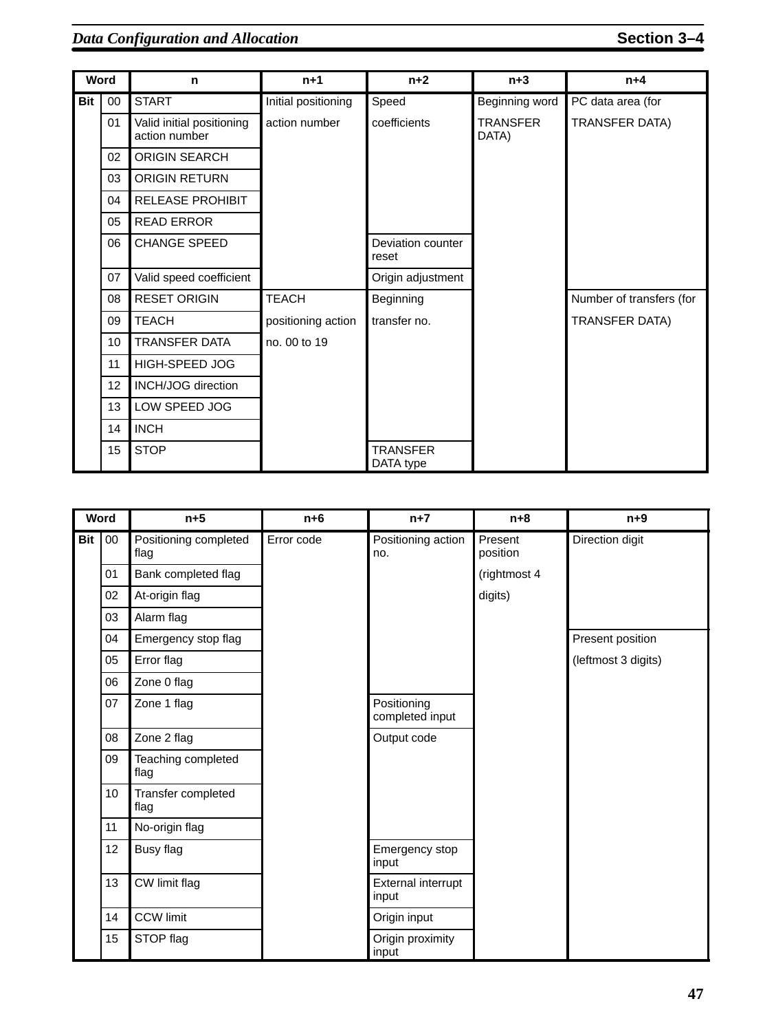| Word | | n | n+1 | n+2 | n+3 | n+4 |
|---|---|---|---|---|---|---|
| Bit | 00 | START | Initial positioning action number | Speed coefficients | Beginning word TRANSFER DATA) | PC data area (for TRANSFER DATA) |
| | 01 | Valid initial positioning action number | | | | |
| | 02 | ORIGIN SEARCH | | | | |
| | 03 | ORIGIN RETURN | | | | |
| | 04 | RELEASE PROHIBIT | | | | |
| | 05 | READ ERROR | | | | |
| | 06 | CHANGE SPEED | | Deviation counter reset | | |
| | 07 | Valid speed coefficient | | Origin adjustment | | |
| | 08 | RESET ORIGIN | TEACH positioning action no. 00 to 19 | Beginning transfer no. | | Number of transfers (for TRANSFER DATA) |
| | 09 | TEACH | | | | |
| | 10 | TRANSFER DATA | | | | |
| | 11 | HIGH-SPEED JOG | | | | |
| | 12 | INCH/JOG direction | | | | |
| | 13 | LOW SPEED JOG | | | | |
| | 14 | INCH | | | | |
| | 15 | STOP | | TRANSFER DATA type | | |

| Word | | n+5 | n+6 | n+7 | n+8 | n+9 |
|---|---|---|---|---|---|---|
| Bit | 00 | Positioning completed flag | Error code | Positioning action no. | Present position (rightmost 4 digits) | Direction digit |
| | 01 | Bank completed flag | | | | |
| | 02 | At-origin flag | | | | |
| | 03 | Alarm flag | | | | |
| | 04 | Emergency stop flag | | | | Present position (leftmost 3 digits) |
| | 05 | Error flag | | | | |
| | 06 | Zone 0 flag | | | | |
| | 07 | Zone 1 flag | | Positioning completed input | | |
| | 08 | Zone 2 flag | | Output code | | |
| | 09 | Teaching completed flag | | | | |
| | 10 | Transfer completed flag | | | | |
| | 11 | No-origin flag | | | | |
| | 12 | Busy flag | | Emergency stop input | | |
| | 13 | CW limit flag | | External interrupt input | | |
| | 14 | CCW limit | | Origin input | | |
| | 15 | STOP flag | | Origin proximity input | | |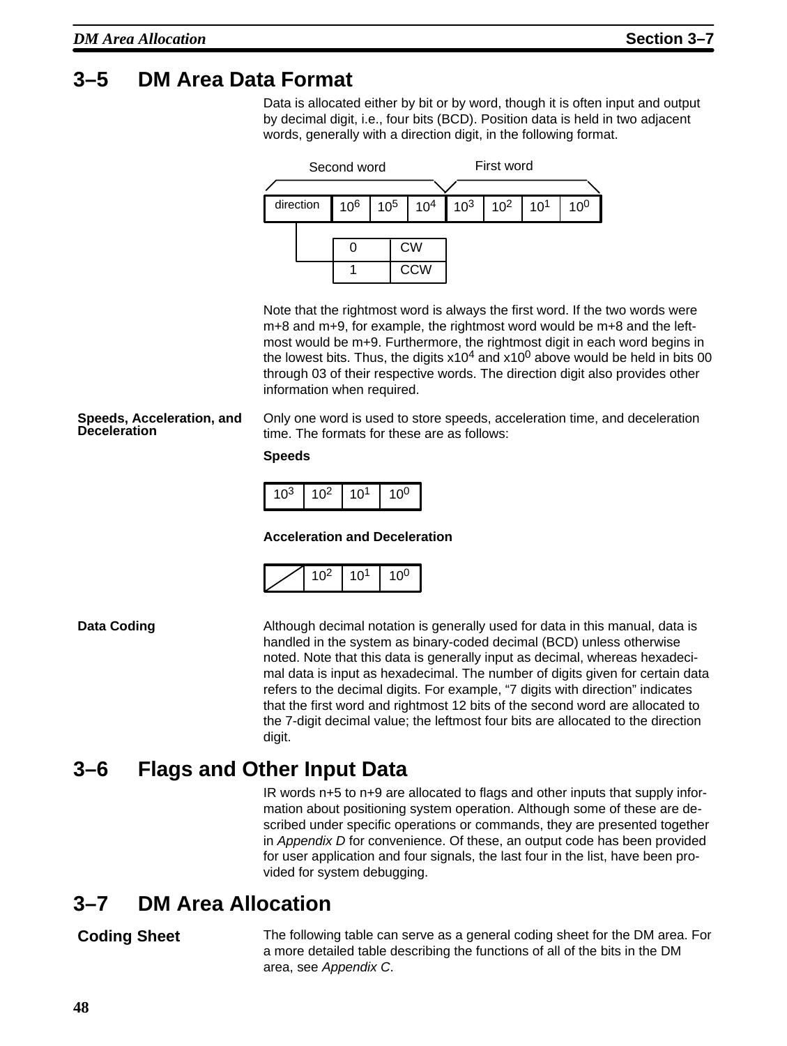## 3–5 DM Area Data Format

Data is allocated either by bit or by word, though it is often input and output by decimal digit, i.e., four bits (BCD). Position data is held in two adjacent words, generally with a direction digit, in the following format.

| Second word | | | | First word | | | |
|---|---|---|---|---|---|---|---|
| direction | $10^6$ | $10^5$ | $10^4$ | $10^3$ | $10^2$ | $10^1$ | $10^0$ |

| direction | |
|---|---|
| 0 | CW |
| 1 | CCW |

Note that the rightmost word is always the first word. If the two words were m+8 and m+9, for example, the rightmost word would be m+8 and the leftmost would be m+9. Furthermore, the rightmost digit in each word begins in the lowest bits. Thus, the digits x$10^4$ and x$10^0$ above would be held in bits 00 through 03 of their respective words. The direction digit also provides other information when required.

**Speeds, Acceleration, and Deceleration**

Only one word is used to store speeds, acceleration time, and deceleration time. The formats for these are as follows:

**Speeds**

| $10^3$ | $10^2$ | $10^1$ | $10^0$ |
|---|---|---|---|

**Acceleration and Deceleration**

| / | $10^2$ | $10^1$ | $10^0$ |
|---|---|---|---|

**Data Coding**

Although decimal notation is generally used for data in this manual, data is handled in the system as binary-coded decimal (BCD) unless otherwise noted. Note that this data is generally input as decimal, whereas hexadecimal data is input as hexadecimal. The number of digits given for certain data refers to the decimal digits. For example, “7 digits with direction” indicates that the first word and rightmost 12 bits of the second word are allocated to the 7-digit decimal value; the leftmost four bits are allocated to the direction digit.

## 3–6 Flags and Other Input Data

IR words n+5 to n+9 are allocated to flags and other inputs that supply information about positioning system operation. Although some of these are described under specific operations or commands, they are presented together in *Appendix D* for convenience. Of these, an output code has been provided for user application and four signals, the last four in the list, have been provided for system debugging.

## 3–7 DM Area Allocation

### Coding Sheet

The following table can serve as a general coding sheet for the DM area. For a more detailed table describing the functions of all of the bits in the DM area, see *Appendix C*.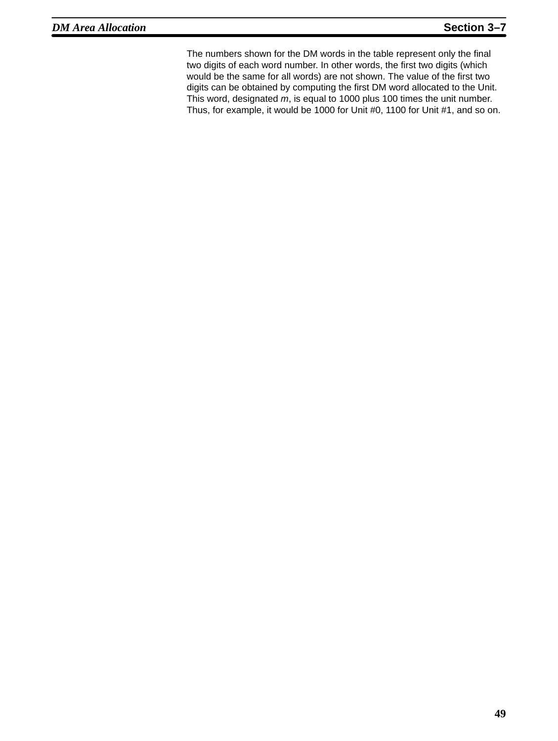The numbers shown for the DM words in the table represent only the final two digits of each word number. In other words, the first two digits (which would be the same for all words) are not shown. The value of the first two digits can be obtained by computing the first DM word allocated to the Unit. This word, designated *m*, is equal to 1000 plus 100 times the unit number. Thus, for example, it would be 1000 for Unit #0, 1100 for Unit #1, and so on.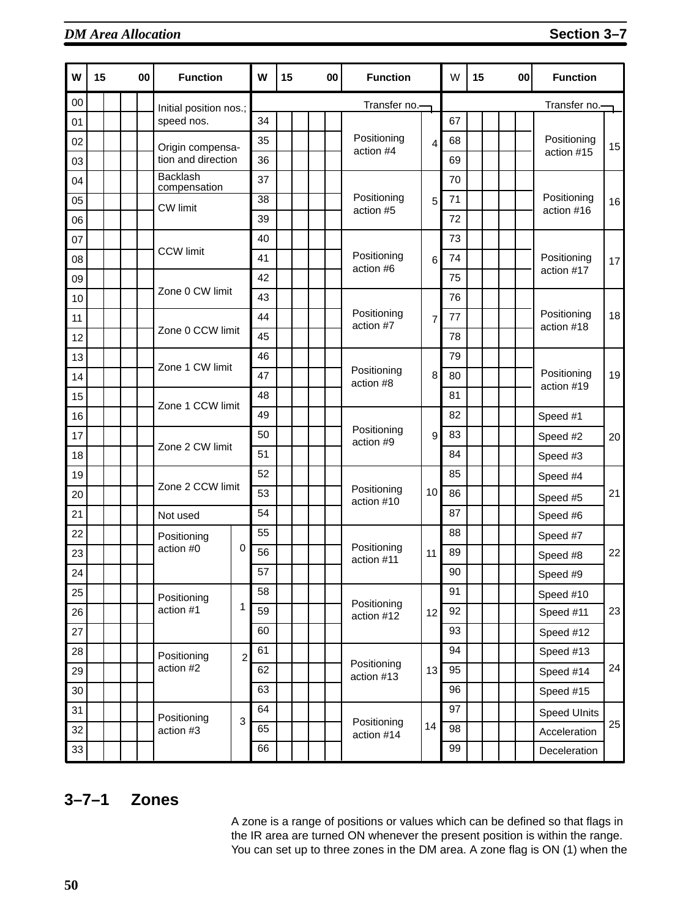| W | 15 | | | 00 | Function | | W | 15 | | | 00 | Function | Transfer no. | W | 15 | | | 00 | Function | Transfer no. |
|---|---|---|---|---|---|---|---|---|---|---|---|---|---|---|---|---|---|---|---|---|
| 00 | | | | | Initial position nos.; speed nos. | | | | | | | | | | | | | | | |
| 01 | | | | | | | 34 | | | | | Positioning action #4 | 4 | 67 | | | | | Positioning action #15 | 15 |
| 02 | | | | | Origin compensa-tion and direction | | 35 | | | | | | | 68 | | | | | | |
| 03 | | | | | | | 36 | | | | | | | 69 | | | | | | |
| 04 | | | | | Backlash compensation | | 37 | | | | | Positioning action #5 | 5 | 70 | | | | | Positioning action #16 | 16 |
| 05 | | | | | CW limit | | 38 | | | | | | | 71 | | | | | | |
| 06 | | | | | | | 39 | | | | | | | 72 | | | | | | |
| 07 | | | | | CCW limit | | 40 | | | | | Positioning action #6 | 6 | 73 | | | | | Positioning action #17 | 17 |
| 08 | | | | | | | 41 | | | | | | | 74 | | | | | | |
| 09 | | | | | Zone 0 CW limit | | 42 | | | | | | | 75 | | | | | | |
| 10 | | | | | | | 43 | | | | | Positioning action #7 | 7 | 76 | | | | | Positioning action #18 | 18 |
| 11 | | | | | Zone 0 CCW limit | | 44 | | | | | | | 77 | | | | | | |
| 12 | | | | | | | 45 | | | | | | | 78 | | | | | | |
| 13 | | | | | Zone 1 CW limit | | 46 | | | | | Positioning action #8 | 8 | 79 | | | | | Positioning action #19 | 19 |
| 14 | | | | | | | 47 | | | | | | | 80 | | | | | | |
| 15 | | | | | Zone 1 CCW limit | | 48 | | | | | | | 81 | | | | | | |
| 16 | | | | | | | 49 | | | | | Positioning action #9 | 9 | 82 | | | | | Speed #1 | 20 |
| 17 | | | | | Zone 2 CW limit | | 50 | | | | | | | 83 | | | | | Speed #2 | |
| 18 | | | | | | | 51 | | | | | | | 84 | | | | | Speed #3 | |
| 19 | | | | | Zone 2 CCW limit | | 52 | | | | | Positioning action #10 | 10 | 85 | | | | | Speed #4 | 21 |
| 20 | | | | | | | 53 | | | | | | | 86 | | | | | Speed #5 | |
| 21 | | | | | Not used | | 54 | | | | | | | 87 | | | | | Speed #6 | |
| 22 | | | | | Positioning action #0 | 0 | 55 | | | | | Positioning action #11 | 11 | 88 | | | | | Speed #7 | 22 |
| 23 | | | | | | | 56 | | | | | | | 89 | | | | | Speed #8 | |
| 24 | | | | | | | 57 | | | | | | | 90 | | | | | Speed #9 | |
| 25 | | | | | Positioning action #1 | 1 | 58 | | | | | Positioning action #12 | 12 | 91 | | | | | Speed #10 | 23 |
| 26 | | | | | | | 59 | | | | | | | 92 | | | | | Speed #11 | |
| 27 | | | | | | | 60 | | | | | | | 93 | | | | | Speed #12 | |
| 28 | | | | | Positioning action #2 | 2 | 61 | | | | | Positioning action #13 | 13 | 94 | | | | | Speed #13 | 24 |
| 29 | | | | | | | 62 | | | | | | | 95 | | | | | Speed #14 | |
| 30 | | | | | | | 63 | | | | | | | 96 | | | | | Speed #15 | |
| 31 | | | | | Positioning action #3 | 3 | 64 | | | | | Positioning action #14 | 14 | 97 | | | | | Speed UInits | 25 |
| 32 | | | | | | | 65 | | | | | | | 98 | | | | | Acceleration | |
| 33 | | | | | | | 66 | | | | | | | 99 | | | | | Deceleration | |

## 3–7–1 Zones

A zone is a range of positions or values which can be defined so that flags in the IR area are turned ON whenever the present position is within the range. You can set up to three zones in the DM area. A zone flag is ON (1) when the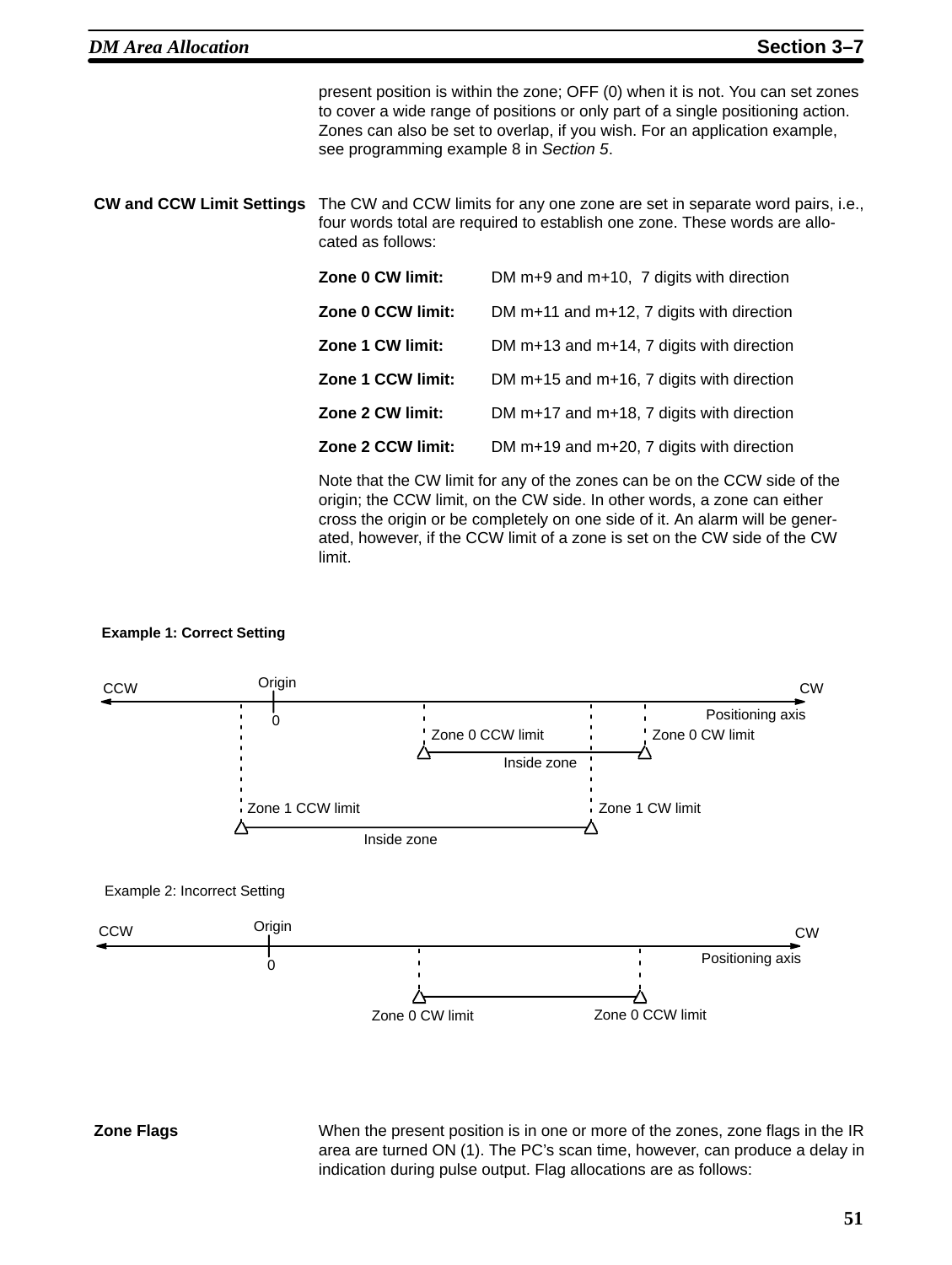present position is within the zone; OFF (0) when it is not. You can set zones to cover a wide range of positions or only part of a single positioning action. Zones can also be set to overlap, if you wish. For an application example, see programming example 8 in *Section 5*.

**CW and CCW Limit Settings**

The CW and CCW limits for any one zone are set in separate word pairs, i.e., four words total are required to establish one zone. These words are allocated as follows:

| | |
|---|---|
| **Zone 0 CW limit:** | DM m+9 and m+10, 7 digits with direction |
| **Zone 0 CCW limit:** | DM m+11 and m+12, 7 digits with direction |
| **Zone 1 CW limit:** | DM m+13 and m+14, 7 digits with direction |
| **Zone 1 CCW limit:** | DM m+15 and m+16, 7 digits with direction |
| **Zone 2 CW limit:** | DM m+17 and m+18, 7 digits with direction |
| **Zone 2 CCW limit:** | DM m+19 and m+20, 7 digits with direction |

Note that the CW limit for any of the zones can be on the CCW side of the origin; the CCW limit, on the CW side. In other words, a zone can either cross the origin or be completely on one side of it. An alarm will be generated, however, if the CCW limit of a zone is set on the CW side of the CW limit.

**Example 1: Correct Setting**

CCW — Origin 0 — CW, Positioning axis

Zone 0 CCW limit — Inside zone — Zone 0 CW limit

Zone 1 CCW limit — Inside zone — Zone 1 CW limit

Example 2: Incorrect Setting

CCW — Origin 0 — CW, Positioning axis

Zone 0 CW limit — Zone 0 CCW limit

**Zone Flags**

When the present position is in one or more of the zones, zone flags in the IR area are turned ON (1). The PC's scan time, however, can produce a delay in indication during pulse output. Flag allocations are as follows: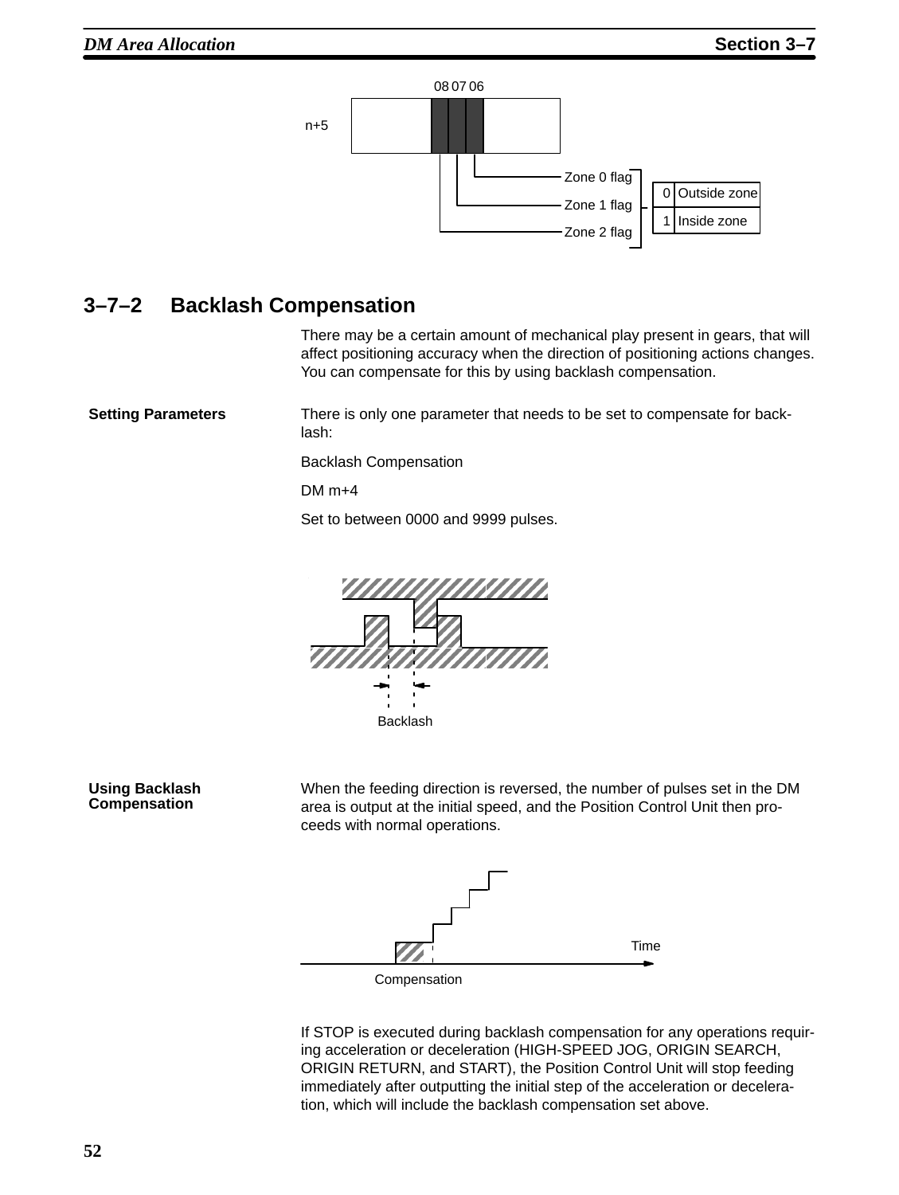n+5 — bits 08 07 06

| Bit | Flag |
|---|---|
| 06 | Zone 0 flag |
| 07 | Zone 1 flag |
| 08 | Zone 2 flag |

| Value | Meaning |
|---|---|
| 0 | Outside zone |
| 1 | Inside zone |

## 3–7–2 Backlash Compensation

There may be a certain amount of mechanical play present in gears, that will affect positioning accuracy when the direction of positioning actions changes. You can compensate for this by using backlash compensation.

**Setting Parameters**

There is only one parameter that needs to be set to compensate for backlash:

Backlash Compensation

DM m+4

Set to between 0000 and 9999 pulses.

Backlash

**Using Backlash Compensation**

When the feeding direction is reversed, the number of pulses set in the DM area is output at the initial speed, and the Position Control Unit then proceeds with normal operations.

Time

Compensation

If STOP is executed during backlash compensation for any operations requiring acceleration or deceleration (HIGH-SPEED JOG, ORIGIN SEARCH, ORIGIN RETURN, and START), the Position Control Unit will stop feeding immediately after outputting the initial step of the acceleration or deceleration, which will include the backlash compensation set above.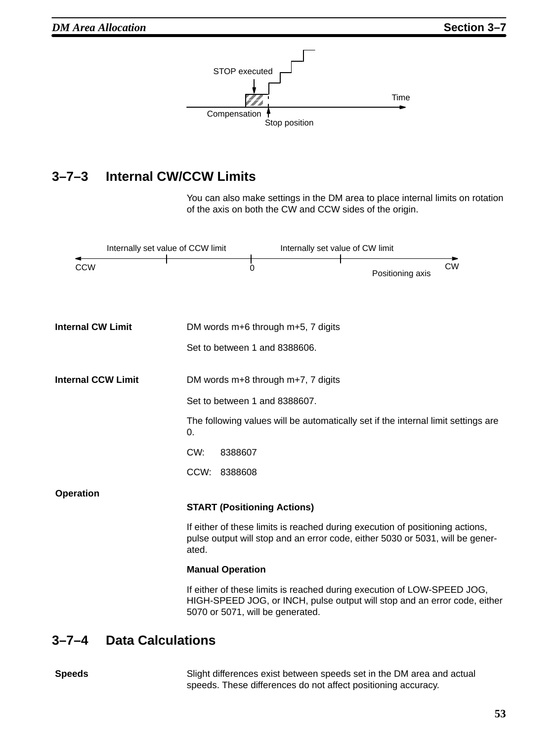STOP executed

Time

Compensation

Stop position

## 3–7–3 Internal CW/CCW Limits

You can also make settings in the DM area to place internal limits on rotation of the axis on both the CW and CCW sides of the origin.

Internally set value of CCW limit     Internally set value of CW limit

CCW     0     CW

Positioning axis

**Internal CW Limit**

DM words m+6 through m+5, 7 digits

Set to between 1 and 8388606.

**Internal CCW Limit**

DM words m+8 through m+7, 7 digits

Set to between 1 and 8388607.

The following values will be automatically set if the internal limit settings are 0.

CW: 8388607

CCW: 8388608

**Operation**

**START (Positioning Actions)**

If either of these limits is reached during execution of positioning actions, pulse output will stop and an error code, either 5030 or 5031, will be generated.

**Manual Operation**

If either of these limits is reached during execution of LOW-SPEED JOG, HIGH-SPEED JOG, or INCH, pulse output will stop and an error code, either 5070 or 5071, will be generated.

## 3–7–4 Data Calculations

**Speeds**

Slight differences exist between speeds set in the DM area and actual speeds. These differences do not affect positioning accuracy.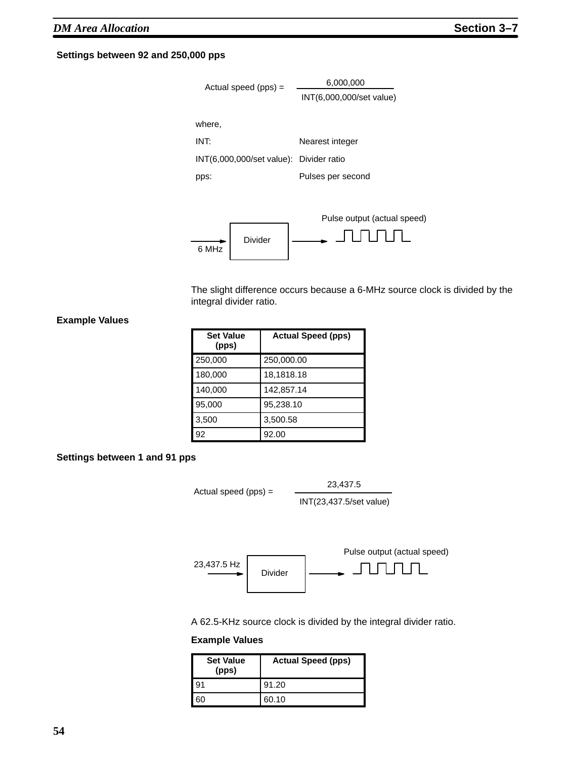**Settings between 92 and 250,000 pps**

$$\text{Actual speed (pps)} = \frac{6{,}000{,}000}{\text{INT}(6{,}000{,}000/\text{set value})}$$

where,

INT: Nearest integer

INT(6,000,000/set value): Divider ratio

pps: Pulses per second

6 MHz → Divider → Pulse output (actual speed)

The slight difference occurs because a 6-MHz source clock is divided by the integral divider ratio.

**Example Values**

| Set Value (pps) | Actual Speed (pps) |
|---|---|
| 250,000 | 250,000.00 |
| 180,000 | 18,1818.18 |
| 140,000 | 142,857.14 |
| 95,000 | 95,238.10 |
| 3,500 | 3,500.58 |
| 92 | 92.00 |

**Settings between 1 and 91 pps**

$$\text{Actual speed (pps)} = \frac{23{,}437.5}{\text{INT}(23{,}437.5/\text{set value})}$$

23,437.5 Hz → Divider → Pulse output (actual speed)

A 62.5-KHz source clock is divided by the integral divider ratio.

**Example Values**

| Set Value (pps) | Actual Speed (pps) |
|---|---|
| 91 | 91.20 |
| 60 | 60.10 |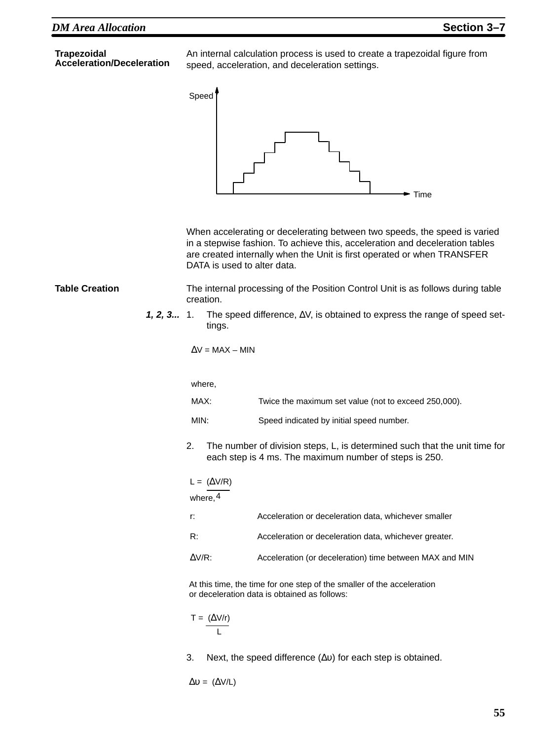**Trapezoidal Acceleration/Deceleration**

An internal calculation process is used to create a trapezoidal figure from speed, acceleration, and deceleration settings.

When accelerating or decelerating between two speeds, the speed is varied in a stepwise fashion. To achieve this, acceleration and deceleration tables are created internally when the Unit is first operated or when TRANSFER DATA is used to alter data.

**Table Creation**

The internal processing of the Position Control Unit is as follows during table creation.

***1, 2, 3...***

1. The speed difference, ΔV, is obtained to express the range of speed settings.

   $\Delta V = MAX - MIN$

   where,

   | | |
   |---|---|
   | MAX: | Twice the maximum set value (not to exceed 250,000). |
   | MIN: | Speed indicated by initial speed number. |

2. The number of division steps, L, is determined such that the unit time for each step is 4 ms. The maximum number of steps is 250.

   $$L = \frac{(\Delta V/R)}{4}$$

   where,

   | | |
   |---|---|
   | r: | Acceleration or deceleration data, whichever smaller |
   | R: | Acceleration or deceleration data, whichever greater. |
   | ΔV/R: | Acceleration (or deceleration) time between MAX and MIN |

   At this time, the time for one step of the smaller of the acceleration or deceleration data is obtained as follows:

   $$T = \frac{(\Delta V/r)}{L}$$

3. Next, the speed difference ($\Delta\upsilon$) for each step is obtained.

   $\Delta\upsilon = (\Delta V/L)$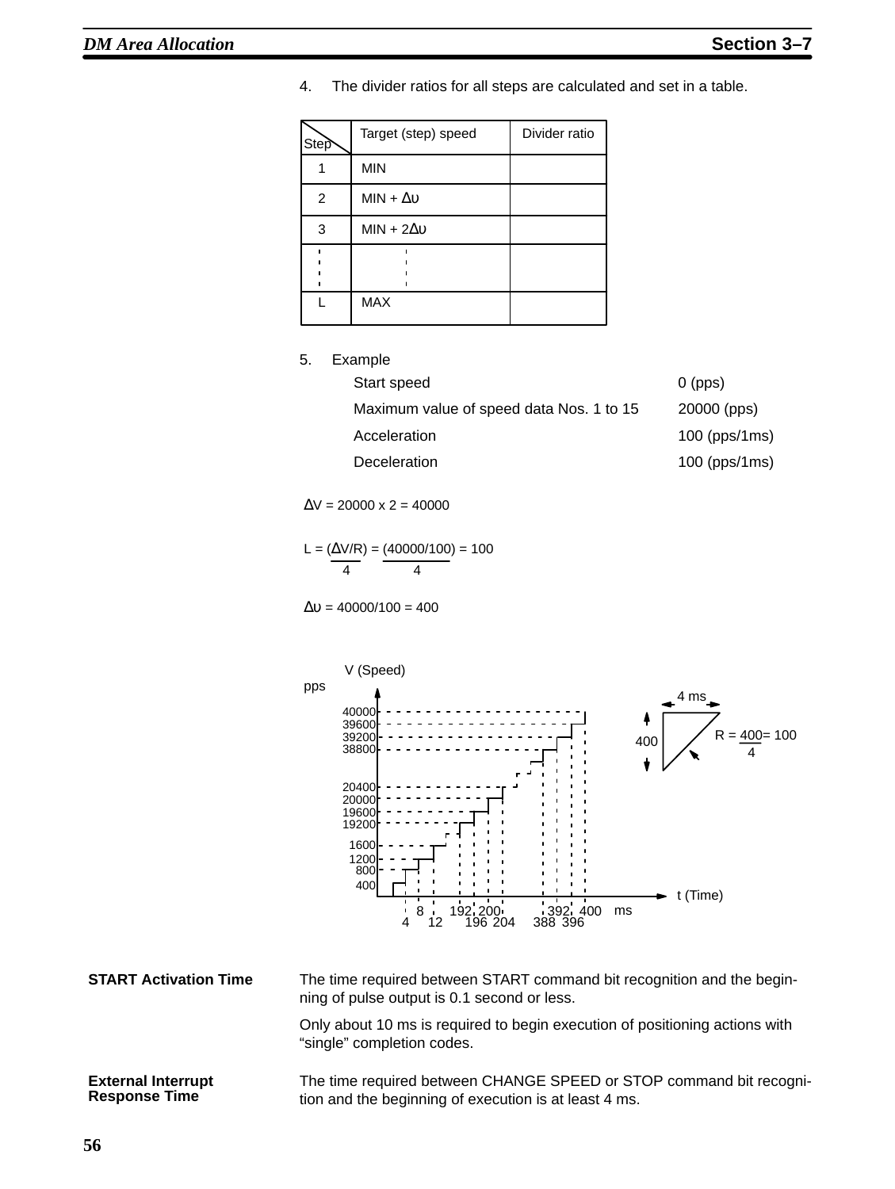4. The divider ratios for all steps are calculated and set in a table.

| Step | Target (step) speed | Divider ratio |
|---|---|---|
| 1 | MIN | |
| 2 | MIN + $\Delta \upsilon$ | |
| 3 | MIN + $2\Delta \upsilon$ | |
| ⋮ | ⋮ | |
| L | MAX | |

5. Example

| | |
|---|---|
| Start speed | 0 (pps) |
| Maximum value of speed data Nos. 1 to 15 | 20000 (pps) |
| Acceleration | 100 (pps/1ms) |
| Deceleration | 100 (pps/1ms) |

$\Delta V = 20000 \times 2 = 40000$

$L = \left(\dfrac{\Delta V / R}{4}\right) = \left(\dfrac{40000/100}{4}\right) = 100$

$\Delta \upsilon = 40000/100 = 400$

V (Speed)
pps

40000, 39600, 39200, 38800, 20400, 20000, 19600, 19200, 1600, 1200, 800, 400

t (Time)
4, 8, 12, 192, 196, 200, 204, 388, 392, 396, 400 ms

4 ms
400
$R = \dfrac{400}{4} = 100$

**START Activation Time**

The time required between START command bit recognition and the beginning of pulse output is 0.1 second or less.

Only about 10 ms is required to begin execution of positioning actions with "single" completion codes.

**External Interrupt Response Time**

The time required between CHANGE SPEED or STOP command bit recognition and the beginning of execution is at least 4 ms.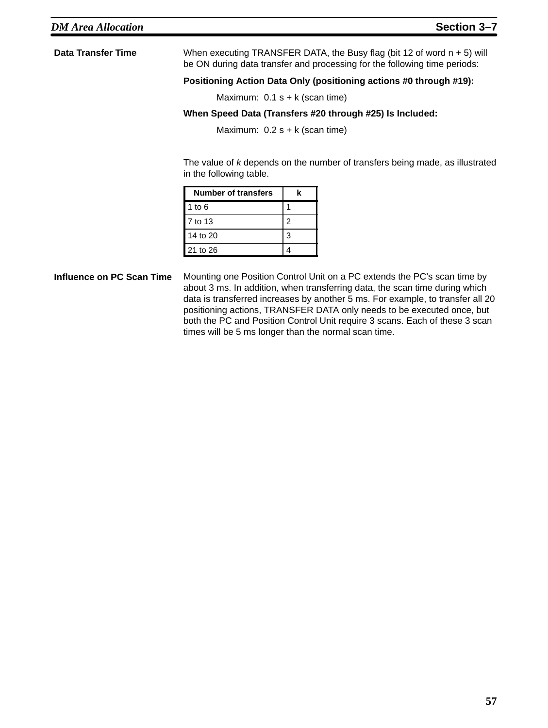### Data Transfer Time

When executing TRANSFER DATA, the Busy flag (bit 12 of word n + 5) will be ON during data transfer and processing for the following time periods:

**Positioning Action Data Only (positioning actions #0 through #19):**

Maximum: 0.1 s + k (scan time)

**When Speed Data (Transfers #20 through #25) Is Included:**

Maximum: 0.2 s + k (scan time)

The value of *k* depends on the number of transfers being made, as illustrated in the following table.

| Number of transfers | k |
|---|---|
| 1 to 6 | 1 |
| 7 to 13 | 2 |
| 14 to 20 | 3 |
| 21 to 26 | 4 |

### Influence on PC Scan Time

Mounting one Position Control Unit on a PC extends the PC's scan time by about 3 ms. In addition, when transferring data, the scan time during which data is transferred increases by another 5 ms. For example, to transfer all 20 positioning actions, TRANSFER DATA only needs to be executed once, but both the PC and Position Control Unit require 3 scans. Each of these 3 scan times will be 5 ms longer than the normal scan time.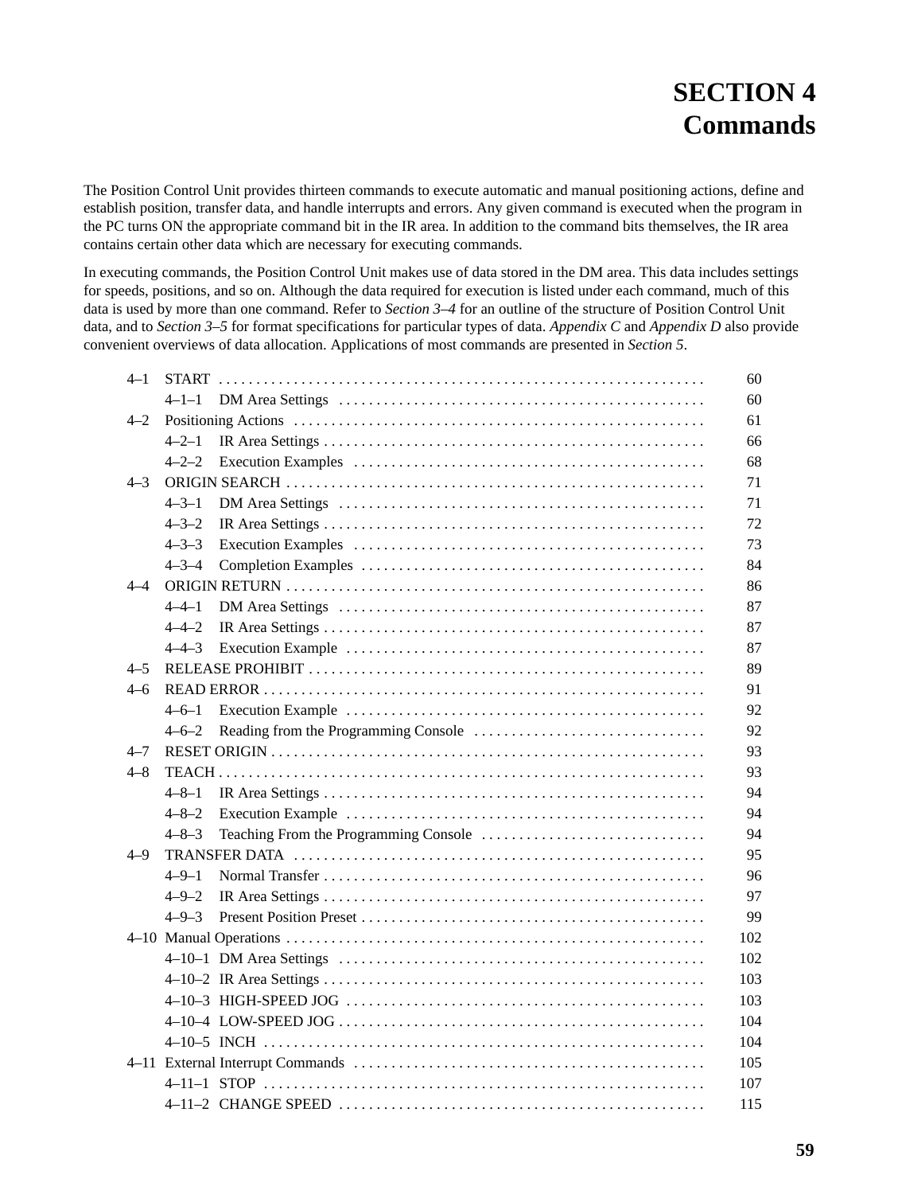# SECTION 4
# Commands

The Position Control Unit provides thirteen commands to execute automatic and manual positioning actions, define and establish position, transfer data, and handle interrupts and errors. Any given command is executed when the program in the PC turns ON the appropriate command bit in the IR area. In addition to the command bits themselves, the IR area contains certain other data which are necessary for executing commands.

In executing commands, the Position Control Unit makes use of data stored in the DM area. This data includes settings for speeds, positions, and so on. Although the data required for execution is listed under each command, much of this data is used by more than one command. Refer to *Section 3–4* for an outline of the structure of Position Control Unit data, and to *Section 3–5* for format specifications for particular types of data. *Appendix C* and *Appendix D* also provide convenient overviews of data allocation. Applications of most commands are presented in *Section 5*.

- 4–1 START . . . . . . . . . . 60
  - 4–1–1 DM Area Settings . . . . . . . . . . 60
- 4–2 Positioning Actions . . . . . . . . . . 61
  - 4–2–1 IR Area Settings . . . . . . . . . . 66
  - 4–2–2 Execution Examples . . . . . . . . . . 68
- 4–3 ORIGIN SEARCH . . . . . . . . . . 71
  - 4–3–1 DM Area Settings . . . . . . . . . . 71
  - 4–3–2 IR Area Settings . . . . . . . . . . 72
  - 4–3–3 Execution Examples . . . . . . . . . . 73
  - 4–3–4 Completion Examples . . . . . . . . . . 84
- 4–4 ORIGIN RETURN . . . . . . . . . . 86
  - 4–4–1 DM Area Settings . . . . . . . . . . 87
  - 4–4–2 IR Area Settings . . . . . . . . . . 87
  - 4–4–3 Execution Example . . . . . . . . . . 87
- 4–5 RELEASE PROHIBIT . . . . . . . . . . 89
- 4–6 READ ERROR . . . . . . . . . . 91
  - 4–6–1 Execution Example . . . . . . . . . . 92
  - 4–6–2 Reading from the Programming Console . . . . . . . . . . 92
- 4–7 RESET ORIGIN . . . . . . . . . . 93
- 4–8 TEACH . . . . . . . . . . 93
  - 4–8–1 IR Area Settings . . . . . . . . . . 94
  - 4–8–2 Execution Example . . . . . . . . . . 94
  - 4–8–3 Teaching From the Programming Console . . . . . . . . . . 94
- 4–9 TRANSFER DATA . . . . . . . . . . 95
  - 4–9–1 Normal Transfer . . . . . . . . . . 96
  - 4–9–2 IR Area Settings . . . . . . . . . . 97
  - 4–9–3 Present Position Preset . . . . . . . . . . 99
- 4–10 Manual Operations . . . . . . . . . . 102
  - 4–10–1 DM Area Settings . . . . . . . . . . 102
  - 4–10–2 IR Area Settings . . . . . . . . . . 103
  - 4–10–3 HIGH-SPEED JOG . . . . . . . . . . 103
  - 4–10–4 LOW-SPEED JOG . . . . . . . . . . 104
  - 4–10–5 INCH . . . . . . . . . . 104
- 4–11 External Interrupt Commands . . . . . . . . . . 105
  - 4–11–1 STOP . . . . . . . . . . 107
  - 4–11–2 CHANGE SPEED . . . . . . . . . . 115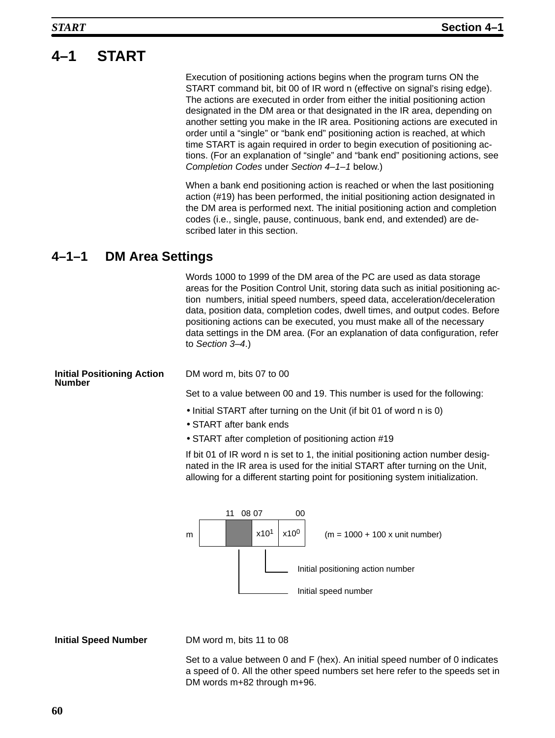# 4–1 START

Execution of positioning actions begins when the program turns ON the START command bit, bit 00 of IR word n (effective on signal's rising edge). The actions are executed in order from either the initial positioning action designated in the DM area or that designated in the IR area, depending on another setting you make in the IR area. Positioning actions are executed in order until a "single" or "bank end" positioning action is reached, at which time START is again required in order to begin execution of positioning actions. (For an explanation of "single" and "bank end" positioning actions, see *Completion Codes* under *Section 4–1–1* below.)

When a bank end positioning action is reached or when the last positioning action (#19) has been performed, the initial positioning action designated in the DM area is performed next. The initial positioning action and completion codes (i.e., single, pause, continuous, bank end, and extended) are described later in this section.

## 4–1–1 DM Area Settings

Words 1000 to 1999 of the DM area of the PC are used as data storage areas for the Position Control Unit, storing data such as initial positioning action numbers, initial speed numbers, speed data, acceleration/deceleration data, position data, completion codes, dwell times, and output codes. Before positioning actions can be executed, you must make all of the necessary data settings in the DM area. (For an explanation of data configuration, refer to *Section 3–4*.)

**Initial Positioning Action Number**

DM word m, bits 07 to 00

Set to a value between 00 and 19. This number is used for the following:

- Initial START after turning on the Unit (if bit 01 of word n is 0)
- START after bank ends
- START after completion of positioning action #19

If bit 01 of IR word n is set to 1, the initial positioning action number designated in the IR area is used for the initial START after turning on the Unit, allowing for a different starting point for positioning system initialization.

| | 15–12 | 11–08 | 07–04 | 03–00 |
|---|---|---|---|---|
| m | | (Initial speed number) | $x10^1$ | $x10^0$ |

Bits 07 to 00 ($x10^1$, $x10^0$): Initial positioning action number
Bits 11 to 08: Initial speed number

(m = 1000 + 100 x unit number)

**Initial Speed Number**

DM word m, bits 11 to 08

Set to a value between 0 and F (hex). An initial speed number of 0 indicates a speed of 0. All the other speed numbers set here refer to the speeds set in DM words m+82 through m+96.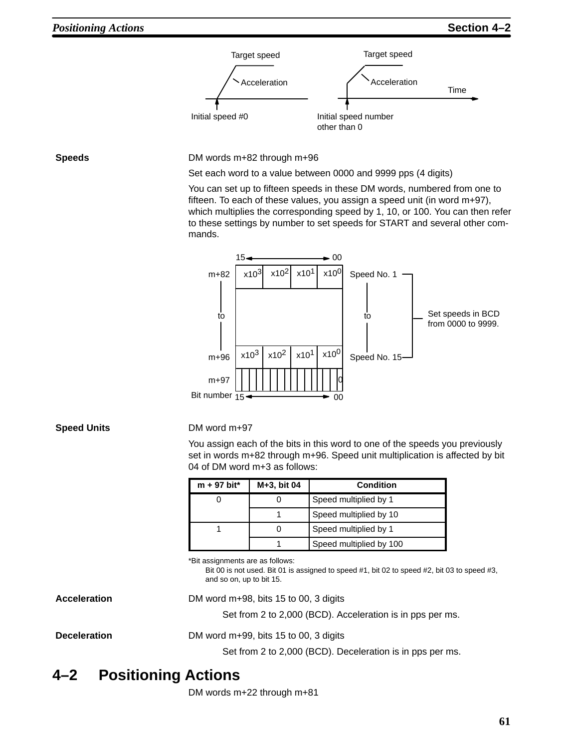Target speed

Acceleration

Initial speed #0

Target speed

Acceleration

Time

Initial speed number other than 0

**Speeds**

DM words m+82 through m+96

Set each word to a value between 0000 and 9999 pps (4 digits)

You can set up to fifteen speeds in these DM words, numbered from one to fifteen. To each of these values, you assign a speed unit (in word m+97), which multiplies the corresponding speed by 1, 10, or 100. You can then refer to these settings by number to set speeds for START and several other commands.

| | 15 ← → 00 | | | | |
|---|---|---|---|---|---|
| m+82 | $x10^3$ | $x10^2$ | $x10^1$ | $x10^0$ | Speed No. 1 |
| to | | | | | to |
| m+96 | $x10^3$ | $x10^2$ | $x10^1$ | $x10^0$ | Speed No. 15 |
| m+97 | | | | 0 | |
| Bit number | 15 ← → 00 | | | | |

Set speeds in BCD from 0000 to 9999.

**Speed Units**

DM word m+97

You assign each of the bits in this word to one of the speeds you previously set in words m+82 through m+96. Speed unit multiplication is affected by bit 04 of DM word m+3 as follows:

| m + 97 bit* | M+3, bit 04 | Condition |
|---|---|---|
| 0 | 0 | Speed multiplied by 1 |
| | 1 | Speed multiplied by 10 |
| 1 | 0 | Speed multiplied by 1 |
| | 1 | Speed multiplied by 100 |

*Bit assignments are as follows:
Bit 00 is not used. Bit 01 is assigned to speed #1, bit 02 to speed #2, bit 03 to speed #3, and so on, up to bit 15.

**Acceleration**

DM word m+98, bits 15 to 00, 3 digits

Set from 2 to 2,000 (BCD). Acceleration is in pps per ms.

**Deceleration**

DM word m+99, bits 15 to 00, 3 digits

Set from 2 to 2,000 (BCD). Deceleration is in pps per ms.

## 4–2 Positioning Actions

DM words m+22 through m+81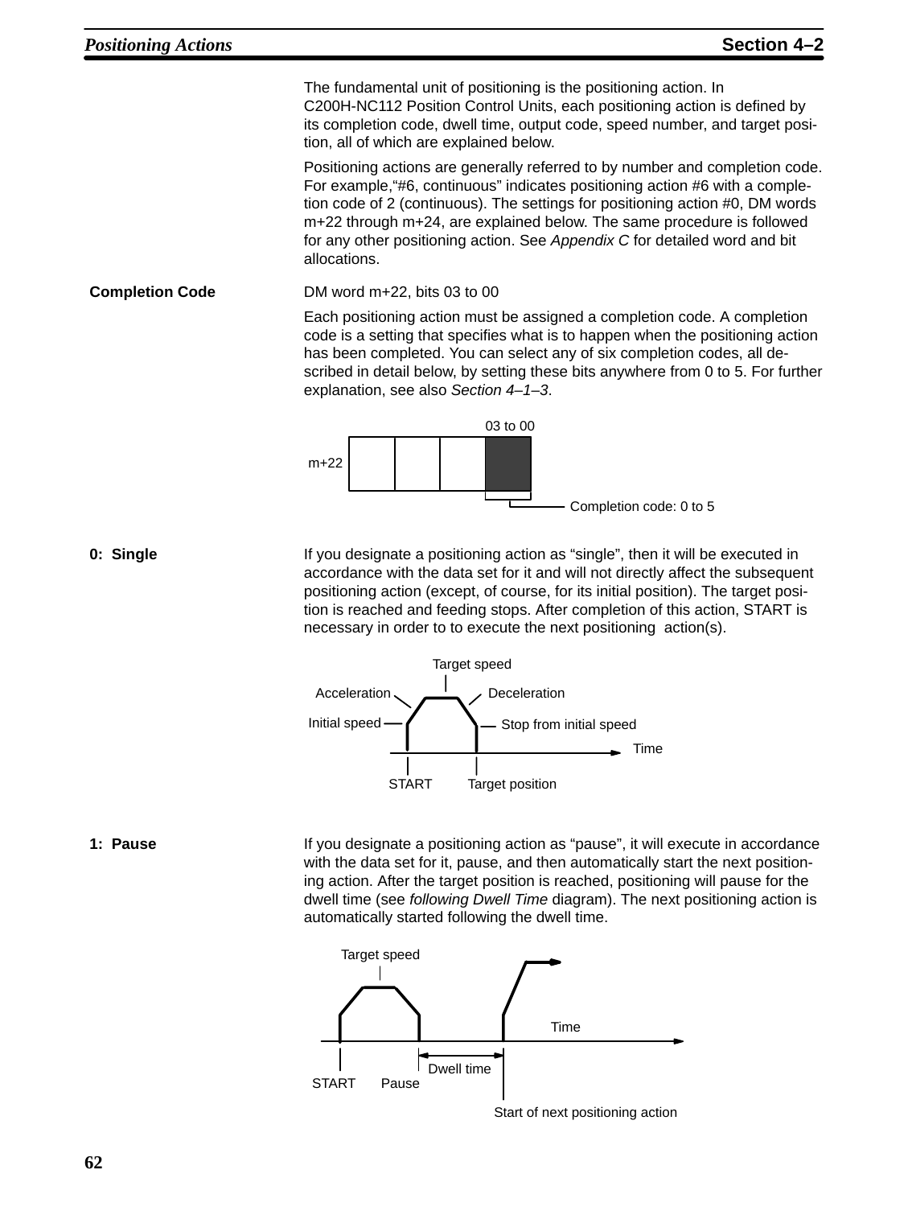The fundamental unit of positioning is the positioning action. In C200H-NC112 Position Control Units, each positioning action is defined by its completion code, dwell time, output code, speed number, and target position, all of which are explained below.

Positioning actions are generally referred to by number and completion code. For example,"#6, continuous" indicates positioning action #6 with a completion code of 2 (continuous). The settings for positioning action #0, DM words m+22 through m+24, are explained below. The same procedure is followed for any other positioning action. See *Appendix C* for detailed word and bit allocations.

**Completion Code**

DM word m+22, bits 03 to 00

Each positioning action must be assigned a completion code. A completion code is a setting that specifies what is to happen when the positioning action has been completed. You can select any of six completion codes, all described in detail below, by setting these bits anywhere from 0 to 5. For further explanation, see also *Section 4–1–3*.

03 to 00

m+22

Completion code: 0 to 5

**0: Single**

If you designate a positioning action as “single”, then it will be executed in accordance with the data set for it and will not directly affect the subsequent positioning action (except, of course, for its initial position). The target position is reached and feeding stops. After completion of this action, START is necessary in order to to execute the next positioning action(s).

Target speed, Acceleration, Deceleration, Initial speed, Stop from initial speed, Time, START, Target position

**1: Pause**

If you designate a positioning action as “pause”, it will execute in accordance with the data set for it, pause, and then automatically start the next positioning action. After the target position is reached, positioning will pause for the dwell time (see *following Dwell Time* diagram). The next positioning action is automatically started following the dwell time.

Target speed, Time, Dwell time, START, Pause, Start of next positioning action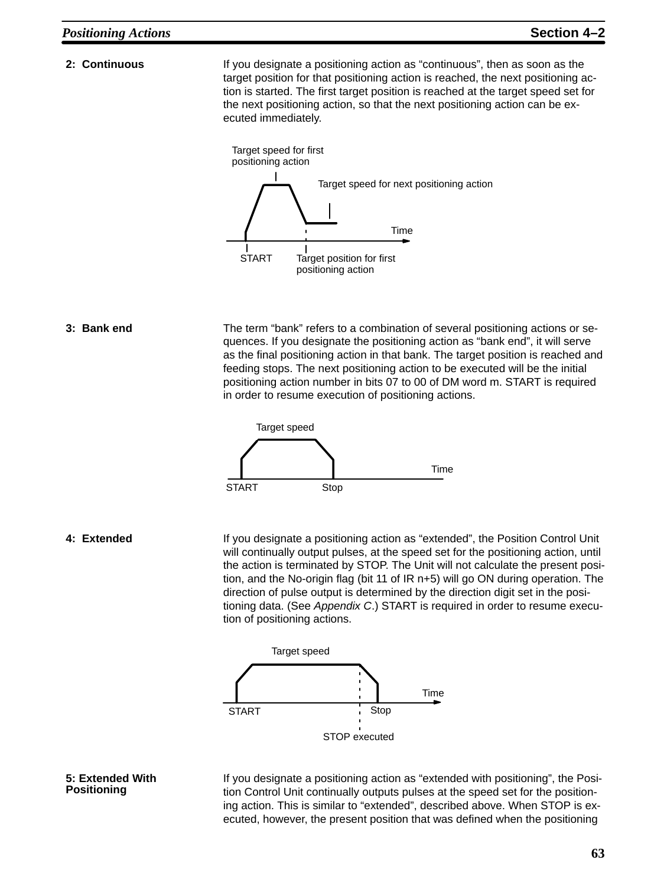#### 2: Continuous

If you designate a positioning action as “continuous”, then as soon as the target position for that positioning action is reached, the next positioning action is started. The first target position is reached at the target speed set for the next positioning action, so that the next positioning action can be executed immediately.

Target speed for first positioning action

Target speed for next positioning action

Time

START

Target position for first positioning action

#### 3: Bank end

The term “bank” refers to a combination of several positioning actions or sequences. If you designate the positioning action as “bank end”, it will serve as the final positioning action in that bank. The target position is reached and feeding stops. The next positioning action to be executed will be the initial positioning action number in bits 07 to 00 of DM word m. START is required in order to resume execution of positioning actions.

Target speed

Time

START

Stop

#### 4: Extended

If you designate a positioning action as “extended”, the Position Control Unit will continually output pulses, at the speed set for the positioning action, until the action is terminated by STOP. The Unit will not calculate the present position, and the No-origin flag (bit 11 of IR n+5) will go ON during operation. The direction of pulse output is determined by the direction digit set in the positioning data. (See *Appendix C*.) START is required in order to resume execution of positioning actions.

Target speed

Time

START

Stop

STOP executed

#### 5: Extended With Positioning

If you designate a positioning action as “extended with positioning”, the Position Control Unit continually outputs pulses at the speed set for the positioning action. This is similar to “extended”, described above. When STOP is executed, however, the present position that was defined when the positioning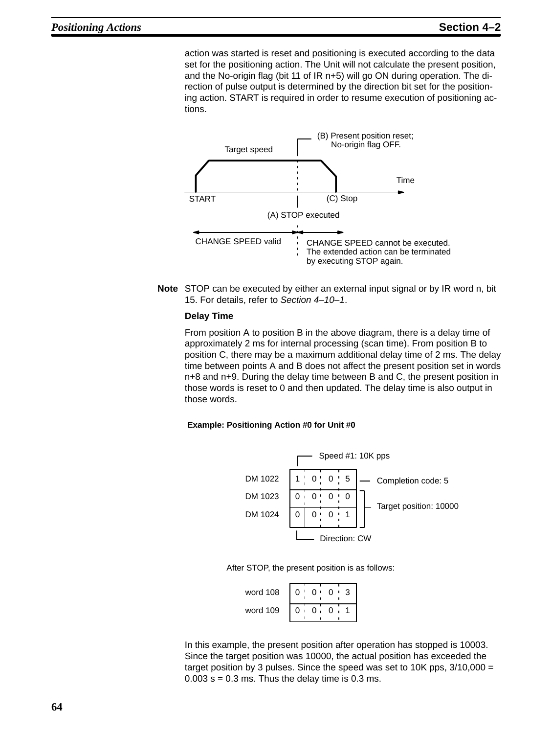action was started is reset and positioning is executed according to the data set for the positioning action. The Unit will not calculate the present position, and the No-origin flag (bit 11 of IR n+5) will go ON during operation. The direction of pulse output is determined by the direction bit set for the positioning action. START is required in order to resume execution of positioning actions.

(B) Present position reset; No-origin flag OFF.

Target speed

Time

START

(C) Stop

(A) STOP executed

CHANGE SPEED valid

CHANGE SPEED cannot be executed. The extended action can be terminated by executing STOP again.

**Note** STOP can be executed by either an external input signal or by IR word n, bit 15. For details, refer to *Section 4–10–1*.

**Delay Time**

From position A to position B in the above diagram, there is a delay time of approximately 2 ms for internal processing (scan time). From position B to position C, there may be a maximum additional delay time of 2 ms. The delay time between points A and B does not affect the present position set in words n+8 and n+9. During the delay time between B and C, the present position in those words is reset to 0 and then updated. The delay time is also output in those words.

**Example: Positioning Action #0 for Unit #0**

Speed #1: 10K pps

| | | | | | |
|---|---|---|---|---|---|
| DM 1022 | 1 | 0 | 0 | 5 | Completion code: 5 |
| DM 1023 | 0 | 0 | 0 | 0 | Target position: 10000 |
| DM 1024 | 0 | 0 | 0 | 1 | |

Direction: CW

After STOP, the present position is as follows:

| | | | | |
|---|---|---|---|---|
| word 108 | 0 | 0 | 0 | 3 |
| word 109 | 0 | 0 | 0 | 1 |

In this example, the present position after operation has stopped is 10003. Since the target position was 10000, the actual position has exceeded the target position by 3 pulses. Since the speed was set to 10K pps, 3/10,000 = 0.003 s = 0.3 ms. Thus the delay time is 0.3 ms.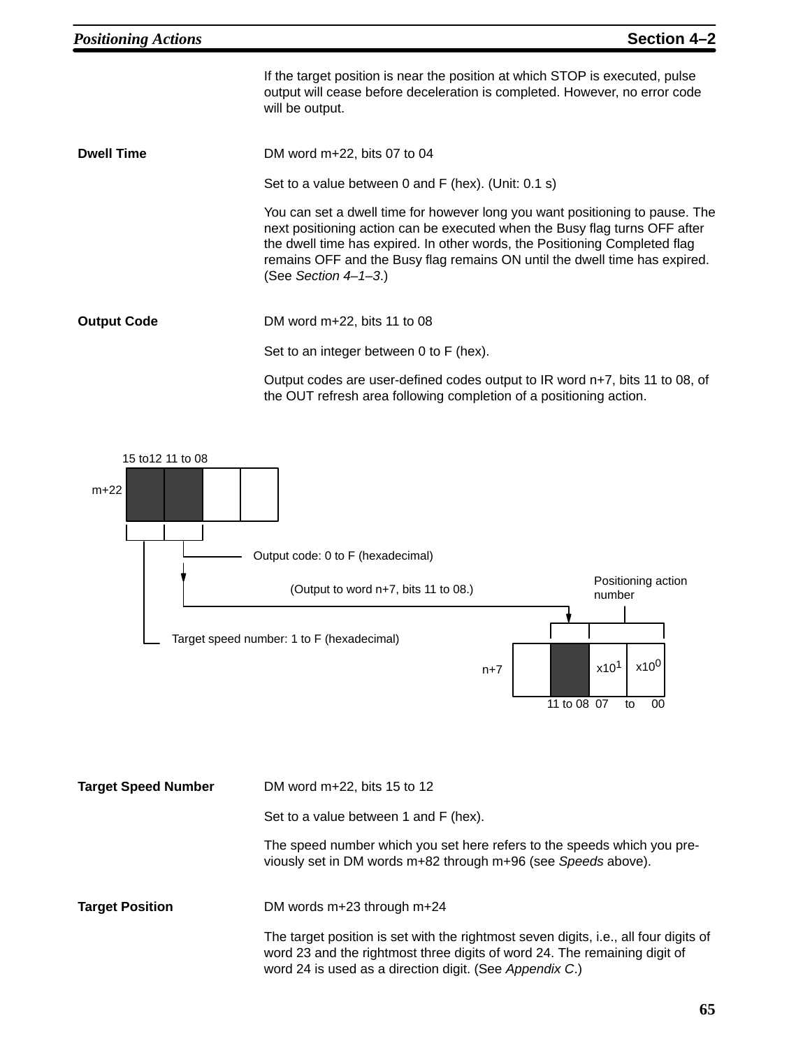If the target position is near the position at which STOP is executed, pulse output will cease before deceleration is completed. However, no error code will be output.

**Dwell Time**

DM word m+22, bits 07 to 04

Set to a value between 0 and F (hex). (Unit: 0.1 s)

You can set a dwell time for however long you want positioning to pause. The next positioning action can be executed when the Busy flag turns OFF after the dwell time has expired. In other words, the Positioning Completed flag remains OFF and the Busy flag remains ON until the dwell time has expired. (See *Section 4–1–3*.)

**Output Code**

DM word m+22, bits 11 to 08

Set to an integer between 0 to F (hex).

Output codes are user-defined codes output to IR word n+7, bits 11 to 08, of the OUT refresh area following completion of a positioning action.

15 to12 11 to 08

m+22

Output code: 0 to F (hexadecimal)

(Output to word n+7, bits 11 to 08.)

Positioning action number

Target speed number: 1 to F (hexadecimal)

n+7 | | | x10[1] | x10[0]

11 to 08 07 to 00

**Target Speed Number**

DM word m+22, bits 15 to 12

Set to a value between 1 and F (hex).

The speed number which you set here refers to the speeds which you previously set in DM words m+82 through m+96 (see *Speeds* above).

**Target Position**

DM words m+23 through m+24

The target position is set with the rightmost seven digits, i.e., all four digits of word 23 and the rightmost three digits of word 24. The remaining digit of word 24 is used as a direction digit. (See *Appendix C*.)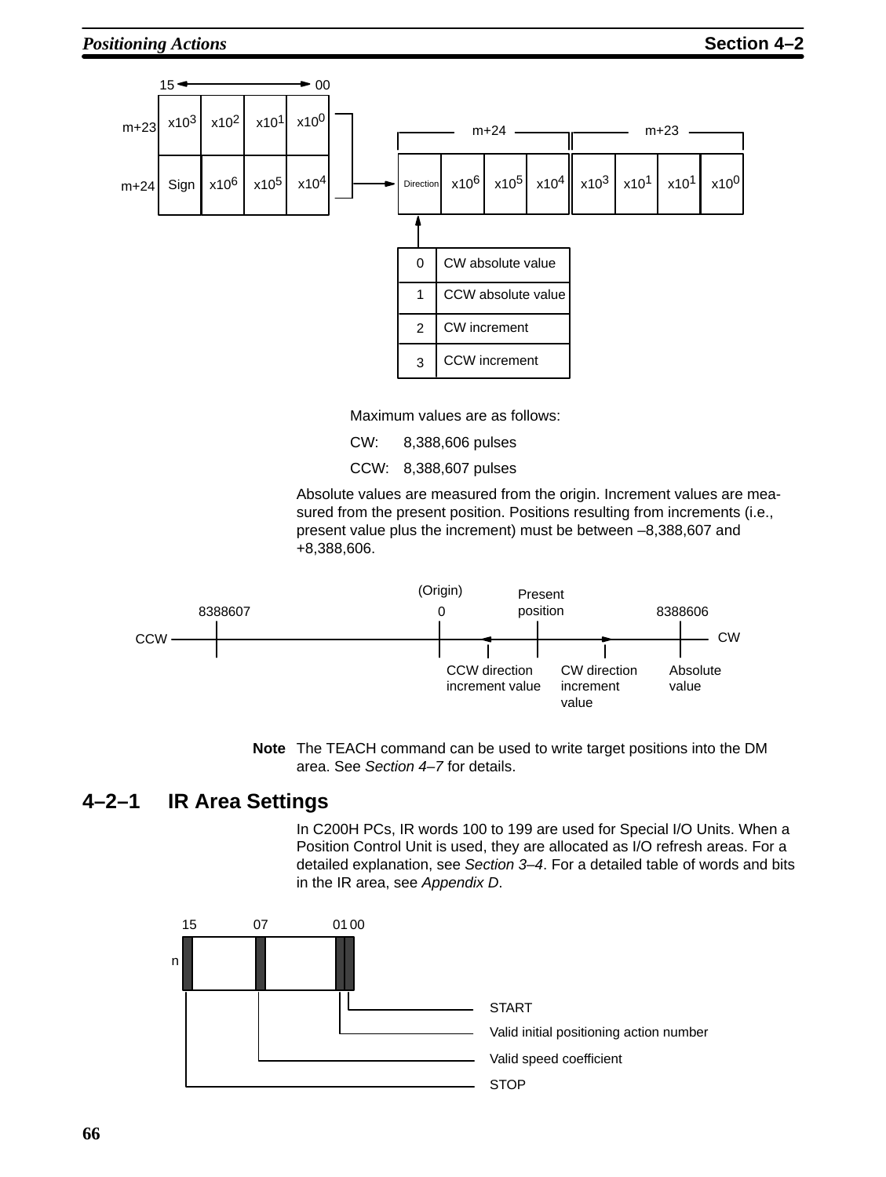| | 15 → 00 | | | |
|---|---|---|---|---|
| m+23 | x10³ | x10² | x10¹ | x10⁰ |
| m+24 | Sign | x10⁶ | x10⁵ | x10⁴ |

| m+24 | | | | m+23 | | | |
|---|---|---|---|---|---|---|---|
| Direction | x10⁶ | x10⁵ | x10⁴ | x10³ | x10¹ | x10¹ | x10⁰ |

| Direction | |
|---|---|
| 0 | CW absolute value |
| 1 | CCW absolute value |
| 2 | CW increment |
| 3 | CCW increment |

Maximum values are as follows:

CW: 8,388,606 pulses

CCW: 8,388,607 pulses

Absolute values are measured from the origin. Increment values are measured from the present position. Positions resulting from increments (i.e., present value plus the increment) must be between –8,388,607 and +8,388,606.

CCW — 8388607 — (Origin) 0 — Present position — 8388606 — CW

CCW direction increment value / CW direction increment value / Absolute value

**Note** The TEACH command can be used to write target positions into the DM area. See *Section 4–7* for details.

## 4–2–1 IR Area Settings

In C200H PCs, IR words 100 to 199 are used for Special I/O Units. When a Position Control Unit is used, they are allocated as I/O refresh areas. For a detailed explanation, see *Section 3–4*. For a detailed table of words and bits in the IR area, see *Appendix D*.

| Word n bit | Function |
|---|---|
| 00 | START |
| 01 | Valid initial positioning action number |
| 07 | Valid speed coefficient |
| 15 | STOP |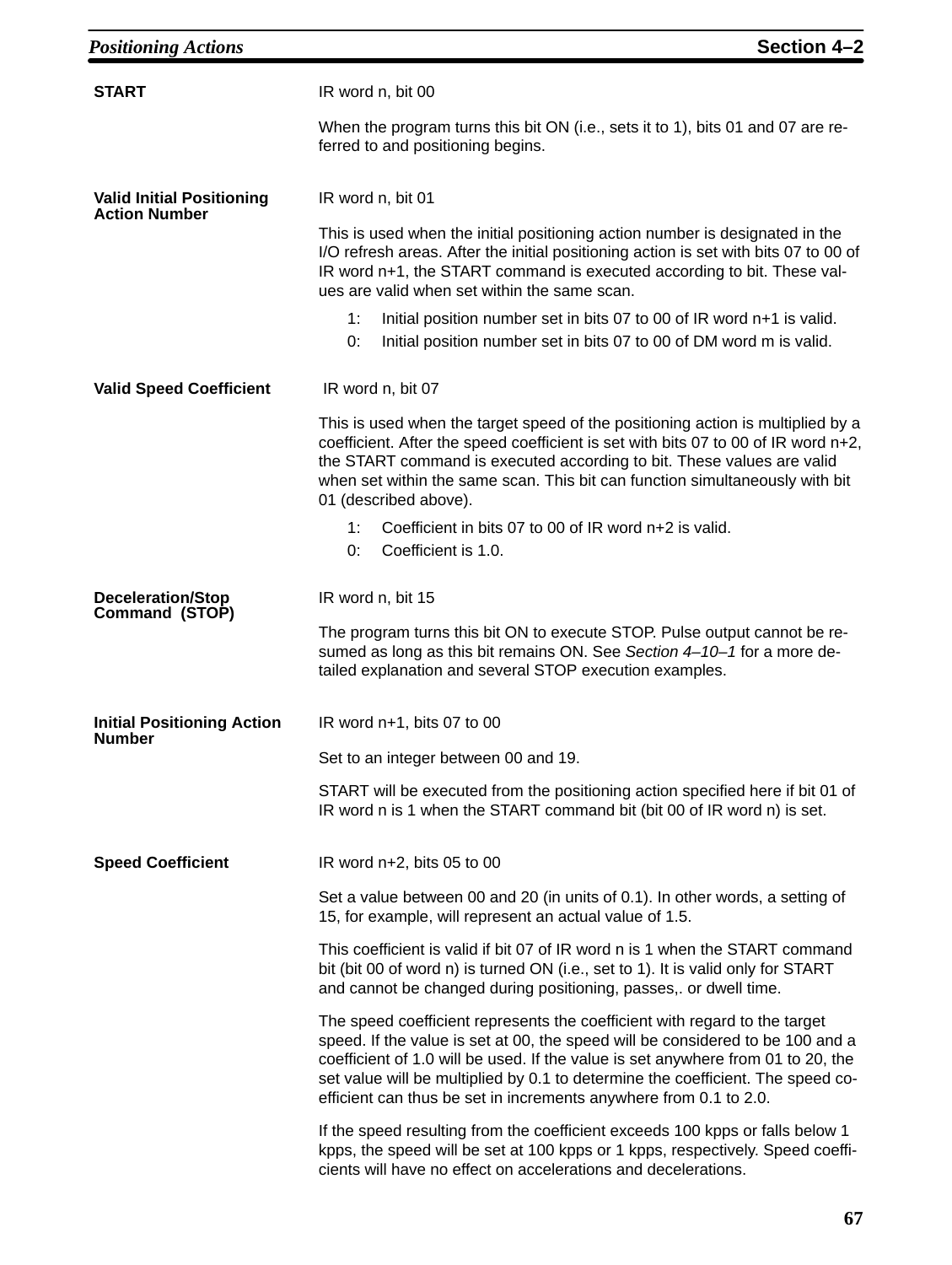**START**

IR word n, bit 00

When the program turns this bit ON (i.e., sets it to 1), bits 01 and 07 are referred to and positioning begins.

**Valid Initial Positioning Action Number**

IR word n, bit 01

This is used when the initial positioning action number is designated in the I/O refresh areas. After the initial positioning action is set with bits 07 to 00 of IR word n+1, the START command is executed according to bit. These values are valid when set within the same scan.

1: Initial position number set in bits 07 to 00 of IR word n+1 is valid.
0: Initial position number set in bits 07 to 00 of DM word m is valid.

**Valid Speed Coefficient**

IR word n, bit 07

This is used when the target speed of the positioning action is multiplied by a coefficient. After the speed coefficient is set with bits 07 to 00 of IR word n+2, the START command is executed according to bit. These values are valid when set within the same scan. This bit can function simultaneously with bit 01 (described above).

1: Coefficient in bits 07 to 00 of IR word n+2 is valid.
0: Coefficient is 1.0.

**Deceleration/Stop Command (STOP)**

IR word n, bit 15

The program turns this bit ON to execute STOP. Pulse output cannot be resumed as long as this bit remains ON. See *Section 4–10–1* for a more detailed explanation and several STOP execution examples.

**Initial Positioning Action Number**

IR word n+1, bits 07 to 00

Set to an integer between 00 and 19.

START will be executed from the positioning action specified here if bit 01 of IR word n is 1 when the START command bit (bit 00 of IR word n) is set.

**Speed Coefficient**

IR word n+2, bits 05 to 00

Set a value between 00 and 20 (in units of 0.1). In other words, a setting of 15, for example, will represent an actual value of 1.5.

This coefficient is valid if bit 07 of IR word n is 1 when the START command bit (bit 00 of word n) is turned ON (i.e., set to 1). It is valid only for START and cannot be changed during positioning, passes,. or dwell time.

The speed coefficient represents the coefficient with regard to the target speed. If the value is set at 00, the speed will be considered to be 100 and a coefficient of 1.0 will be used. If the value is set anywhere from 01 to 20, the set value will be multiplied by 0.1 to determine the coefficient. The speed coefficient can thus be set in increments anywhere from 0.1 to 2.0.

If the speed resulting from the coefficient exceeds 100 kpps or falls below 1 kpps, the speed will be set at 100 kpps or 1 kpps, respectively. Speed coefficients will have no effect on accelerations and decelerations.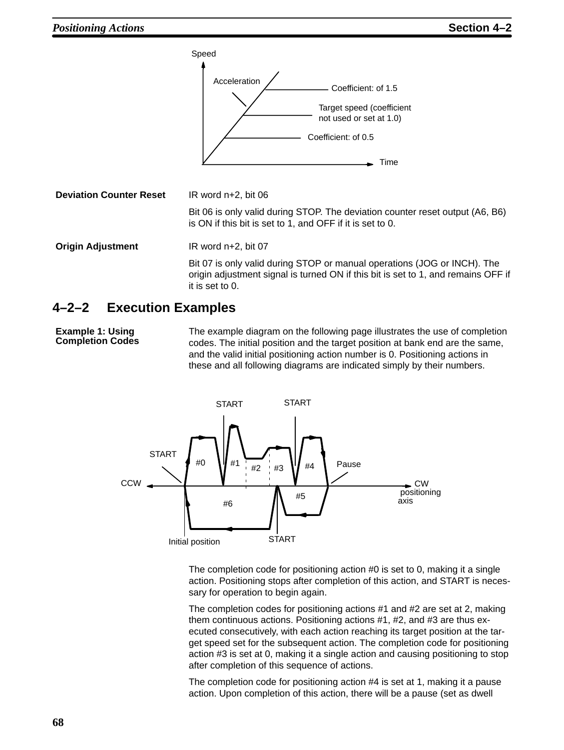Deviation Counter Reset — IR word n+2, bit 06

Bit 06 is only valid during STOP. The deviation counter reset output (A6, B6) is ON if this bit is set to 1, and OFF if it is set to 0.

**Origin Adjustment** — IR word n+2, bit 07

Bit 07 is only valid during STOP or manual operations (JOG or INCH). The origin adjustment signal is turned ON if this bit is set to 1, and remains OFF if it is set to 0.

## 4–2–2 Execution Examples

**Example 1: Using Completion Codes**

The example diagram on the following page illustrates the use of completion codes. The initial position and the target position at bank end are the same, and the valid initial positioning action number is 0. Positioning actions in these and all following diagrams are indicated simply by their numbers.

The completion code for positioning action #0 is set to 0, making it a single action. Positioning stops after completion of this action, and START is necessary for operation to begin again.

The completion codes for positioning actions #1 and #2 are set at 2, making them continuous actions. Positioning actions #1, #2, and #3 are thus executed consecutively, with each action reaching its target position at the target speed set for the subsequent action. The completion code for positioning action #3 is set at 0, making it a single action and causing positioning to stop after completion of this sequence of actions.

The completion code for positioning action #4 is set at 1, making it a pause action. Upon completion of this action, there will be a pause (set as dwell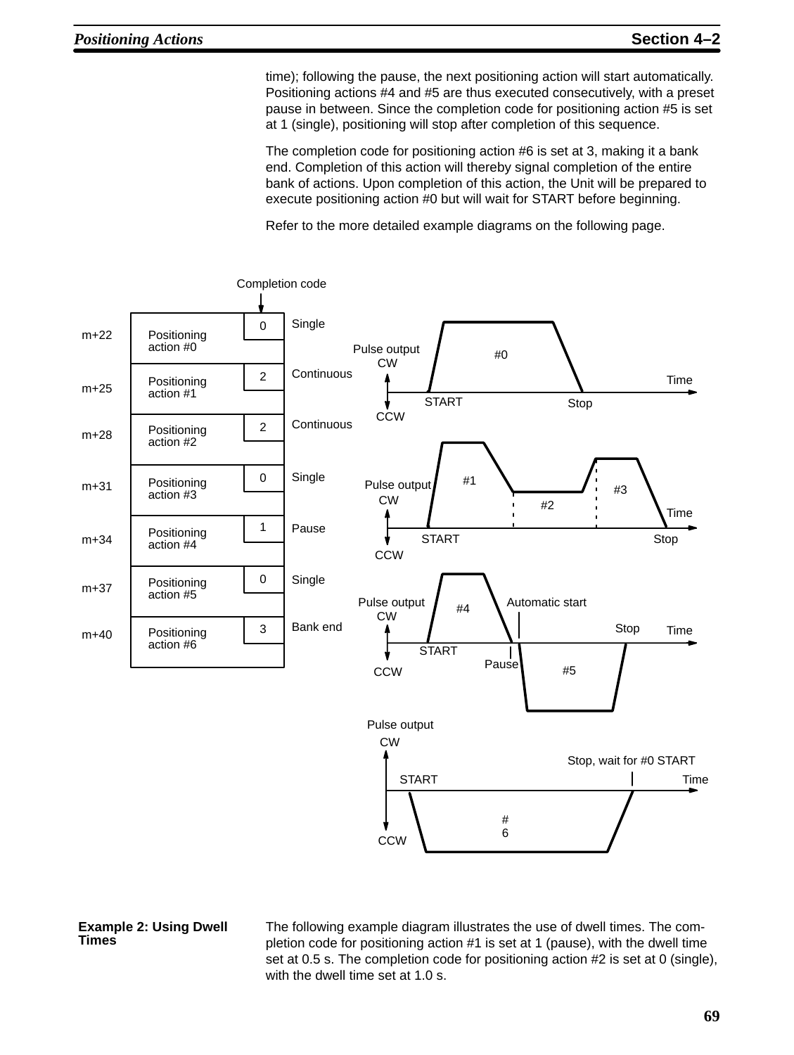time); following the pause, the next positioning action will start automatically. Positioning actions #4 and #5 are thus executed consecutively, with a preset pause in between. Since the completion code for positioning action #5 is set at 1 (single), positioning will stop after completion of this sequence.

The completion code for positioning action #6 is set at 3, making it a bank end. Completion of this action will thereby signal completion of the entire bank of actions. Upon completion of this action, the Unit will be prepared to execute positioning action #0 but will wait for START before beginning.

Refer to the more detailed example diagrams on the following page.

| | | Completion code | |
|---|---|---|---|
| m+22 | Positioning action #0 | 0 | Single |
| m+25 | Positioning action #1 | 2 | Continuous |
| m+28 | Positioning action #2 | 2 | Continuous |
| m+31 | Positioning action #3 | 0 | Single |
| m+34 | Positioning action #4 | 1 | Pause |
| m+37 | Positioning action #5 | 0 | Single |
| m+40 | Positioning action #6 | 3 | Bank end |

**Example 2: Using Dwell Times**

The following example diagram illustrates the use of dwell times. The completion code for positioning action #1 is set at 1 (pause), with the dwell time set at 0.5 s. The completion code for positioning action #2 is set at 0 (single), with the dwell time set at 1.0 s.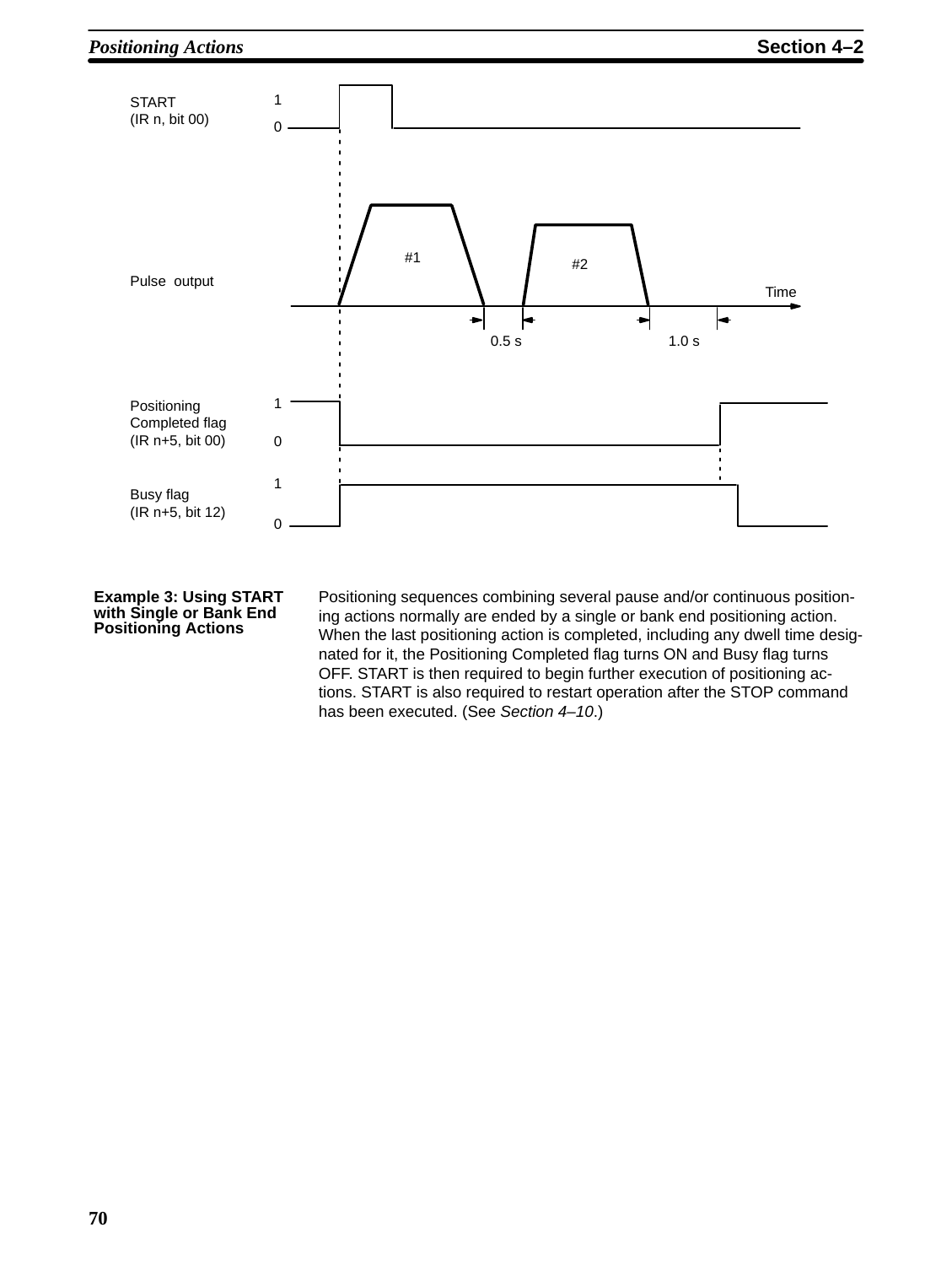START
(IR n, bit 00)

Pulse output

Positioning Completed flag
(IR n+5, bit 00)

Busy flag
(IR n+5, bit 12)

#1 #2

0.5 s 1.0 s

Time

**Example 3: Using START with Single or Bank End Positioning Actions**

Positioning sequences combining several pause and/or continuous positioning actions normally are ended by a single or bank end positioning action. When the last positioning action is completed, including any dwell time designated for it, the Positioning Completed flag turns ON and Busy flag turns OFF. START is then required to begin further execution of positioning actions. START is also required to restart operation after the STOP command has been executed. (See *Section 4–10*.)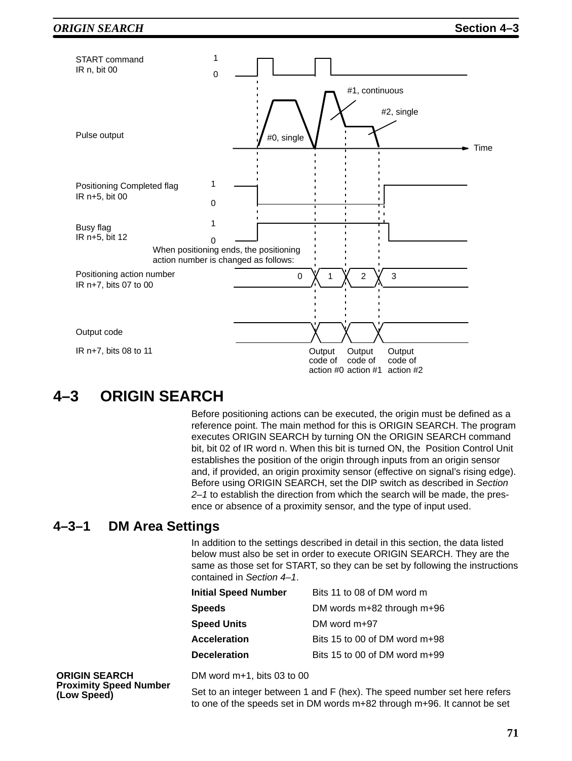START command
IR n, bit 00

Pulse output

Positioning Completed flag
IR n+5, bit 00

Busy flag
IR n+5, bit 12

When positioning ends, the positioning action number is changed as follows:

Positioning action number
IR n+7, bits 07 to 00

Output code
IR n+7, bits 08 to 11

## 4–3 ORIGIN SEARCH

Before positioning actions can be executed, the origin must be defined as a reference point. The main method for this is ORIGIN SEARCH. The program executes ORIGIN SEARCH by turning ON the ORIGIN SEARCH command bit, bit 02 of IR word n. When this bit is turned ON, the Position Control Unit establishes the position of the origin through inputs from an origin sensor and, if provided, an origin proximity sensor (effective on signal's rising edge). Before using ORIGIN SEARCH, set the DIP switch as described in *Section 2–1* to establish the direction from which the search will be made, the presence or absence of a proximity sensor, and the type of input used.

### 4–3–1 DM Area Settings

In addition to the settings described in detail in this section, the data listed below must also be set in order to execute ORIGIN SEARCH. They are the same as those set for START, so they can be set by following the instructions contained in *Section 4–1*.

| | |
|---|---|
| **Initial Speed Number** | Bits 11 to 08 of DM word m |
| **Speeds** | DM words m+82 through m+96 |
| **Speed Units** | DM word m+97 |
| **Acceleration** | Bits 15 to 00 of DM word m+98 |
| **Deceleration** | Bits 15 to 00 of DM word m+99 |

**ORIGIN SEARCH Proximity Speed Number (Low Speed)**

DM word m+1, bits 03 to 00

Set to an integer between 1 and F (hex). The speed number set here refers to one of the speeds set in DM words m+82 through m+96. It cannot be set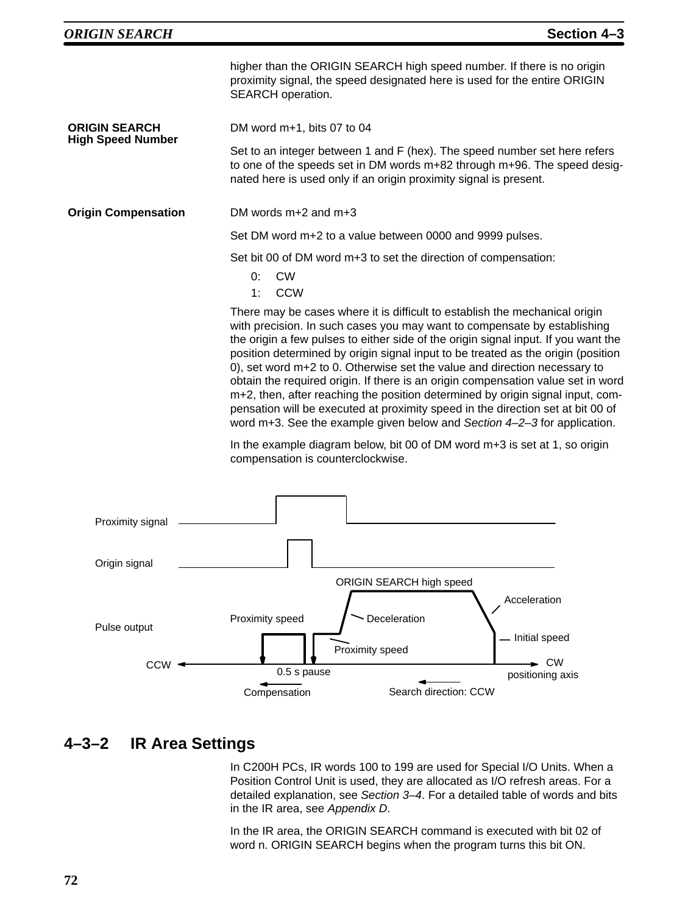higher than the ORIGIN SEARCH high speed number. If there is no origin proximity signal, the speed designated here is used for the entire ORIGIN SEARCH operation.

**ORIGIN SEARCH High Speed Number**

DM word m+1, bits 07 to 04

Set to an integer between 1 and F (hex). The speed number set here refers to one of the speeds set in DM words m+82 through m+96. The speed designated here is used only if an origin proximity signal is present.

**Origin Compensation**

DM words m+2 and m+3

Set DM word m+2 to a value between 0000 and 9999 pulses.

Set bit 00 of DM word m+3 to set the direction of compensation:

0: CW
1: CCW

There may be cases where it is difficult to establish the mechanical origin with precision. In such cases you may want to compensate by establishing the origin a few pulses to either side of the origin signal input. If you want the position determined by origin signal input to be treated as the origin (position 0), set word m+2 to 0. Otherwise set the value and direction necessary to obtain the required origin. If there is an origin compensation value set in word m+2, then, after reaching the position determined by origin signal input, compensation will be executed at proximity speed in the direction set at bit 00 of word m+3. See the example given below and *Section 4–2–3* for application.

In the example diagram below, bit 00 of DM word m+3 is set at 1, so origin compensation is counterclockwise.

Proximity signal

Origin signal

Pulse output

ORIGIN SEARCH high speed

Acceleration

Proximity speed

Deceleration

Initial speed

Proximity speed

CCW

CW positioning axis

0.5 s pause

Compensation

Search direction: CCW

## 4–3–2 IR Area Settings

In C200H PCs, IR words 100 to 199 are used for Special I/O Units. When a Position Control Unit is used, they are allocated as I/O refresh areas. For a detailed explanation, see *Section 3–4*. For a detailed table of words and bits in the IR area, see *Appendix D*.

In the IR area, the ORIGIN SEARCH command is executed with bit 02 of word n. ORIGIN SEARCH begins when the program turns this bit ON.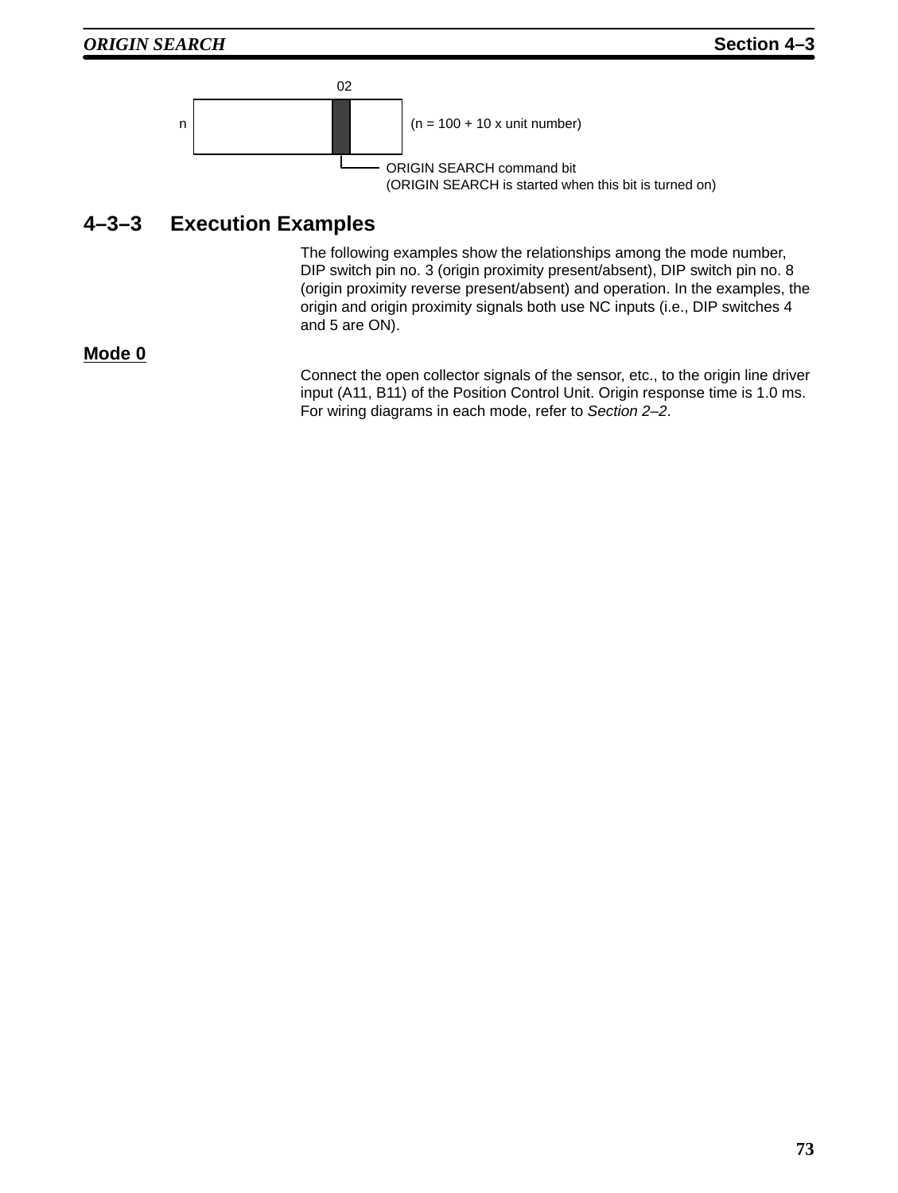02

n (n = 100 + 10 x unit number)

ORIGIN SEARCH command bit
(ORIGIN SEARCH is started when this bit is turned on)

## 4–3–3 Execution Examples

The following examples show the relationships among the mode number, DIP switch pin no. 3 (origin proximity present/absent), DIP switch pin no. 8 (origin proximity reverse present/absent) and operation. In the examples, the origin and origin proximity signals both use NC inputs (i.e., DIP switches 4 and 5 are ON).

### Mode 0

Connect the open collector signals of the sensor, etc., to the origin line driver input (A11, B11) of the Position Control Unit. Origin response time is 1.0 ms. For wiring diagrams in each mode, refer to *Section 2–2*.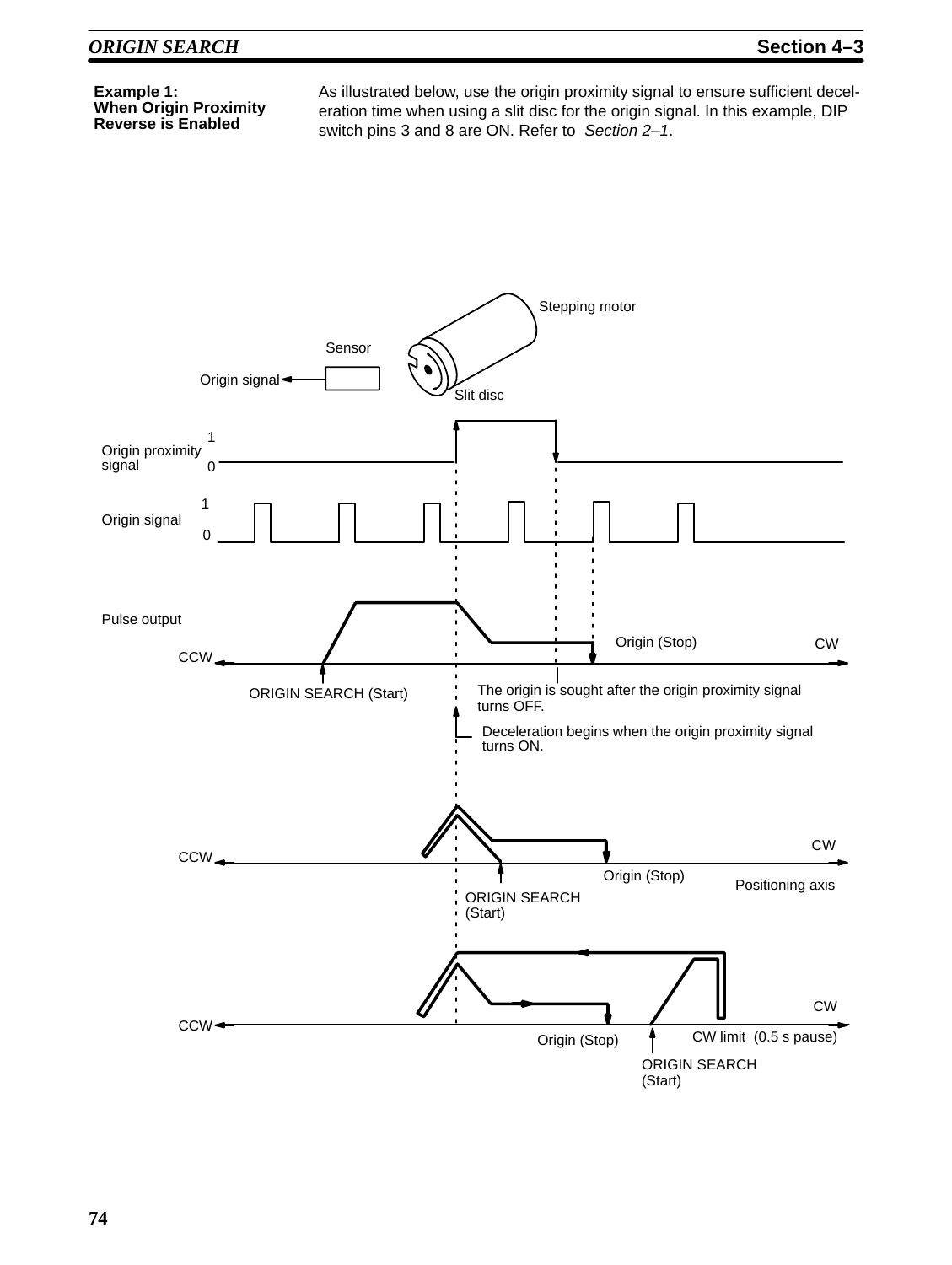**Example 1: When Origin Proximity Reverse is Enabled**

As illustrated below, use the origin proximity signal to ensure sufficient deceleration time when using a slit disc for the origin signal. In this example, DIP switch pins 3 and 8 are ON. Refer to *Section 2–1*.

Stepping motor

Sensor

Origin signal

Slit disc

Origin proximity signal

Origin signal

Pulse output

Origin (Stop)

CW

CCW

ORIGIN SEARCH (Start)

The origin is sought after the origin proximity signal turns OFF.

Deceleration begins when the origin proximity signal turns ON.

CW

CCW

Origin (Stop)

Positioning axis

ORIGIN SEARCH (Start)

CW

CCW

Origin (Stop)

CW limit (0.5 s pause)

ORIGIN SEARCH (Start)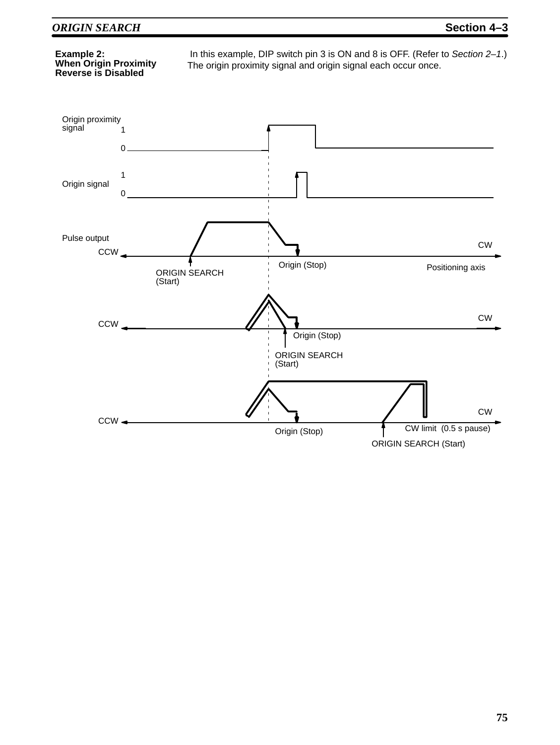**Example 2: When Origin Proximity Reverse is Disabled**

In this example, DIP switch pin 3 is ON and 8 is OFF. (Refer to *Section 2–1*.) The origin proximity signal and origin signal each occur once.

Origin proximity signal 1 0

Origin signal 1 0

Pulse output

CCW CW

Origin (Stop)

Positioning axis

ORIGIN SEARCH (Start)

CCW CW

Origin (Stop)

ORIGIN SEARCH (Start)

CCW CW

Origin (Stop)

CW limit (0.5 s pause)

ORIGIN SEARCH (Start)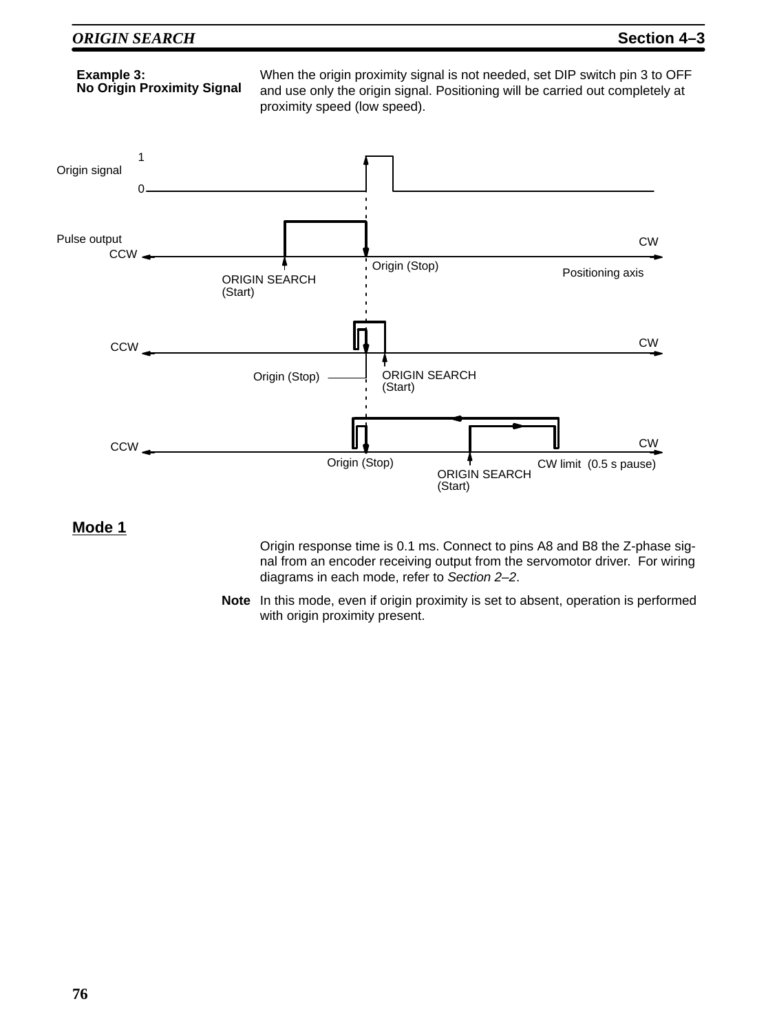**Example 3: No Origin Proximity Signal**

When the origin proximity signal is not needed, set DIP switch pin 3 to OFF and use only the origin signal. Positioning will be carried out completely at proximity speed (low speed).

Origin signal 1 0

Pulse output

CCW CW

Origin (Stop)

Positioning axis

ORIGIN SEARCH (Start)

CCW CW

Origin (Stop)

ORIGIN SEARCH (Start)

CCW CW

Origin (Stop)

ORIGIN SEARCH (Start)

CW limit (0.5 s pause)

## Mode 1

Origin response time is 0.1 ms. Connect to pins A8 and B8 the Z-phase signal from an encoder receiving output from the servomotor driver. For wiring diagrams in each mode, refer to *Section 2–2*.

**Note** In this mode, even if origin proximity is set to absent, operation is performed with origin proximity present.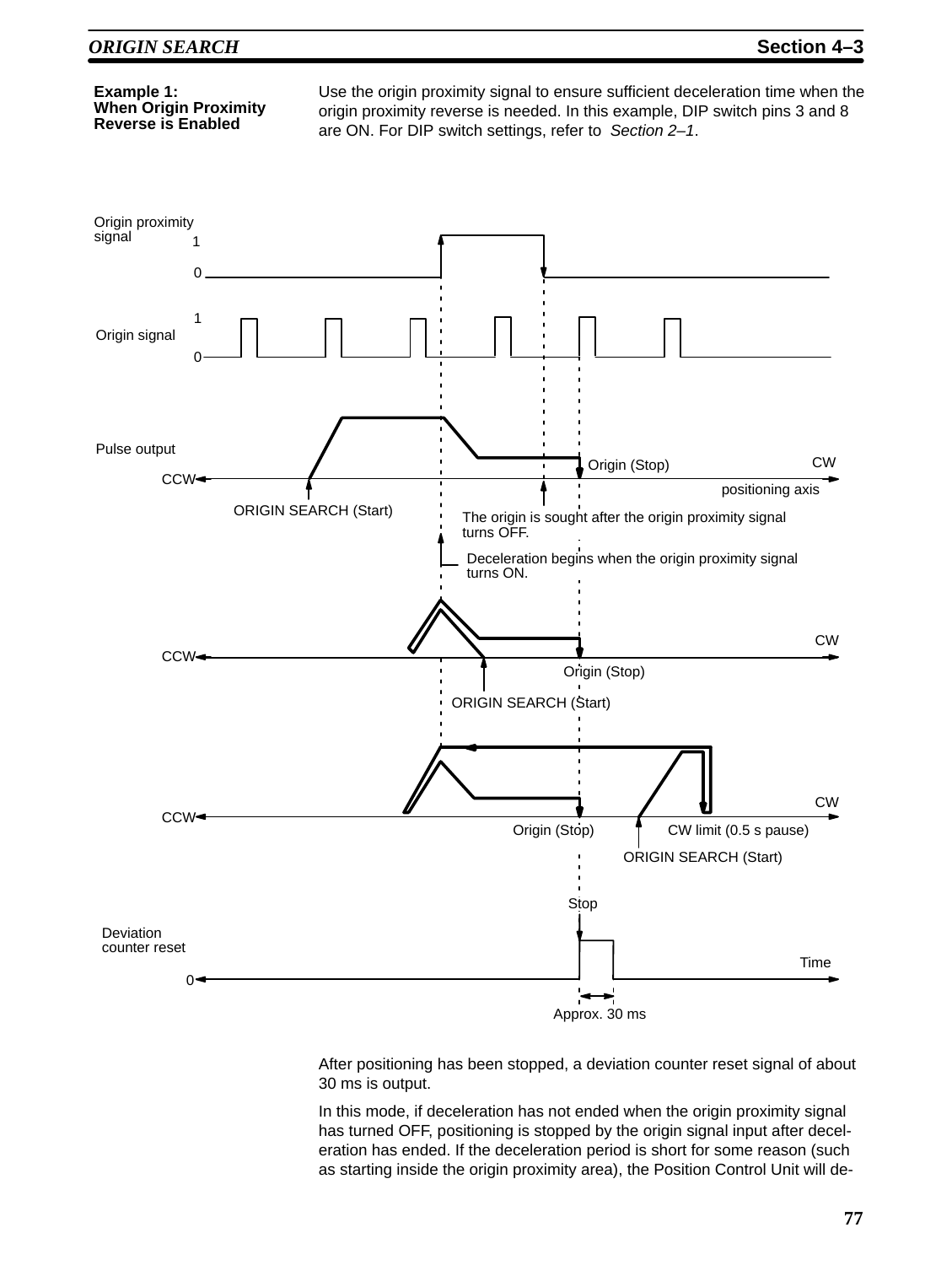**Example 1: When Origin Proximity Reverse is Enabled**

Use the origin proximity signal to ensure sufficient deceleration time when the origin proximity reverse is needed. In this example, DIP switch pins 3 and 8 are ON. For DIP switch settings, refer to *Section 2–1*.

Origin proximity signal 1 0

Origin signal 1 0

Pulse output

CCW CW positioning axis

Origin (Stop)

ORIGIN SEARCH (Start)

The origin is sought after the origin proximity signal turns OFF.

Deceleration begins when the origin proximity signal turns ON.

CCW CW

Origin (Stop)

ORIGIN SEARCH (Start)

CCW CW

Origin (Stop)

CW limit (0.5 s pause)

ORIGIN SEARCH (Start)

Stop

Deviation counter reset

0 Time

Approx. 30 ms

After positioning has been stopped, a deviation counter reset signal of about 30 ms is output.

In this mode, if deceleration has not ended when the origin proximity signal has turned OFF, positioning is stopped by the origin signal input after deceleration has ended. If the deceleration period is short for some reason (such as starting inside the origin proximity area), the Position Control Unit will de-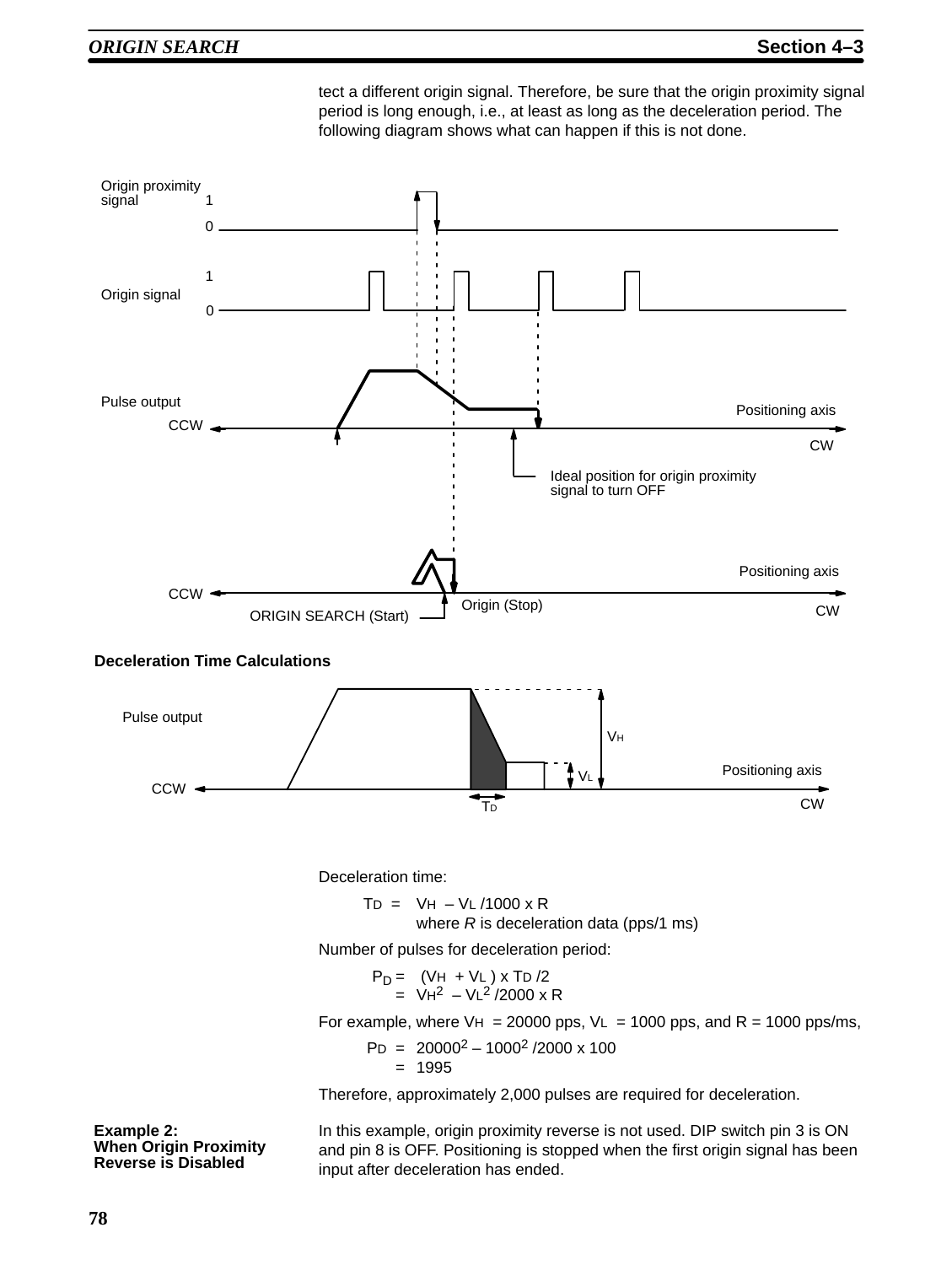tect a different origin signal. Therefore, be sure that the origin proximity signal period is long enough, i.e., at least as long as the deceleration period. The following diagram shows what can happen if this is not done.

**Deceleration Time Calculations**

Deceleration time:

$T_D$ = $V_H$ – $V_L$ /1000 x R
where *R* is deceleration data (pps/1 ms)

Number of pulses for deceleration period:

$P_D$ = ($V_H$ + $V_L$ ) x $T_D$ /2
= $V_H^2$ – $V_L^2$ /2000 x R

For example, where $V_H$ = 20000 pps, $V_L$ = 1000 pps, and R = 1000 pps/ms,

$P_D$ = $20000^2$ – $1000^2$ /2000 x 100
= 1995

Therefore, approximately 2,000 pulses are required for deceleration.

**Example 2: When Origin Proximity Reverse is Disabled**

In this example, origin proximity reverse is not used. DIP switch pin 3 is ON and pin 8 is OFF. Positioning is stopped when the first origin signal has been input after deceleration has ended.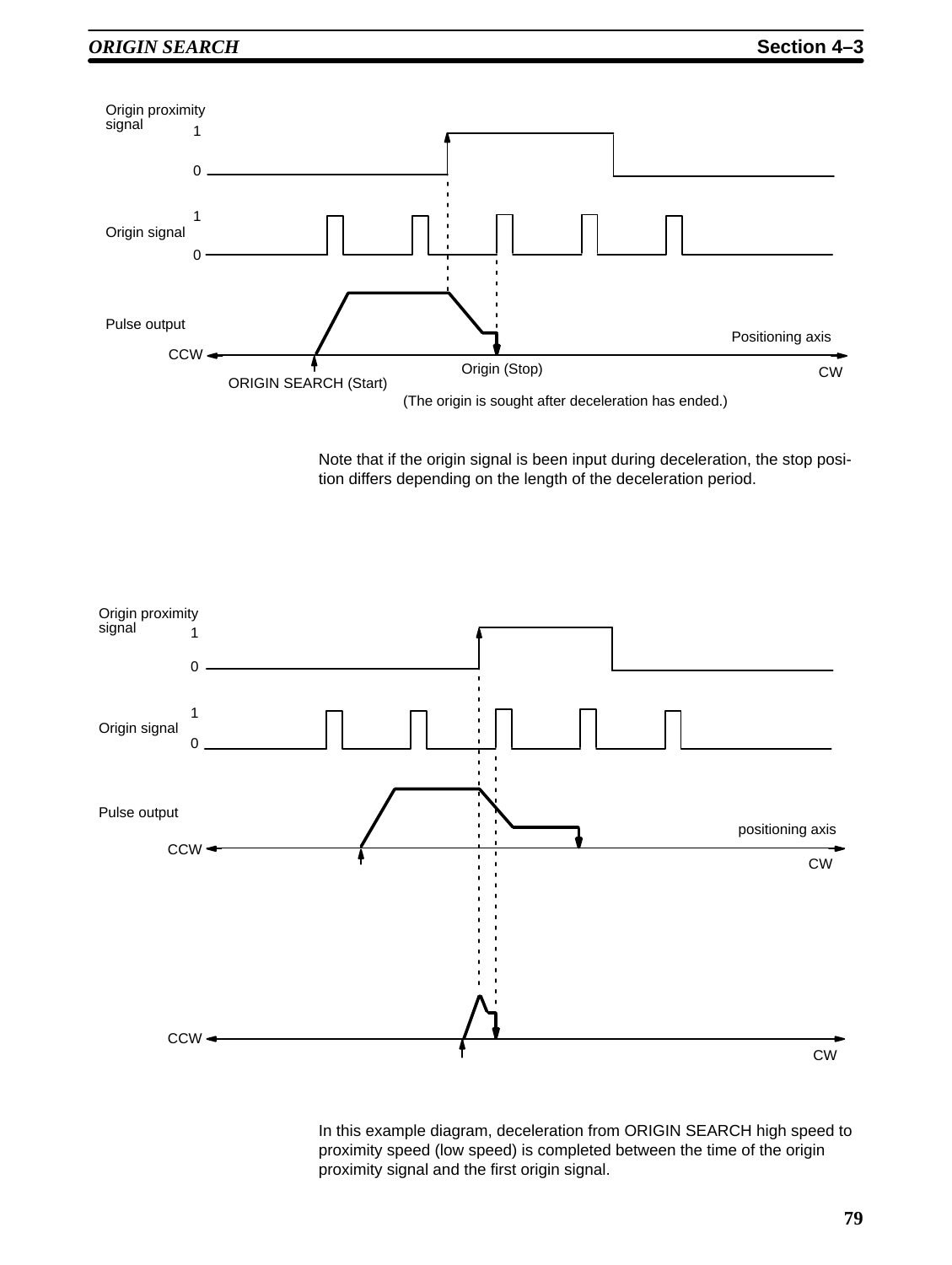Origin proximity signal

1

0

Origin signal

Pulse output

CCW

Positioning axis

CW

Origin (Stop)

ORIGIN SEARCH (Start)

(The origin is sought after deceleration has ended.)

Note that if the origin signal is been input during deceleration, the stop position differs depending on the length of the deceleration period.

Origin proximity signal

1

0

Origin signal

Pulse output

CCW

positioning axis

CW

CCW

CW

In this example diagram, deceleration from ORIGIN SEARCH high speed to proximity speed (low speed) is completed between the time of the origin proximity signal and the first origin signal.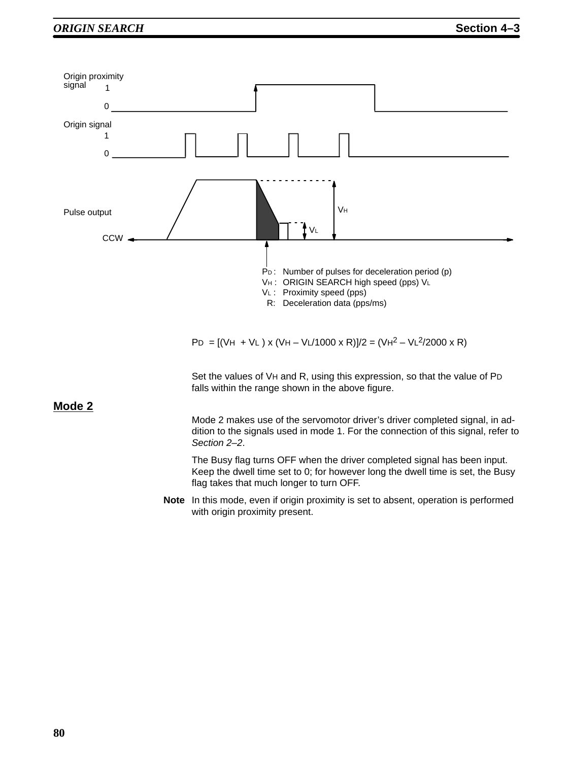Origin proximity signal

Origin signal

Pulse output

CCW

$P_D$ : Number of pulses for deceleration period (p)
$V_H$ : ORIGIN SEARCH high speed (pps) $V_L$
$V_L$ : Proximity speed (pps)
R: Deceleration data (pps/ms)

$$P_D = [(V_H + V_L) \times (V_H – V_L/1000 \times R)]/2 = (V_H^2 – V_L^2/2000 \times R)$$

Set the values of $V_H$ and R, using this expression, so that the value of $P_D$ falls within the range shown in the above figure.

## Mode 2

Mode 2 makes use of the servomotor driver's driver completed signal, in addition to the signals used in mode 1. For the connection of this signal, refer to *Section 2–2*.

The Busy flag turns OFF when the driver completed signal has been input. Keep the dwell time set to 0; for however long the dwell time is set, the Busy flag takes that much longer to turn OFF.

**Note** In this mode, even if origin proximity is set to absent, operation is performed with origin proximity present.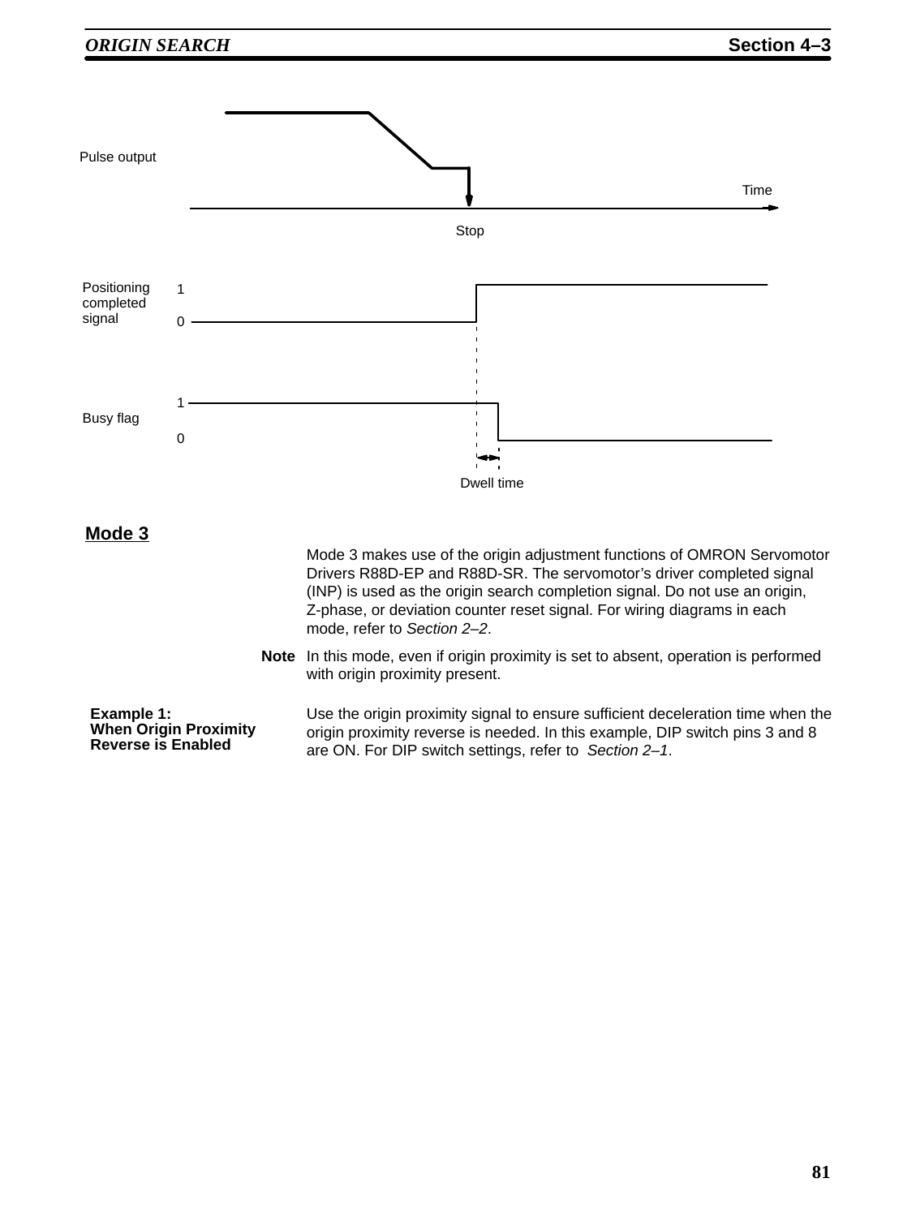Pulse output

Time

Stop

Positioning completed signal 1 0

Busy flag 1 0

Dwell time

## Mode 3

Mode 3 makes use of the origin adjustment functions of OMRON Servomotor Drivers R88D-EP and R88D-SR. The servomotor's driver completed signal (INP) is used as the origin search completion signal. Do not use an origin, Z-phase, or deviation counter reset signal. For wiring diagrams in each mode, refer to *Section 2–2*.

**Note** In this mode, even if origin proximity is set to absent, operation is performed with origin proximity present.

**Example 1: When Origin Proximity Reverse is Enabled**

Use the origin proximity signal to ensure sufficient deceleration time when the origin proximity reverse is needed. In this example, DIP switch pins 3 and 8 are ON. For DIP switch settings, refer to *Section 2–1*.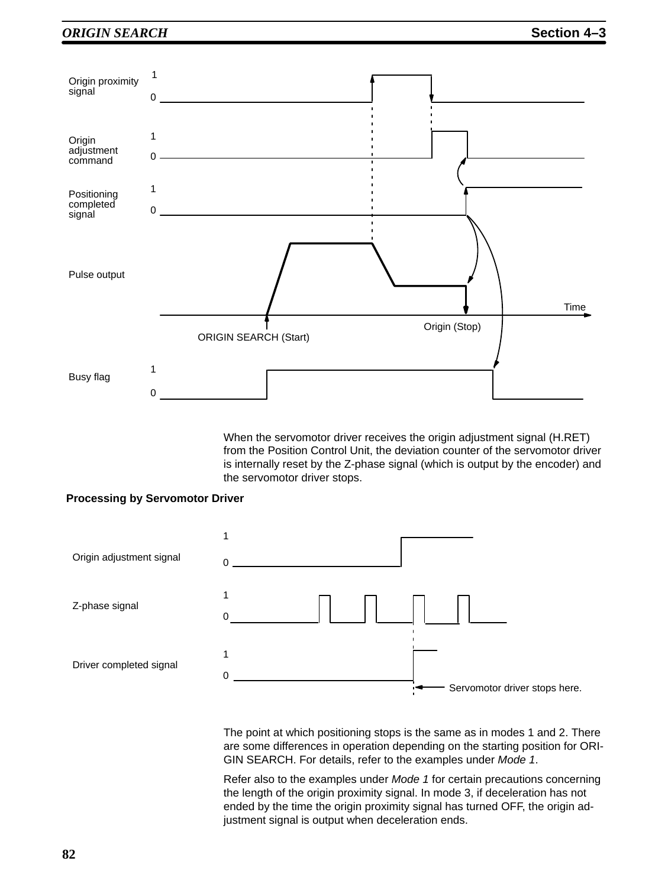When the servomotor driver receives the origin adjustment signal (H.RET) from the Position Control Unit, the deviation counter of the servomotor driver is internally reset by the Z-phase signal (which is output by the encoder) and the servomotor driver stops.

**Processing by Servomotor Driver**

The point at which positioning stops is the same as in modes 1 and 2. There are some differences in operation depending on the starting position for ORIGIN SEARCH. For details, refer to the examples under *Mode 1*.

Refer also to the examples under *Mode 1* for certain precautions concerning the length of the origin proximity signal. In mode 3, if deceleration has not ended by the time the origin proximity signal has turned OFF, the origin adjustment signal is output when deceleration ends.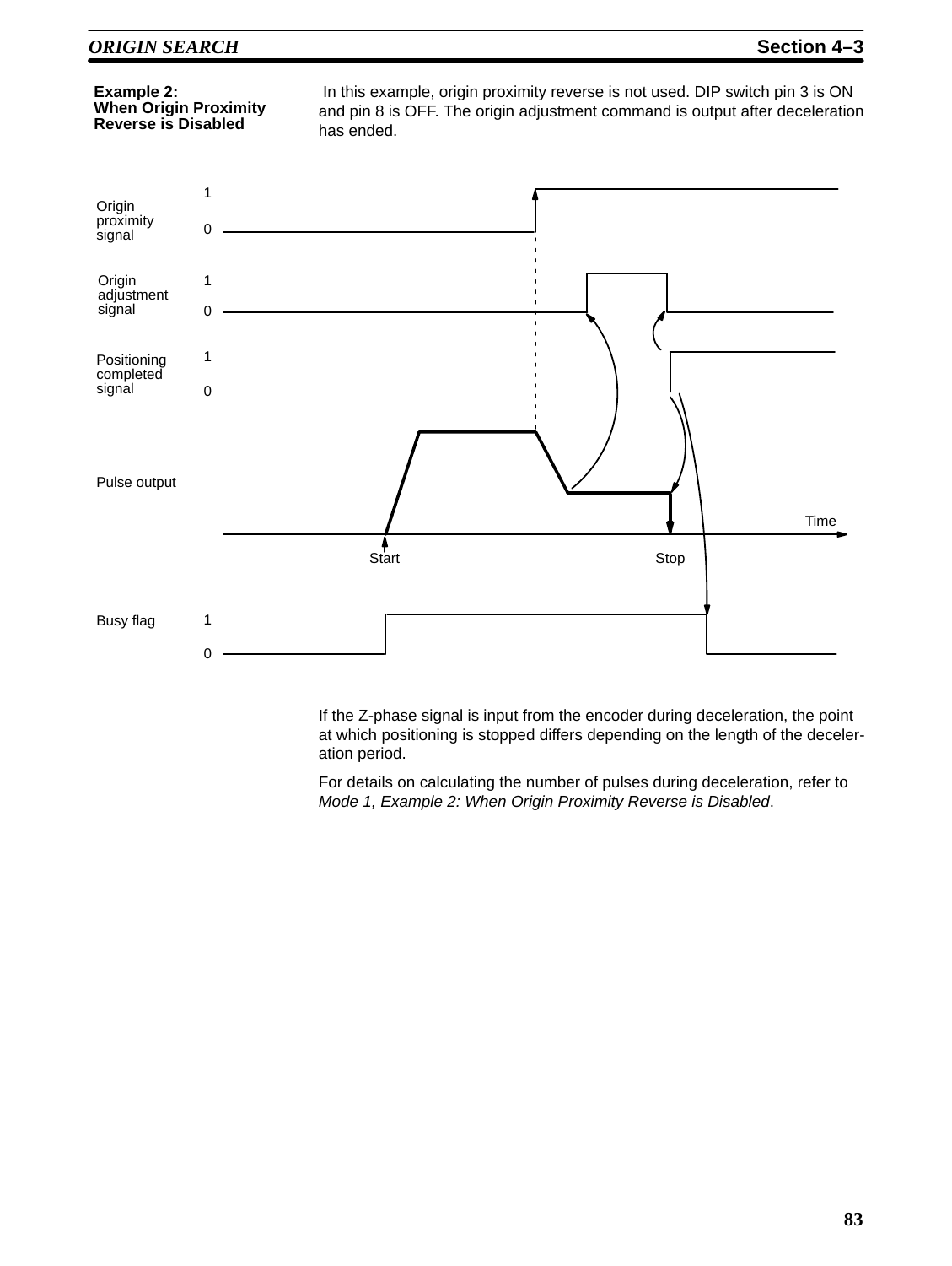### Example 2: When Origin Proximity Reverse is Disabled

In this example, origin proximity reverse is not used. DIP switch pin 3 is ON and pin 8 is OFF. The origin adjustment command is output after deceleration has ended.

Origin proximity signal 1 0

Origin adjustment signal 1 0

Positioning completed signal 1 0

Pulse output

Time

Start Stop

Busy flag 1 0

If the Z-phase signal is input from the encoder during deceleration, the point at which positioning is stopped differs depending on the length of the deceleration period.

For details on calculating the number of pulses during deceleration, refer to *Mode 1, Example 2: When Origin Proximity Reverse is Disabled*.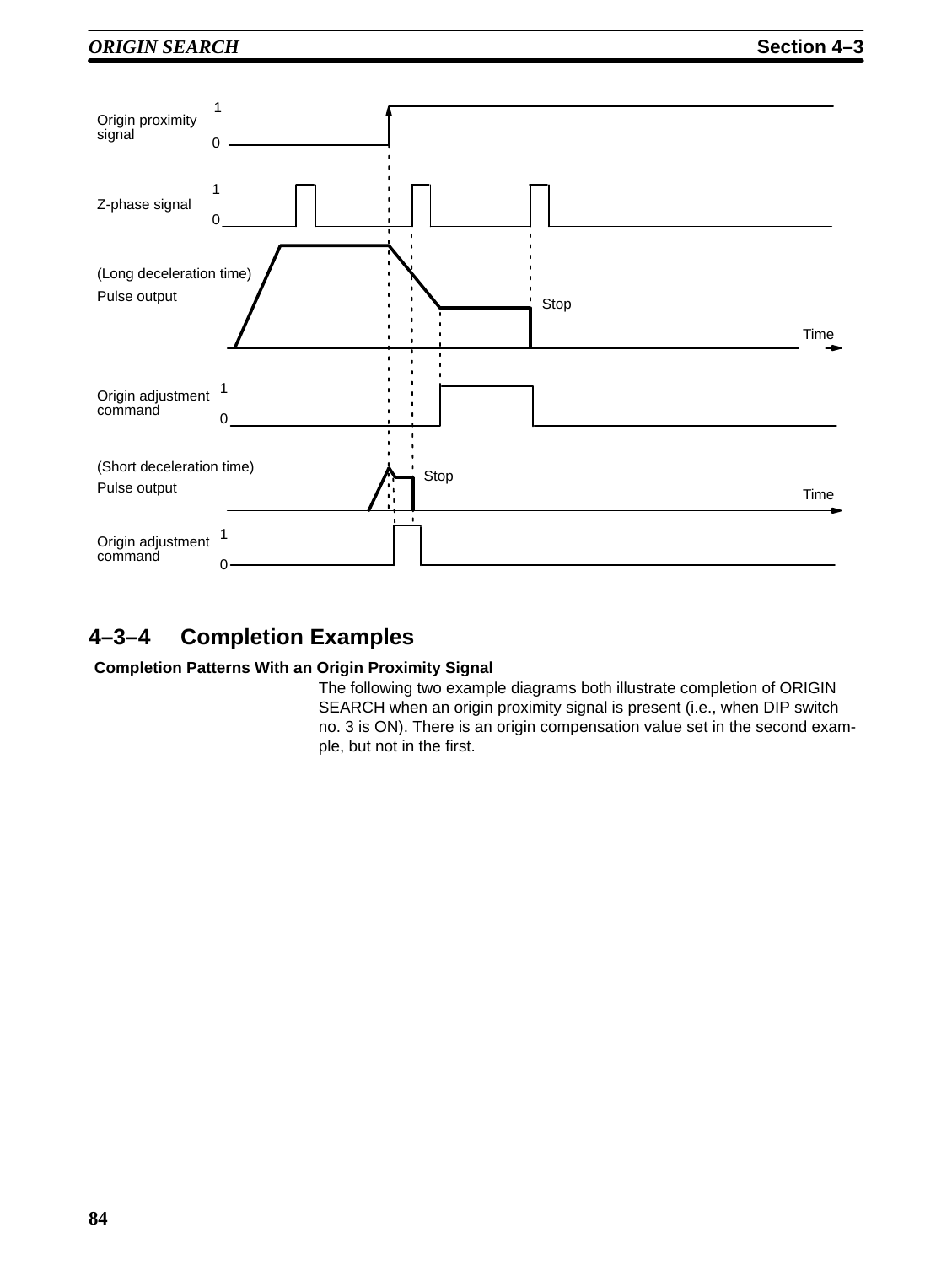Origin proximity signal

Z-phase signal

(Long deceleration time)

Pulse output

Stop

Time

Origin adjustment command

(Short deceleration time)

Pulse output

Stop

Time

Origin adjustment command

## 4–3–4 Completion Examples

**Completion Patterns With an Origin Proximity Signal**

The following two example diagrams both illustrate completion of ORIGIN SEARCH when an origin proximity signal is present (i.e., when DIP switch no. 3 is ON). There is an origin compensation value set in the second example, but not in the first.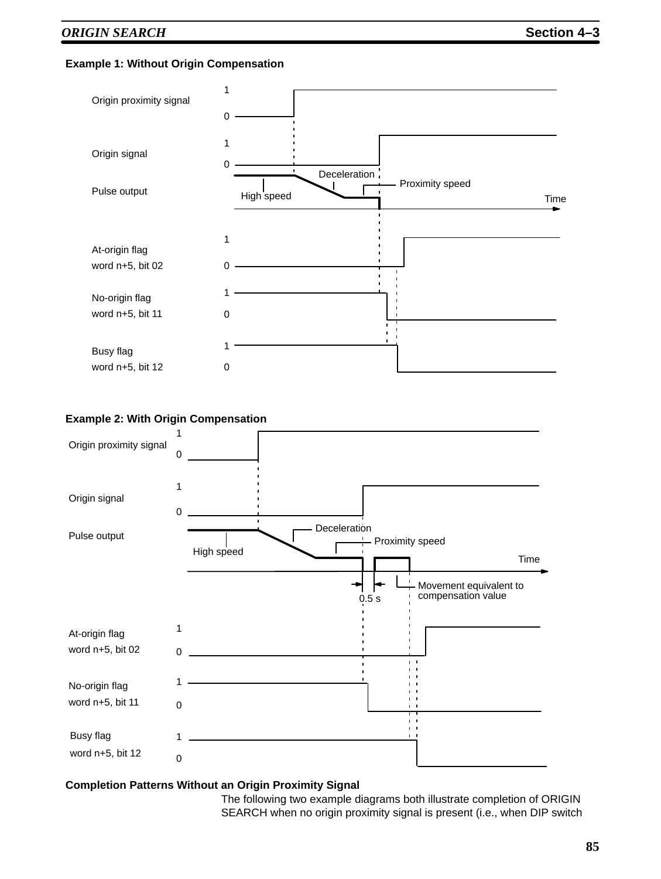**Example 1: Without Origin Compensation**

Origin proximity signal 1 0

Origin signal 1 0

Pulse output — High speed, Deceleration, Proximity speed, Time

At-origin flag word n+5, bit 02 1 0

No-origin flag word n+5, bit 11 1 0

Busy flag word n+5, bit 12 1 0

**Example 2: With Origin Compensation**

Origin proximity signal 1 0

Origin signal 1 0

Pulse output — High speed, Deceleration, Proximity speed, Time, 0.5 s, Movement equivalent to compensation value

At-origin flag word n+5, bit 02 1 0

No-origin flag word n+5, bit 11 1 0

Busy flag word n+5, bit 12 1 0

**Completion Patterns Without an Origin Proximity Signal**

The following two example diagrams both illustrate completion of ORIGIN SEARCH when no origin proximity signal is present (i.e., when DIP switch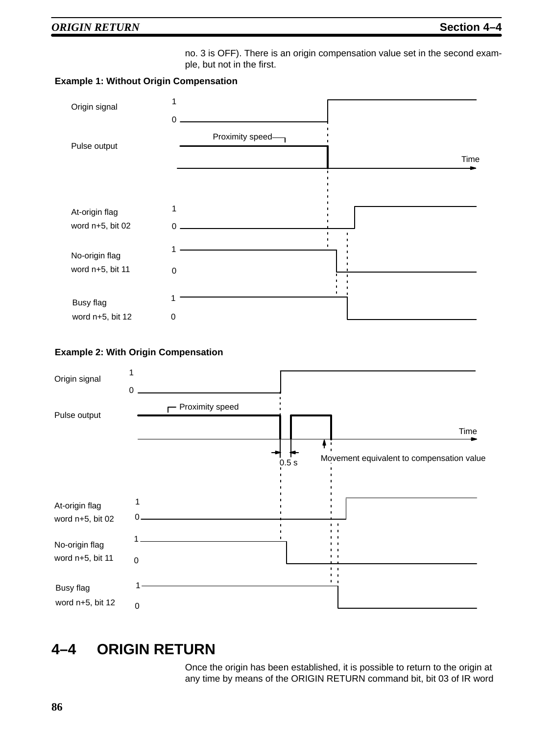no. 3 is OFF). There is an origin compensation value set in the second example, but not in the first.

**Example 1: Without Origin Compensation**

Origin signal 1 0

Pulse output — Proximity speed

Time

At-origin flag word n+5, bit 02 1 0

No-origin flag word n+5, bit 11 1 0

Busy flag word n+5, bit 12 1 0

**Example 2: With Origin Compensation**

Origin signal 1 0

Pulse output — Proximity speed

Time

0.5 s

Movement equivalent to compensation value

At-origin flag word n+5, bit 02 1 0

No-origin flag word n+5, bit 11 1 0

Busy flag word n+5, bit 12 1 0

## 4–4 ORIGIN RETURN

Once the origin has been established, it is possible to return to the origin at any time by means of the ORIGIN RETURN command bit, bit 03 of IR word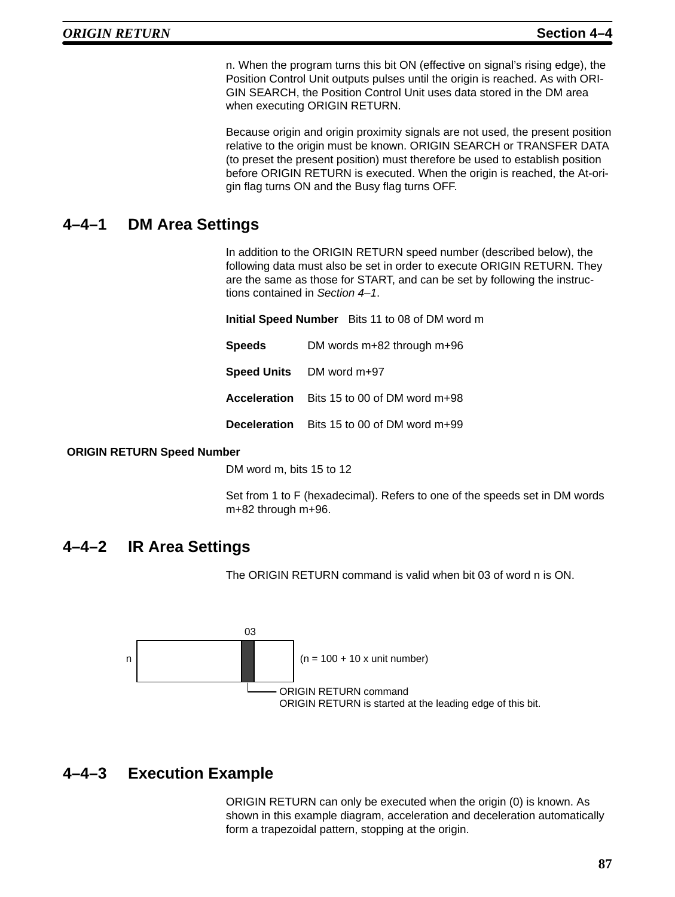n. When the program turns this bit ON (effective on signal's rising edge), the Position Control Unit outputs pulses until the origin is reached. As with ORIGIN SEARCH, the Position Control Unit uses data stored in the DM area when executing ORIGIN RETURN.

Because origin and origin proximity signals are not used, the present position relative to the origin must be known. ORIGIN SEARCH or TRANSFER DATA (to preset the present position) must therefore be used to establish position before ORIGIN RETURN is executed. When the origin is reached, the At-origin flag turns ON and the Busy flag turns OFF.

## 4–4–1 DM Area Settings

In addition to the ORIGIN RETURN speed number (described below), the following data must also be set in order to execute ORIGIN RETURN. They are the same as those for START, and can be set by following the instructions contained in *Section 4–1*.

**Initial Speed Number** Bits 11 to 08 of DM word m

**Speeds** DM words m+82 through m+96

**Speed Units** DM word m+97

**Acceleration** Bits 15 to 00 of DM word m+98

**Deceleration** Bits 15 to 00 of DM word m+99

**ORIGIN RETURN Speed Number**

DM word m, bits 15 to 12

Set from 1 to F (hexadecimal). Refers to one of the speeds set in DM words m+82 through m+96.

## 4–4–2 IR Area Settings

The ORIGIN RETURN command is valid when bit 03 of word n is ON.

03

n (n = 100 + 10 x unit number)

ORIGIN RETURN command
ORIGIN RETURN is started at the leading edge of this bit.

## 4–4–3 Execution Example

ORIGIN RETURN can only be executed when the origin (0) is known. As shown in this example diagram, acceleration and deceleration automatically form a trapezoidal pattern, stopping at the origin.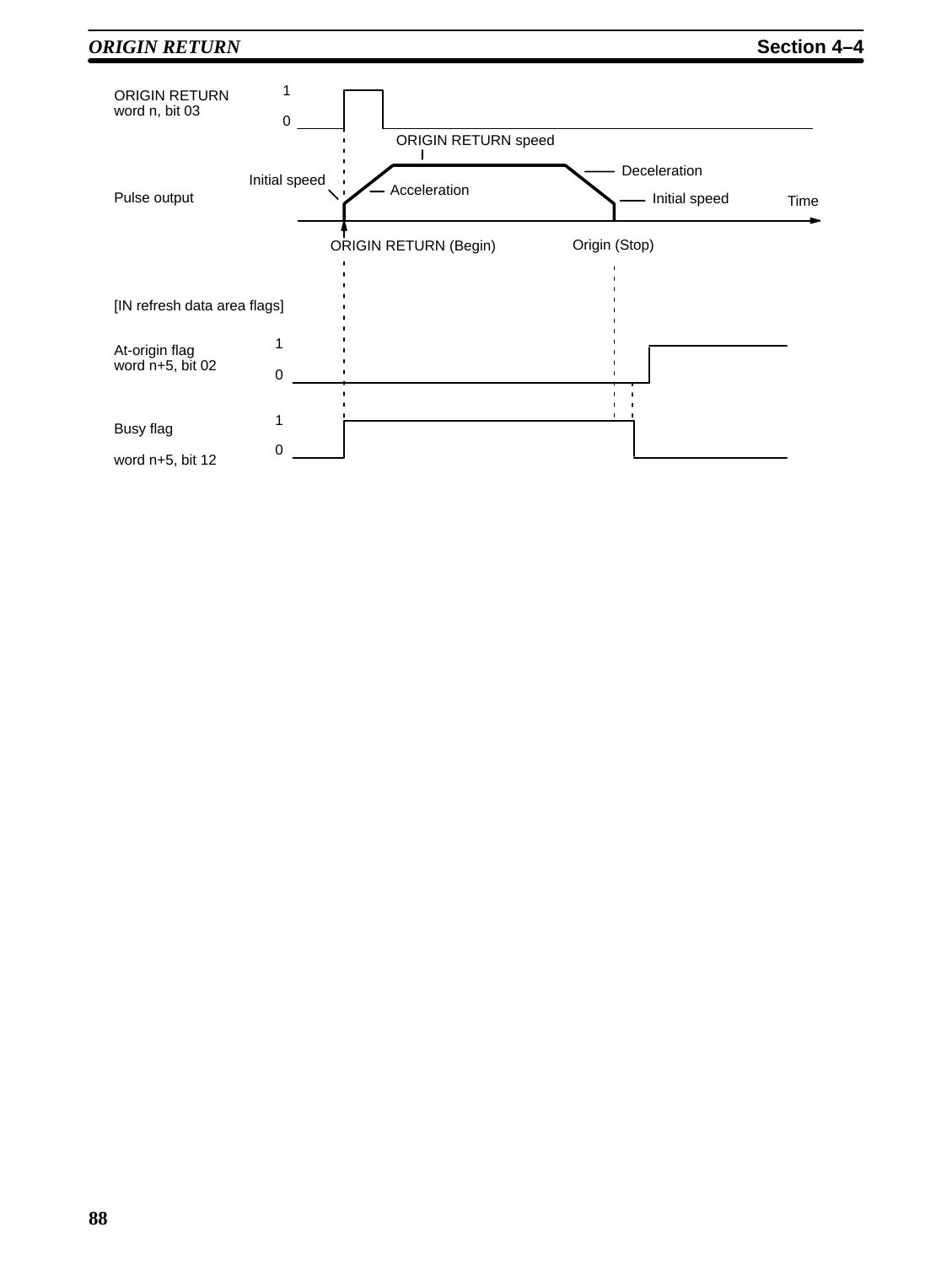ORIGIN RETURN
word n, bit 03

1
0

ORIGIN RETURN speed

Deceleration

Initial speed

Acceleration

Pulse output

Initial speed

Time

ORIGIN RETURN (Begin)

Origin (Stop)

[IN refresh data area flags]

At-origin flag
word n+5, bit 02

1
0

Busy flag

word n+5, bit 12

1
0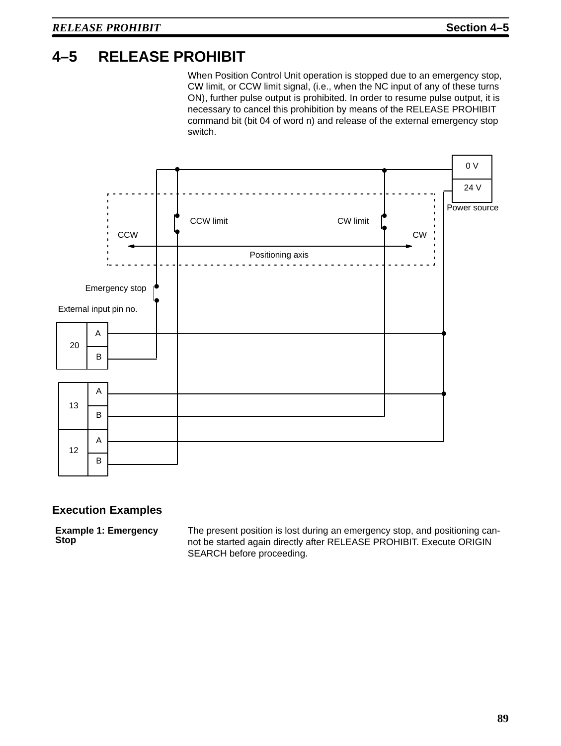## 4–5 RELEASE PROHIBIT

When Position Control Unit operation is stopped due to an emergency stop, CW limit, or CCW limit signal, (i.e., when the NC input of any of these turns ON), further pulse output is prohibited. In order to resume pulse output, it is necessary to cancel this prohibition by means of the RELEASE PROHIBIT command bit (bit 04 of word n) and release of the external emergency stop switch.

### Execution Examples

**Example 1: Emergency Stop**

The present position is lost during an emergency stop, and positioning cannot be started again directly after RELEASE PROHIBIT. Execute ORIGIN SEARCH before proceeding.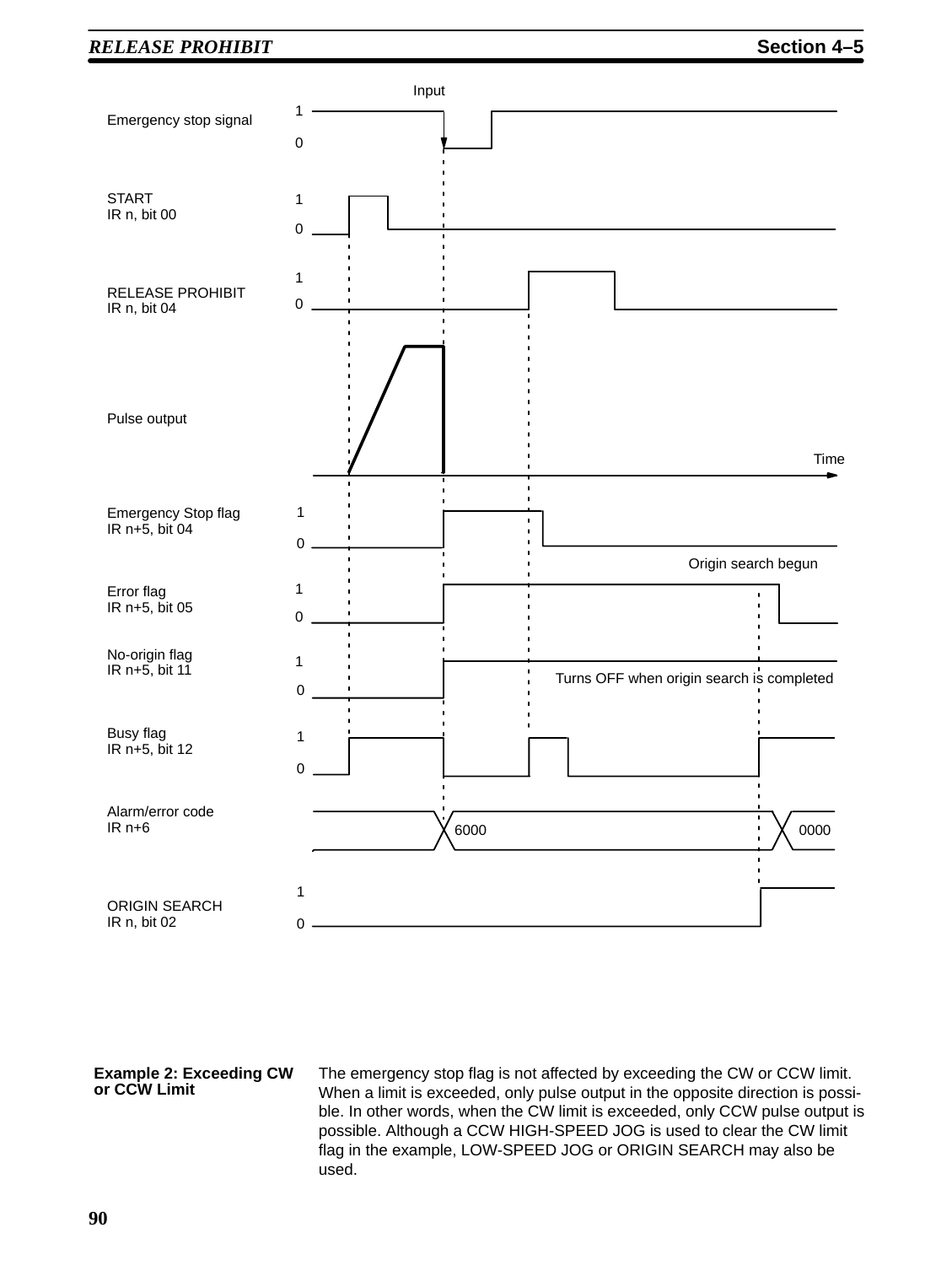**Example 2: Exceeding CW or CCW Limit**

The emergency stop flag is not affected by exceeding the CW or CCW limit. When a limit is exceeded, only pulse output in the opposite direction is possible. In other words, when the CW limit is exceeded, only CCW pulse output is possible. Although a CCW HIGH-SPEED JOG is used to clear the CW limit flag in the example, LOW-SPEED JOG or ORIGIN SEARCH may also be used.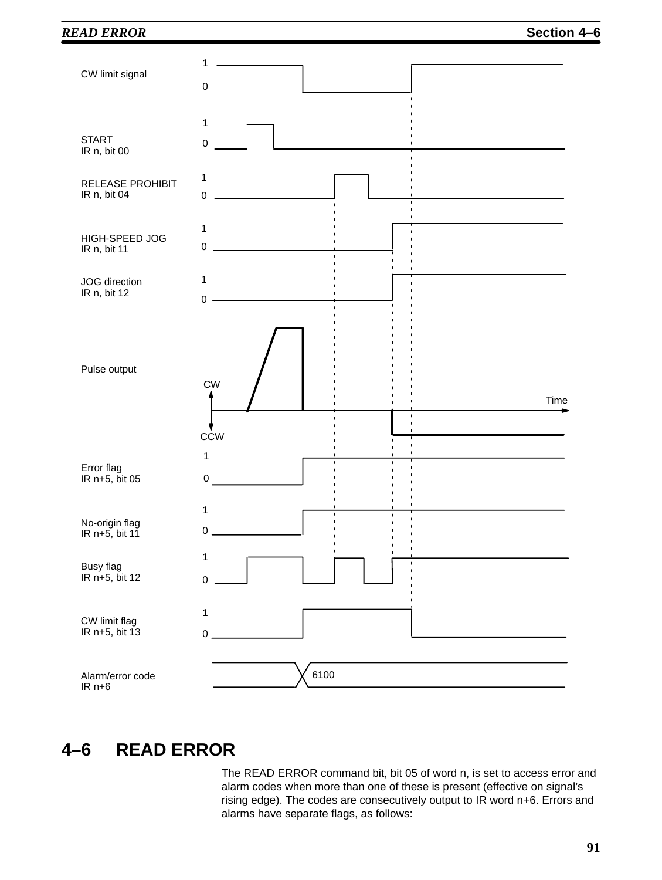CW limit signal

START
IR n, bit 00

RELEASE PROHIBIT
IR n, bit 04

HIGH-SPEED JOG
IR n, bit 11

JOG direction
IR n, bit 12

Pulse output

Error flag
IR n+5, bit 05

No-origin flag
IR n+5, bit 11

Busy flag
IR n+5, bit 12

CW limit flag
IR n+5, bit 13

Alarm/error code
IR n+6

6100

## 4–6 READ ERROR

The READ ERROR command bit, bit 05 of word n, is set to access error and alarm codes when more than one of these is present (effective on signal's rising edge). The codes are consecutively output to IR word n+6. Errors and alarms have separate flags, as follows: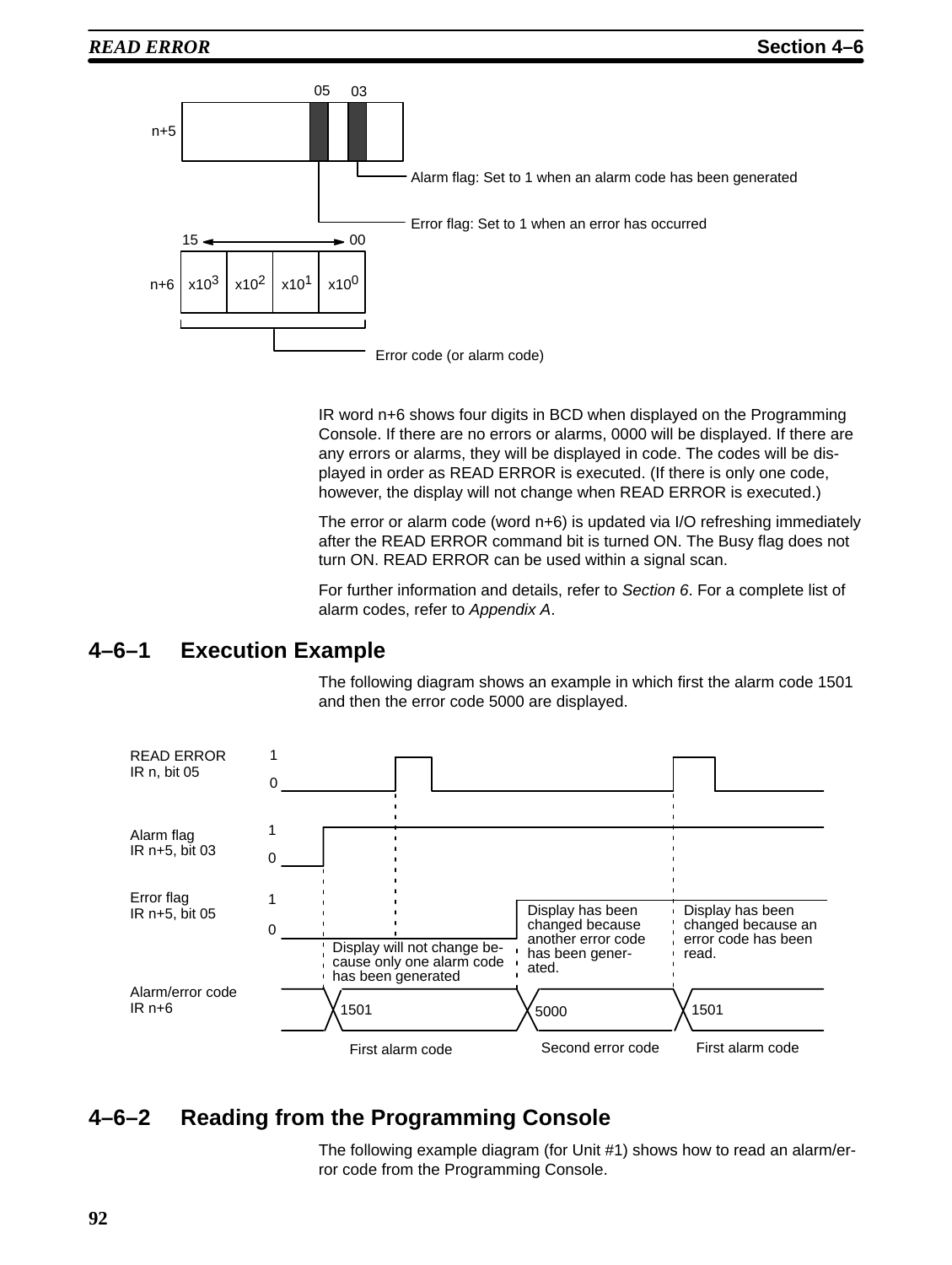n+5 — bits 05, 03

- Alarm flag: Set to 1 when an alarm code has been generated
- Error flag: Set to 1 when an error has occurred

n+6 — bits 15 to 00

| x10^3 | x10^2 | x10^1 | x10^0 |
|---|---|---|---|

Error code (or alarm code)

IR word n+6 shows four digits in BCD when displayed on the Programming Console. If there are no errors or alarms, 0000 will be displayed. If there are any errors or alarms, they will be displayed in code. The codes will be displayed in order as READ ERROR is executed. (If there is only one code, however, the display will not change when READ ERROR is executed.)

The error or alarm code (word n+6) is updated via I/O refreshing immediately after the READ ERROR command bit is turned ON. The Busy flag does not turn ON. READ ERROR can be used within a signal scan.

For further information and details, refer to *Section 6*. For a complete list of alarm codes, refer to *Appendix A*.

## 4–6–1 Execution Example

The following diagram shows an example in which first the alarm code 1501 and then the error code 5000 are displayed.

READ ERROR IR n, bit 05 (1/0)

Alarm flag IR n+5, bit 03 (1/0)

Error flag IR n+5, bit 05 (1/0)

Alarm/error code IR n+6

- 1501 — First alarm code: Display will not change because only one alarm code has been generated
- 5000 — Second error code: Display has been changed because another error code has been generated.
- 1501 — First alarm code: Display has been changed because an error code has been read.

## 4–6–2 Reading from the Programming Console

The following example diagram (for Unit #1) shows how to read an alarm/error code from the Programming Console.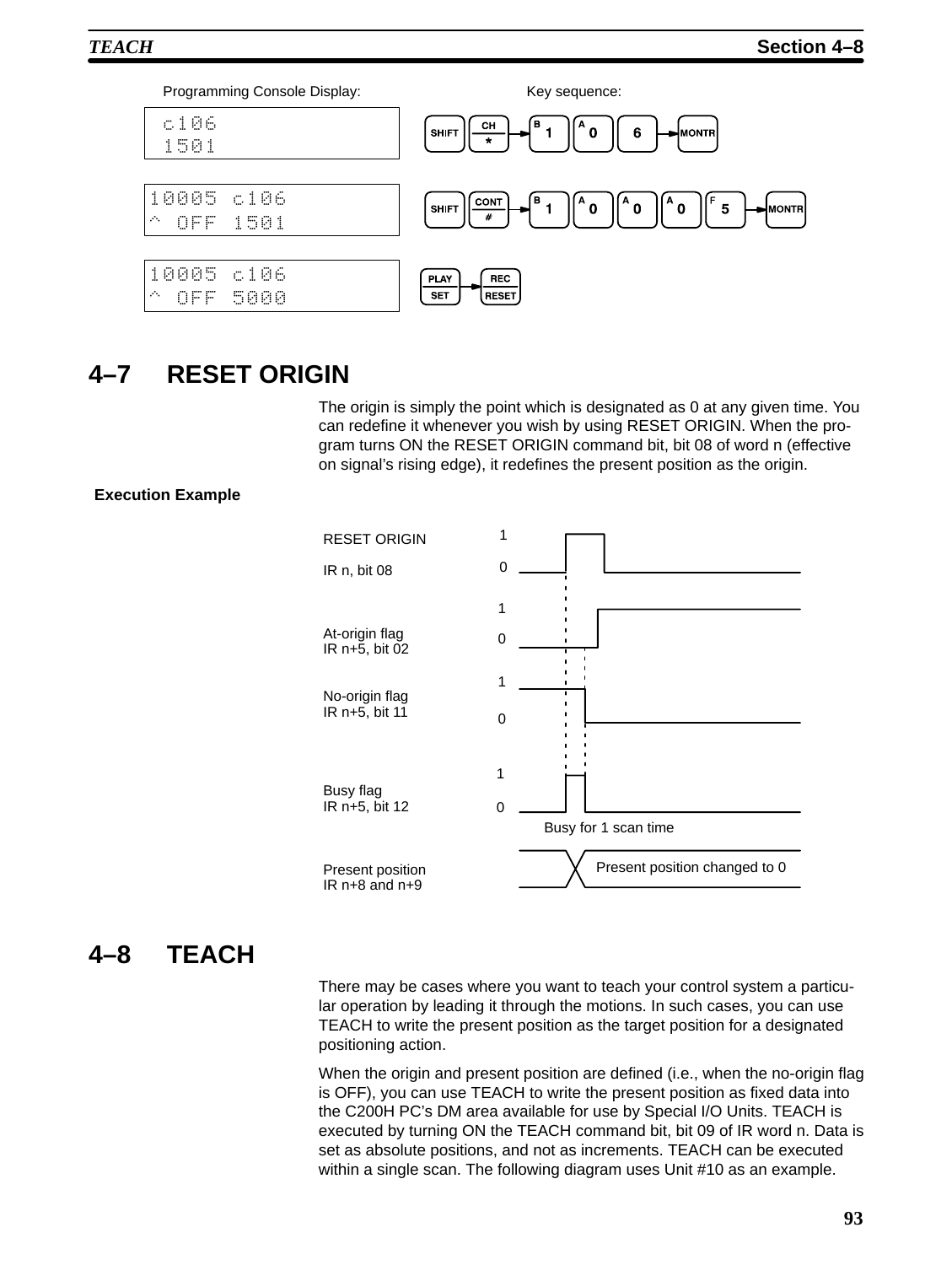Programming Console Display: Key sequence:

```
 c106
 1501
```

SHIFT → CH/* → B 1 → A 0 → 6 → MONTR

```
10005 c106
^ OFF 1501
```

SHIFT → CONT/# → B 1 → A 0 → A 0 → A 0 → F 5 → MONTR

```
10005 c106
^ OFF 5000
```

PLAY/SET → REC/RESET

## 4–7 RESET ORIGIN

The origin is simply the point which is designated as 0 at any given time. You can redefine it whenever you wish by using RESET ORIGIN. When the program turns ON the RESET ORIGIN command bit, bit 08 of word n (effective on signal's rising edge), it redefines the present position as the origin.

**Execution Example**

RESET ORIGIN
IR n, bit 08

At-origin flag
IR n+5, bit 02

No-origin flag
IR n+5, bit 11

Busy flag
IR n+5, bit 12

Busy for 1 scan time

Present position
IR n+8 and n+9

Present position changed to 0

## 4–8 TEACH

There may be cases where you want to teach your control system a particular operation by leading it through the motions. In such cases, you can use TEACH to write the present position as the target position for a designated positioning action.

When the origin and present position are defined (i.e., when the no-origin flag is OFF), you can use TEACH to write the present position as fixed data into the C200H PC's DM area available for use by Special I/O Units. TEACH is executed by turning ON the TEACH command bit, bit 09 of IR word n. Data is set as absolute positions, and not as increments. TEACH can be executed within a single scan. The following diagram uses Unit #10 as an example.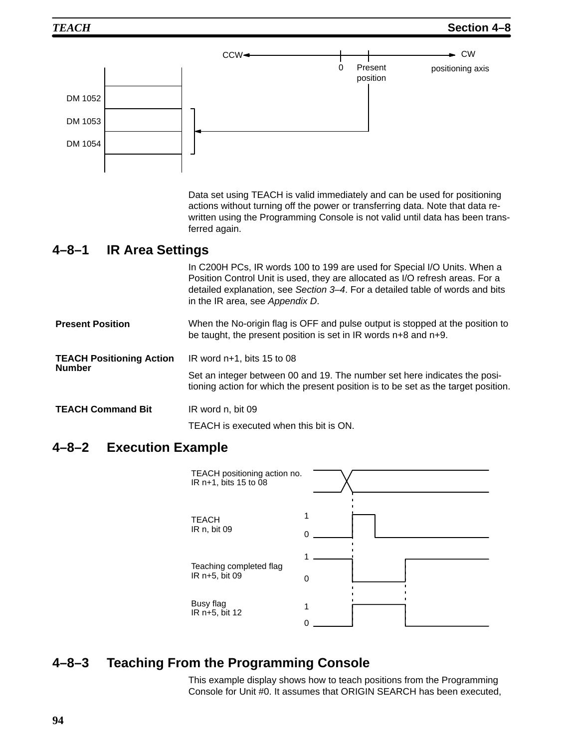Data set using TEACH is valid immediately and can be used for positioning actions without turning off the power or transferring data. Note that data rewritten using the Programming Console is not valid until data has been transferred again.

## 4–8–1 IR Area Settings

In C200H PCs, IR words 100 to 199 are used for Special I/O Units. When a Position Control Unit is used, they are allocated as I/O refresh areas. For a detailed explanation, see *Section 3–4*. For a detailed table of words and bits in the IR area, see *Appendix D*.

**Present Position**

When the No-origin flag is OFF and pulse output is stopped at the position to be taught, the present position is set in IR words n+8 and n+9.

**TEACH Positioning Action Number**

IR word n+1, bits 15 to 08

Set an integer between 00 and 19. The number set here indicates the positioning action for which the present position is to be set as the target position.

**TEACH Command Bit**

IR word n, bit 09

TEACH is executed when this bit is ON.

## 4–8–2 Execution Example

## 4–8–3 Teaching From the Programming Console

This example display shows how to teach positions from the Programming Console for Unit #0. It assumes that ORIGIN SEARCH has been executed,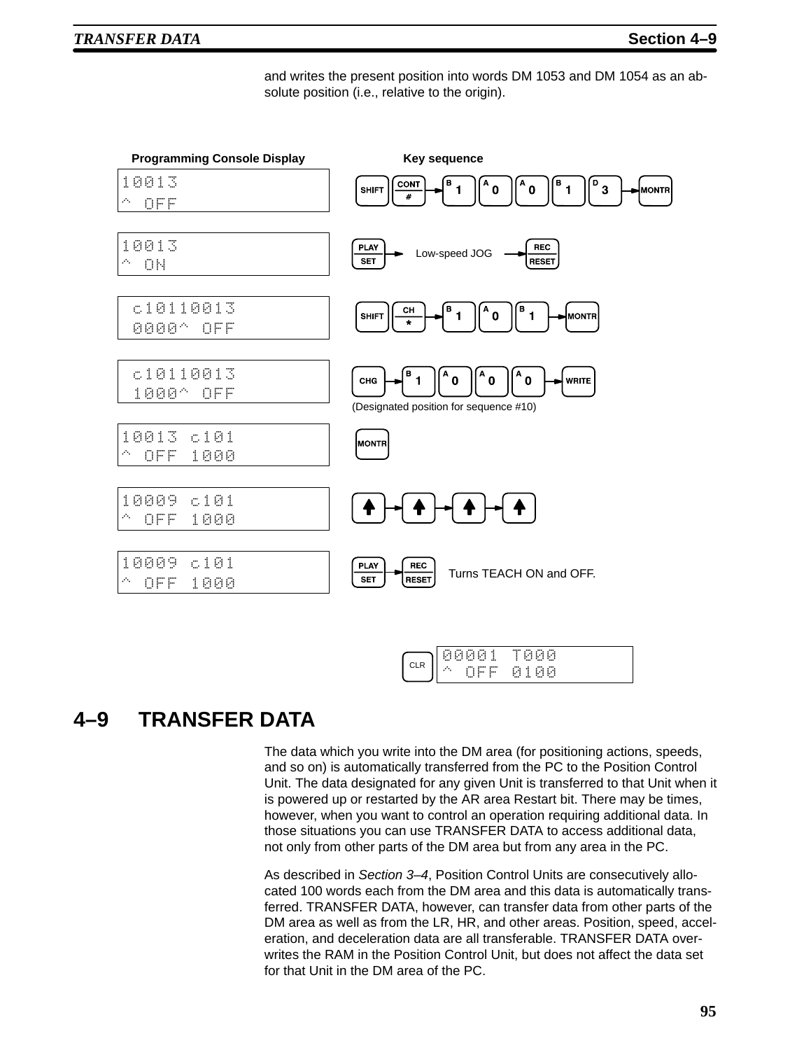and writes the present position into words DM 1053 and DM 1054 as an absolute position (i.e., relative to the origin).

| Programming Console Display | Key sequence |
|---|---|
| 10013<br>^ OFF | SHIFT → CONT # → 1 → 0 → 0 → 1 → 3 → MONTR |
| 10013<br>^ ON | PLAY SET → Low-speed JOG → REC RESET |
| c10110013<br>0000^ OFF | SHIFT → CH * → 1 → 0 → 1 → MONTR |
| c10110013<br>1000^ OFF | CHG → 1 → 0 → 0 → 0 → WRITE<br>(Designated position for sequence #10) |
| 10013 c101<br>^ OFF 1000 | MONTR |
| 10009 c101<br>^ OFF 1000 | ↑ → ↑ → ↑ → ↑ |
| 10009 c101<br>^ OFF 1000 | PLAY SET → REC RESET  Turns TEACH ON and OFF. |

CLR → 00001 T000 / ^ OFF 0100

## 4–9 TRANSFER DATA

The data which you write into the DM area (for positioning actions, speeds, and so on) is automatically transferred from the PC to the Position Control Unit. The data designated for any given Unit is transferred to that Unit when it is powered up or restarted by the AR area Restart bit. There may be times, however, when you want to control an operation requiring additional data. In those situations you can use TRANSFER DATA to access additional data, not only from other parts of the DM area but from any area in the PC.

As described in *Section 3–4*, Position Control Units are consecutively allocated 100 words each from the DM area and this data is automatically transferred. TRANSFER DATA, however, can transfer data from other parts of the DM area as well as from the LR, HR, and other areas. Position, speed, acceleration, and deceleration data are all transferable. TRANSFER DATA overwrites the RAM in the Position Control Unit, but does not affect the data set for that Unit in the DM area of the PC.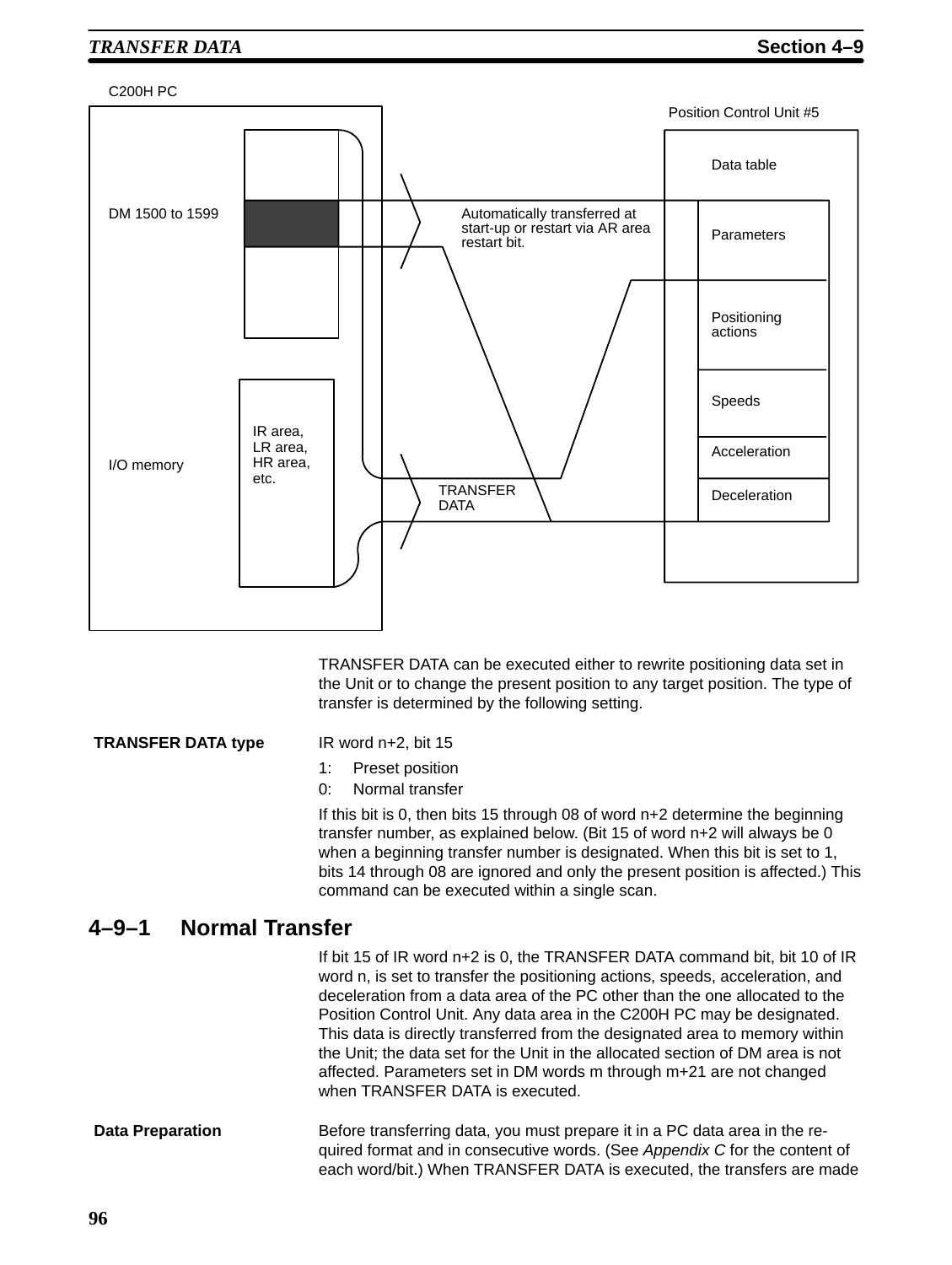C200H PC

Position Control Unit #5

DM 1500 to 1599

Data table

Automatically transferred at start-up or restart via AR area restart bit.

Parameters

Positioning actions

Speeds

Acceleration

Deceleration

IR area, LR area, HR area, etc.

I/O memory

TRANSFER DATA

TRANSFER DATA can be executed either to rewrite positioning data set in the Unit or to change the present position to any target position. The type of transfer is determined by the following setting.

**TRANSFER DATA type**

IR word n+2, bit 15

1: Preset position
0: Normal transfer

If this bit is 0, then bits 15 through 08 of word n+2 determine the beginning transfer number, as explained below. (Bit 15 of word n+2 will always be 0 when a beginning transfer number is designated. When this bit is set to 1, bits 14 through 08 are ignored and only the present position is affected.) This command can be executed within a single scan.

## 4–9–1 Normal Transfer

If bit 15 of IR word n+2 is 0, the TRANSFER DATA command bit, bit 10 of IR word n, is set to transfer the positioning actions, speeds, acceleration, and deceleration from a data area of the PC other than the one allocated to the Position Control Unit. Any data area in the C200H PC may be designated. This data is directly transferred from the designated area to memory within the Unit; the data set for the Unit in the allocated section of DM area is not affected. Parameters set in DM words m through m+21 are not changed when TRANSFER DATA is executed.

**Data Preparation**

Before transferring data, you must prepare it in a PC data area in the required format and in consecutive words. (See *Appendix C* for the content of each word/bit.) When TRANSFER DATA is executed, the transfers are made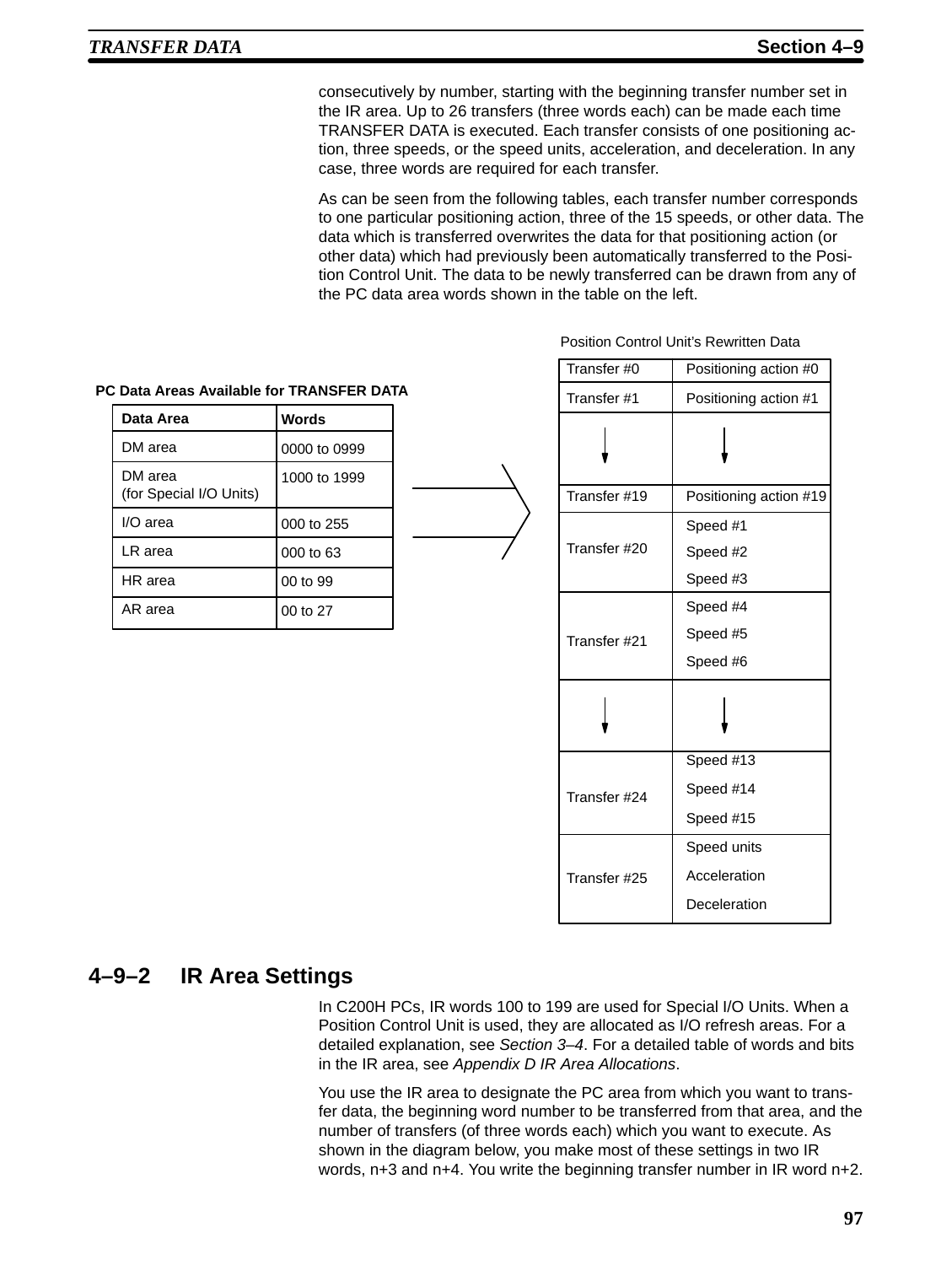consecutively by number, starting with the beginning transfer number set in the IR area. Up to 26 transfers (three words each) can be made each time TRANSFER DATA is executed. Each transfer consists of one positioning action, three speeds, or the speed units, acceleration, and deceleration. In any case, three words are required for each transfer.

As can be seen from the following tables, each transfer number corresponds to one particular positioning action, three of the 15 speeds, or other data. The data which is transferred overwrites the data for that positioning action (or other data) which had previously been automatically transferred to the Position Control Unit. The data to be newly transferred can be drawn from any of the PC data area words shown in the table on the left.

**PC Data Areas Available for TRANSFER DATA**

| Data Area | Words |
|---|---|
| DM area | 0000 to 0999 |
| DM area (for Special I/O Units) | 1000 to 1999 |
| I/O area | 000 to 255 |
| LR area | 000 to 63 |
| HR area | 00 to 99 |
| AR area | 00 to 27 |

Position Control Unit's Rewritten Data

| | |
|---|---|
| Transfer #0 | Positioning action #0 |
| Transfer #1 | Positioning action #1 |
| ↓ | ↓ |
| Transfer #19 | Positioning action #19 |
| Transfer #20 | Speed #1<br>Speed #2<br>Speed #3 |
| Transfer #21 | Speed #4<br>Speed #5<br>Speed #6 |
| ↓ | ↓ |
| Transfer #24 | Speed #13<br>Speed #14<br>Speed #15 |
| Transfer #25 | Speed units<br>Acceleration<br>Deceleration |

## 4–9–2 IR Area Settings

In C200H PCs, IR words 100 to 199 are used for Special I/O Units. When a Position Control Unit is used, they are allocated as I/O refresh areas. For a detailed explanation, see *Section 3–4*. For a detailed table of words and bits in the IR area, see *Appendix D IR Area Allocations*.

You use the IR area to designate the PC area from which you want to transfer data, the beginning word number to be transferred from that area, and the number of transfers (of three words each) which you want to execute. As shown in the diagram below, you make most of these settings in two IR words, n+3 and n+4. You write the beginning transfer number in IR word n+2.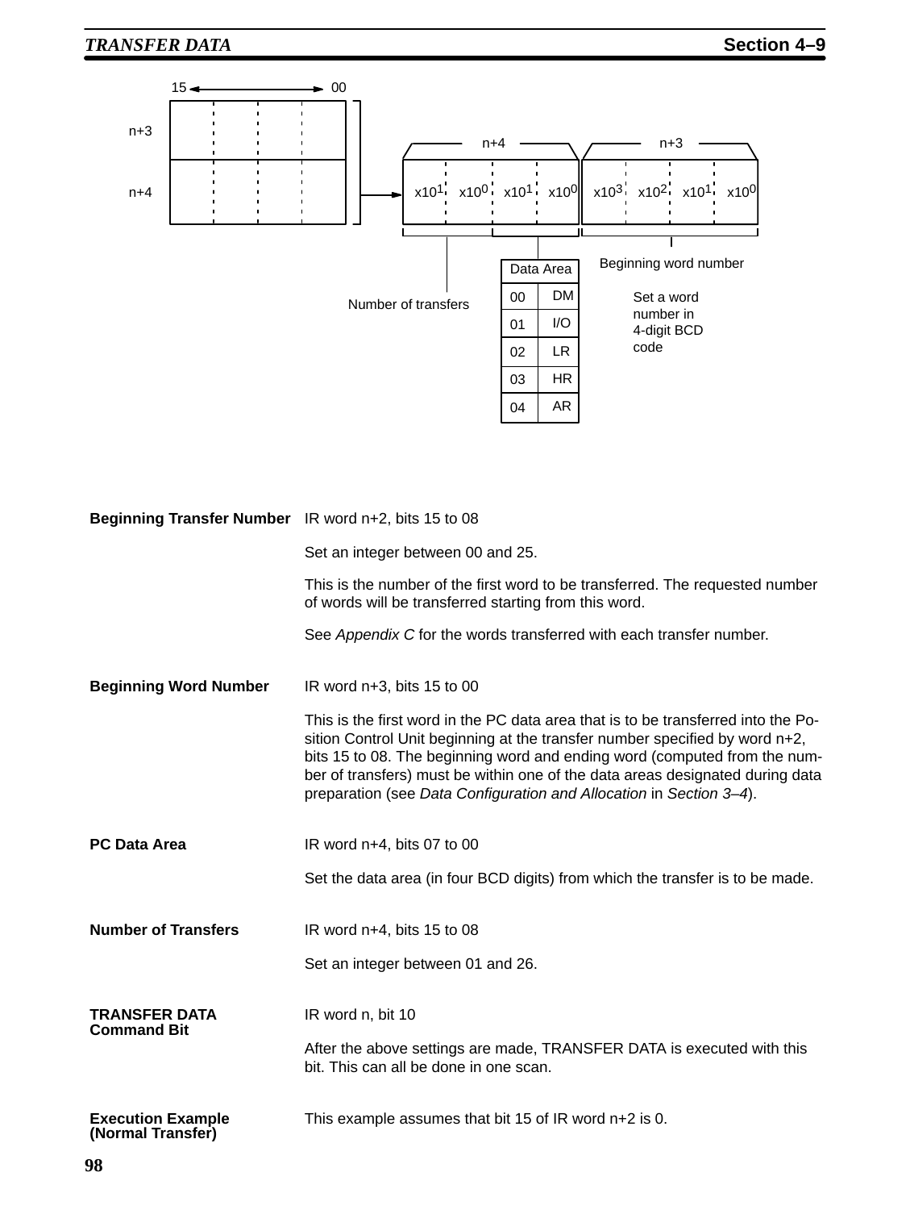| Data Area | |
|---|---|
| 00 | DM |
| 01 | I/O |
| 02 | LR |
| 03 | HR |
| 04 | AR |

n+3 / n+4 (bits 15 to 00)

n+4: $x10^1$ $x10^0$ $x10^1$ $x10^0$ — Number of transfers, Data Area

n+3: $x10^3$ $x10^2$ $x10^1$ $x10^0$ — Beginning word number

Set a word number in 4-digit BCD code

**Beginning Transfer Number** IR word n+2, bits 15 to 08

Set an integer between 00 and 25.

This is the number of the first word to be transferred. The requested number of words will be transferred starting from this word.

See *Appendix C* for the words transferred with each transfer number.

**Beginning Word Number** IR word n+3, bits 15 to 00

This is the first word in the PC data area that is to be transferred into the Position Control Unit beginning at the transfer number specified by word n+2, bits 15 to 08. The beginning word and ending word (computed from the number of transfers) must be within one of the data areas designated during data preparation (see *Data Configuration and Allocation* in *Section 3–4*).

**PC Data Area** IR word n+4, bits 07 to 00

Set the data area (in four BCD digits) from which the transfer is to be made.

**Number of Transfers** IR word n+4, bits 15 to 08

Set an integer between 01 and 26.

**TRANSFER DATA Command Bit** IR word n, bit 10

After the above settings are made, TRANSFER DATA is executed with this bit. This can all be done in one scan.

**Execution Example (Normal Transfer)** This example assumes that bit 15 of IR word n+2 is 0.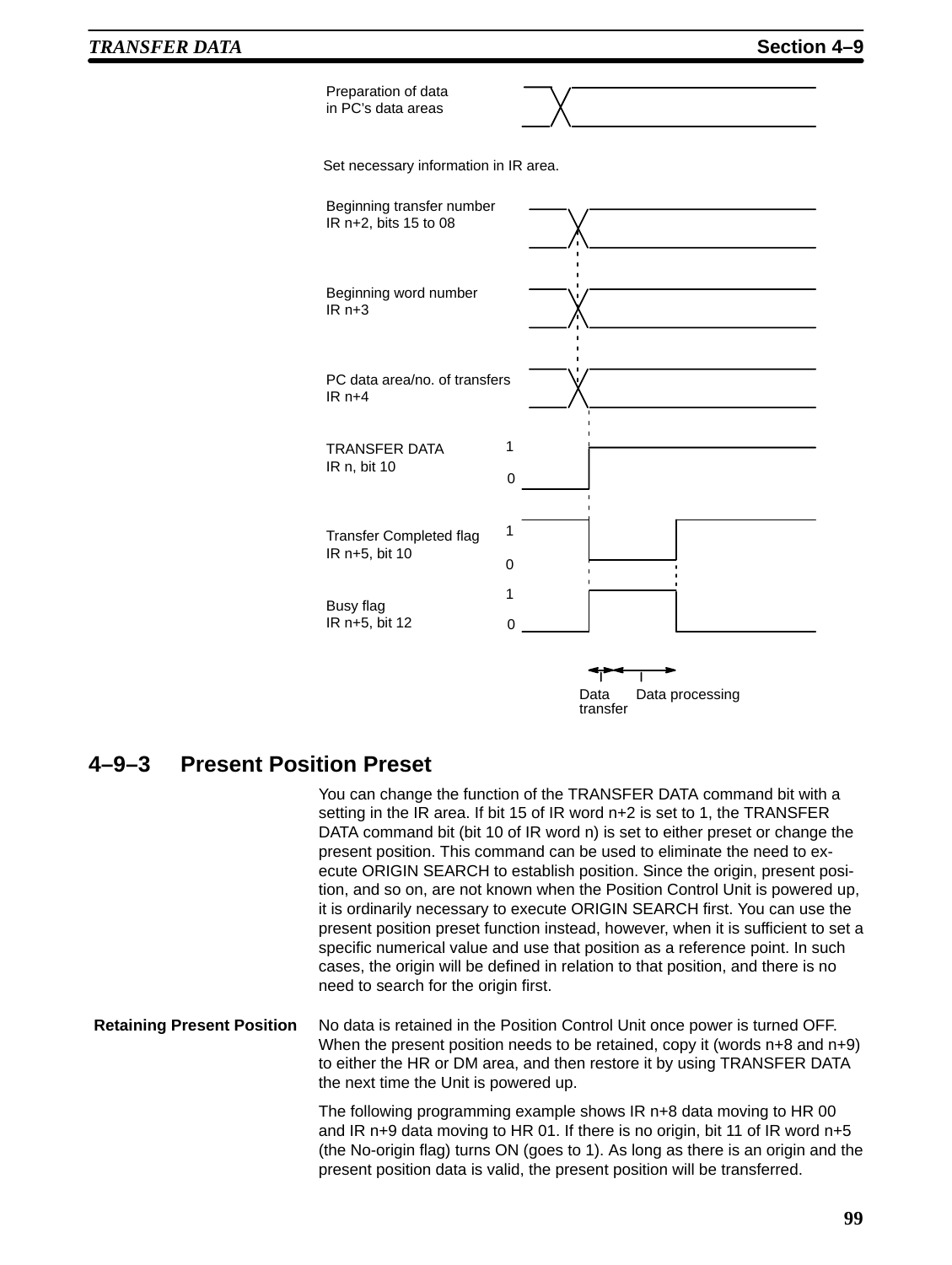Preparation of data in PC's data areas

Set necessary information in IR area.

Beginning transfer number
IR n+2, bits 15 to 08

Beginning word number
IR n+3

PC data area/no. of transfers
IR n+4

TRANSFER DATA
IR n, bit 10

Transfer Completed flag
IR n+5, bit 10

Busy flag
IR n+5, bit 12

Data transfer — Data processing

### 4–9–3 Present Position Preset

You can change the function of the TRANSFER DATA command bit with a setting in the IR area. If bit 15 of IR word n+2 is set to 1, the TRANSFER DATA command bit (bit 10 of IR word n) is set to either preset or change the present position. This command can be used to eliminate the need to execute ORIGIN SEARCH to establish position. Since the origin, present position, and so on, are not known when the Position Control Unit is powered up, it is ordinarily necessary to execute ORIGIN SEARCH first. You can use the present position preset function instead, however, when it is sufficient to set a specific numerical value and use that position as a reference point. In such cases, the origin will be defined in relation to that position, and there is no need to search for the origin first.

**Retaining Present Position**

No data is retained in the Position Control Unit once power is turned OFF. When the present position needs to be retained, copy it (words n+8 and n+9) to either the HR or DM area, and then restore it by using TRANSFER DATA the next time the Unit is powered up.

The following programming example shows IR n+8 data moving to HR 00 and IR n+9 data moving to HR 01. If there is no origin, bit 11 of IR word n+5 (the No-origin flag) turns ON (goes to 1). As long as there is an origin and the present position data is valid, the present position will be transferred.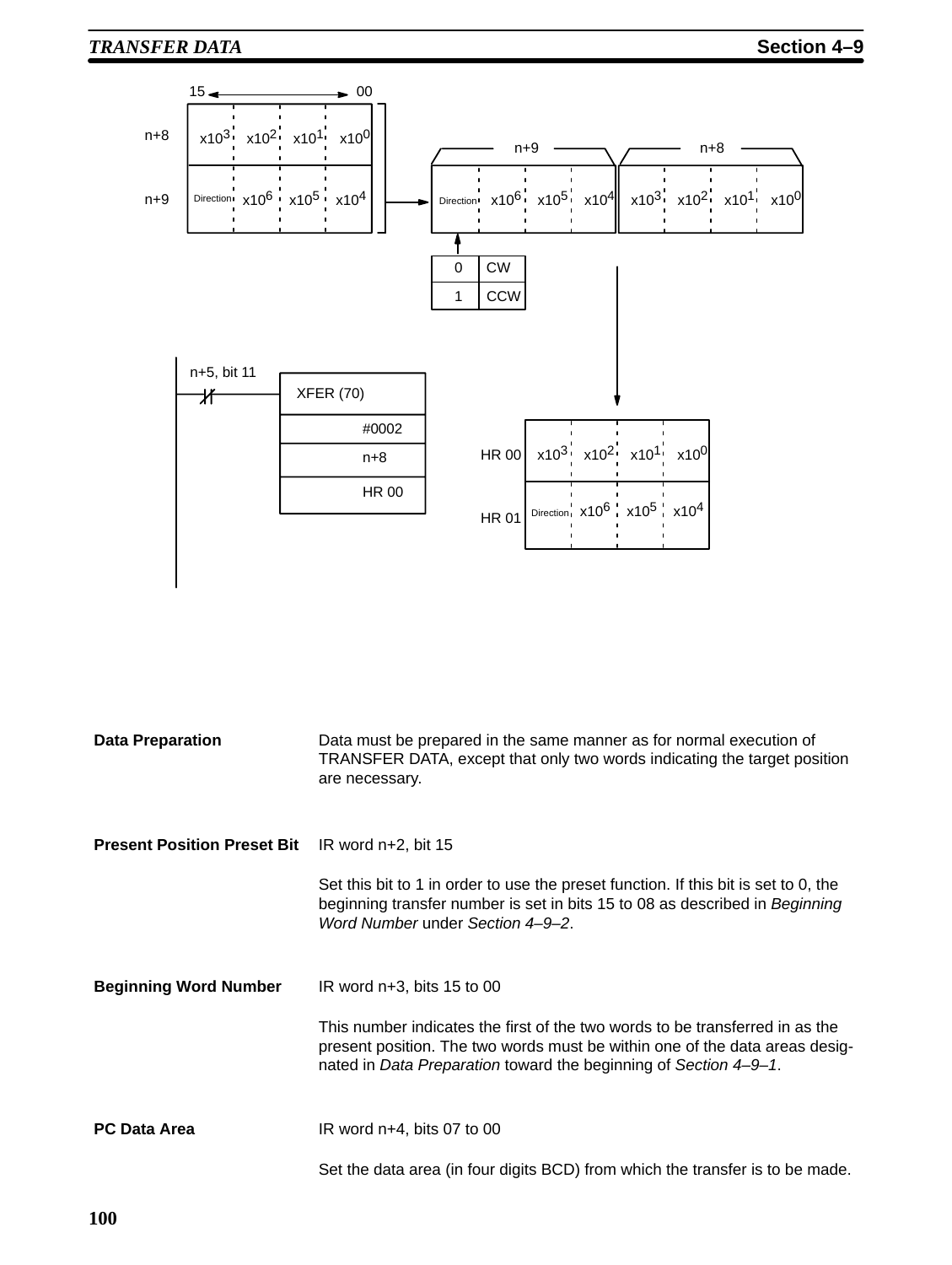| | 15 | ← → | | 00 |
|---|---|---|---|---|
| n+8 | x10³ | x10² | x10¹ | x10⁰ |
| n+9 | Direction | x10⁶ | x10⁵ | x10⁴ |

| n+9 | | | | n+8 | | | |
|---|---|---|---|---|---|---|---|
| Direction | x10⁶ | x10⁵ | x10⁴ | x10³ | x10² | x10¹ | x10⁰ |

| Direction | |
|---|---|
| 0 | CW |
| 1 | CCW |

n+5, bit 11

XFER (70)
#0002
n+8
HR 00

| | | | | |
|---|---|---|---|---|
| HR 00 | x10³ | x10² | x10¹ | x10⁰ |
| HR 01 | Direction | x10⁶ | x10⁵ | x10⁴ |

**Data Preparation**

Data must be prepared in the same manner as for normal execution of TRANSFER DATA, except that only two words indicating the target position are necessary.

**Present Position Preset Bit**

IR word n+2, bit 15

Set this bit to 1 in order to use the preset function. If this bit is set to 0, the beginning transfer number is set in bits 15 to 08 as described in *Beginning Word Number* under *Section 4–9–2*.

**Beginning Word Number**

IR word n+3, bits 15 to 00

This number indicates the first of the two words to be transferred in as the present position. The two words must be within one of the data areas designated in *Data Preparation* toward the beginning of *Section 4–9–1*.

**PC Data Area**

IR word n+4, bits 07 to 00

Set the data area (in four digits BCD) from which the transfer is to be made.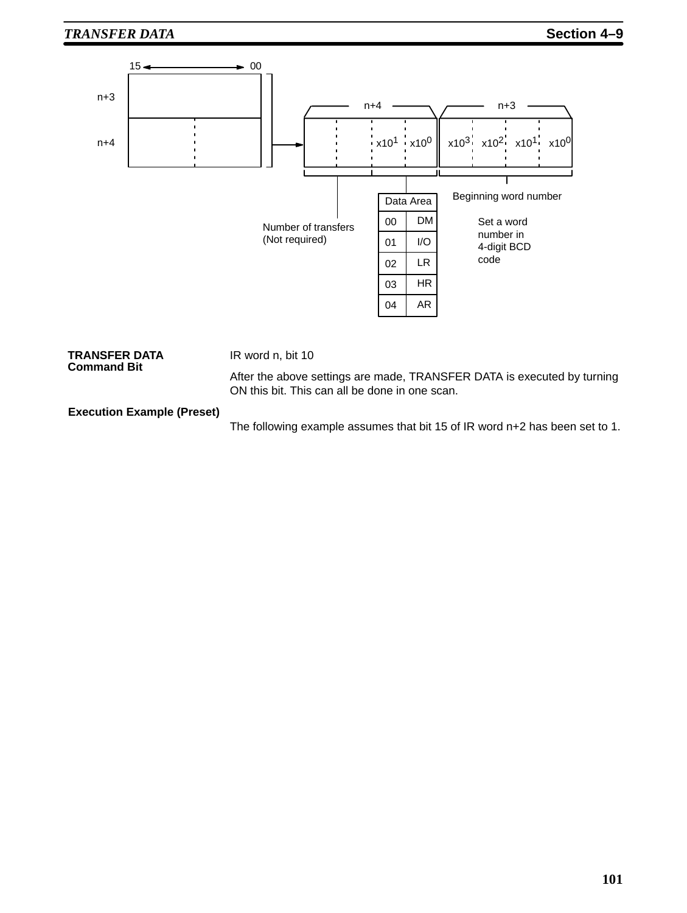15 ← → 00

n+3

n+4

| n+4 | | | | n+3 | | | |
|---|---|---|---|---|---|---|---|
| | | x10^1 | x10^0 | x10^3 | x10^2 | x10^1 | x10^0 |

Number of transfers (Not required)

| Data Area | |
|---|---|
| 00 | DM |
| 01 | I/O |
| 02 | LR |
| 03 | HR |
| 04 | AR |

Beginning word number

Set a word number in 4-digit BCD code

**TRANSFER DATA Command Bit**

IR word n, bit 10

After the above settings are made, TRANSFER DATA is executed by turning ON this bit. This can all be done in one scan.

**Execution Example (Preset)**

The following example assumes that bit 15 of IR word n+2 has been set to 1.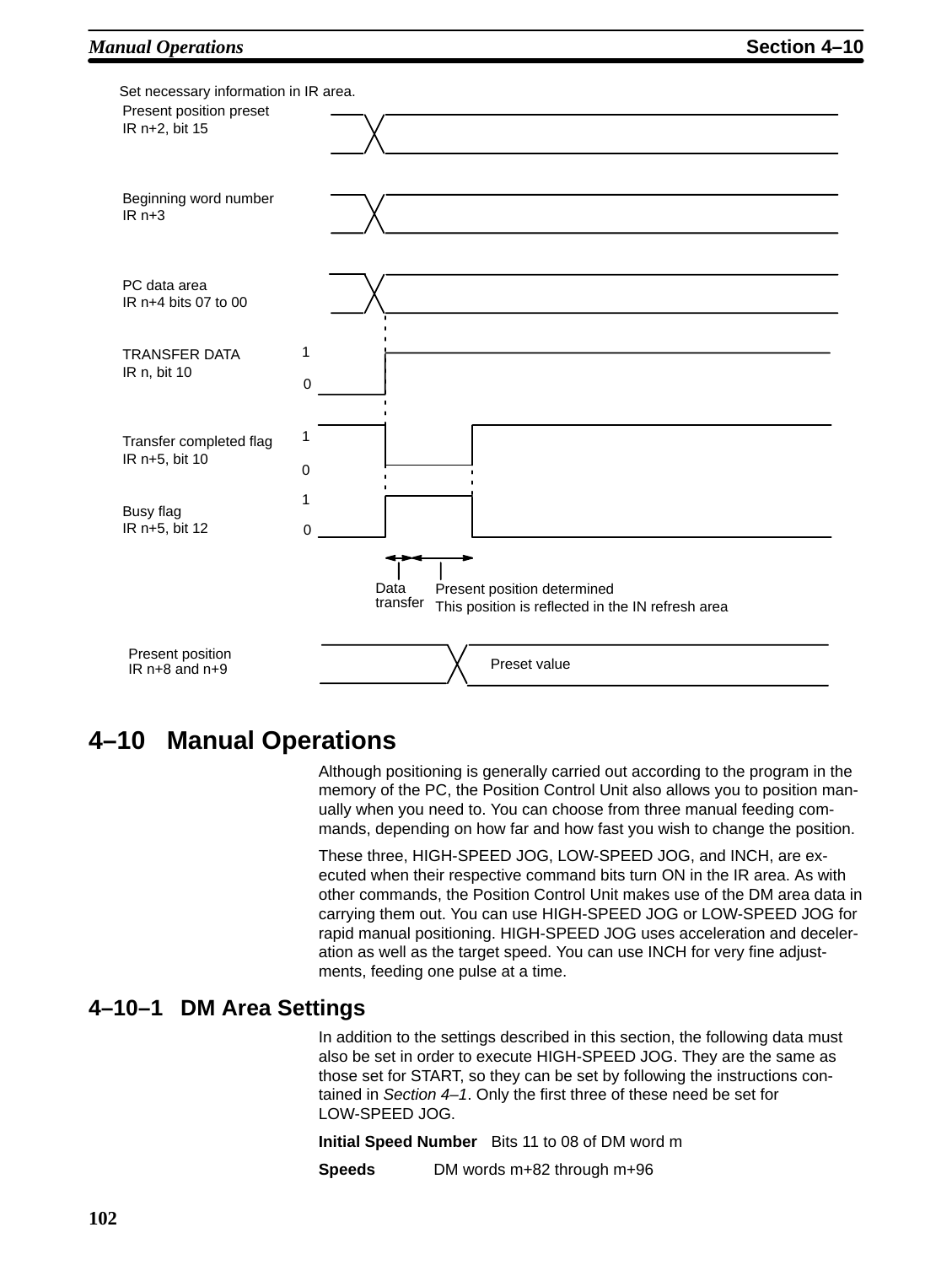Set necessary information in IR area.

Present position preset
IR n+2, bit 15

Beginning word number
IR n+3

PC data area
IR n+4 bits 07 to 00

TRANSFER DATA
IR n, bit 10

Transfer completed flag
IR n+5, bit 10

Busy flag
IR n+5, bit 12

Data transfer

Present position determined
This position is reflected in the IN refresh area

Present position
IR n+8 and n+9

Preset value

## 4–10 Manual Operations

Although positioning is generally carried out according to the program in the memory of the PC, the Position Control Unit also allows you to position manually when you need to. You can choose from three manual feeding commands, depending on how far and how fast you wish to change the position.

These three, HIGH-SPEED JOG, LOW-SPEED JOG, and INCH, are executed when their respective command bits turn ON in the IR area. As with other commands, the Position Control Unit makes use of the DM area data in carrying them out. You can use HIGH-SPEED JOG or LOW-SPEED JOG for rapid manual positioning. HIGH-SPEED JOG uses acceleration and deceleration as well as the target speed. You can use INCH for very fine adjustments, feeding one pulse at a time.

### 4–10–1 DM Area Settings

In addition to the settings described in this section, the following data must also be set in order to execute HIGH-SPEED JOG. They are the same as those set for START, so they can be set by following the instructions contained in *Section 4–1*. Only the first three of these need be set for LOW-SPEED JOG.

**Initial Speed Number** Bits 11 to 08 of DM word m

**Speeds** DM words m+82 through m+96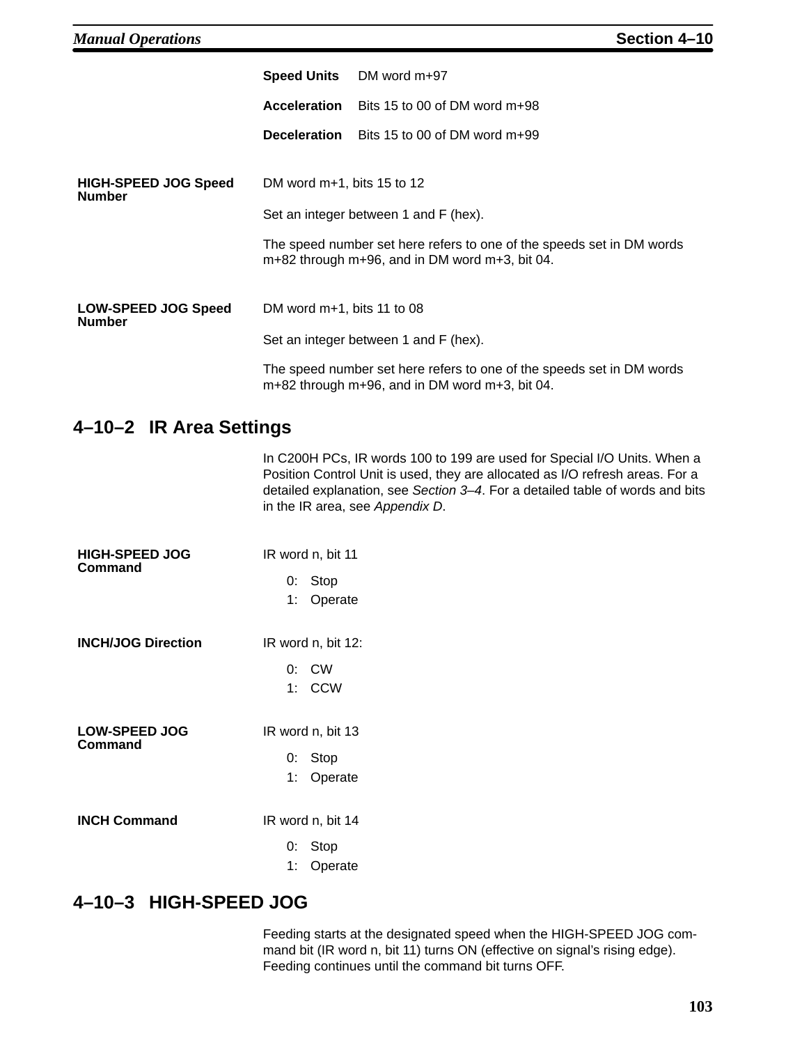**Speed Units** DM word m+97

**Acceleration** Bits 15 to 00 of DM word m+98

**Deceleration** Bits 15 to 00 of DM word m+99

**HIGH-SPEED JOG Speed Number**

DM word m+1, bits 15 to 12

Set an integer between 1 and F (hex).

The speed number set here refers to one of the speeds set in DM words m+82 through m+96, and in DM word m+3, bit 04.

**LOW-SPEED JOG Speed Number**

DM word m+1, bits 11 to 08

Set an integer between 1 and F (hex).

The speed number set here refers to one of the speeds set in DM words m+82 through m+96, and in DM word m+3, bit 04.

## 4–10–2 IR Area Settings

In C200H PCs, IR words 100 to 199 are used for Special I/O Units. When a Position Control Unit is used, they are allocated as I/O refresh areas. For a detailed explanation, see *Section 3–4*. For a detailed table of words and bits in the IR area, see *Appendix D*.

**HIGH-SPEED JOG Command**

IR word n, bit 11

0: Stop
1: Operate

**INCH/JOG Direction**

IR word n, bit 12:

0: CW
1: CCW

**LOW-SPEED JOG Command**

IR word n, bit 13

0: Stop
1: Operate

**INCH Command**

IR word n, bit 14

0: Stop
1: Operate

## 4–10–3 HIGH-SPEED JOG

Feeding starts at the designated speed when the HIGH-SPEED JOG command bit (IR word n, bit 11) turns ON (effective on signal's rising edge). Feeding continues until the command bit turns OFF.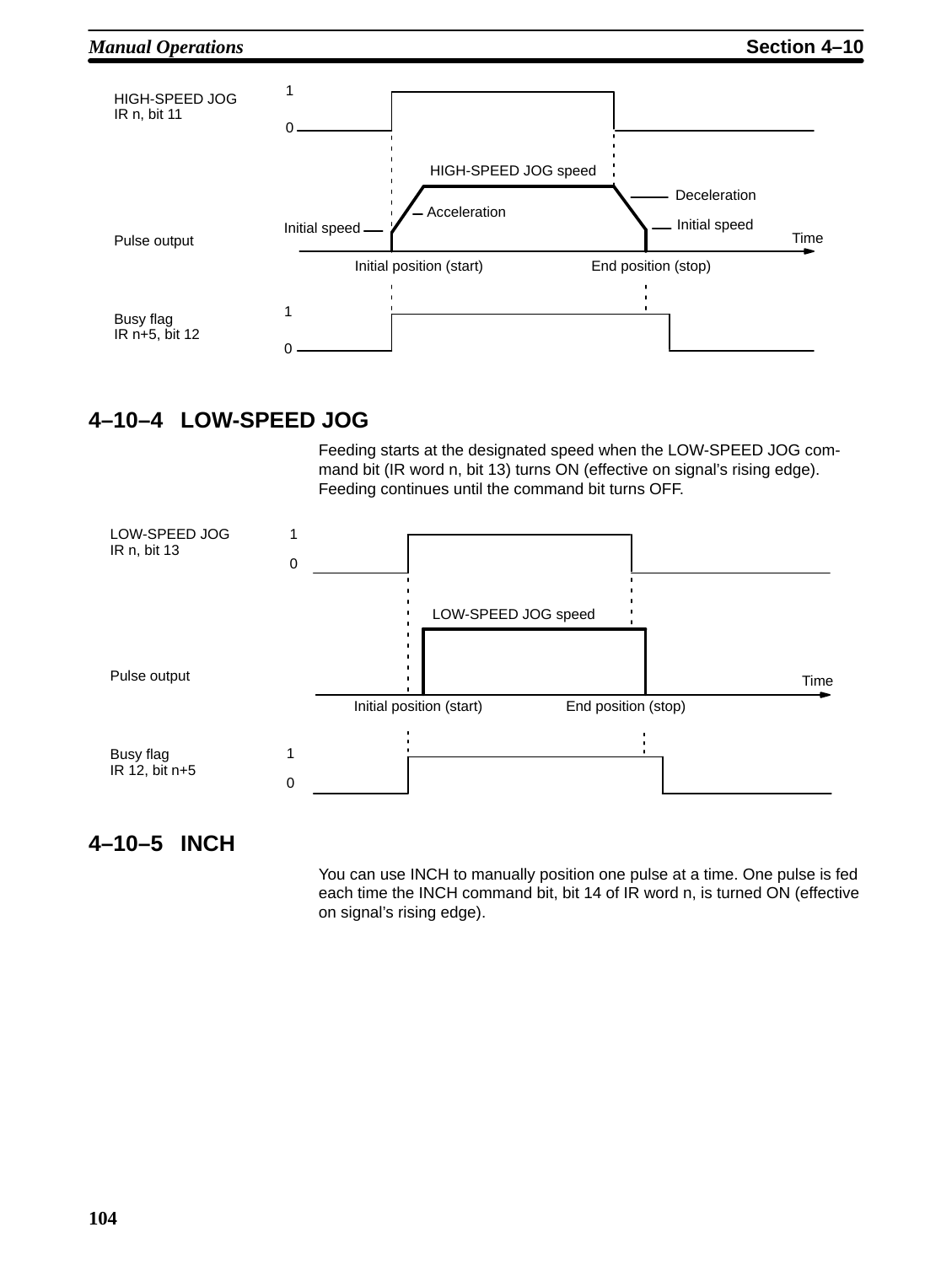HIGH-SPEED JOG
IR n, bit 11

Pulse output

Busy flag
IR n+5, bit 12

HIGH-SPEED JOG speed
Acceleration
Deceleration
Initial speed
Initial speed
Initial position (start)
End position (stop)
Time

## 4–10–4 LOW-SPEED JOG

Feeding starts at the designated speed when the LOW-SPEED JOG command bit (IR word n, bit 13) turns ON (effective on signal's rising edge). Feeding continues until the command bit turns OFF.

LOW-SPEED JOG
IR n, bit 13

Pulse output

Busy flag
IR 12, bit n+5

LOW-SPEED JOG speed
Initial position (start)
End position (stop)
Time

## 4–10–5 INCH

You can use INCH to manually position one pulse at a time. One pulse is fed each time the INCH command bit, bit 14 of IR word n, is turned ON (effective on signal's rising edge).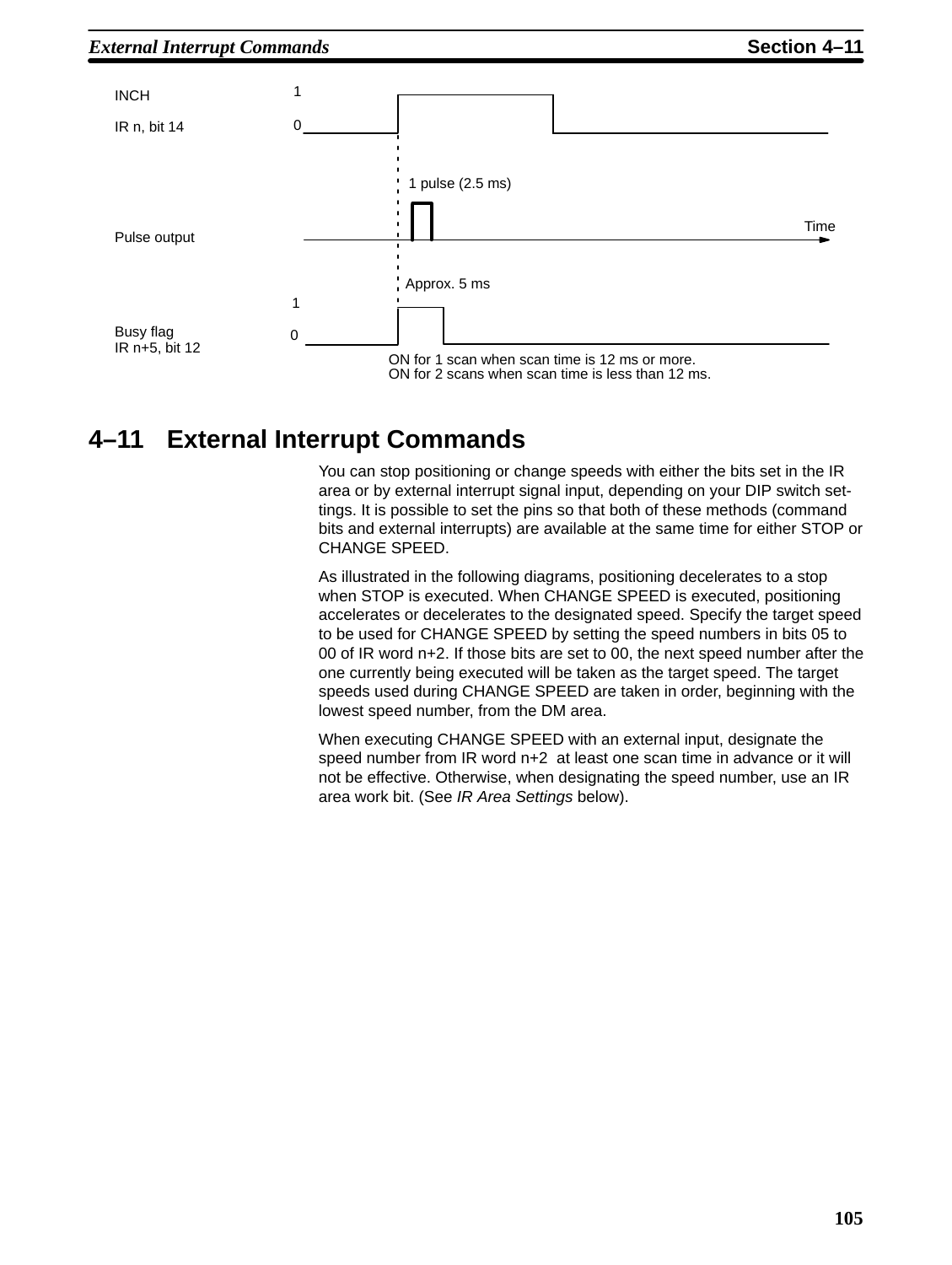INCH

IR n, bit 14

1

0

1 pulse (2.5 ms)

Pulse output

Time

Approx. 5 ms

Busy flag
IR n+5, bit 12

1

0

ON for 1 scan when scan time is 12 ms or more.
ON for 2 scans when scan time is less than 12 ms.

## 4–11 External Interrupt Commands

You can stop positioning or change speeds with either the bits set in the IR area or by external interrupt signal input, depending on your DIP switch settings. It is possible to set the pins so that both of these methods (command bits and external interrupts) are available at the same time for either STOP or CHANGE SPEED.

As illustrated in the following diagrams, positioning decelerates to a stop when STOP is executed. When CHANGE SPEED is executed, positioning accelerates or decelerates to the designated speed. Specify the target speed to be used for CHANGE SPEED by setting the speed numbers in bits 05 to 00 of IR word n+2. If those bits are set to 00, the next speed number after the one currently being executed will be taken as the target speed. The target speeds used during CHANGE SPEED are taken in order, beginning with the lowest speed number, from the DM area.

When executing CHANGE SPEED with an external input, designate the speed number from IR word n+2 at least one scan time in advance or it will not be effective. Otherwise, when designating the speed number, use an IR area work bit. (See *IR Area Settings* below).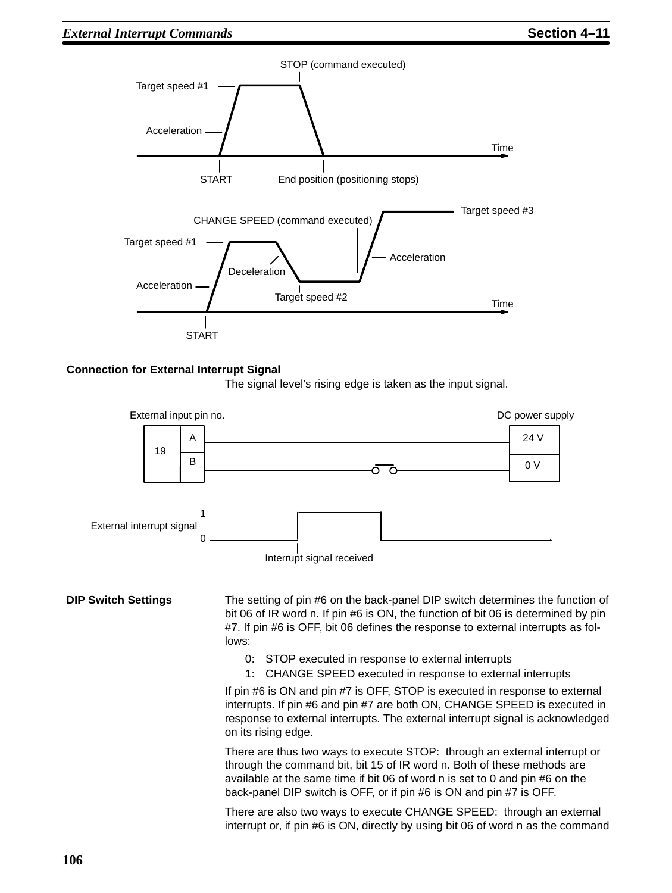STOP (command executed)

Target speed #1

Acceleration

Time

START

End position (positioning stops)

Target speed #3

CHANGE SPEED (command executed)

Target speed #1

Acceleration

Deceleration

Acceleration

Target speed #2

Time

START

**Connection for External Interrupt Signal**

The signal level's rising edge is taken as the input signal.

External input pin no.

DC power supply

| 19 | A | 24 V |
|---|---|---|
| | B | 0 V |

External interrupt signal 1 / 0

Interrupt signal received

**DIP Switch Settings**

The setting of pin #6 on the back-panel DIP switch determines the function of bit 06 of IR word n. If pin #6 is ON, the function of bit 06 is determined by pin #7. If pin #6 is OFF, bit 06 defines the response to external interrupts as follows:

0: STOP executed in response to external interrupts
1: CHANGE SPEED executed in response to external interrupts

If pin #6 is ON and pin #7 is OFF, STOP is executed in response to external interrupts. If pin #6 and pin #7 are both ON, CHANGE SPEED is executed in response to external interrupts. The external interrupt signal is acknowledged on its rising edge.

There are thus two ways to execute STOP: through an external interrupt or through the command bit, bit 15 of IR word n. Both of these methods are available at the same time if bit 06 of word n is set to 0 and pin #6 on the back-panel DIP switch is OFF, or if pin #6 is ON and pin #7 is OFF.

There are also two ways to execute CHANGE SPEED: through an external interrupt or, if pin #6 is ON, directly by using bit 06 of word n as the command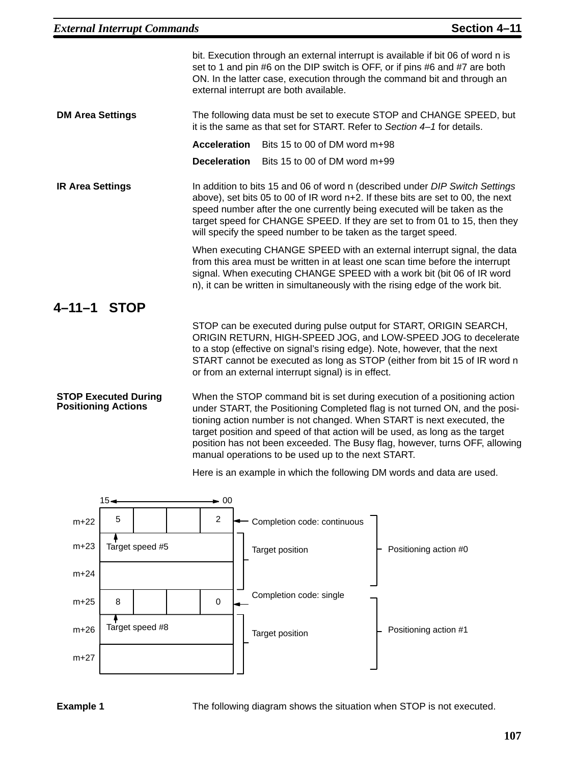bit. Execution through an external interrupt is available if bit 06 of word n is set to 1 and pin #6 on the DIP switch is OFF, or if pins #6 and #7 are both ON. In the latter case, execution through the command bit and through an external interrupt are both available.

**DM Area Settings**

The following data must be set to execute STOP and CHANGE SPEED, but it is the same as that set for START. Refer to *Section 4–1* for details.

**Acceleration** Bits 15 to 00 of DM word m+98

**Deceleration** Bits 15 to 00 of DM word m+99

**IR Area Settings**

In addition to bits 15 and 06 of word n (described under *DIP Switch Settings* above), set bits 05 to 00 of IR word n+2. If these bits are set to 00, the next speed number after the one currently being executed will be taken as the target speed for CHANGE SPEED. If they are set to from 01 to 15, then they will specify the speed number to be taken as the target speed.

When executing CHANGE SPEED with an external interrupt signal, the data from this area must be written in at least one scan time before the interrupt signal. When executing CHANGE SPEED with a work bit (bit 06 of IR word n), it can be written in simultaneously with the rising edge of the work bit.

## 4–11–1 STOP

STOP can be executed during pulse output for START, ORIGIN SEARCH, ORIGIN RETURN, HIGH-SPEED JOG, and LOW-SPEED JOG to decelerate to a stop (effective on signal's rising edge). Note, however, that the next START cannot be executed as long as STOP (either from bit 15 of IR word n or from an external interrupt signal) is in effect.

**STOP Executed During Positioning Actions**

When the STOP command bit is set during execution of a positioning action under START, the Positioning Completed flag is not turned ON, and the positioning action number is not changed. When START is next executed, the target position and speed of that action will be used, as long as the target position has not been exceeded. The Busy flag, however, turns OFF, allowing manual operations to be used up to the next START.

Here is an example in which the following DM words and data are used.

| Word | Bits 15 to 00 | | | | Description | Action |
|---|---|---|---|---|---|---|
| m+22 | 5 | | | 2 | Completion code: continuous (Target speed #5) | Positioning action #0 |
| m+23 | Target position | | | | | |
| m+24 | | | | | | |
| m+25 | 8 | | | 0 | Completion code: single (Target speed #8) | Positioning action #1 |
| m+26 | Target position | | | | | |
| m+27 | | | | | | |

**Example 1**

The following diagram shows the situation when STOP is not executed.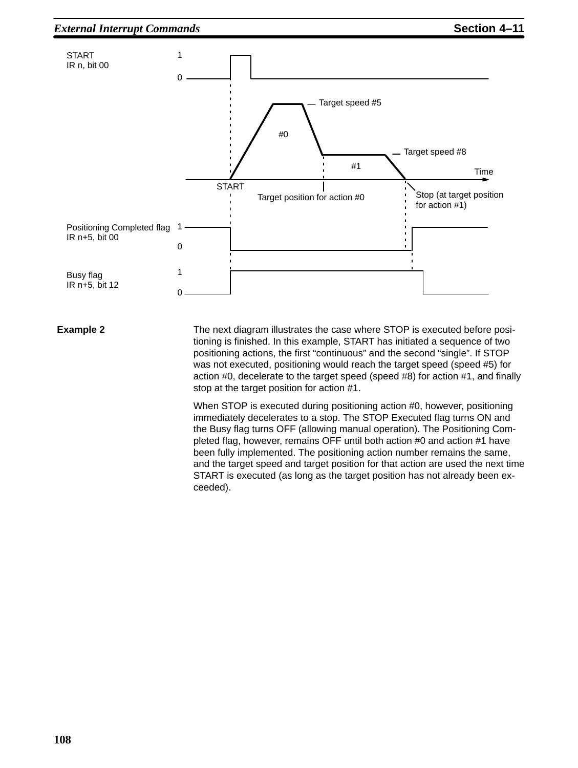START
IR n, bit 00

1

0

Target speed #5

#0

Target speed #8

#1

Time

START

Target position for action #0

Stop (at target position for action #1)

Positioning Completed flag
IR n+5, bit 00

1

0

Busy flag
IR n+5, bit 12

1

0

**Example 2**

The next diagram illustrates the case where STOP is executed before positioning is finished. In this example, START has initiated a sequence of two positioning actions, the first “continuous” and the second “single”. If STOP was not executed, positioning would reach the target speed (speed #5) for action #0, decelerate to the target speed (speed #8) for action #1, and finally stop at the target position for action #1.

When STOP is executed during positioning action #0, however, positioning immediately decelerates to a stop. The STOP Executed flag turns ON and the Busy flag turns OFF (allowing manual operation). The Positioning Completed flag, however, remains OFF until both action #0 and action #1 have been fully implemented. The positioning action number remains the same, and the target speed and target position for that action are used the next time START is executed (as long as the target position has not already been exceeded).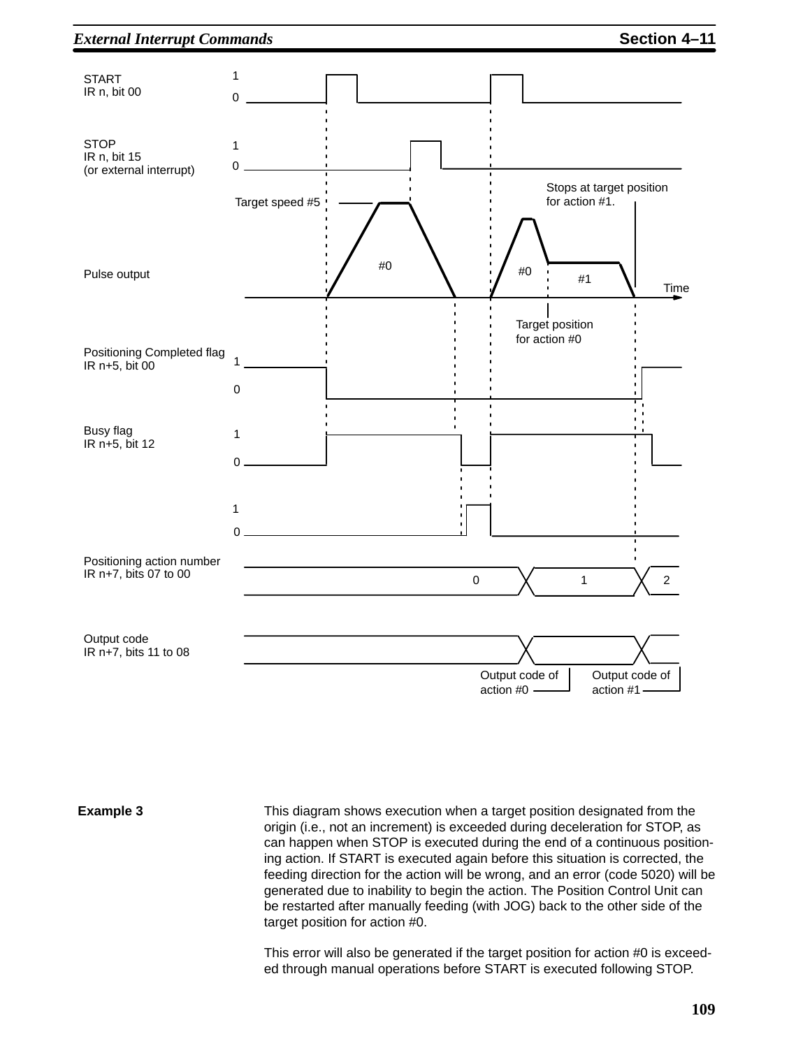START
IR n, bit 00

STOP
IR n, bit 15
(or external interrupt)

Target speed #5

Stops at target position for action #1.

Pulse output

#0

#0

#1

Time

Target position for action #0

Positioning Completed flag
IR n+5, bit 00

Busy flag
IR n+5, bit 12

Positioning action number
IR n+7, bits 07 to 00

0 | 1 | 2

Output code
IR n+7, bits 11 to 08

Output code of action #0

Output code of action #1

**Example 3**

This diagram shows execution when a target position designated from the origin (i.e., not an increment) is exceeded during deceleration for STOP, as can happen when STOP is executed during the end of a continuous positioning action. If START is executed again before this situation is corrected, the feeding direction for the action will be wrong, and an error (code 5020) will be generated due to inability to begin the action. The Position Control Unit can be restarted after manually feeding (with JOG) back to the other side of the target position for action #0.

This error will also be generated if the target position for action #0 is exceeded through manual operations before START is executed following STOP.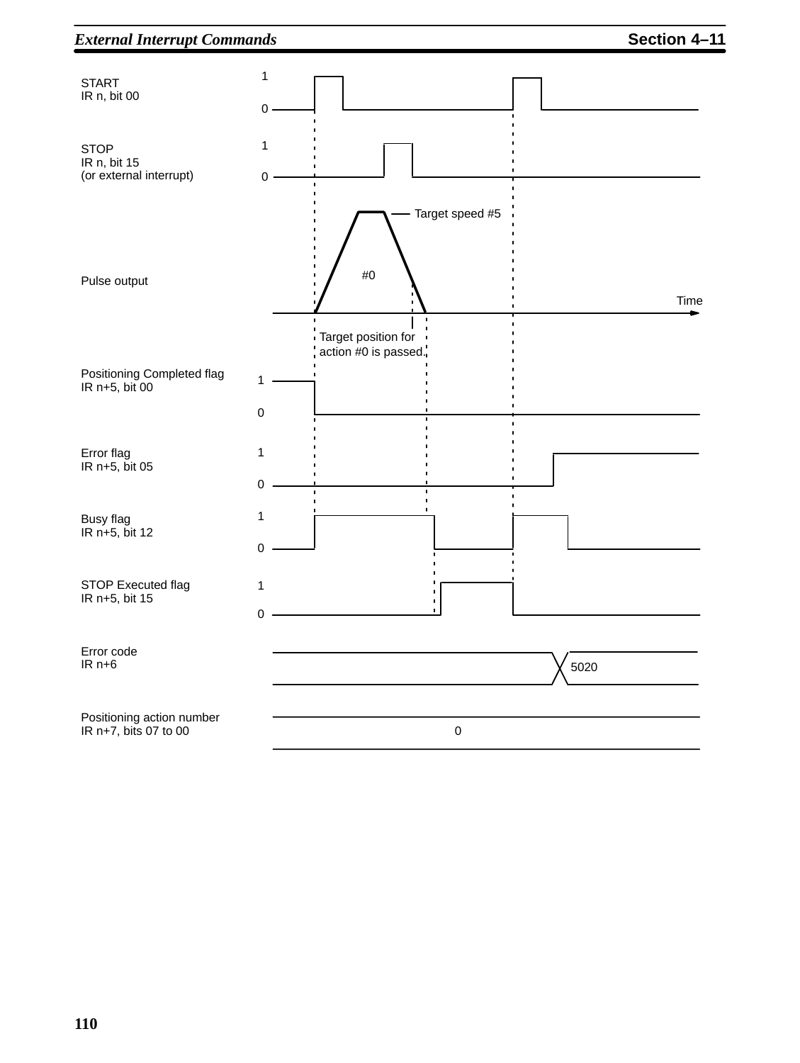START
IR n, bit 00

STOP
IR n, bit 15
(or external interrupt)

Target speed #5

#0

Pulse output

Time

Target position for action #0 is passed.

Positioning Completed flag
IR n+5, bit 00

Error flag
IR n+5, bit 05

Busy flag
IR n+5, bit 12

STOP Executed flag
IR n+5, bit 15

Error code
IR n+6

5020

Positioning action number
IR n+7, bits 07 to 00

0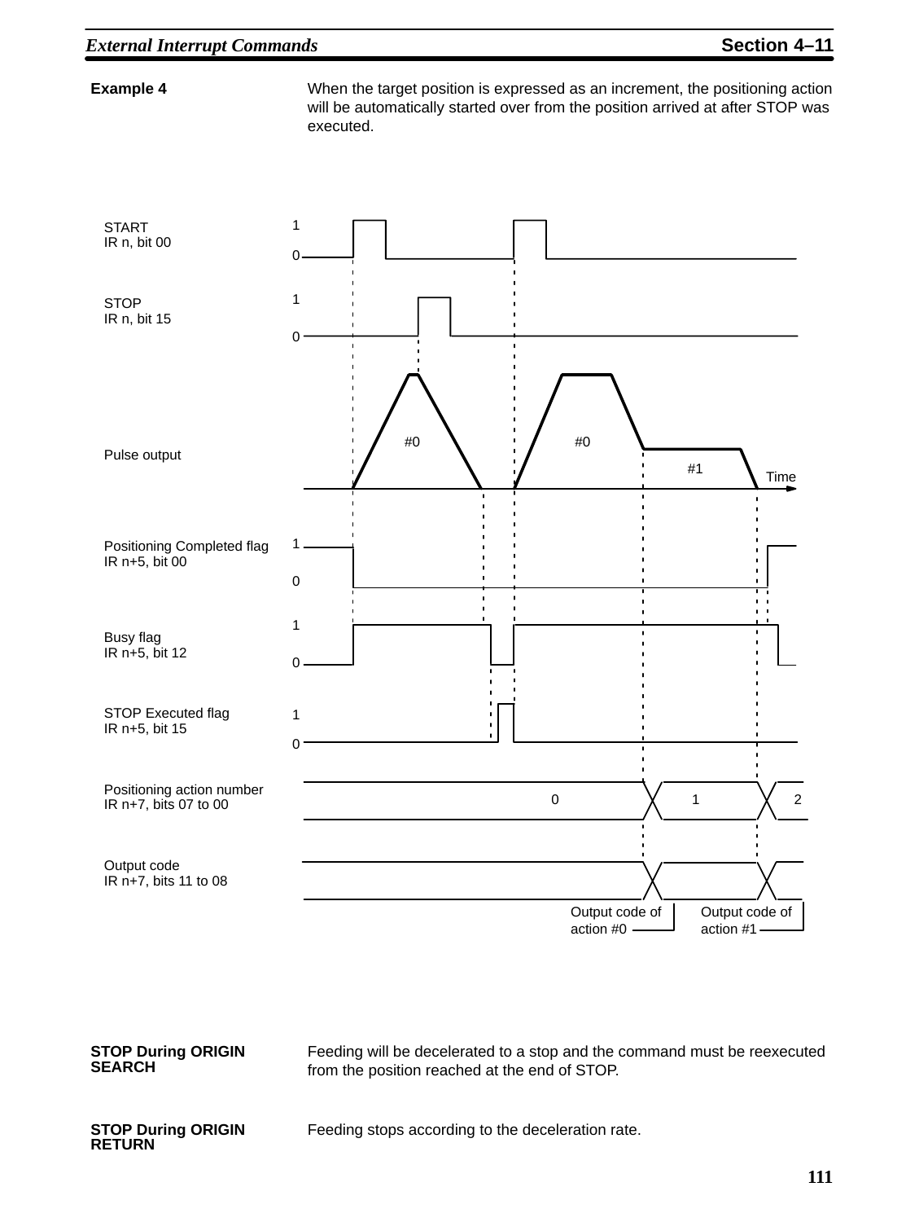**Example 4**

When the target position is expressed as an increment, the positioning action will be automatically started over from the position arrived at after STOP was executed.

START
IR n, bit 00

STOP
IR n, bit 15

Pulse output

Positioning Completed flag
IR n+5, bit 00

Busy flag
IR n+5, bit 12

STOP Executed flag
IR n+5, bit 15

Positioning action number
IR n+7, bits 07 to 00

Output code
IR n+7, bits 11 to 08

Output code of action #0

Output code of action #1

**STOP During ORIGIN SEARCH**

Feeding will be decelerated to a stop and the command must be reexecuted from the position reached at the end of STOP.

**STOP During ORIGIN RETURN**

Feeding stops according to the deceleration rate.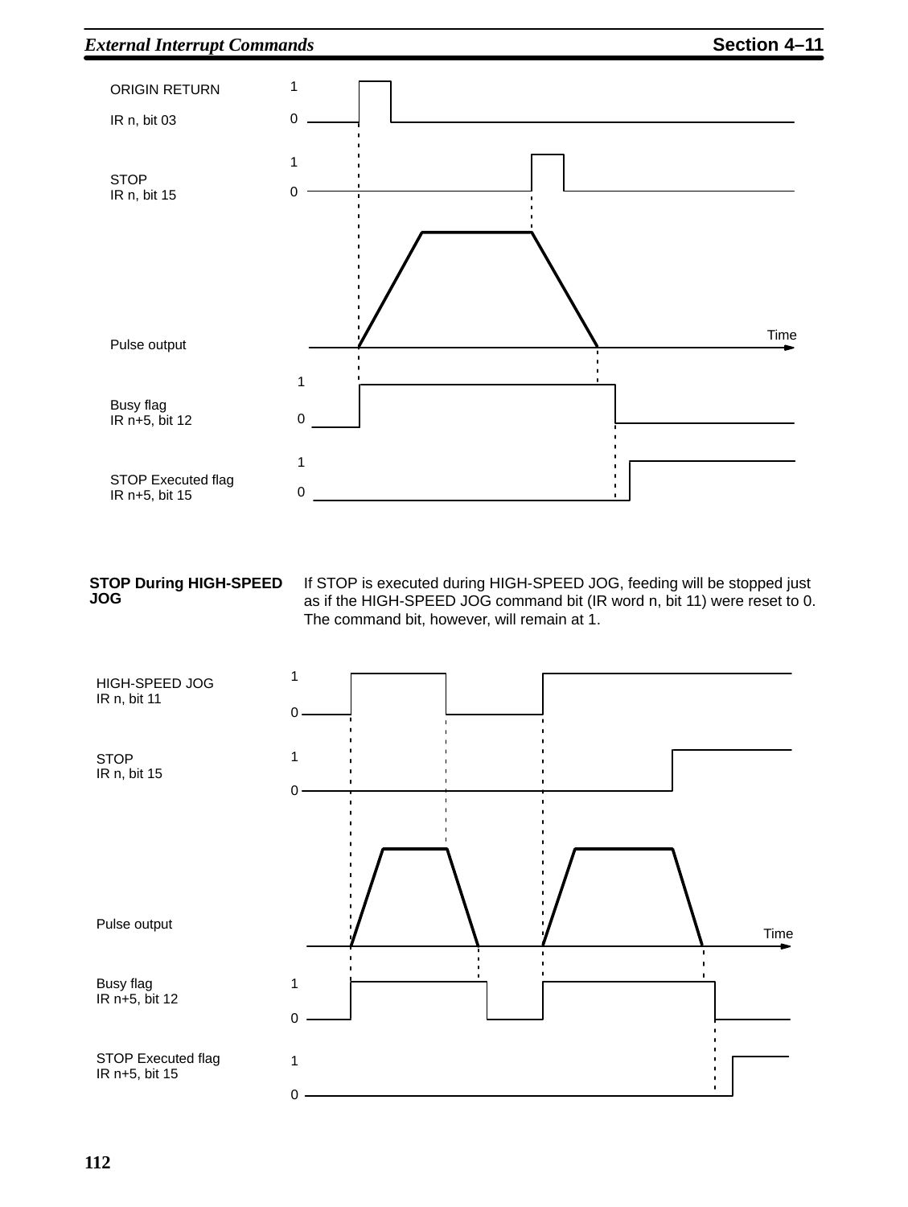ORIGIN RETURN
IR n, bit 03

STOP
IR n, bit 15

Pulse output

Busy flag
IR n+5, bit 12

STOP Executed flag
IR n+5, bit 15

**STOP During HIGH-SPEED JOG**

If STOP is executed during HIGH-SPEED JOG, feeding will be stopped just as if the HIGH-SPEED JOG command bit (IR word n, bit 11) were reset to 0. The command bit, however, will remain at 1.

HIGH-SPEED JOG
IR n, bit 11

STOP
IR n, bit 15

Pulse output

Busy flag
IR n+5, bit 12

STOP Executed flag
IR n+5, bit 15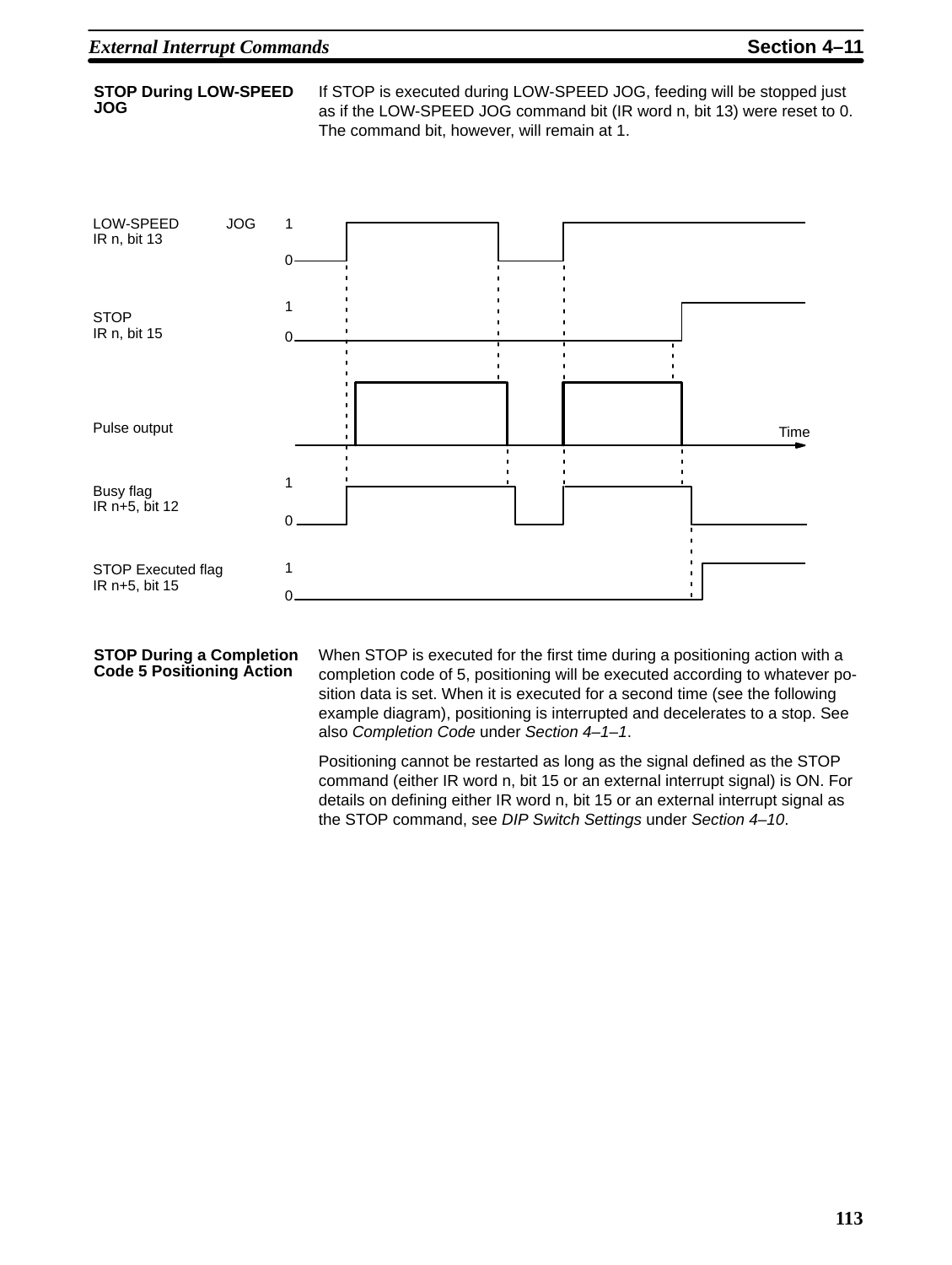#### STOP During LOW-SPEED JOG

If STOP is executed during LOW-SPEED JOG, feeding will be stopped just as if the LOW-SPEED JOG command bit (IR word n, bit 13) were reset to 0. The command bit, however, will remain at 1.

LOW-SPEED JOG
IR n, bit 13

STOP
IR n, bit 15

Pulse output

Busy flag
IR n+5, bit 12

STOP Executed flag
IR n+5, bit 15

#### STOP During a Completion Code 5 Positioning Action

When STOP is executed for the first time during a positioning action with a completion code of 5, positioning will be executed according to whatever position data is set. When it is executed for a second time (see the following example diagram), positioning is interrupted and decelerates to a stop. See also *Completion Code* under *Section 4–1–1*.

Positioning cannot be restarted as long as the signal defined as the STOP command (either IR word n, bit 15 or an external interrupt signal) is ON. For details on defining either IR word n, bit 15 or an external interrupt signal as the STOP command, see *DIP Switch Settings* under *Section 4–10*.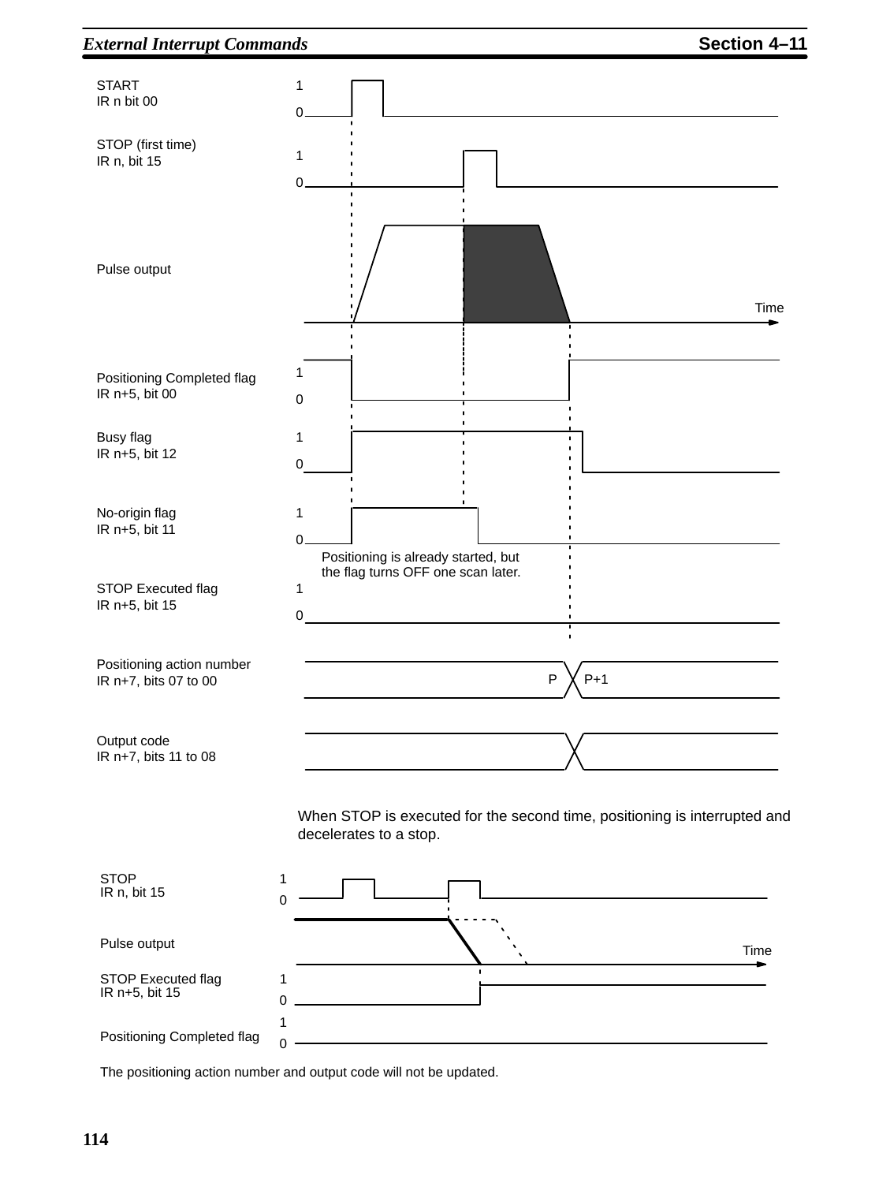START
IR n bit 00

STOP (first time)
IR n, bit 15

Pulse output

Time

Positioning Completed flag
IR n+5, bit 00

Busy flag
IR n+5, bit 12

No-origin flag
IR n+5, bit 11

Positioning is already started, but the flag turns OFF one scan later.

STOP Executed flag
IR n+5, bit 15

Positioning action number
IR n+7, bits 07 to 00

P P+1

Output code
IR n+7, bits 11 to 08

When STOP is executed for the second time, positioning is interrupted and decelerates to a stop.

STOP
IR n, bit 15

Pulse output

Time

STOP Executed flag
IR n+5, bit 15

Positioning Completed flag

The positioning action number and output code will not be updated.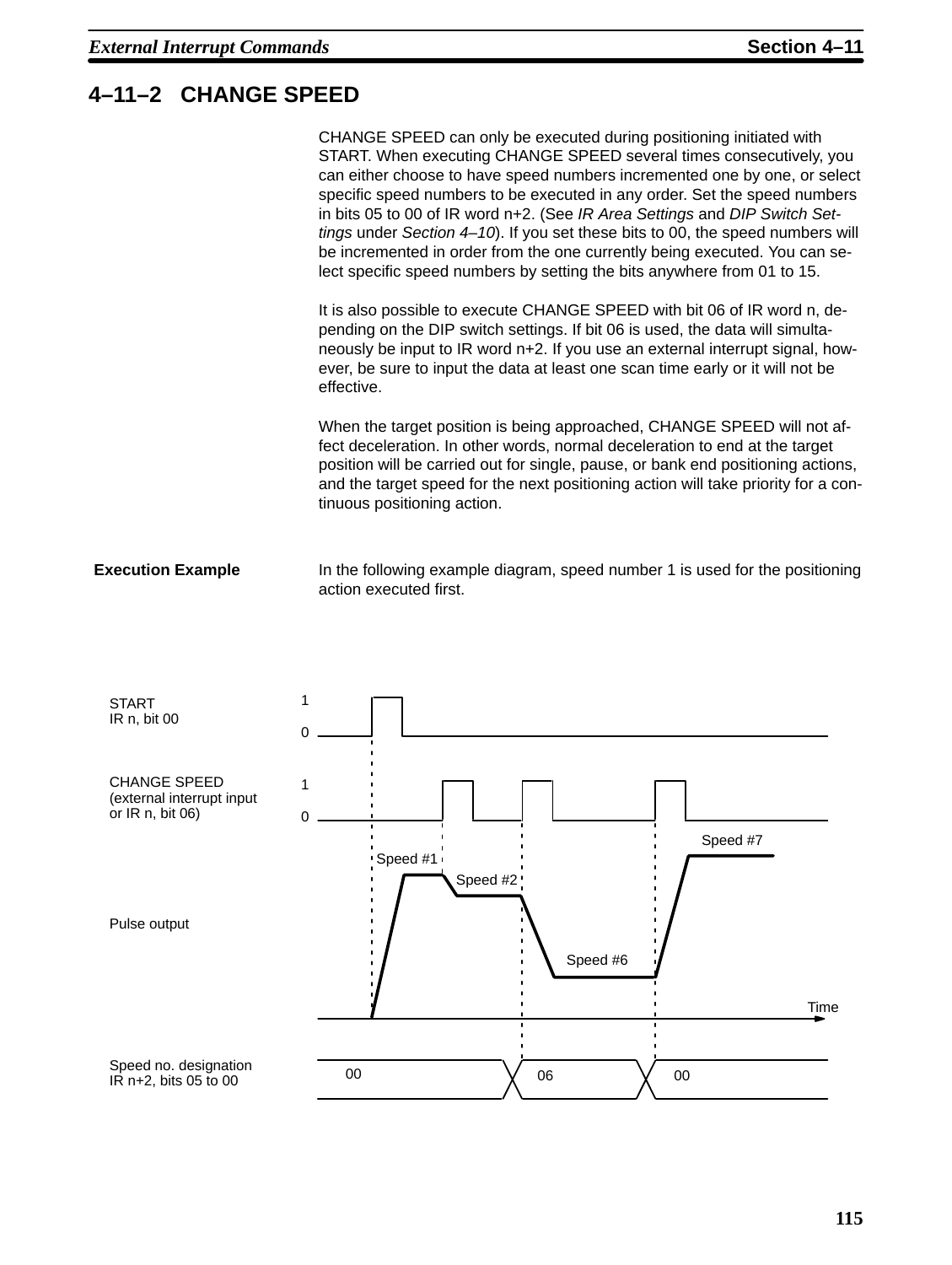## 4–11–2 CHANGE SPEED

CHANGE SPEED can only be executed during positioning initiated with START. When executing CHANGE SPEED several times consecutively, you can either choose to have speed numbers incremented one by one, or select specific speed numbers to be executed in any order. Set the speed numbers in bits 05 to 00 of IR word n+2. (See *IR Area Settings* and *DIP Switch Settings* under *Section 4–10*). If you set these bits to 00, the speed numbers will be incremented in order from the one currently being executed. You can select specific speed numbers by setting the bits anywhere from 01 to 15.

It is also possible to execute CHANGE SPEED with bit 06 of IR word n, depending on the DIP switch settings. If bit 06 is used, the data will simultaneously be input to IR word n+2. If you use an external interrupt signal, however, be sure to input the data at least one scan time early or it will not be effective.

When the target position is being approached, CHANGE SPEED will not affect deceleration. In other words, normal deceleration to end at the target position will be carried out for single, pause, or bank end positioning actions, and the target speed for the next positioning action will take priority for a continuous positioning action.

**Execution Example**

In the following example diagram, speed number 1 is used for the positioning action executed first.

START
IR n, bit 00

CHANGE SPEED
(external interrupt input or IR n, bit 06)

Pulse output

Speed #1, Speed #2, Speed #6, Speed #7

Time

Speed no. designation
IR n+2, bits 05 to 00

00, 06, 00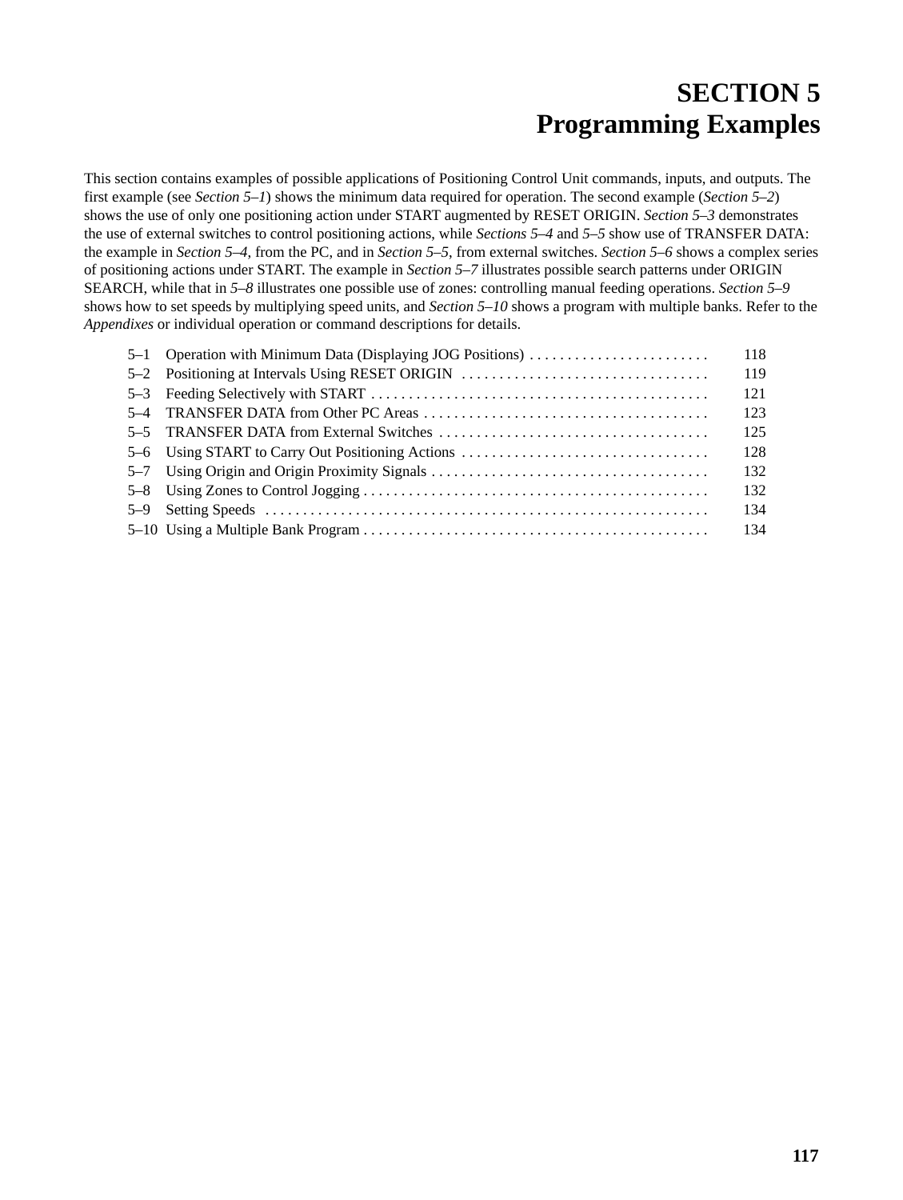# SECTION 5
# Programming Examples

This section contains examples of possible applications of Positioning Control Unit commands, inputs, and outputs. The first example (see *Section 5–1*) shows the minimum data required for operation. The second example (*Section 5–2*) shows the use of only one positioning action under START augmented by RESET ORIGIN. *Section 5–3* demonstrates the use of external switches to control positioning actions, while *Sections 5–4* and *5–5* show use of TRANSFER DATA: the example in *Section 5–4*, from the PC, and in *Section 5–5*, from external switches. *Section 5–6* shows a complex series of positioning actions under START. The example in *Section 5–7* illustrates possible search patterns under ORIGIN SEARCH, while that in *5–8* illustrates one possible use of zones: controlling manual feeding operations. *Section 5–9* shows how to set speeds by multiplying speed units, and *Section 5–10* shows a program with multiple banks. Refer to the *Appendixes* or individual operation or command descriptions for details.

- 5–1 Operation with Minimum Data (Displaying JOG Positions) . . . . . . . . . . . . . . . . . . . . . . . . 118
- 5–2 Positioning at Intervals Using RESET ORIGIN . . . . . . . . . . . . . . . . . . . . . . . . . . . . . . . . . 119
- 5–3 Feeding Selectively with START . . . . . . . . . . . . . . . . . . . . . . . . . . . . . . . . . . . . . . . . . . . . . 121
- 5–4 TRANSFER DATA from Other PC Areas . . . . . . . . . . . . . . . . . . . . . . . . . . . . . . . . . . . . . . . 123
- 5–5 TRANSFER DATA from External Switches . . . . . . . . . . . . . . . . . . . . . . . . . . . . . . . . . . . . 125
- 5–6 Using START to Carry Out Positioning Actions . . . . . . . . . . . . . . . . . . . . . . . . . . . . . . . . . 128
- 5–7 Using Origin and Origin Proximity Signals . . . . . . . . . . . . . . . . . . . . . . . . . . . . . . . . . . . . . 132
- 5–8 Using Zones to Control Jogging . . . . . . . . . . . . . . . . . . . . . . . . . . . . . . . . . . . . . . . . . . . . . . 132
- 5–9 Setting Speeds . . . . . . . . . . . . . . . . . . . . . . . . . . . . . . . . . . . . . . . . . . . . . . . . . . . . . . . . . . . 134
- 5–10 Using a Multiple Bank Program . . . . . . . . . . . . . . . . . . . . . . . . . . . . . . . . . . . . . . . . . . . . . . 134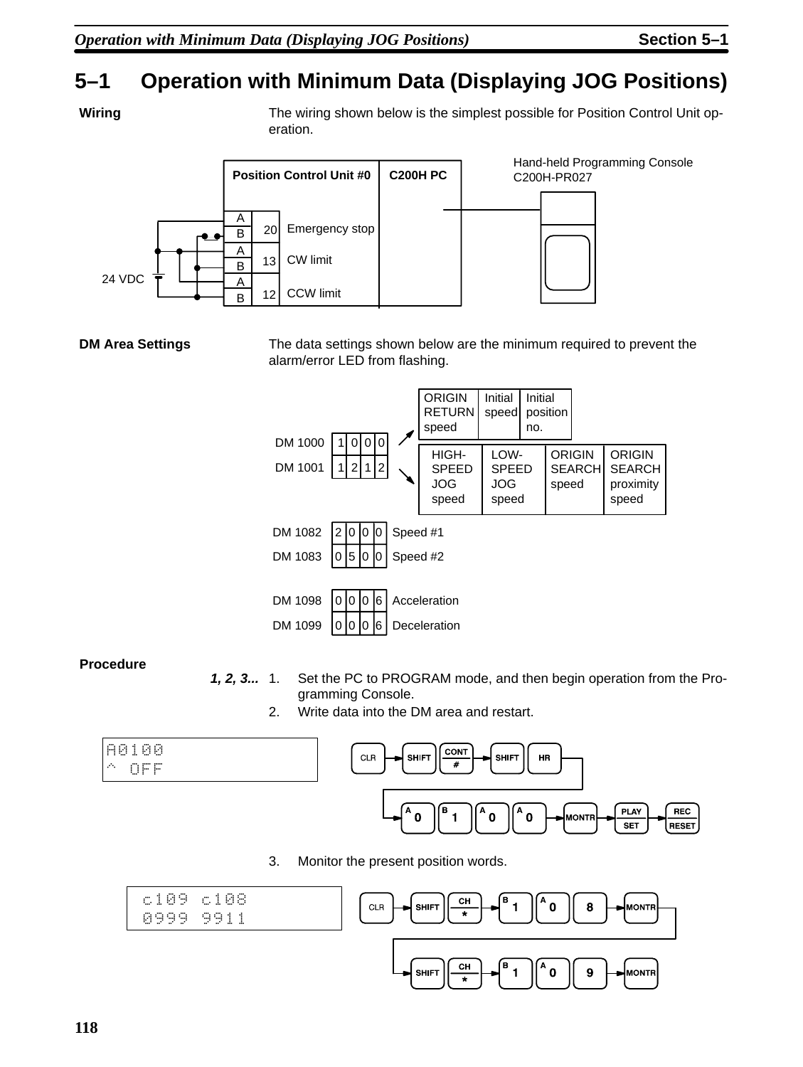## 5–1 Operation with Minimum Data (Displaying JOG Positions)

**Wiring**

The wiring shown below is the simplest possible for Position Control Unit operation.

| Position Control Unit #0 | | | C200H PC |
|---|---|---|---|
| A/B | 20 | Emergency stop | |
| A/B | 13 | CW limit | |
| A/B | 12 | CCW limit | |

24 VDC

Hand-held Programming Console C200H-PR027

**DM Area Settings**

The data settings shown below are the minimum required to prevent the alarm/error LED from flashing.

| Word | Data | Digits |
|---|---|---|
| DM 1000 | 1000 | ORIGIN RETURN speed / Initial speed / Initial position no. |
| DM 1001 | 1212 | HIGH-SPEED JOG speed / LOW-SPEED JOG speed / ORIGIN SEARCH speed / ORIGIN SEARCH proximity speed |
| DM 1082 | 2000 | Speed #1 |
| DM 1083 | 0500 | Speed #2 |
| DM 1098 | 0006 | Acceleration |
| DM 1099 | 0006 | Deceleration |

**Procedure**

*1, 2, 3...*

1. Set the PC to PROGRAM mode, and then begin operation from the Programming Console.
2. Write data into the DM area and restart.

```
A0100
^ OFF
```

CLR → SHIFT → CONT/# → SHIFT → HR → 0 → 1 → 0 → 0 → MONTR → PLAY/SET → REC/RESET

3. Monitor the present position words.

```
c109 c108
0999 9911
```

CLR → SHIFT → CH/* → 1 → 0 → 8 → MONTR → SHIFT → CH/* → 1 → 0 → 9 → MONTR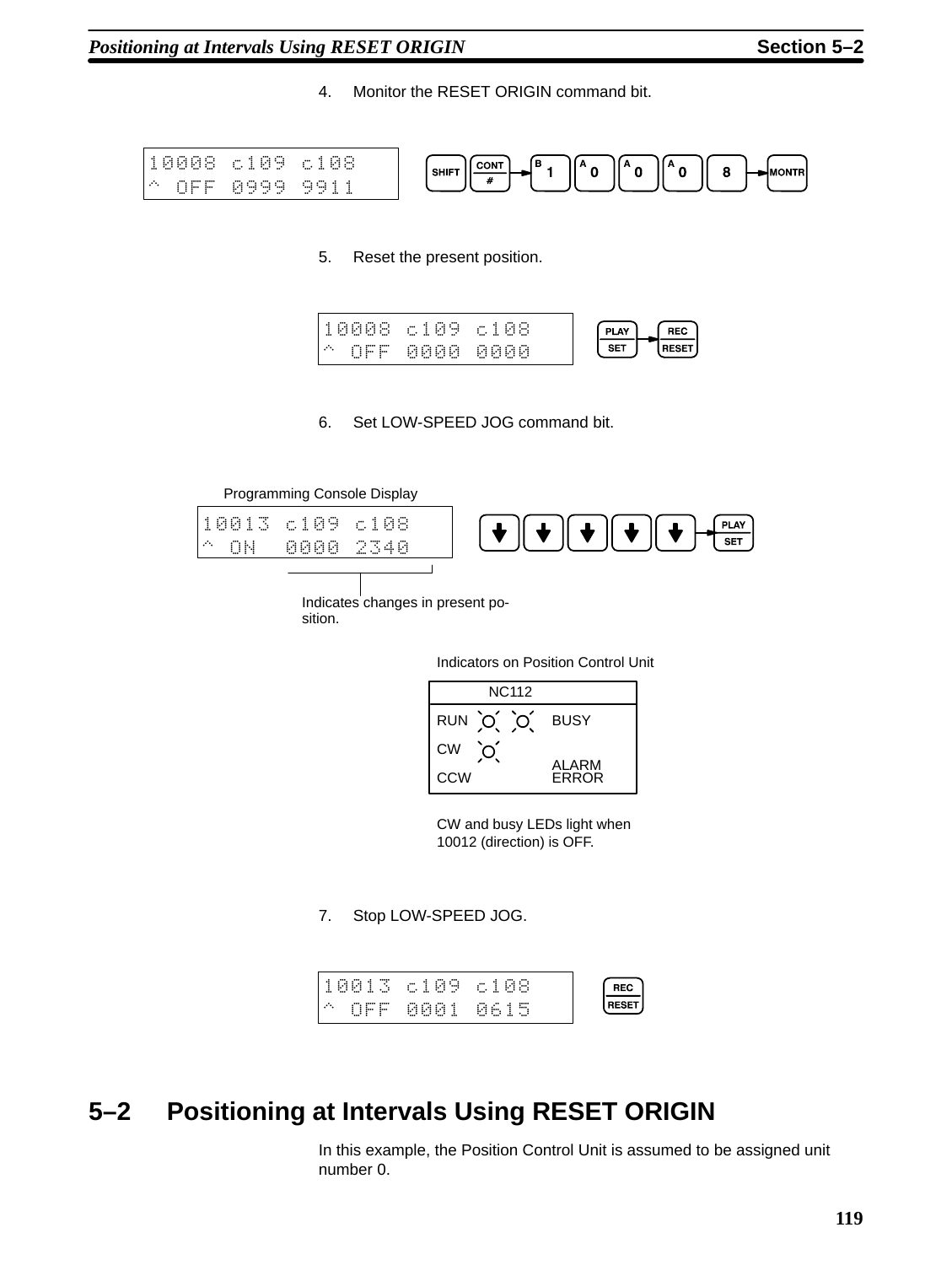4. Monitor the RESET ORIGIN command bit.

```
10008 c109 c108
^ OFF 0999 9911
```

SHIFT → CONT # → B 1 → A 0 → A 0 → A 0 → 8 → MONTR

5. Reset the present position.

```
10008 c109 c108
^ OFF 0000 0000
```

PLAY SET → REC RESET

6. Set LOW-SPEED JOG command bit.

Programming Console Display

```
10013 c109 c108
^ ON  0000 2340
```

↓ ↓ ↓ ↓ ↓ → PLAY SET

Indicates changes in present position.

Indicators on Position Control Unit

| NC112 | | |
|---|---|---|
| RUN ☼ | ☼ | BUSY |
| CW ☼ | | |
| CCW | | ALARM ERROR |

CW and busy LEDs light when 10012 (direction) is OFF.

7. Stop LOW-SPEED JOG.

```
10013 c109 c108
^ OFF 0001 0615
```

REC RESET

## 5–2 Positioning at Intervals Using RESET ORIGIN

In this example, the Position Control Unit is assumed to be assigned unit number 0.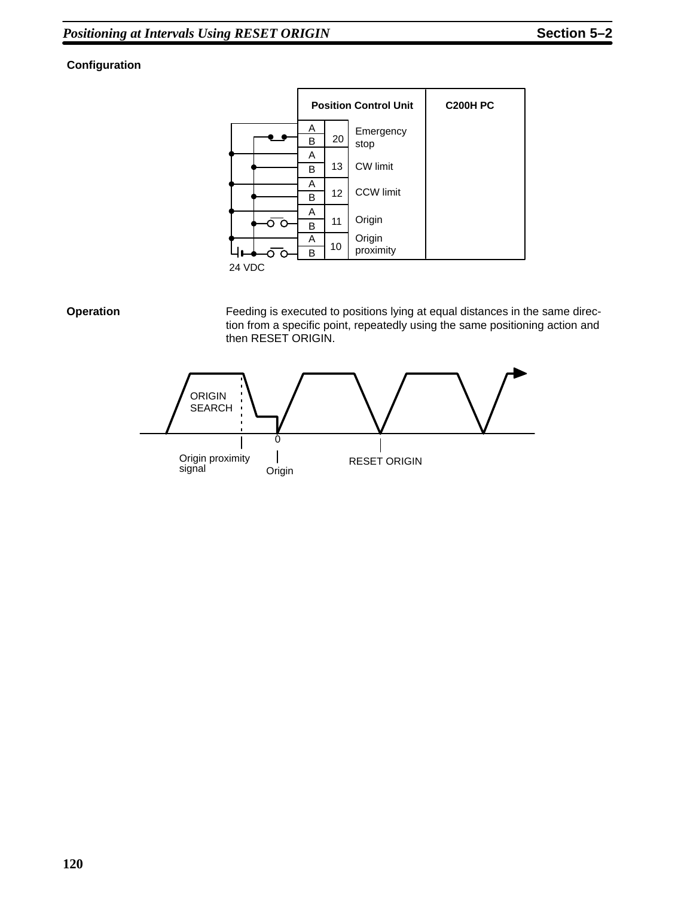### Configuration

| | | | Position Control Unit | C200H PC |
|---|---|---|---|---|
| A | 20 | Emergency stop | | |
| B | | | | |
| A | 13 | CW limit | | |
| B | | | | |
| A | 12 | CCW limit | | |
| B | | | | |
| A | 11 | Origin | | |
| B | | | | |
| A | 10 | Origin proximity | | |
| B | | | | |

24 VDC

### Operation

Feeding is executed to positions lying at equal distances in the same direction from a specific point, repeatedly using the same positioning action and then RESET ORIGIN.

ORIGIN SEARCH

0

Origin proximity signal

Origin

RESET ORIGIN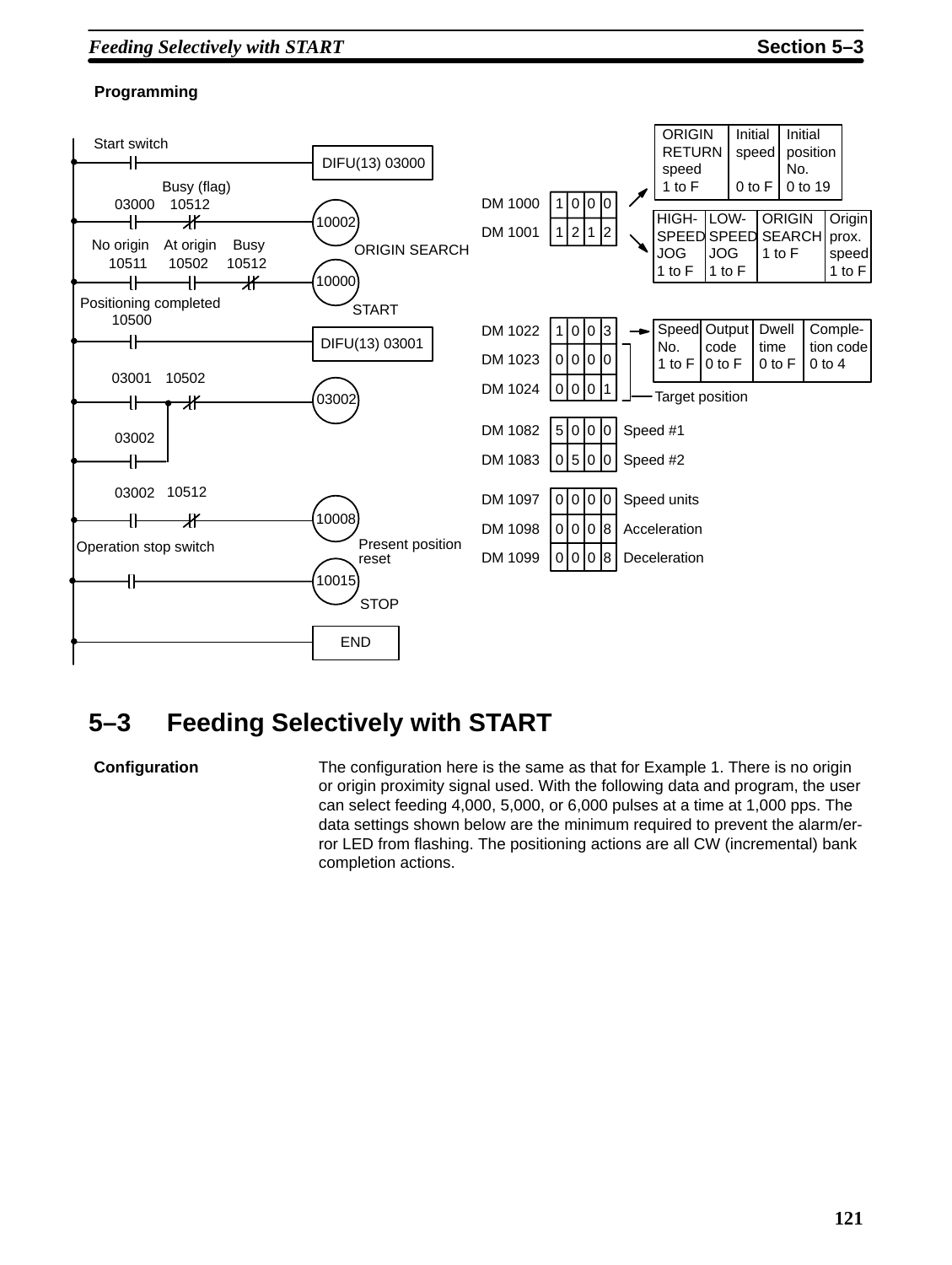**Programming**

```
Start switch
--| |------------------------------------------[DIFU(13) 03000]

   03000   10512 Busy (flag)
--| |-----|/|-------------------------------------(10002) ORIGIN SEARCH

No origin  At origin  Busy
  10511     10502    10512
--| |--------| |------|/|-------------------------(10000) START

Positioning completed
  10500
--| |------------------------------------------[DIFU(13) 03001]

   03001   10502
--+-| |--+--|/|------------------------------------(03002)
  |      |
  | 03002|
  +-| |--+

   03002   10512
--| |-----|/|-------------------------------------(10008) Present position reset

Operation stop switch
--| |---------------------------------------------(10015) STOP

-------------------------------------------------[END]
```

| DM | Value | Setting |
|---|---|---|
| DM 1000 | 1 0 0 0 | ORIGIN RETURN speed 1 to F / Initial speed 0 to F / Initial position No. 0 to 19 |
| DM 1001 | 1 2 1 2 | HIGH-SPEED JOG 1 to F / LOW-SPEED JOG 1 to F / ORIGIN SEARCH 1 to F / Origin prox. speed 1 to F |
| DM 1022 | 1 0 0 3 | Speed No. 1 to F / Output code 0 to F / Dwell time 0 to F / Completion code 0 to 4 |
| DM 1023 | 0 0 0 0 | Target position |
| DM 1024 | 0 0 0 1 | Target position |
| DM 1082 | 5 0 0 0 | Speed #1 |
| DM 1083 | 0 5 0 0 | Speed #2 |
| DM 1097 | 0 0 0 0 | Speed units |
| DM 1098 | 0 0 0 8 | Acceleration |
| DM 1099 | 0 0 0 8 | Deceleration |

## 5–3 Feeding Selectively with START

**Configuration**

The configuration here is the same as that for Example 1. There is no origin or origin proximity signal used. With the following data and program, the user can select feeding 4,000, 5,000, or 6,000 pulses at a time at 1,000 pps. The data settings shown below are the minimum required to prevent the alarm/error LED from flashing. The positioning actions are all CW (incremental) bank completion actions.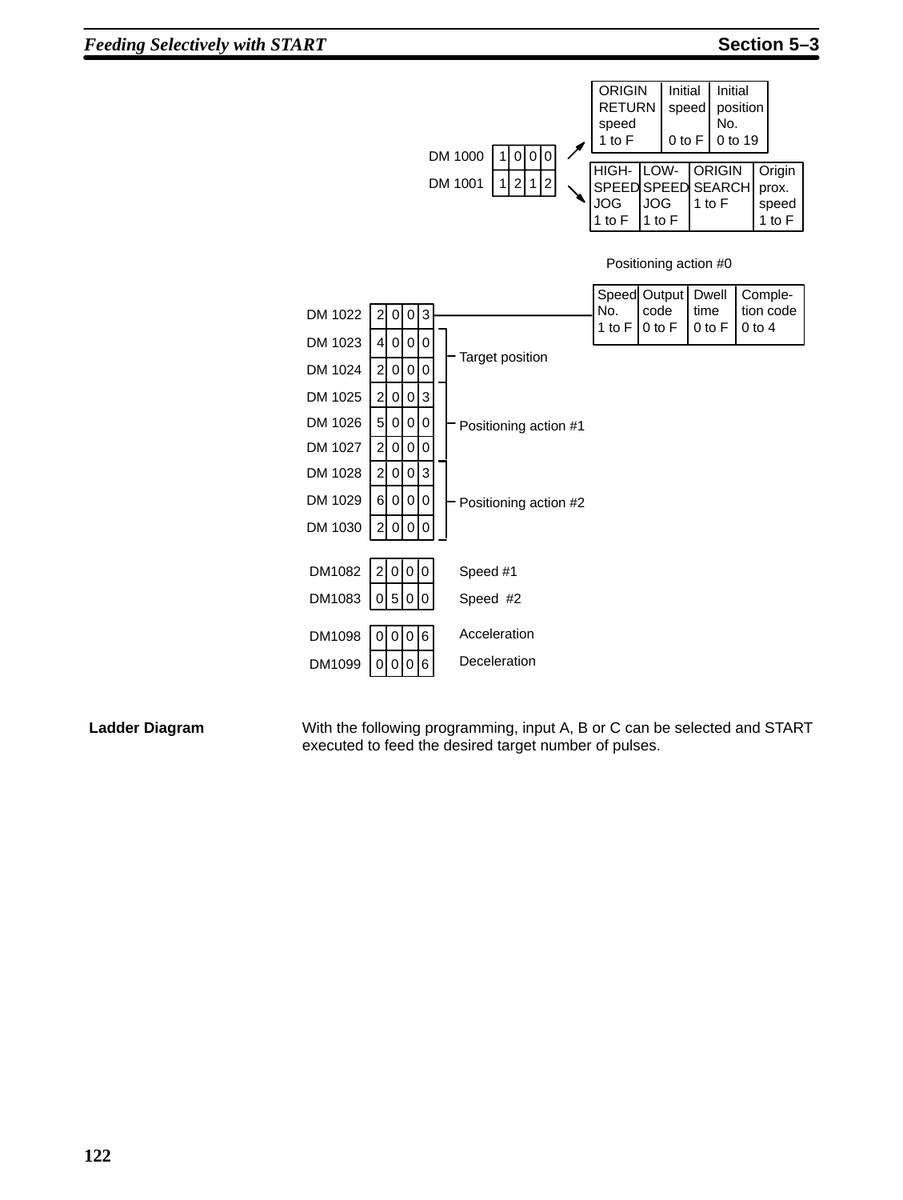| DM word | Value | Contents |
|---|---|---|
| DM 1000 | 1 0 0 0 | ORIGIN RETURN speed (1 to F) / Initial speed (0 to F) / Initial position No. (0 to 19) |
| DM 1001 | 1 2 1 2 | HIGH-SPEED JOG (1 to F) / LOW-SPEED JOG (1 to F) / ORIGIN SEARCH (1 to F) / Origin prox. speed (1 to F) |

Positioning action #0

| DM word | Value | Contents |
|---|---|---|
| DM 1022 | 2 0 0 3 | Speed No. (1 to F) / Output code (0 to F) / Dwell time (0 to F) / Completion code (0 to 4) |
| DM 1023 | 4 0 0 0 | Target position |
| DM 1024 | 2 0 0 0 | |
| DM 1025 | 2 0 0 3 | Positioning action #1 |
| DM 1026 | 5 0 0 0 | |
| DM 1027 | 2 0 0 0 | |
| DM 1028 | 2 0 0 3 | Positioning action #2 |
| DM 1029 | 6 0 0 0 | |
| DM 1030 | 2 0 0 0 | |
| DM1082 | 2 0 0 0 | Speed #1 |
| DM1083 | 0 5 0 0 | Speed #2 |
| DM1098 | 0 0 0 6 | Acceleration |
| DM1099 | 0 0 0 6 | Deceleration |

**Ladder Diagram**

With the following programming, input A, B or C can be selected and START executed to feed the desired target number of pulses.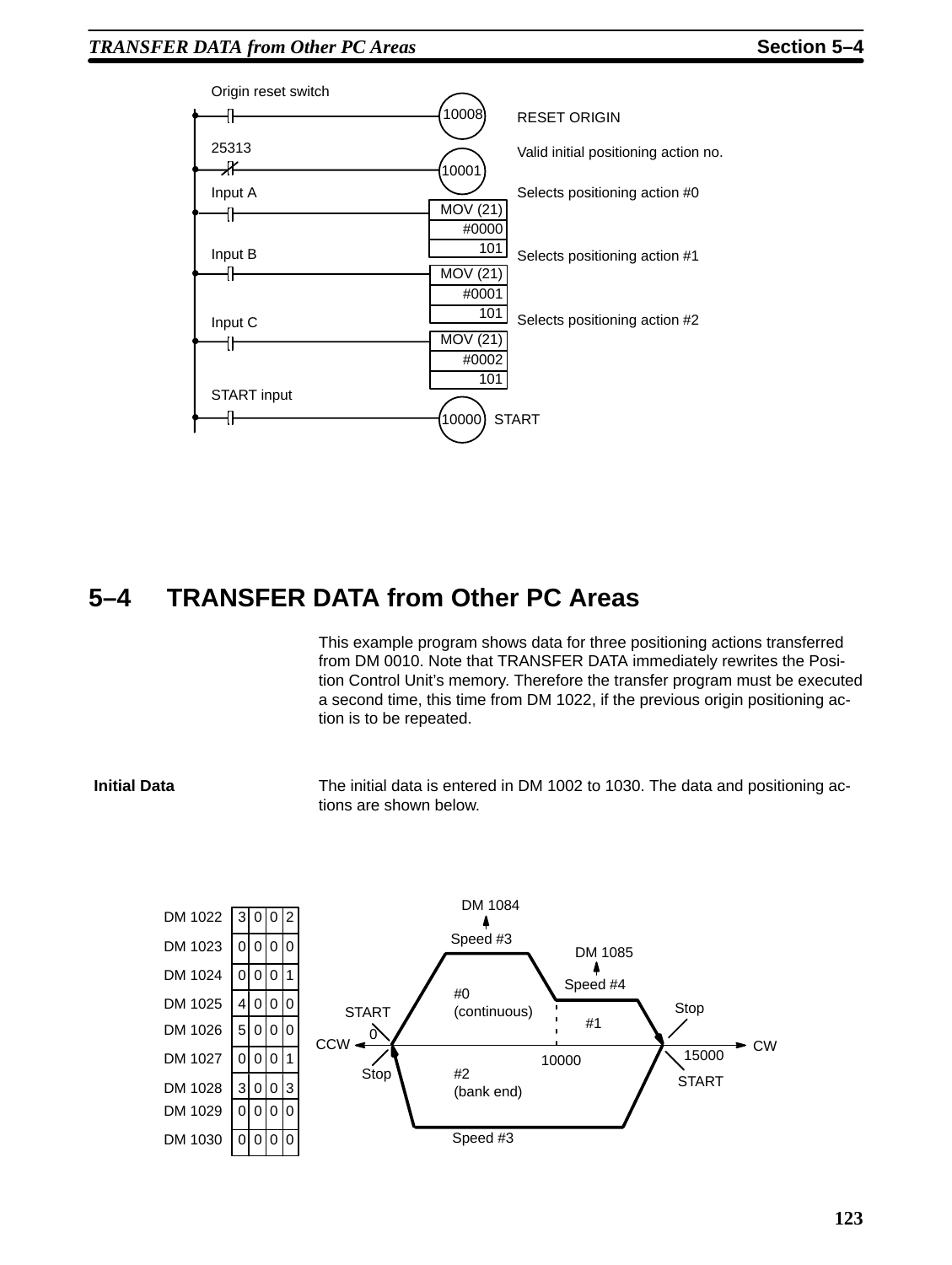Origin reset switch — 10008 RESET ORIGIN

25313 — 10001 Valid initial positioning action no.

Input A — MOV (21) #0000 101 — Selects positioning action #0

Input B — MOV (21) #0001 101 — Selects positioning action #1

Input C — MOV (21) #0002 101 — Selects positioning action #2

START input — 10000 START

## 5–4 TRANSFER DATA from Other PC Areas

This example program shows data for three positioning actions transferred from DM 0010. Note that TRANSFER DATA immediately rewrites the Position Control Unit's memory. Therefore the transfer program must be executed a second time, this time from DM 1022, if the previous origin positioning action is to be repeated.

**Initial Data**

The initial data is entered in DM 1002 to 1030. The data and positioning actions are shown below.

| DM | Data |
|---|---|
| DM 1022 | 3 0 0 2 |
| DM 1023 | 0 0 0 0 |
| DM 1024 | 0 0 0 1 |
| DM 1025 | 4 0 0 0 |
| DM 1026 | 5 0 0 0 |
| DM 1027 | 0 0 0 1 |
| DM 1028 | 3 0 0 3 |
| DM 1029 | 0 0 0 0 |
| DM 1030 | 0 0 0 0 |

DM 1084, Speed #3, DM 1085, Speed #4, #0 (continuous), #1, START, Stop, 0, CCW, CW, 10000, 15000, Stop, START, #2 (bank end), Speed #3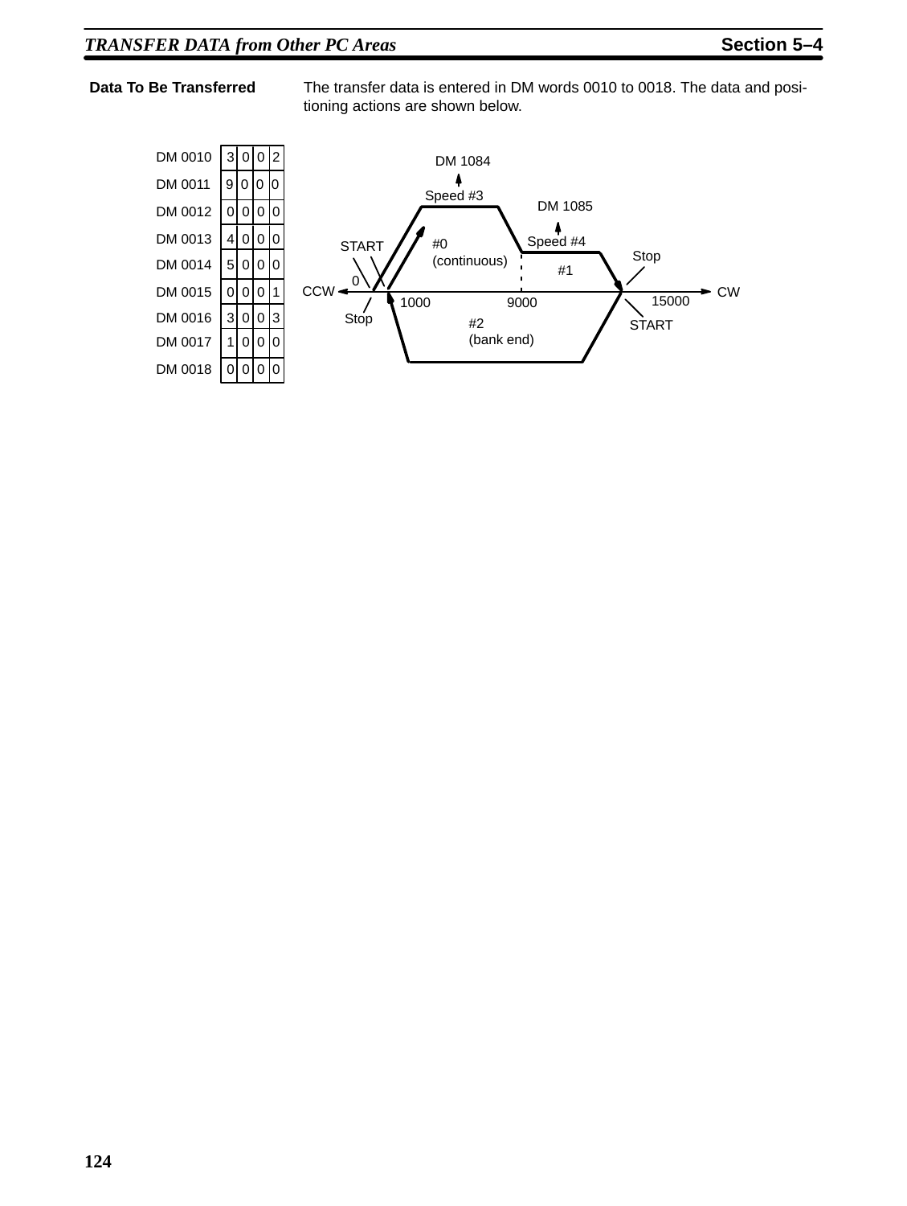**Data To Be Transferred**

The transfer data is entered in DM words 0010 to 0018. The data and positioning actions are shown below.

| DM word | Data |
|---|---|
| DM 0010 | 3002 |
| DM 0011 | 9000 |
| DM 0012 | 0000 |
| DM 0013 | 4000 |
| DM 0014 | 5000 |
| DM 0015 | 0001 |
| DM 0016 | 3003 |
| DM 0017 | 1000 |
| DM 0018 | 0000 |

DM 1084
Speed #3
DM 1085
Speed #4
START
#0
(continuous)
Stop
#1
0
CCW
CW
1000
9000
15000
Stop
#2
(bank end)
START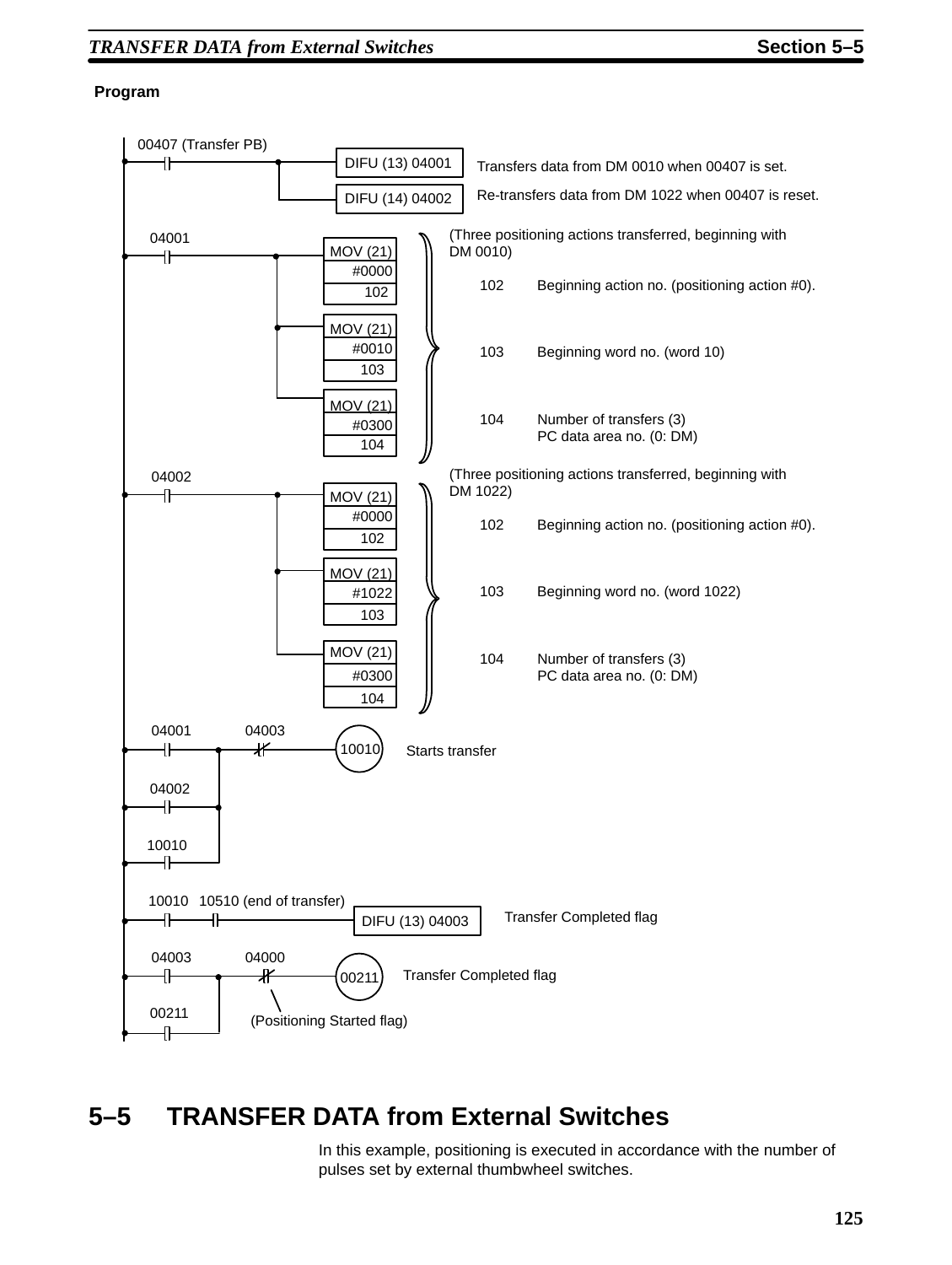**Program**

```
00407 (Transfer PB)
--| |--+--[DIFU (13) 04001]   Transfers data from DM 0010 when 00407 is set.
       |
       +--[DIFU (14) 04002]   Re-transfers data from DM 1022 when 00407 is reset.

04001                          (Three positioning actions transferred, beginning with
--| |--+--[MOV (21)]            DM 0010)
       |   #0000
       |   102                 102   Beginning action no. (positioning action #0).
       |
       +--[MOV (21)]
       |   #0010
       |   103                 103   Beginning word no. (word 10)
       |
       +--[MOV (21)]
           #0300               104   Number of transfers (3)
           104                       PC data area no. (0: DM)

04002                          (Three positioning actions transferred, beginning with
--| |--+--[MOV (21)]            DM 1022)
       |   #0000
       |   102                 102   Beginning action no. (positioning action #0).
       |
       +--[MOV (21)]
       |   #1022
       |   103                 103   Beginning word no. (word 1022)
       |
       +--[MOV (21)]
           #0300               104   Number of transfers (3)
           104                       PC data area no. (0: DM)

04001        04003
--| |--+------|/|------(10010)   Starts transfer
       |
04002  |
--| |--+
       |
10010  |
--| |--+

10010   10510 (end of transfer)
--| |----| |------------[DIFU (13) 04003]   Transfer Completed flag

04003        04000
--| |--+------|/|------(00211)   Transfer Completed flag
       |       (Positioning Started flag)
00211  |
--| |--+
```

## 5–5 TRANSFER DATA from External Switches

In this example, positioning is executed in accordance with the number of pulses set by external thumbwheel switches.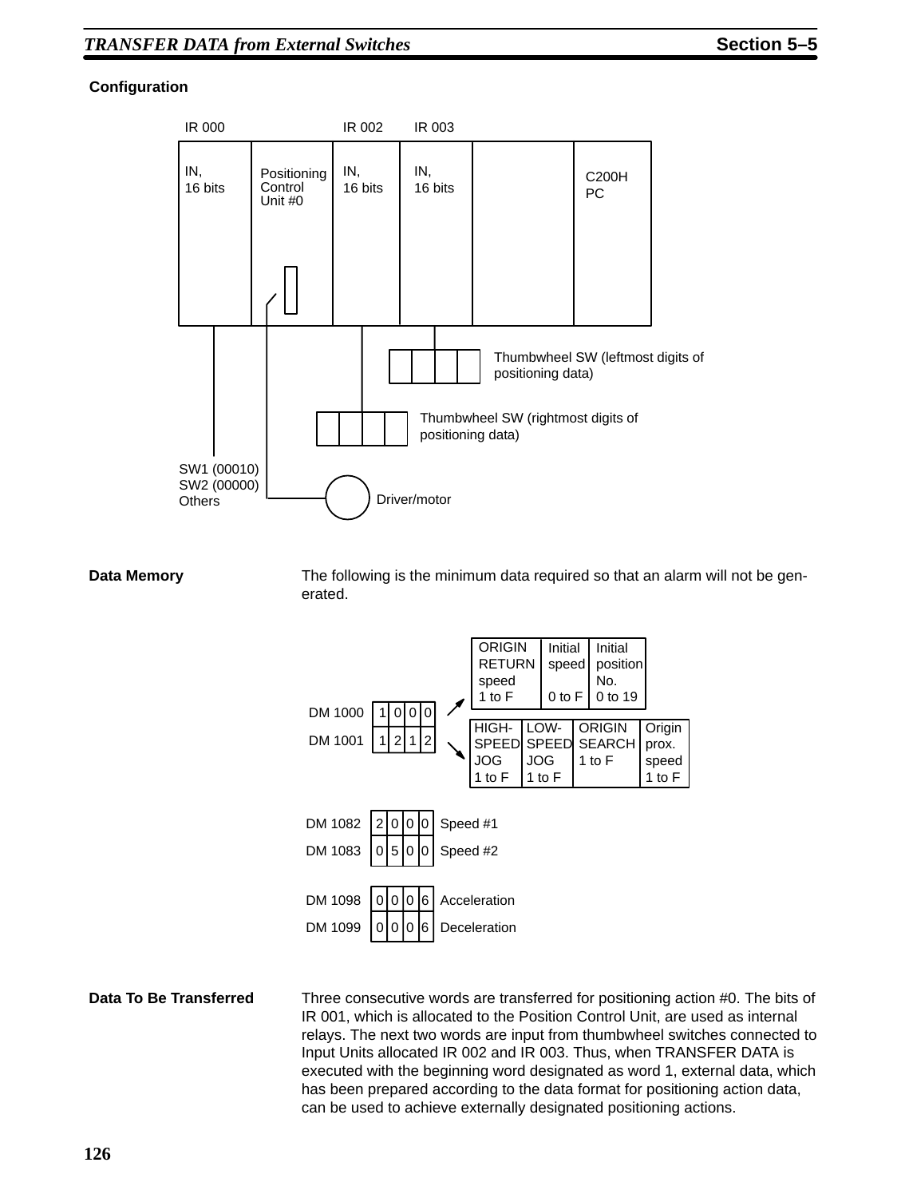### Configuration

| IR 000 | | IR 002 | IR 003 | | |
|---|---|---|---|---|---|
| IN, 16 bits | Positioning Control Unit #0 | IN, 16 bits | IN, 16 bits | | C200H PC |

- Thumbwheel SW (leftmost digits of positioning data) — connected to IR 003
- Thumbwheel SW (rightmost digits of positioning data) — connected to IR 002
- SW1 (00010), SW2 (00000), Others — connected to IR 000
- Driver/motor — connected to Positioning Control Unit #0

**Data Memory**

The following is the minimum data required so that an alarm will not be generated.

| Word | Content | Digits |
|---|---|---|
| DM 1000 | 1 0 0 0 | ORIGIN RETURN speed (1 to F), Initial speed (0 to F), Initial position No. (0 to 19) |
| DM 1001 | 1 2 1 2 | HIGH-SPEED JOG (1 to F), LOW-SPEED JOG (1 to F), ORIGIN SEARCH (1 to F), Origin prox. speed (1 to F) |
| DM 1082 | 2 0 0 0 | Speed #1 |
| DM 1083 | 0 5 0 0 | Speed #2 |
| DM 1098 | 0 0 0 6 | Acceleration |
| DM 1099 | 0 0 0 6 | Deceleration |

**Data To Be Transferred**

Three consecutive words are transferred for positioning action #0. The bits of IR 001, which is allocated to the Position Control Unit, are used as internal relays. The next two words are input from thumbwheel switches connected to Input Units allocated IR 002 and IR 003. Thus, when TRANSFER DATA is executed with the beginning word designated as word 1, external data, which has been prepared according to the data format for positioning action data, can be used to achieve externally designated positioning actions.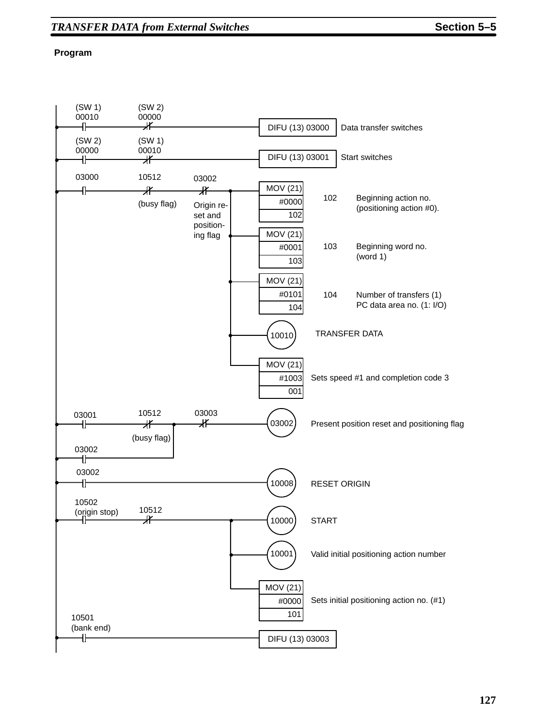**Program**

```
(SW 1)   (SW 2)
00010    00000
--| |-----|/|----------------------------[DIFU (13) 03000]  Data transfer switches

(SW 2)   (SW 1)
00000    00010
--| |-----|/|----------------------------[DIFU (13) 03001]  Start switches

03000    10512        03002
--| |-----|/|----------|/|------+--------[MOV (21)]
         (busy flag)  Origin re-|        [#0000   ]   102   Beginning action no.
                      set and   |        [102     ]         (positioning action #0).
                      position- |
                      ing flag  +--------[MOV (21)]
                                |        [#0001   ]   103   Beginning word no.
                                |        [103     ]         (word 1)
                                |
                                +--------[MOV (21)]
                                |        [#0101   ]   104   Number of transfers (1)
                                |        [104     ]         PC data area no. (1: I/O)
                                |
                                +--------(10010)  TRANSFER DATA
                                |
                                +--------[MOV (21)]
                                         [#1003   ]  Sets speed #1 and completion code 3
                                         [001     ]

03001    10512        03003
--| |-----|/|----+-----|/|---------------(03002)  Present position reset and positioning flag
         (busy flag)|
03002               |
--| |---------------+

03002
--| |------------------------------------(10008)  RESET ORIGIN

10502          10512
(origin stop)
--| |-----------|/|-------------+--------(10000)  START
                                |
                                +--------(10001)  Valid initial positioning action number
                                |
                                +--------[MOV (21)]
                                         [#0000   ]  Sets initial positioning action no. (#1)
                                         [101     ]
10501
(bank end)
--| |------------------------------------[DIFU (13) 03003]
```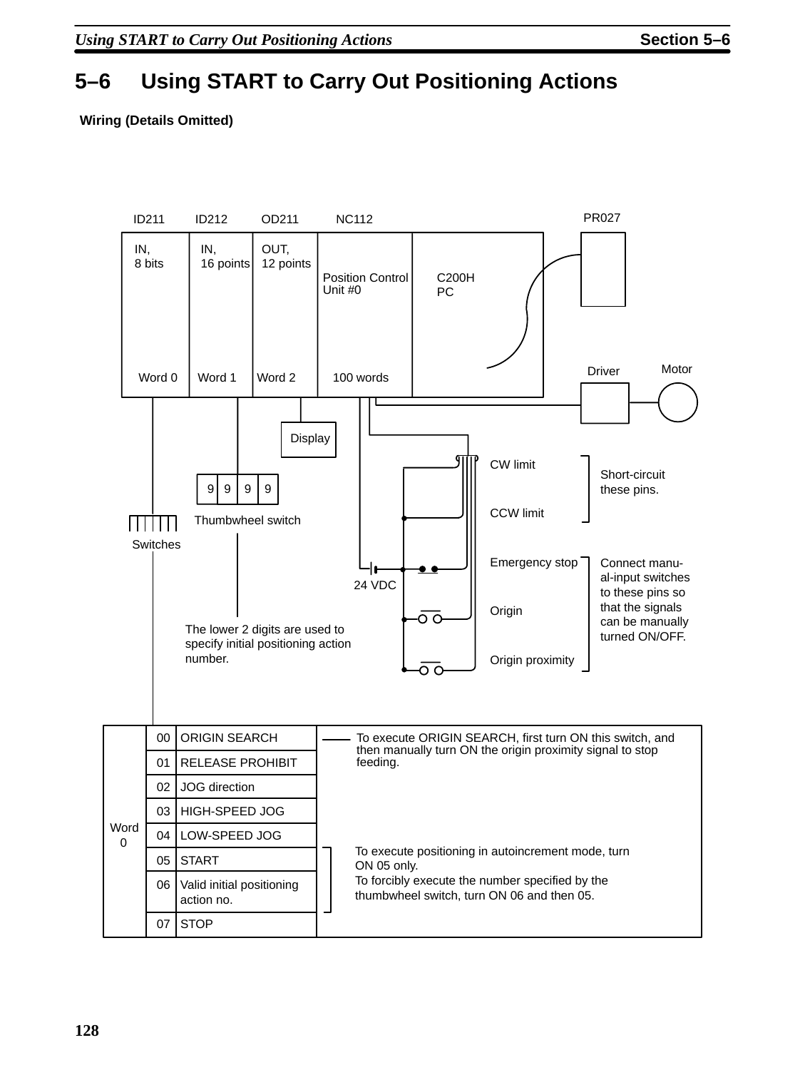## 5–6 Using START to Carry Out Positioning Actions

**Wiring (Details Omitted)**

ID211 ID212 OD211 NC112 PR027

IN, 8 bits | IN, 16 points | OUT, 12 points | Position Control Unit #0 | C200H PC

Word 0 | Word 1 | Word 2 | 100 words

Driver Motor

Display

CW limit

CCW limit

Short-circuit these pins.

Emergency stop

Origin

Origin proximity

Connect manual-input switches to these pins so that the signals can be manually turned ON/OFF.

24 VDC

9 9 9 9

Thumbwheel switch

Switches

The lower 2 digits are used to specify initial positioning action number.

| Word 0 | Bit | Function | |
|---|---|---|---|
| | 00 | ORIGIN SEARCH | To execute ORIGIN SEARCH, first turn ON this switch, and then manually turn ON the origin proximity signal to stop feeding. |
| | 01 | RELEASE PROHIBIT | |
| | 02 | JOG direction | |
| | 03 | HIGH-SPEED JOG | |
| | 04 | LOW-SPEED JOG | |
| | 05 | START | To execute positioning in autoincrement mode, turn ON 05 only. To forcibly execute the number specified by the thumbwheel switch, turn ON 06 and then 05. |
| | 06 | Valid initial positioning action no. | |
| | 07 | STOP | |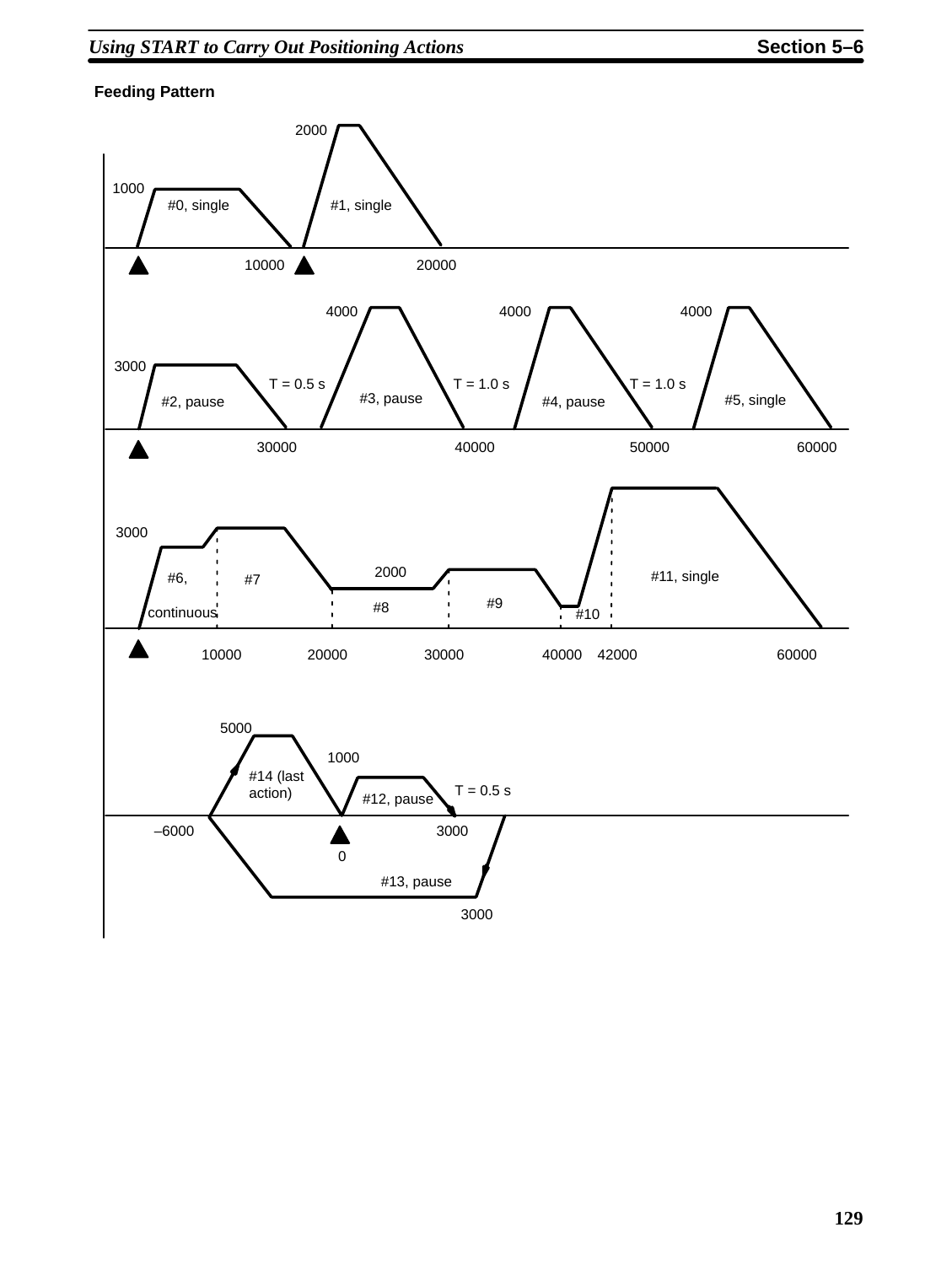**Feeding Pattern**

2000

1000

#0, single

#1, single

10000

20000

4000

4000

4000

3000

T = 0.5 s

T = 1.0 s

T = 1.0 s

#3, pause

#2, pause

#4, pause

#5, single

30000

40000

50000

60000

3000

2000

#6,

#7

#11, single

#9

#8

continuous

#10

10000

20000

30000

40000

42000

60000

5000

1000

#14 (last action)

#12, pause

T = 0.5 s

–6000

3000

0

#13, pause

3000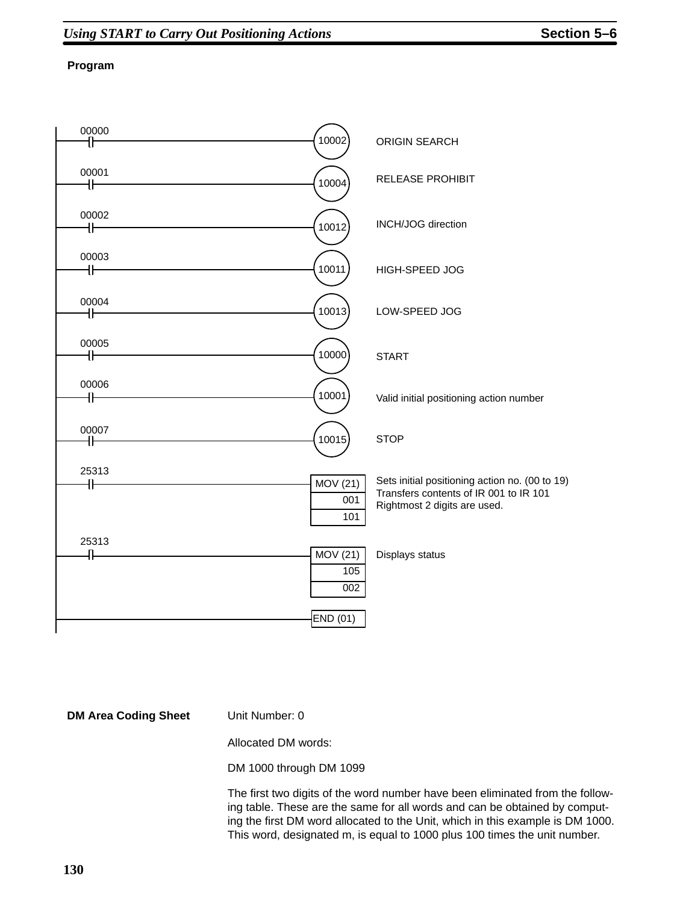**Program**

| Input | Instruction / Output | Operands | Comment |
|---|---|---|---|
| 00000 | 10002 | | ORIGIN SEARCH |
| 00001 | 10004 | | RELEASE PROHIBIT |
| 00002 | 10012 | | INCH/JOG direction |
| 00003 | 10011 | | HIGH-SPEED JOG |
| 00004 | 10013 | | LOW-SPEED JOG |
| 00005 | 10000 | | START |
| 00006 | 10001 | | Valid initial positioning action number |
| 00007 | 10015 | | STOP |
| 25313 | MOV (21) | 001, 101 | Sets initial positioning action no. (00 to 19) Transfers contents of IR 001 to IR 101 Rightmost 2 digits are used. |
| 25313 | MOV (21) | 105, 002 | Displays status |
| | END (01) | | |

**DM Area Coding Sheet**

Unit Number: 0

Allocated DM words:

DM 1000 through DM 1099

The first two digits of the word number have been eliminated from the following table. These are the same for all words and can be obtained by computing the first DM word allocated to the Unit, which in this example is DM 1000. This word, designated m, is equal to 1000 plus 100 times the unit number.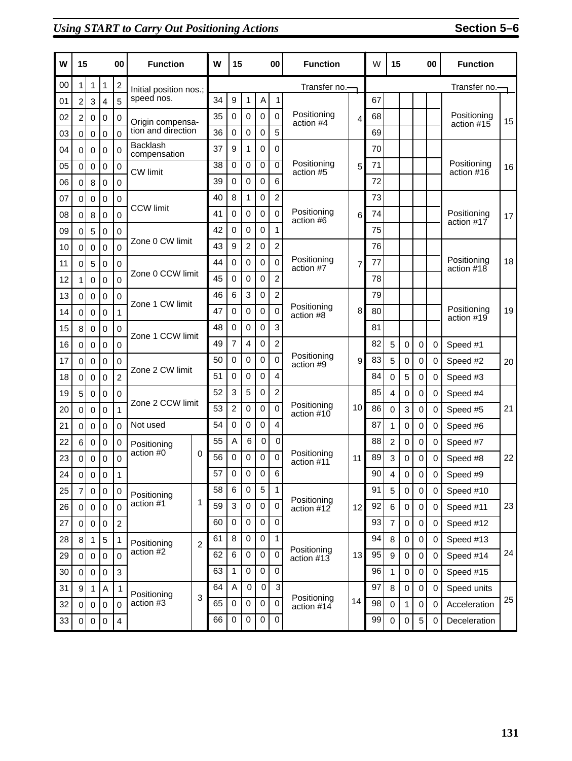| W | 15 | | | 00 | Function | | W | 15 | | | 00 | Function | | W | 15 | | | 00 | Function | |
|---|---|---|---|---|---|---|---|---|---|---|---|---|---|---|---|---|---|---|---|---|
| | | | | | | | | | | | | | Transfer no. | | | | | | | Transfer no. |
| 00 | 1 | 1 | 1 | 2 | Initial position nos.; speed nos. | | | | | | | | | | | | | | | |
| 01 | 2 | 3 | 4 | 5 | | | 34 | 9 | 1 | A | 1 | Positioning action #4 | 4 | 67 | | | | | Positioning action #15 | 15 |
| 02 | 2 | 0 | 0 | 0 | Origin compensation and direction | | 35 | 0 | 0 | 0 | 0 | | | 68 | | | | | | |
| 03 | 0 | 0 | 0 | 0 | | | 36 | 0 | 0 | 0 | 5 | | | 69 | | | | | | |
| 04 | 0 | 0 | 0 | 0 | Backlash compensation | | 37 | 9 | 1 | 0 | 0 | Positioning action #5 | 5 | 70 | | | | | Positioning action #16 | 16 |
| 05 | 0 | 0 | 0 | 0 | CW limit | | 38 | 0 | 0 | 0 | 0 | | | 71 | | | | | | |
| 06 | 0 | 8 | 0 | 0 | | | 39 | 0 | 0 | 0 | 6 | | | 72 | | | | | | |
| 07 | 0 | 0 | 0 | 0 | CCW limit | | 40 | 8 | 1 | 0 | 2 | Positioning action #6 | 6 | 73 | | | | | Positioning action #17 | 17 |
| 08 | 0 | 8 | 0 | 0 | | | 41 | 0 | 0 | 0 | 0 | | | 74 | | | | | | |
| 09 | 0 | 5 | 0 | 0 | Zone 0 CW limit | | 42 | 0 | 0 | 0 | 1 | | | 75 | | | | | | |
| 10 | 0 | 0 | 0 | 0 | | | 43 | 9 | 2 | 0 | 2 | Positioning action #7 | 7 | 76 | | | | | Positioning action #18 | 18 |
| 11 | 0 | 5 | 0 | 0 | Zone 0 CCW limit | | 44 | 0 | 0 | 0 | 0 | | | 77 | | | | | | |
| 12 | 1 | 0 | 0 | 0 | | | 45 | 0 | 0 | 0 | 2 | | | 78 | | | | | | |
| 13 | 0 | 0 | 0 | 0 | Zone 1 CW limit | | 46 | 6 | 3 | 0 | 2 | Positioning action #8 | 8 | 79 | | | | | Positioning action #19 | 19 |
| 14 | 0 | 0 | 0 | 1 | | | 47 | 0 | 0 | 0 | 0 | | | 80 | | | | | | |
| 15 | 8 | 0 | 0 | 0 | Zone 1 CCW limit | | 48 | 0 | 0 | 0 | 3 | | | 81 | | | | | | |
| 16 | 0 | 0 | 0 | 0 | | | 49 | 7 | 4 | 0 | 2 | Positioning action #9 | 9 | 82 | 5 | 0 | 0 | 0 | Speed #1 | 20 |
| 17 | 0 | 0 | 0 | 0 | Zone 2 CW limit | | 50 | 0 | 0 | 0 | 0 | | | 83 | 5 | 0 | 0 | 0 | Speed #2 | |
| 18 | 0 | 0 | 0 | 2 | | | 51 | 0 | 0 | 0 | 4 | | | 84 | 0 | 5 | 0 | 0 | Speed #3 | |
| 19 | 5 | 0 | 0 | 0 | Zone 2 CCW limit | | 52 | 3 | 5 | 0 | 2 | Positioning action #10 | 10 | 85 | 4 | 0 | 0 | 0 | Speed #4 | 21 |
| 20 | 0 | 0 | 0 | 1 | | | 53 | 2 | 0 | 0 | 0 | | | 86 | 0 | 3 | 0 | 0 | Speed #5 | |
| 21 | 0 | 0 | 0 | 0 | Not used | | 54 | 0 | 0 | 0 | 4 | | | 87 | 1 | 0 | 0 | 0 | Speed #6 | |
| 22 | 6 | 0 | 0 | 0 | Positioning action #0 | 0 | 55 | A | 6 | 0 | 0 | Positioning action #11 | 11 | 88 | 2 | 0 | 0 | 0 | Speed #7 | 22 |
| 23 | 0 | 0 | 0 | 0 | | | 56 | 0 | 0 | 0 | 0 | | | 89 | 3 | 0 | 0 | 0 | Speed #8 | |
| 24 | 0 | 0 | 0 | 1 | | | 57 | 0 | 0 | 0 | 6 | | | 90 | 4 | 0 | 0 | 0 | Speed #9 | |
| 25 | 7 | 0 | 0 | 0 | Positioning action #1 | 1 | 58 | 6 | 0 | 5 | 1 | Positioning action #12 | 12 | 91 | 5 | 0 | 0 | 0 | Speed #10 | 23 |
| 26 | 0 | 0 | 0 | 0 | | | 59 | 3 | 0 | 0 | 0 | | | 92 | 6 | 0 | 0 | 0 | Speed #11 | |
| 27 | 0 | 0 | 0 | 2 | | | 60 | 0 | 0 | 0 | 0 | | | 93 | 7 | 0 | 0 | 0 | Speed #12 | |
| 28 | 8 | 1 | 5 | 1 | Positioning action #2 | 2 | 61 | 8 | 0 | 0 | 1 | Positioning action #13 | 13 | 94 | 8 | 0 | 0 | 0 | Speed #13 | 24 |
| 29 | 0 | 0 | 0 | 0 | | | 62 | 6 | 0 | 0 | 0 | | | 95 | 9 | 0 | 0 | 0 | Speed #14 | |
| 30 | 0 | 0 | 0 | 3 | | | 63 | 1 | 0 | 0 | 0 | | | 96 | 1 | 0 | 0 | 0 | Speed #15 | |
| 31 | 9 | 1 | A | 1 | Positioning action #3 | 3 | 64 | A | 0 | 0 | 3 | Positioning action #14 | 14 | 97 | 8 | 0 | 0 | 0 | Speed units | 25 |
| 32 | 0 | 0 | 0 | 0 | | | 65 | 0 | 0 | 0 | 0 | | | 98 | 0 | 1 | 0 | 0 | Acceleration | |
| 33 | 0 | 0 | 0 | 4 | | | 66 | 0 | 0 | 0 | 0 | | | 99 | 0 | 0 | 5 | 0 | Deceleration | |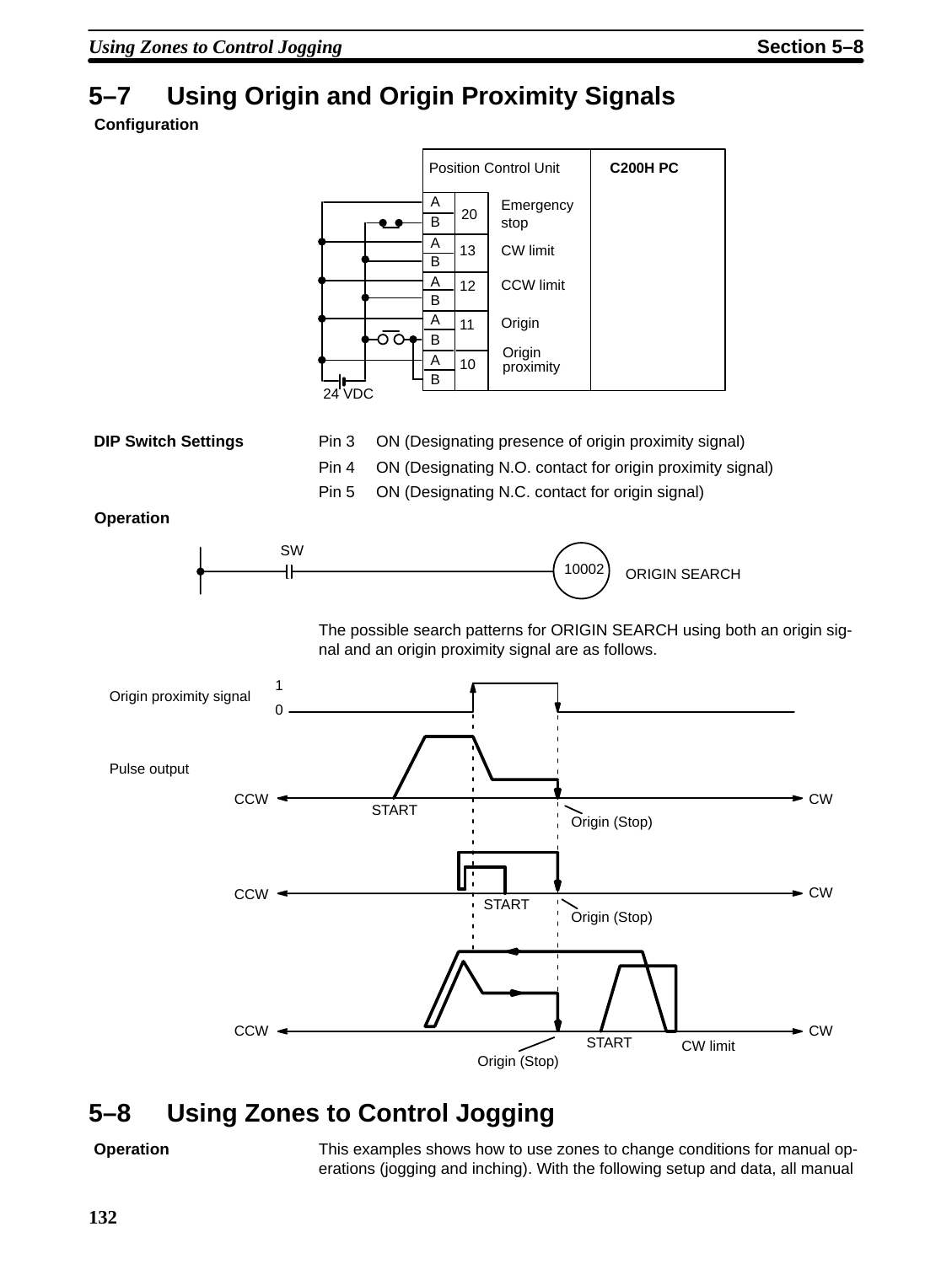## 5–7 Using Origin and Origin Proximity Signals

**Configuration**

**DIP Switch Settings**

Pin 3 ON (Designating presence of origin proximity signal)

Pin 4 ON (Designating N.O. contact for origin proximity signal)

Pin 5 ON (Designating N.C. contact for origin signal)

**Operation**

The possible search patterns for ORIGIN SEARCH using both an origin signal and an origin proximity signal are as follows.

## 5–8 Using Zones to Control Jogging

**Operation**

This examples shows how to use zones to change conditions for manual operations (jogging and inching). With the following setup and data, all manual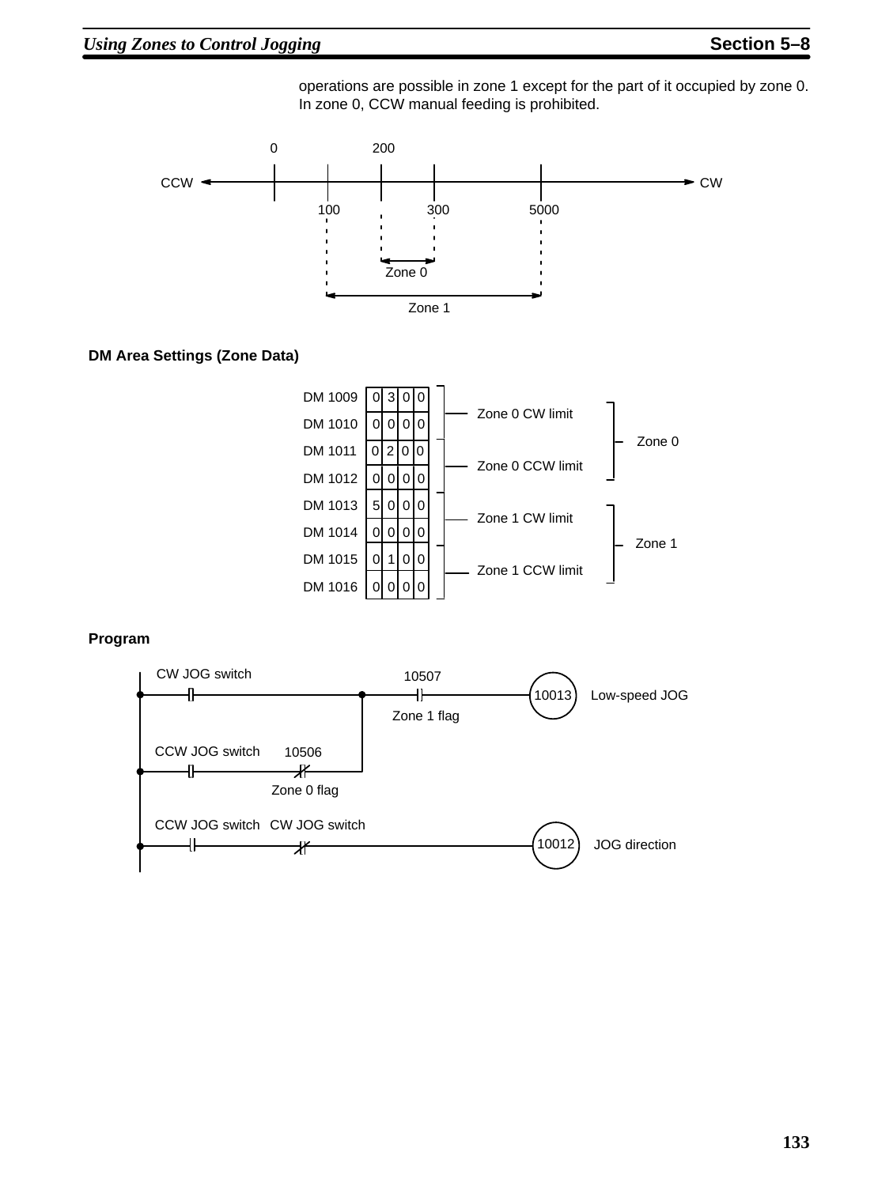operations are possible in zone 1 except for the part of it occupied by zone 0. In zone 0, CCW manual feeding is prohibited.

```
         0       200
CCW <----|---|----|----|---------|----> CW
            100       300       5000
              :    :    :         :
              :    <---->         :
              :    Zone 0         :
              <------------------->
                     Zone 1
```

**DM Area Settings (Zone Data)**

| DM | Data | Setting | Zone |
|---|---|---|---|
| DM 1009 | 0300 | Zone 0 CW limit | Zone 0 |
| DM 1010 | 0000 | | |
| DM 1011 | 0200 | Zone 0 CCW limit | |
| DM 1012 | 0000 | | |
| DM 1013 | 5000 | Zone 1 CW limit | Zone 1 |
| DM 1014 | 0000 | | |
| DM 1015 | 0100 | Zone 1 CCW limit | |
| DM 1016 | 0000 | | |

**Program**

```
   CW JOG switch                        10507
|----| |----------------------+--------| |------------(10013)  Low-speed JOG
|                             |      Zone 1 flag
|  CCW JOG switch   10506     |
|----| |-----------|/|--------+
|                Zone 0 flag
|
|  CCW JOG switch  CW JOG switch
|----| |-----------|/|--------------------------------(10012)  JOG direction
|
```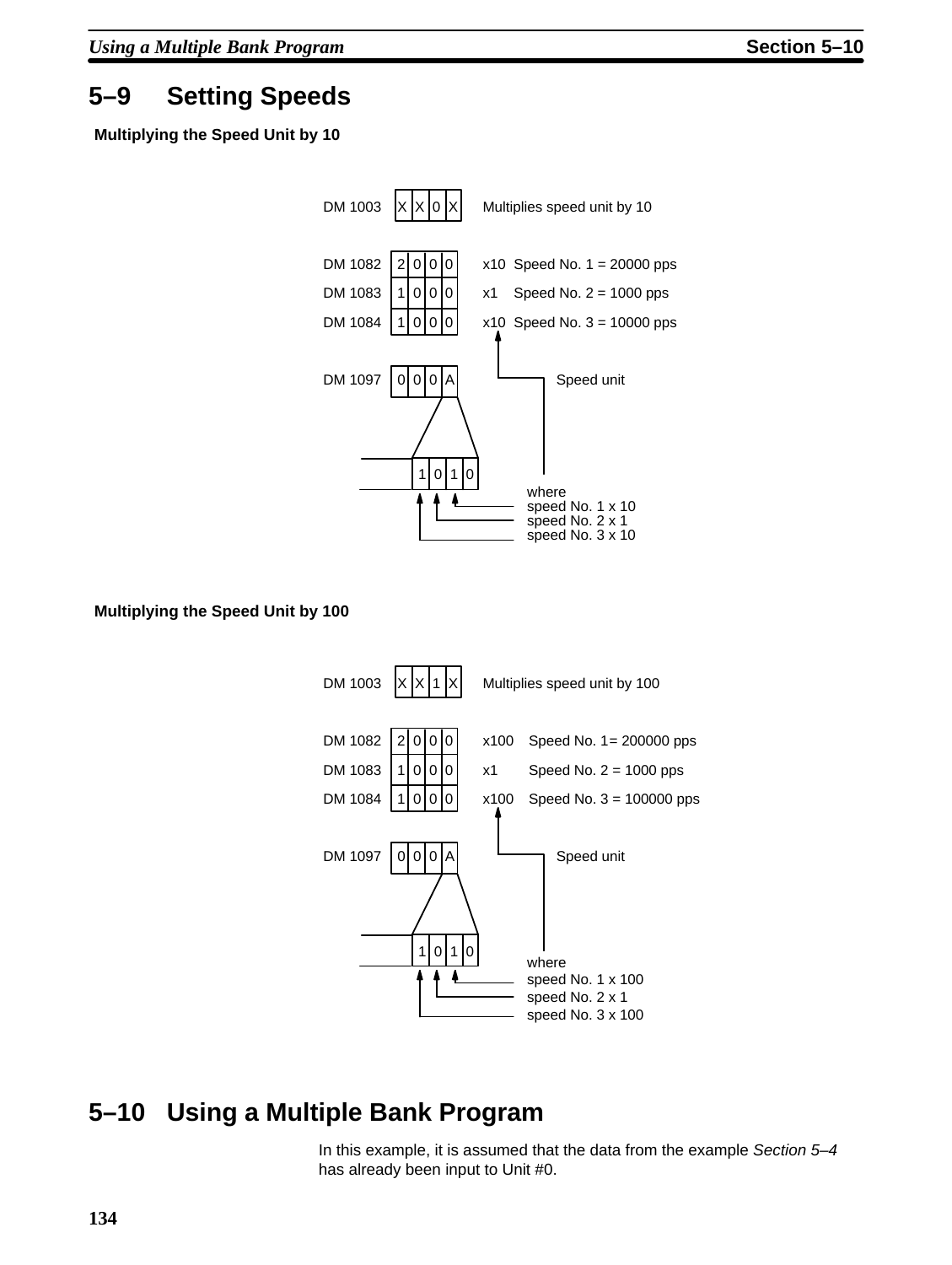## 5–9 Setting Speeds

**Multiplying the Speed Unit by 10**

```
DM 1003   X X 0 X    Multiplies speed unit by 10

DM 1082   2 0 0 0    x10  Speed No. 1 = 20000 pps
DM 1083   1 0 0 0    x1   Speed No. 2 = 1000 pps
DM 1084   1 0 0 0    x10  Speed No. 3 = 10000 pps

DM 1097   0 0 0 A         Speed unit

          1 0 1 0    where
                     speed No. 1 x 10
                     speed No. 2 x 1
                     speed No. 3 x 10
```

**Multiplying the Speed Unit by 100**

```
DM 1003   X X 1 X    Multiplies speed unit by 100

DM 1082   2 0 0 0    x100   Speed No. 1= 200000 pps
DM 1083   1 0 0 0    x1     Speed No. 2 = 1000 pps
DM 1084   1 0 0 0    x100   Speed No. 3 = 100000 pps

DM 1097   0 0 0 A           Speed unit

          1 0 1 0    where
                     speed No. 1 x 100
                     speed No. 2 x 1
                     speed No. 3 x 100
```

## 5–10 Using a Multiple Bank Program

In this example, it is assumed that the data from the example *Section 5–4* has already been input to Unit #0.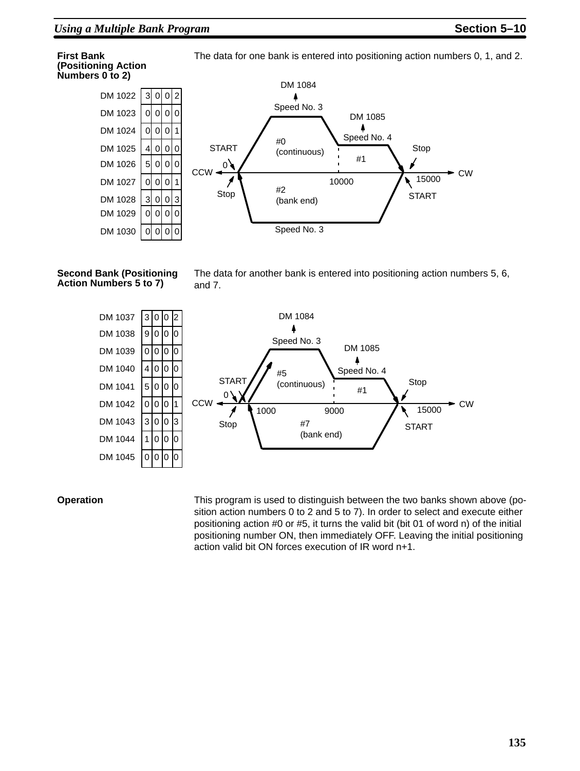**First Bank (Positioning Action Numbers 0 to 2)**

The data for one bank is entered into positioning action numbers 0, 1, and 2.

| DM | Data |
|---|---|
| DM 1022 | 3 0 0 2 |
| DM 1023 | 0 0 0 0 |
| DM 1024 | 0 0 0 1 |
| DM 1025 | 4 0 0 0 |
| DM 1026 | 5 0 0 0 |
| DM 1027 | 0 0 0 1 |
| DM 1028 | 3 0 0 3 |
| DM 1029 | 0 0 0 0 |
| DM 1030 | 0 0 0 0 |

DM 1084 — Speed No. 3; DM 1085 — Speed No. 4; #0 (continuous); #1; #2 (bank end); Speed No. 3; START 0, Stop; CCW, CW; 10000; 15000; Stop, START

**Second Bank (Positioning Action Numbers 5 to 7)**

The data for another bank is entered into positioning action numbers 5, 6, and 7.

| DM | Data |
|---|---|
| DM 1037 | 3 0 0 2 |
| DM 1038 | 9 0 0 0 |
| DM 1039 | 0 0 0 0 |
| DM 1040 | 4 0 0 0 |
| DM 1041 | 5 0 0 0 |
| DM 1042 | 0 0 0 1 |
| DM 1043 | 3 0 0 3 |
| DM 1044 | 1 0 0 0 |
| DM 1045 | 0 0 0 0 |

DM 1084 — Speed No. 3; DM 1085 — Speed No. 4; #5 (continuous); #1; #7 (bank end); START 0, Stop; CCW, CW; 1000; 9000; 15000; Stop, START

**Operation**

This program is used to distinguish between the two banks shown above (position action numbers 0 to 2 and 5 to 7). In order to select and execute either positioning action #0 or #5, it turns the valid bit (bit 01 of word n) of the initial positioning number ON, then immediately OFF. Leaving the initial positioning action valid bit ON forces execution of IR word n+1.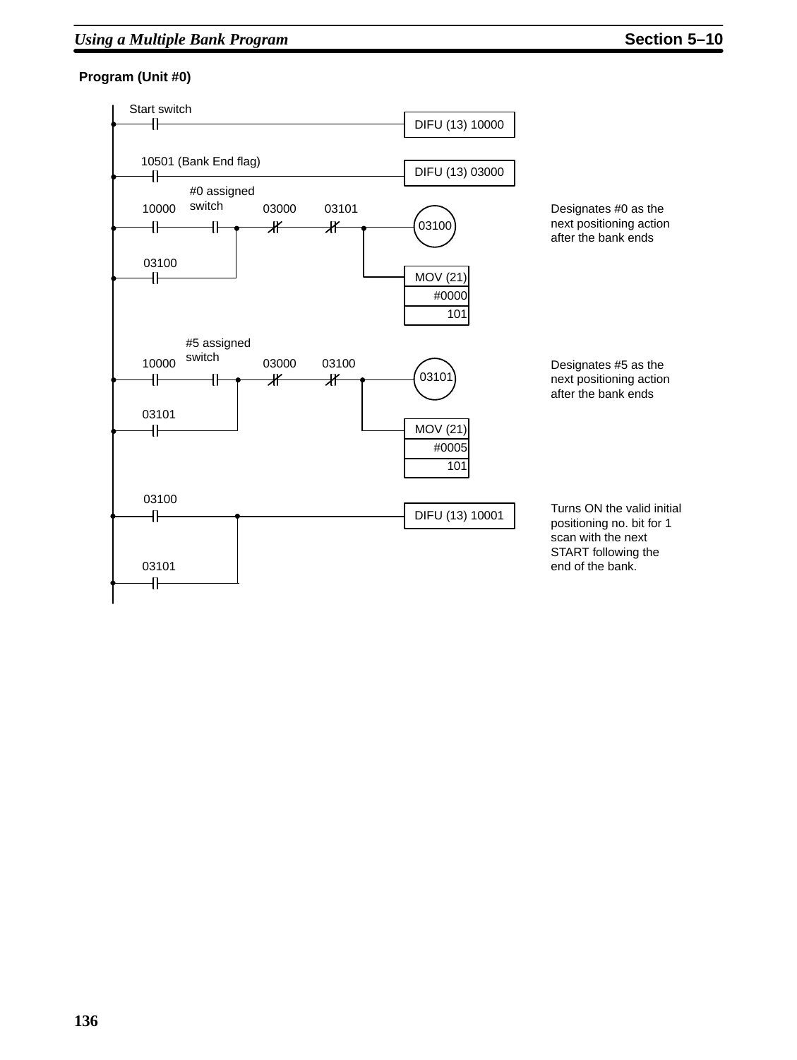**Program (Unit #0)**

```
Start switch
--| |----------------------------------------------[DIFU (13) 10000]

10501 (Bank End flag)
--| |----------------------------------------------[DIFU (13) 03000]

         #0 assigned
10000    switch        03000    03101
--| |------| |----+-----|/|------|/|----+-----(03100)     Designates #0 as the
                  |                     |                 next positioning action
03100             |                     |                 after the bank ends
--| |-------------+                     +-----[MOV (21)]
                                              [   #0000]
                                              [     101]

         #5 assigned
10000    switch        03000    03100
--| |------| |----+-----|/|------|/|----+-----(03101)     Designates #5 as the
                  |                     |                 next positioning action
03101             |                     |                 after the bank ends
--| |-------------+                     +-----[MOV (21)]
                                              [   #0005]
                                              [     101]

03100
--| |-------------+------------------------[DIFU (13) 10001]   Turns ON the valid initial
                  |                                           positioning no. bit for 1
03101             |                                           scan with the next
--| |-------------+                                           START following the
                                                              end of the bank.
```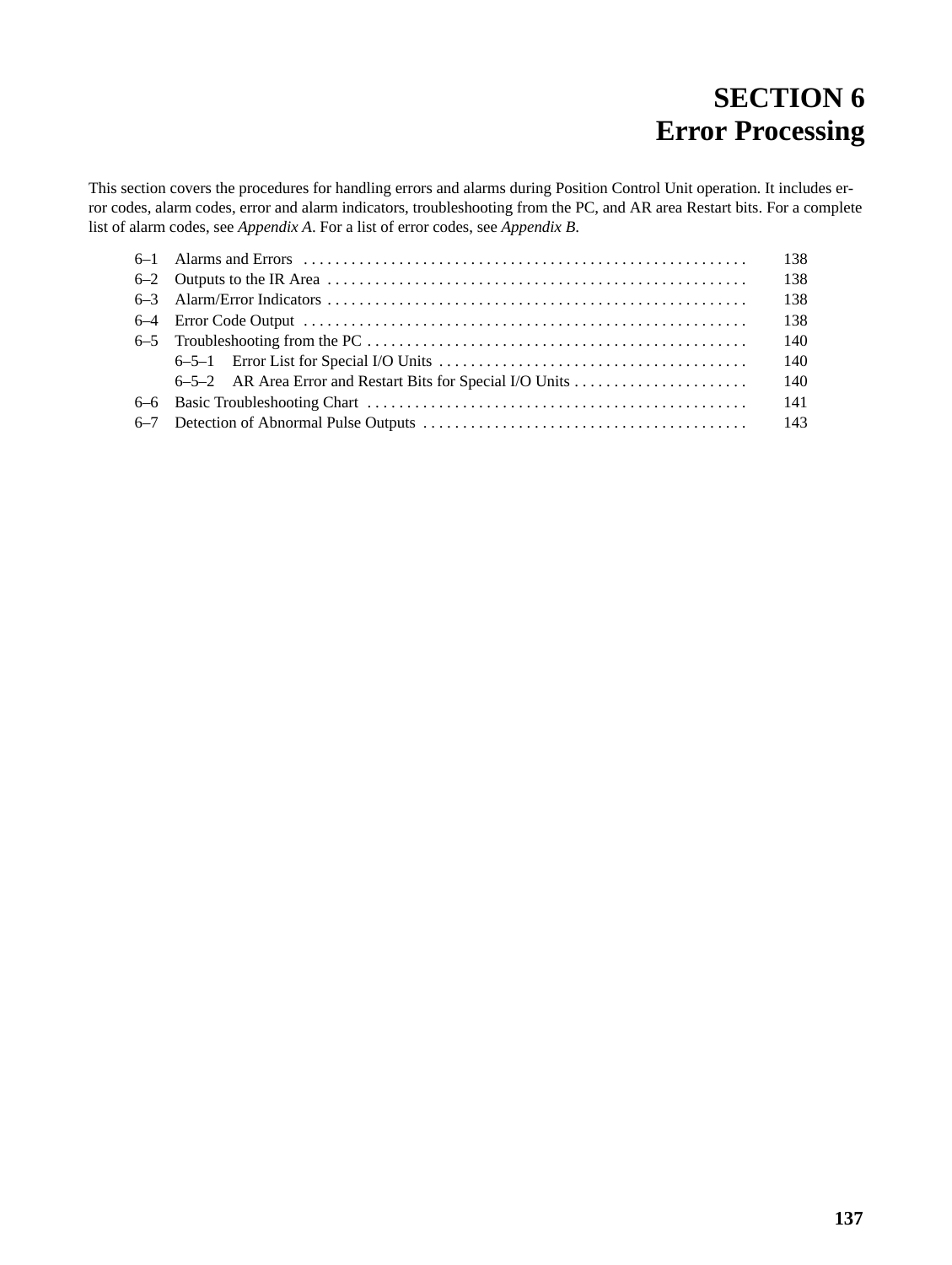# SECTION 6
# Error Processing

This section covers the procedures for handling errors and alarms during Position Control Unit operation. It includes error codes, alarm codes, error and alarm indicators, troubleshooting from the PC, and AR area Restart bits. For a complete list of alarm codes, see *Appendix A*. For a list of error codes, see *Appendix B*.

| | | |
|---|---|---|
| 6–1 | Alarms and Errors | 138 |
| 6–2 | Outputs to the IR Area | 138 |
| 6–3 | Alarm/Error Indicators | 138 |
| 6–4 | Error Code Output | 138 |
| 6–5 | Troubleshooting from the PC | 140 |
| | 6–5–1 Error List for Special I/O Units | 140 |
| | 6–5–2 AR Area Error and Restart Bits for Special I/O Units | 140 |
| 6–6 | Basic Troubleshooting Chart | 141 |
| 6–7 | Detection of Abnormal Pulse Outputs | 143 |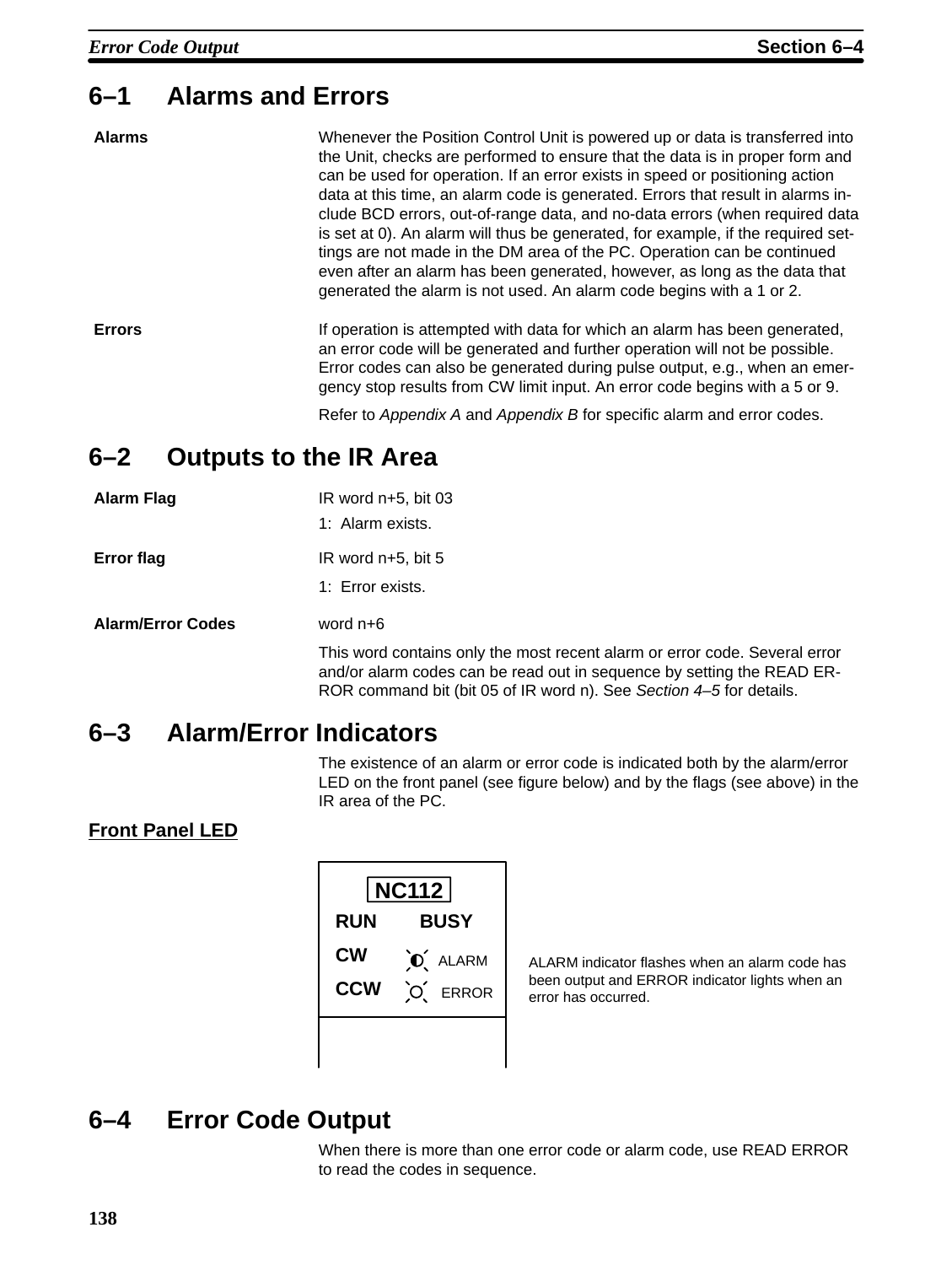## 6–1 Alarms and Errors

**Alarms**

Whenever the Position Control Unit is powered up or data is transferred into the Unit, checks are performed to ensure that the data is in proper form and can be used for operation. If an error exists in speed or positioning action data at this time, an alarm code is generated. Errors that result in alarms include BCD errors, out-of-range data, and no-data errors (when required data is set at 0). An alarm will thus be generated, for example, if the required settings are not made in the DM area of the PC. Operation can be continued even after an alarm has been generated, however, as long as the data that generated the alarm is not used. An alarm code begins with a 1 or 2.

**Errors**

If operation is attempted with data for which an alarm has been generated, an error code will be generated and further operation will not be possible. Error codes can also be generated during pulse output, e.g., when an emergency stop results from CW limit input. An error code begins with a 5 or 9.

Refer to *Appendix A* and *Appendix B* for specific alarm and error codes.

## 6–2 Outputs to the IR Area

**Alarm Flag**

IR word n+5, bit 03

1: Alarm exists.

**Error flag**

IR word n+5, bit 5

1: Error exists.

**Alarm/Error Codes**

word n+6

This word contains only the most recent alarm or error code. Several error and/or alarm codes can be read out in sequence by setting the READ ERROR command bit (bit 05 of IR word n). See *Section 4–5* for details.

## 6–3 Alarm/Error Indicators

The existence of an alarm or error code is indicated both by the alarm/error LED on the front panel (see figure below) and by the flags (see above) in the IR area of the PC.

**Front Panel LED**

NC112

RUN BUSY

CW ALARM

CCW ERROR

ALARM indicator flashes when an alarm code has been output and ERROR indicator lights when an error has occurred.

## 6–4 Error Code Output

When there is more than one error code or alarm code, use READ ERROR to read the codes in sequence.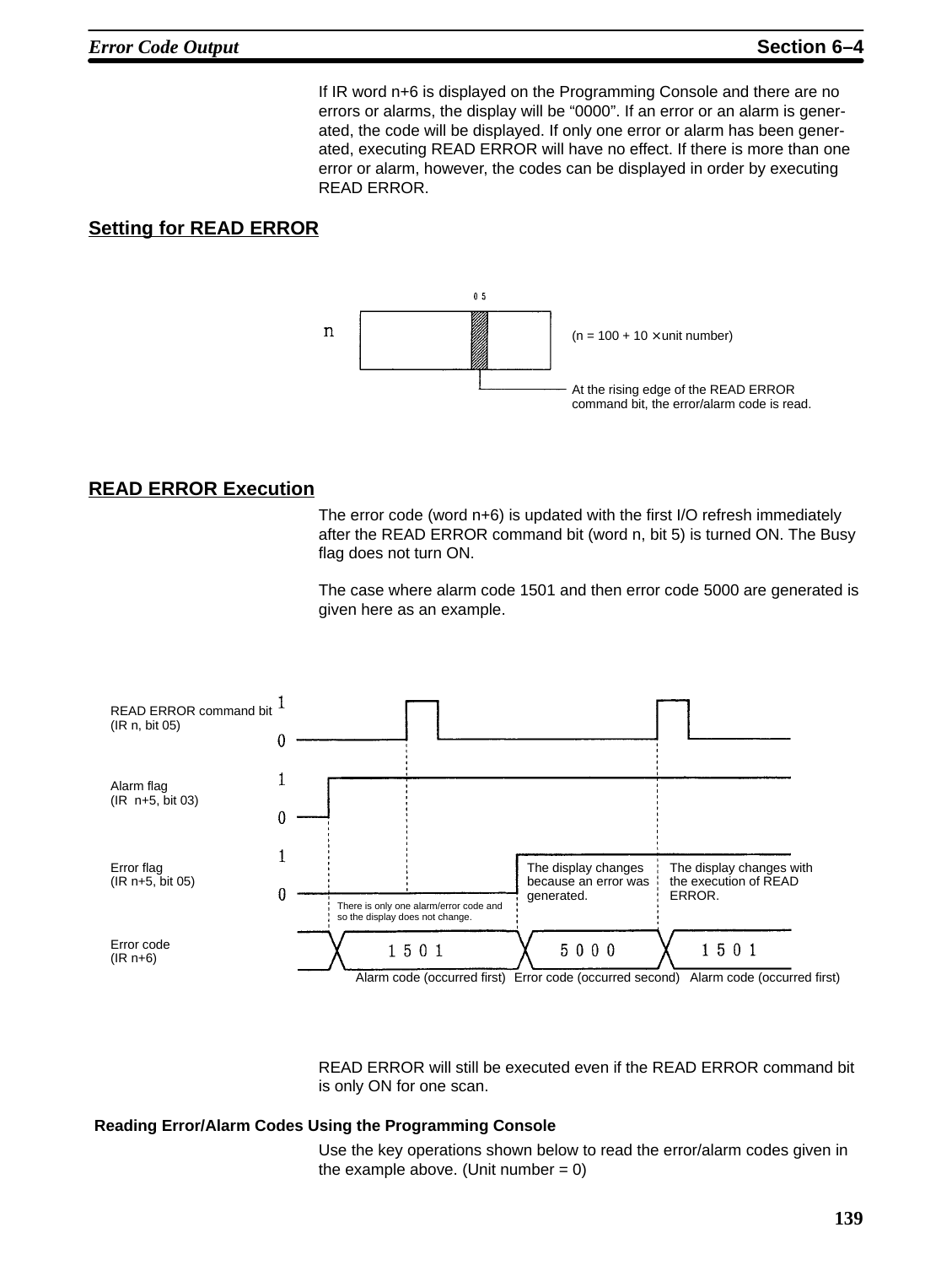If IR word n+6 is displayed on the Programming Console and there are no errors or alarms, the display will be “0000”. If an error or an alarm is generated, the code will be displayed. If only one error or alarm has been generated, executing READ ERROR will have no effect. If there is more than one error or alarm, however, the codes can be displayed in order by executing READ ERROR.

## Setting for READ ERROR

n — bit 05 (n = 100 + 10 × unit number)

At the rising edge of the READ ERROR command bit, the error/alarm code is read.

## READ ERROR Execution

The error code (word n+6) is updated with the first I/O refresh immediately after the READ ERROR command bit (word n, bit 5) is turned ON. The Busy flag does not turn ON.

The case where alarm code 1501 and then error code 5000 are generated is given here as an example.

READ ERROR command bit (IR n, bit 05)

Alarm flag (IR n+5, bit 03)

Error flag (IR n+5, bit 05)

Error code (IR n+6)

There is only one alarm/error code and so the display does not change.

The display changes because an error was generated.

The display changes with the execution of READ ERROR.

1501 — Alarm code (occurred first)

5000 — Error code (occurred second)

1501 — Alarm code (occurred first)

READ ERROR will still be executed even if the READ ERROR command bit is only ON for one scan.

### Reading Error/Alarm Codes Using the Programming Console

Use the key operations shown below to read the error/alarm codes given in the example above. (Unit number = 0)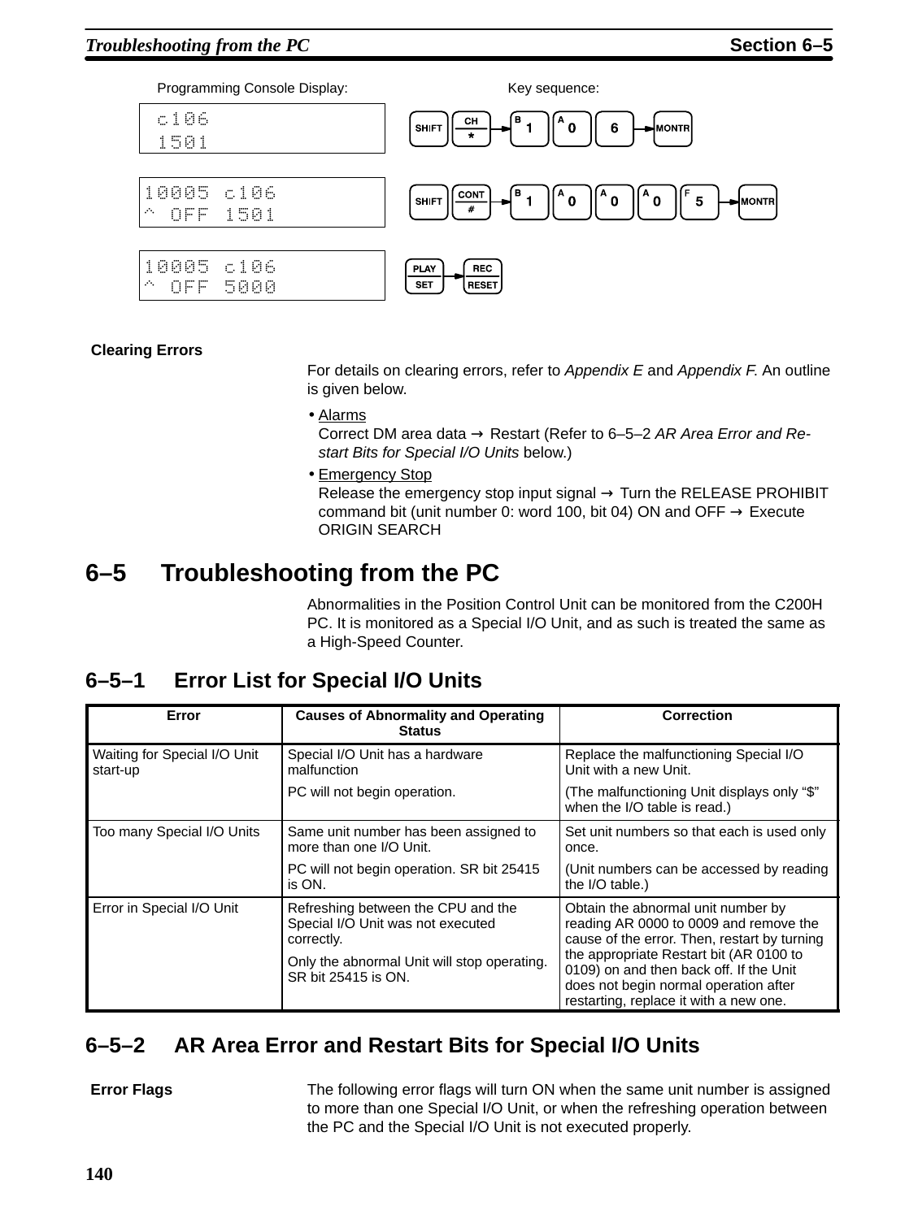| Programming Console Display: | Key sequence: |
|---|---|
| c106<br>1501 | SHIFT → CH/* → B 1 → A 0 → 6 → MONTR |
| 10005 c106<br>^ OFF 1501 | SHIFT → CONT/# → B 1 → A 0 → A 0 → A 0 → F 5 → MONTR |
| 10005 c106<br>^ OFF 5000 | PLAY/SET → REC/RESET |

**Clearing Errors**

For details on clearing errors, refer to *Appendix E* and *Appendix F.* An outline is given below.

- Alarms
  Correct DM area data → Restart (Refer to 6–5–2 *AR Area Error and Restart Bits for Special I/O Units* below.)
- Emergency Stop
  Release the emergency stop input signal → Turn the RELEASE PROHIBIT command bit (unit number 0: word 100, bit 04) ON and OFF → Execute ORIGIN SEARCH

## 6–5 Troubleshooting from the PC

Abnormalities in the Position Control Unit can be monitored from the C200H PC. It is monitored as a Special I/O Unit, and as such is treated the same as a High-Speed Counter.

### 6–5–1 Error List for Special I/O Units

| Error | Causes of Abnormality and Operating Status | Correction |
|---|---|---|
| Waiting for Special I/O Unit start-up | Special I/O Unit has a hardware malfunction<br><br>PC will not begin operation. | Replace the malfunctioning Special I/O Unit with a new Unit.<br><br>(The malfunctioning Unit displays only “$” when the I/O table is read.) |
| Too many Special I/O Units | Same unit number has been assigned to more than one I/O Unit.<br><br>PC will not begin operation. SR bit 25415 is ON. | Set unit numbers so that each is used only once.<br><br>(Unit numbers can be accessed by reading the I/O table.) |
| Error in Special I/O Unit | Refreshing between the CPU and the Special I/O Unit was not executed correctly.<br><br>Only the abnormal Unit will stop operating. SR bit 25415 is ON. | Obtain the abnormal unit number by reading AR 0000 to 0009 and remove the cause of the error. Then, restart by turning the appropriate Restart bit (AR 0100 to 0109) on and then back off. If the Unit does not begin normal operation after restarting, replace it with a new one. |

### 6–5–2 AR Area Error and Restart Bits for Special I/O Units

**Error Flags**

The following error flags will turn ON when the same unit number is assigned to more than one Special I/O Unit, or when the refreshing operation between the PC and the Special I/O Unit is not executed properly.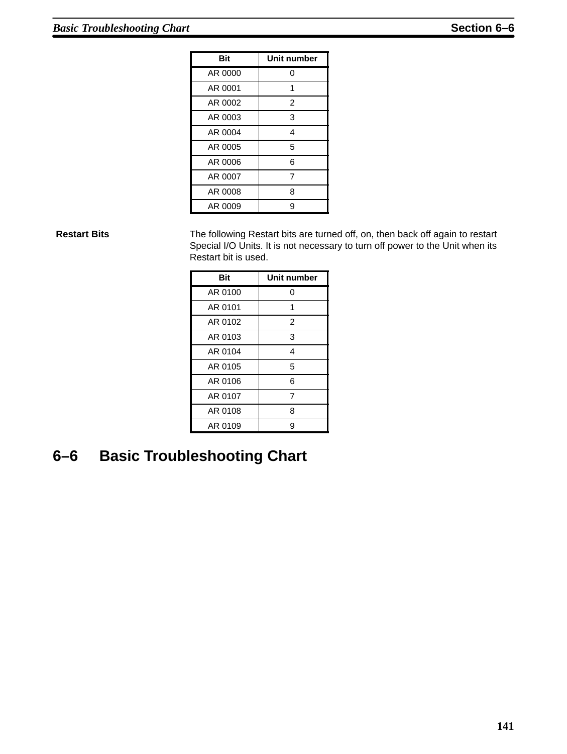| Bit | Unit number |
|---|---|
| AR 0000 | 0 |
| AR 0001 | 1 |
| AR 0002 | 2 |
| AR 0003 | 3 |
| AR 0004 | 4 |
| AR 0005 | 5 |
| AR 0006 | 6 |
| AR 0007 | 7 |
| AR 0008 | 8 |
| AR 0009 | 9 |

**Restart Bits**

The following Restart bits are turned off, on, then back off again to restart Special I/O Units. It is not necessary to turn off power to the Unit when its Restart bit is used.

| Bit | Unit number |
|---|---|
| AR 0100 | 0 |
| AR 0101 | 1 |
| AR 0102 | 2 |
| AR 0103 | 3 |
| AR 0104 | 4 |
| AR 0105 | 5 |
| AR 0106 | 6 |
| AR 0107 | 7 |
| AR 0108 | 8 |
| AR 0109 | 9 |

## 6–6 Basic Troubleshooting Chart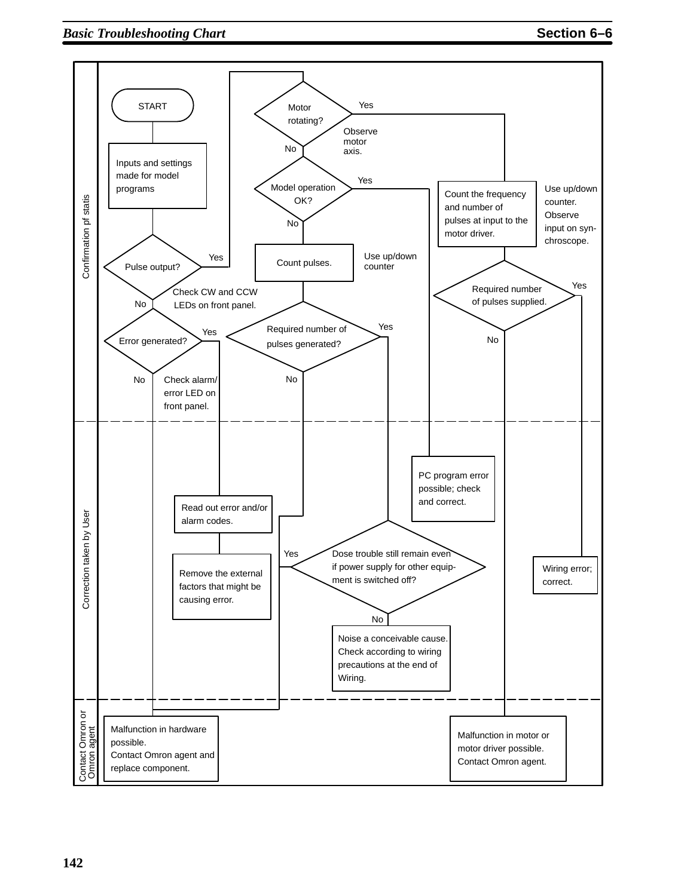**Confirmation pf statis**

START

Inputs and settings made for model programs

Pulse output? — Check CW and CCW LEDs on front panel.

- Yes → Motor rotating? (Observe motor axis.)
- No → Error generated? (Check alarm/error LED on front panel.)

Motor rotating? (Observe motor axis.)

- Yes → Count the frequency and number of pulses at input to the motor driver. (Use up/down counter. Observe input on synchroscope.)
- No → Model operation OK?

Model operation OK?

- Yes → PC program error possible; check and correct.
- No → Count pulses. (Use up/down counter)

Count pulses. → Required number of pulses generated?

- Yes → Dose trouble still remain even if power supply for other equipment is switched off?
- No → Malfunction in hardware possible. Contact Omron agent and replace component.

Required number of pulses supplied.

- Yes → Wiring error; correct.
- No → Malfunction in motor or motor driver possible. Contact Omron agent.

Error generated?

- Yes → Read out error and/or alarm codes. → Remove the external factors that might be causing error.
- No → Malfunction in hardware possible. Contact Omron agent and replace component.

**Correction taken by User**

Dose trouble still remain even if power supply for other equipment is switched off?

- Yes → Malfunction in hardware possible. Contact Omron agent and replace component.
- No → Noise a conceivable cause. Check according to wiring precautions at the end of Wiring.

**Contact Omron or Omron agent**

Malfunction in hardware possible. Contact Omron agent and replace component.

Malfunction in motor or motor driver possible. Contact Omron agent.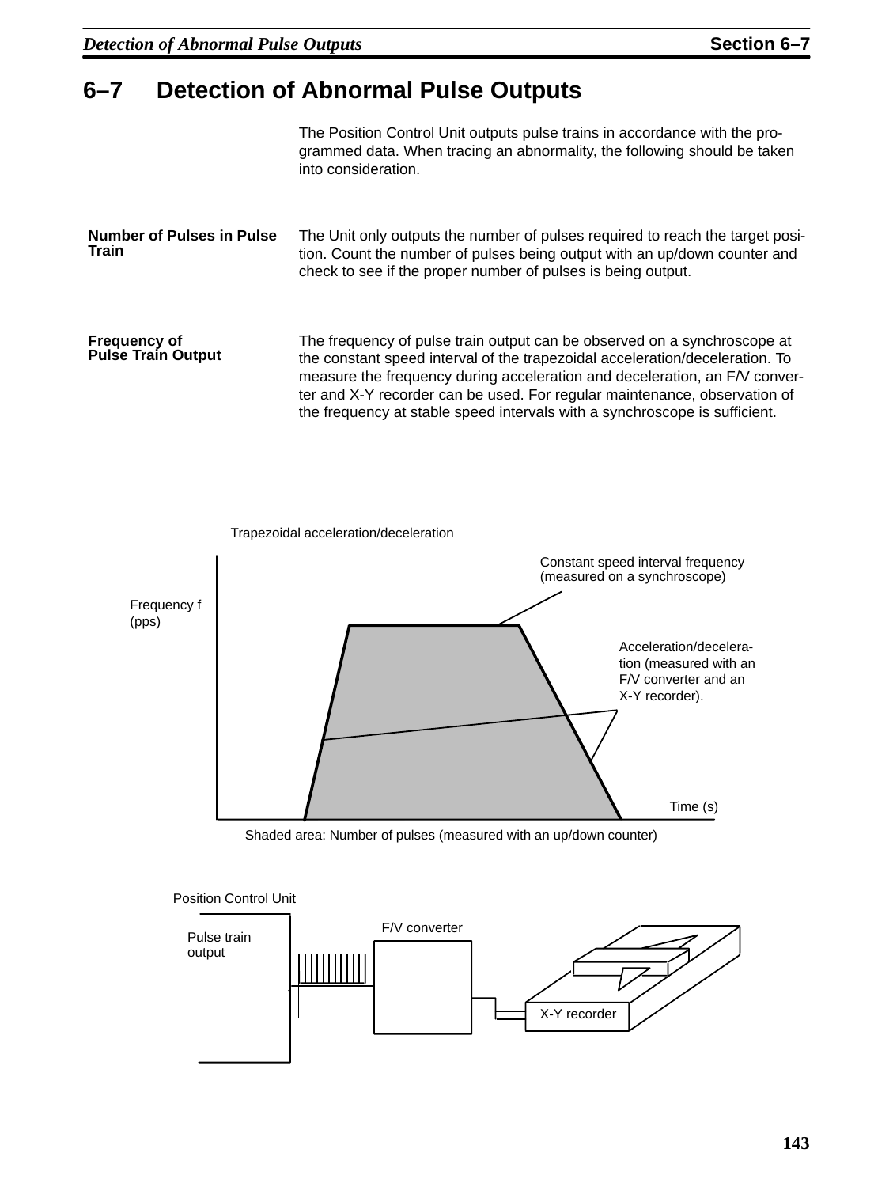## 6–7 Detection of Abnormal Pulse Outputs

The Position Control Unit outputs pulse trains in accordance with the programmed data. When tracing an abnormality, the following should be taken into consideration.

**Number of Pulses in Pulse Train**

The Unit only outputs the number of pulses required to reach the target position. Count the number of pulses being output with an up/down counter and check to see if the proper number of pulses is being output.

**Frequency of Pulse Train Output**

The frequency of pulse train output can be observed on a synchroscope at the constant speed interval of the trapezoidal acceleration/deceleration. To measure the frequency during acceleration and deceleration, an F/V converter and X-Y recorder can be used. For regular maintenance, observation of the frequency at stable speed intervals with a synchroscope is sufficient.

Trapezoidal acceleration/deceleration

Frequency f (pps)

Constant speed interval frequency (measured on a synchroscope)

Acceleration/deceleration (measured with an F/V converter and an X-Y recorder).

Time (s)

Shaded area: Number of pulses (measured with an up/down counter)

Position Control Unit

Pulse train output

F/V converter

X-Y recorder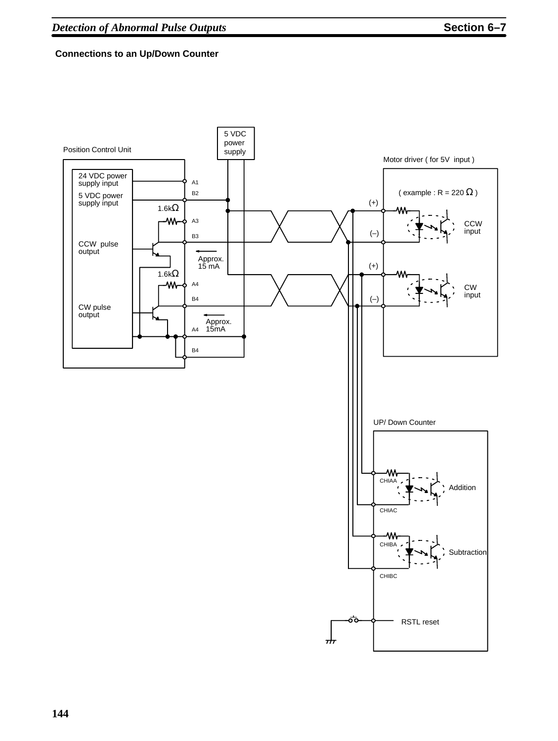### Connections to an Up/Down Counter

5 VDC power supply

Position Control Unit

Motor driver ( for 5V input )

24 VDC power supply input

5 VDC power supply input

A1

B2

( example : R = 220 Ω )

(+)

1.6kΩ

A3

CCW input

(–)

B3

CCW pulse output

Approx. 15 mA

(+)

1.6kΩ

A4

CW input

B4

(–)

CW pulse output

Approx. 15mA

A4

B4

UP/ Down Counter

CHIAA

Addition

CHIAC

CHIBA

Subtraction

CHIBC

RSTL reset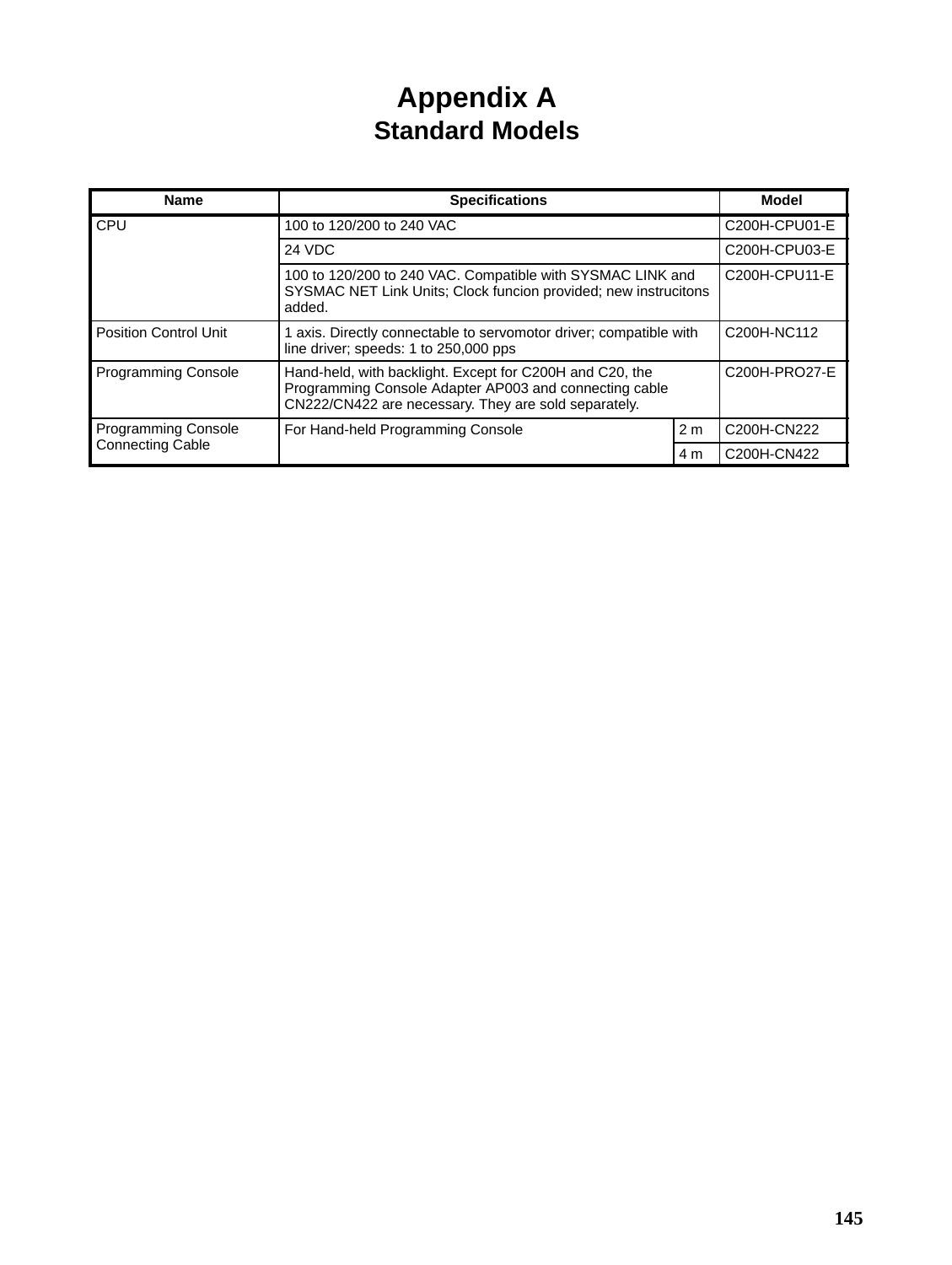# Appendix A
## Standard Models

| Name | Specifications | | Model |
|---|---|---|---|
| CPU | 100 to 120/200 to 240 VAC | | C200H-CPU01-E |
| | 24 VDC | | C200H-CPU03-E |
| | 100 to 120/200 to 240 VAC. Compatible with SYSMAC LINK and SYSMAC NET Link Units; Clock funcion provided; new instrucitons added. | | C200H-CPU11-E |
| Position Control Unit | 1 axis. Directly connectable to servomotor driver; compatible with line driver; speeds: 1 to 250,000 pps | | C200H-NC112 |
| Programming Console | Hand-held, with backlight. Except for C200H and C20, the Programming Console Adapter AP003 and connecting cable CN222/CN422 are necessary. They are sold separately. | | C200H-PRO27-E |
| Programming Console Connecting Cable | For Hand-held Programming Console | 2 m | C200H-CN222 |
| | | 4 m | C200H-CN422 |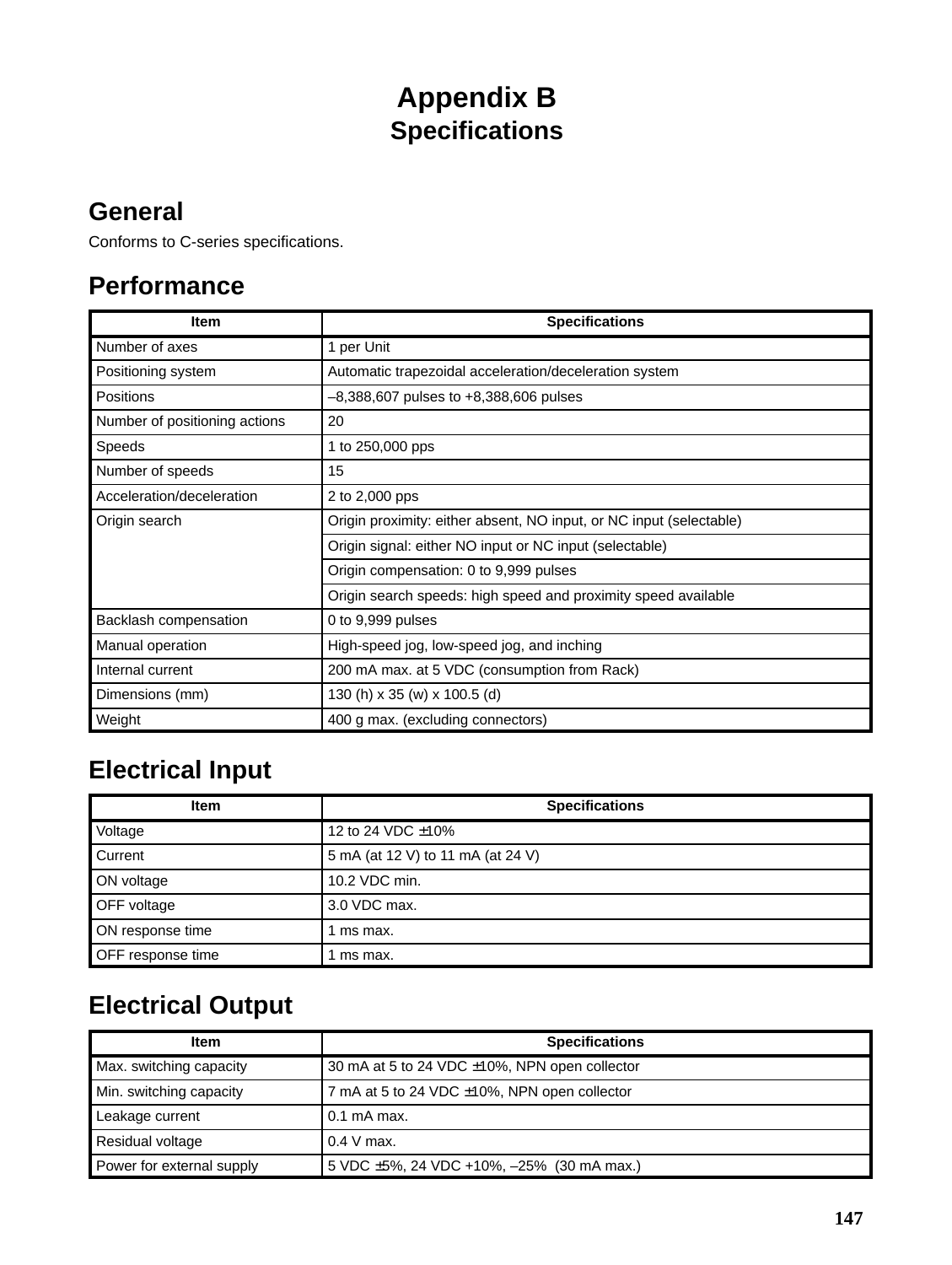# Appendix B
## Specifications

## General

Conforms to C-series specifications.

## Performance

| Item | Specifications |
|---|---|
| Number of axes | 1 per Unit |
| Positioning system | Automatic trapezoidal acceleration/deceleration system |
| Positions | –8,388,607 pulses to +8,388,606 pulses |
| Number of positioning actions | 20 |
| Speeds | 1 to 250,000 pps |
| Number of speeds | 15 |
| Acceleration/deceleration | 2 to 2,000 pps |
| Origin search | Origin proximity: either absent, NO input, or NC input (selectable) |
| | Origin signal: either NO input or NC input (selectable) |
| | Origin compensation: 0 to 9,999 pulses |
| | Origin search speeds: high speed and proximity speed available |
| Backlash compensation | 0 to 9,999 pulses |
| Manual operation | High-speed jog, low-speed jog, and inching |
| Internal current | 200 mA max. at 5 VDC (consumption from Rack) |
| Dimensions (mm) | 130 (h) x 35 (w) x 100.5 (d) |
| Weight | 400 g max. (excluding connectors) |

## Electrical Input

| Item | Specifications |
|---|---|
| Voltage | 12 to 24 VDC ±10% |
| Current | 5 mA (at 12 V) to 11 mA (at 24 V) |
| ON voltage | 10.2 VDC min. |
| OFF voltage | 3.0 VDC max. |
| ON response time | 1 ms max. |
| OFF response time | 1 ms max. |

## Electrical Output

| Item | Specifications |
|---|---|
| Max. switching capacity | 30 mA at 5 to 24 VDC ±10%, NPN open collector |
| Min. switching capacity | 7 mA at 5 to 24 VDC ±10%, NPN open collector |
| Leakage current | 0.1 mA max. |
| Residual voltage | 0.4 V max. |
| Power for external supply | 5 VDC ±5%, 24 VDC +10%, –25% (30 mA max.) |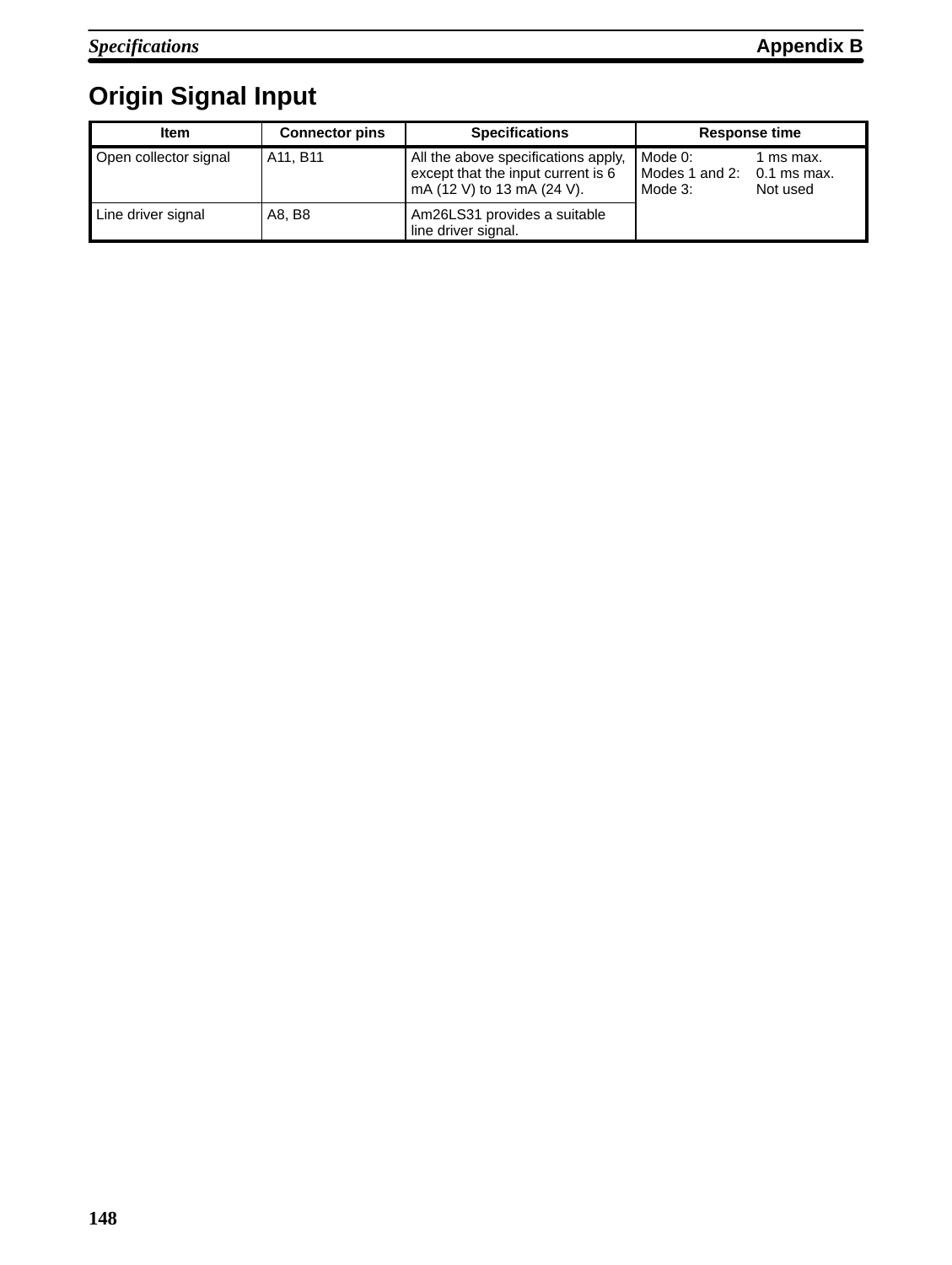# Origin Signal Input

| Item | Connector pins | Specifications | Response time |
|---|---|---|---|
| Open collector signal | A11, B11 | All the above specifications apply, except that the input current is 6 mA (12 V) to 13 mA (24 V). | Mode 0: 1 ms max.<br>Modes 1 and 2: 0.1 ms max.<br>Mode 3: Not used |
| Line driver signal | A8, B8 | Am26LS31 provides a suitable line driver signal. | |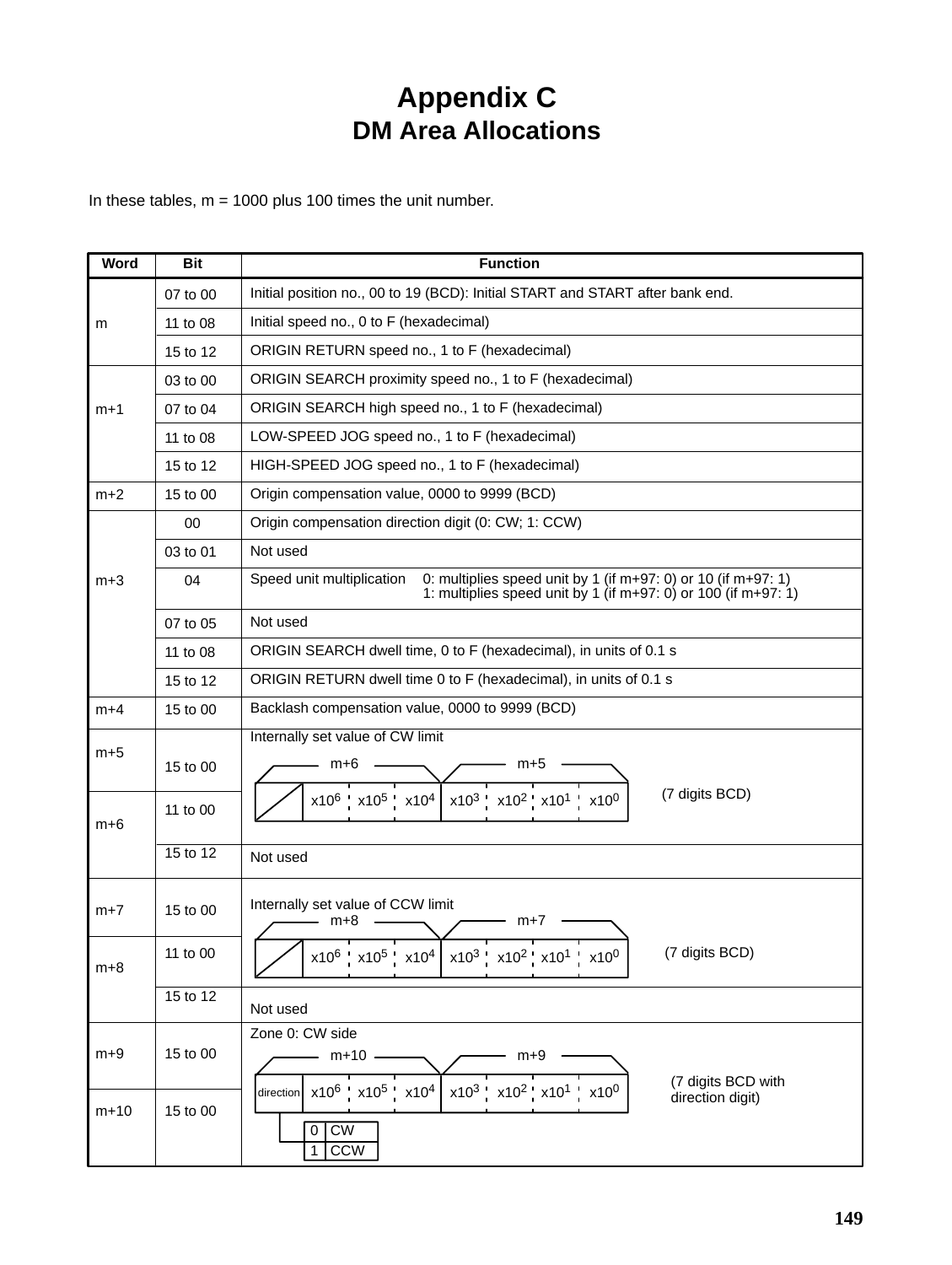# Appendix C
## DM Area Allocations

In these tables, m = 1000 plus 100 times the unit number.

| Word | Bit | Function |
|---|---|---|
| m | 07 to 00 | Initial position no., 00 to 19 (BCD): Initial START and START after bank end. |
| | 11 to 08 | Initial speed no., 0 to F (hexadecimal) |
| | 15 to 12 | ORIGIN RETURN speed no., 1 to F (hexadecimal) |
| m+1 | 03 to 00 | ORIGIN SEARCH proximity speed no., 1 to F (hexadecimal) |
| | 07 to 04 | ORIGIN SEARCH high speed no., 1 to F (hexadecimal) |
| | 11 to 08 | LOW-SPEED JOG speed no., 1 to F (hexadecimal) |
| | 15 to 12 | HIGH-SPEED JOG speed no., 1 to F (hexadecimal) |
| m+2 | 15 to 00 | Origin compensation value, 0000 to 9999 (BCD) |
| m+3 | 00 | Origin compensation direction digit (0: CW; 1: CCW) |
| | 03 to 01 | Not used |
| | 04 | Speed unit multiplication 0: multiplies speed unit by 1 (if m+97: 0) or 10 (if m+97: 1) 1: multiplies speed unit by 1 (if m+97: 0) or 100 (if m+97: 1) |
| | 07 to 05 | Not used |
| | 11 to 08 | ORIGIN SEARCH dwell time, 0 to F (hexadecimal), in units of 0.1 s |
| | 15 to 12 | ORIGIN RETURN dwell time 0 to F (hexadecimal), in units of 0.1 s |
| m+4 | 15 to 00 | Backlash compensation value, 0000 to 9999 (BCD) |
| m+5 | 15 to 00 | Internally set value of CW limit: m+6: (not used) $\times10^6$ $\times10^5$ $\times10^4$; m+5: $\times10^3$ $\times10^2$ $\times10^1$ $\times10^0$ (7 digits BCD) |
| m+6 | 11 to 00 | (see above) |
| | 15 to 12 | Not used |
| m+7 | 15 to 00 | Internally set value of CCW limit: m+8: (not used) $\times10^6$ $\times10^5$ $\times10^4$; m+7: $\times10^3$ $\times10^2$ $\times10^1$ $\times10^0$ (7 digits BCD) |
| m+8 | 11 to 00 | (see above) |
| | 15 to 12 | Not used |
| m+9 | 15 to 00 | Zone 0: CW side: m+10: direction $\times10^6$ $\times10^5$ $\times10^4$; m+9: $\times10^3$ $\times10^2$ $\times10^1$ $\times10^0$ (7 digits BCD with direction digit). Direction: 0 = CW, 1 = CCW |
| m+10 | 15 to 00 | (see above) |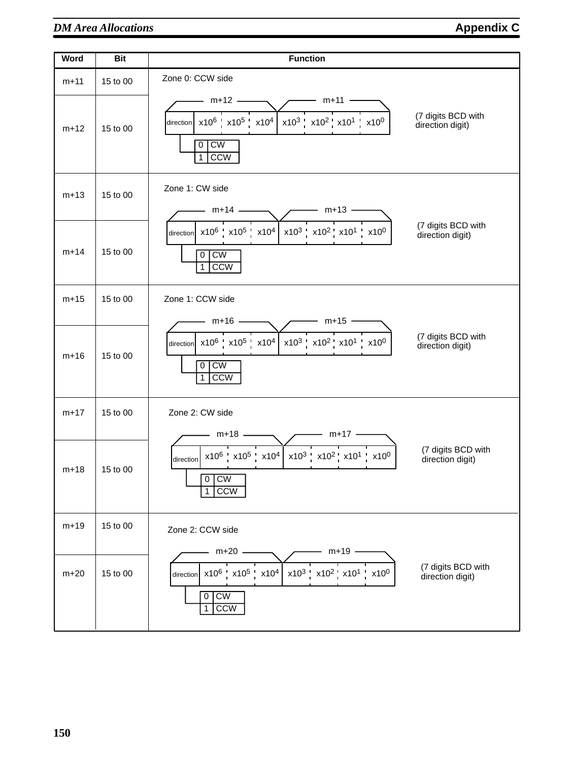| Word | Bit | Function |
|---|---|---|
| m+11 | 15 to 00 | Zone 0: CCW side |
| m+12 | 15 to 00 | m+12: direction, $x10^6$, $x10^5$, $x10^4$; m+11: $x10^3$, $x10^2$, $x10^1$, $x10^0$ (7 digits BCD with direction digit)<br>direction: 0 CW, 1 CCW |
| m+13 | 15 to 00 | Zone 1: CW side |
| m+14 | 15 to 00 | m+14: direction, $x10^6$, $x10^5$, $x10^4$; m+13: $x10^3$, $x10^2$, $x10^1$, $x10^0$ (7 digits BCD with direction digit)<br>direction: 0 CW, 1 CCW |
| m+15 | 15 to 00 | Zone 1: CCW side |
| m+16 | 15 to 00 | m+16: direction, $x10^6$, $x10^5$, $x10^4$; m+15: $x10^3$, $x10^2$, $x10^1$, $x10^0$ (7 digits BCD with direction digit)<br>direction: 0 CW, 1 CCW |
| m+17 | 15 to 00 | Zone 2: CW side |
| m+18 | 15 to 00 | m+18: direction, $x10^6$, $x10^5$, $x10^4$; m+17: $x10^3$, $x10^2$, $x10^1$, $x10^0$ (7 digits BCD with direction digit)<br>direction: 0 CW, 1 CCW |
| m+19 | 15 to 00 | Zone 2: CCW side |
| m+20 | 15 to 00 | m+20: direction, $x10^6$, $x10^5$, $x10^4$; m+19: $x10^3$, $x10^2$, $x10^1$, $x10^0$ (7 digits BCD with direction digit)<br>direction: 0 CW, 1 CCW |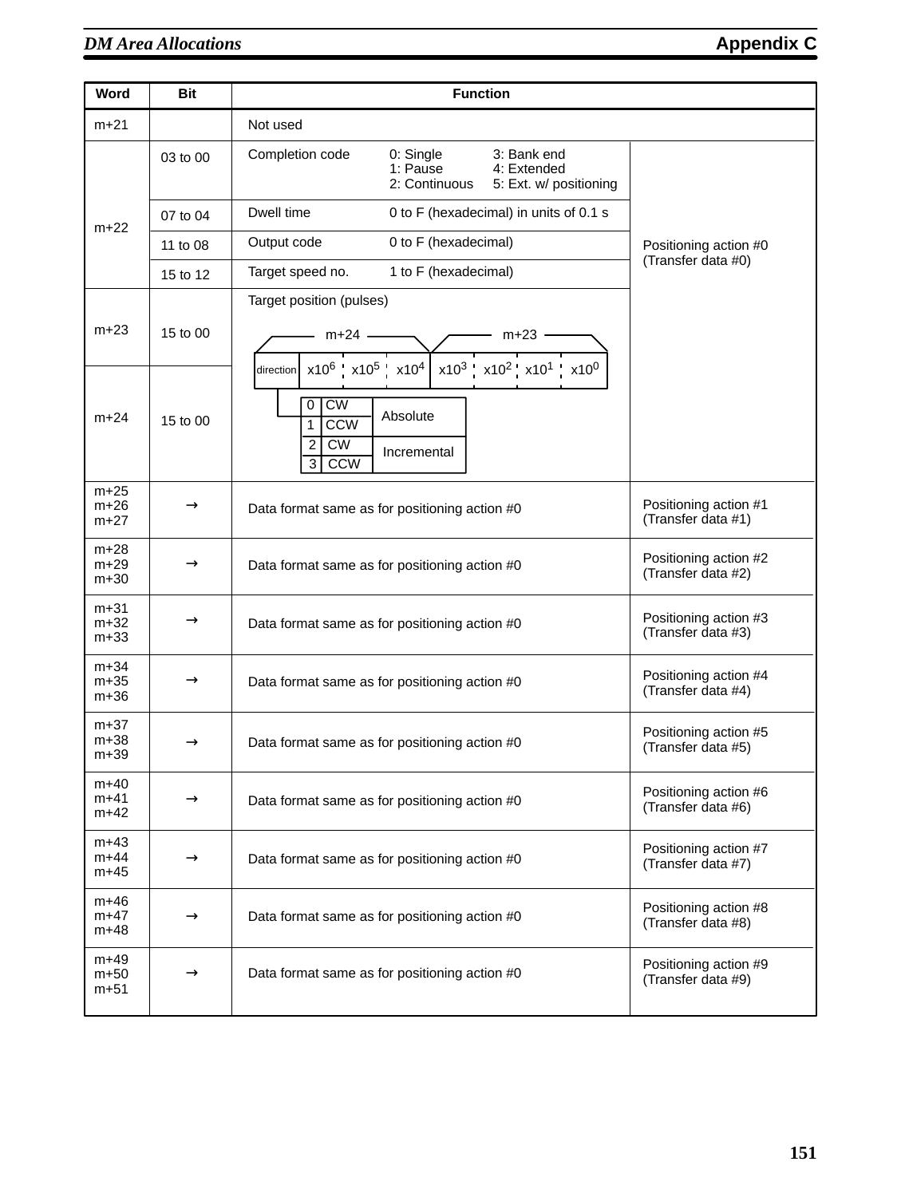| Word | Bit | Function | | |
|---|---|---|---|---|
| m+21 | | Not used | | |
| m+22 | 03 to 00 | Completion code | 0: Single 1: Pause 2: Continuous 3: Bank end 4: Extended 5: Ext. w/ positioning | Positioning action #0 (Transfer data #0) |
| | 07 to 04 | Dwell time | 0 to F (hexadecimal) in units of 0.1 s | |
| | 11 to 08 | Output code | 0 to F (hexadecimal) | |
| | 15 to 12 | Target speed no. | 1 to F (hexadecimal) | |
| m+23 | 15 to 00 | Target position (pulses)<br>m+24: direction, $x10^6$, $x10^5$, $x10^4$; m+23: $x10^3$, $x10^2$, $x10^1$, $x10^0$<br>direction: 0 CW, 1 CCW (Absolute); 2 CW, 3 CCW (Incremental) | | |
| m+24 | 15 to 00 | | | |
| m+25<br>m+26<br>m+27 | → | Data format same as for positioning action #0 | | Positioning action #1 (Transfer data #1) |
| m+28<br>m+29<br>m+30 | → | Data format same as for positioning action #0 | | Positioning action #2 (Transfer data #2) |
| m+31<br>m+32<br>m+33 | → | Data format same as for positioning action #0 | | Positioning action #3 (Transfer data #3) |
| m+34<br>m+35<br>m+36 | → | Data format same as for positioning action #0 | | Positioning action #4 (Transfer data #4) |
| m+37<br>m+38<br>m+39 | → | Data format same as for positioning action #0 | | Positioning action #5 (Transfer data #5) |
| m+40<br>m+41<br>m+42 | → | Data format same as for positioning action #0 | | Positioning action #6 (Transfer data #6) |
| m+43<br>m+44<br>m+45 | → | Data format same as for positioning action #0 | | Positioning action #7 (Transfer data #7) |
| m+46<br>m+47<br>m+48 | → | Data format same as for positioning action #0 | | Positioning action #8 (Transfer data #8) |
| m+49<br>m+50<br>m+51 | → | Data format same as for positioning action #0 | | Positioning action #9 (Transfer data #9) |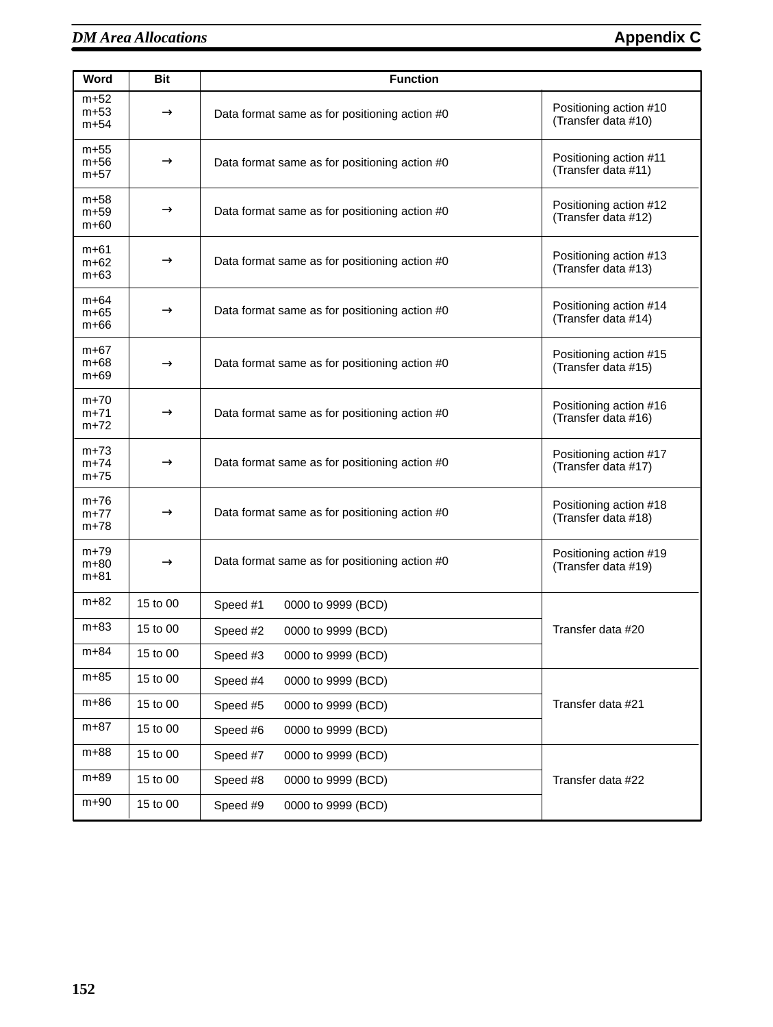| Word | Bit | Function | |
|---|---|---|---|
| m+52<br>m+53<br>m+54 | → | Data format same as for positioning action #0 | Positioning action #10 (Transfer data #10) |
| m+55<br>m+56<br>m+57 | → | Data format same as for positioning action #0 | Positioning action #11 (Transfer data #11) |
| m+58<br>m+59<br>m+60 | → | Data format same as for positioning action #0 | Positioning action #12 (Transfer data #12) |
| m+61<br>m+62<br>m+63 | → | Data format same as for positioning action #0 | Positioning action #13 (Transfer data #13) |
| m+64<br>m+65<br>m+66 | → | Data format same as for positioning action #0 | Positioning action #14 (Transfer data #14) |
| m+67<br>m+68<br>m+69 | → | Data format same as for positioning action #0 | Positioning action #15 (Transfer data #15) |
| m+70<br>m+71<br>m+72 | → | Data format same as for positioning action #0 | Positioning action #16 (Transfer data #16) |
| m+73<br>m+74<br>m+75 | → | Data format same as for positioning action #0 | Positioning action #17 (Transfer data #17) |
| m+76<br>m+77<br>m+78 | → | Data format same as for positioning action #0 | Positioning action #18 (Transfer data #18) |
| m+79<br>m+80<br>m+81 | → | Data format same as for positioning action #0 | Positioning action #19 (Transfer data #19) |
| m+82 | 15 to 00 | Speed #1 0000 to 9999 (BCD) | Transfer data #20 |
| m+83 | 15 to 00 | Speed #2 0000 to 9999 (BCD) | |
| m+84 | 15 to 00 | Speed #3 0000 to 9999 (BCD) | |
| m+85 | 15 to 00 | Speed #4 0000 to 9999 (BCD) | Transfer data #21 |
| m+86 | 15 to 00 | Speed #5 0000 to 9999 (BCD) | |
| m+87 | 15 to 00 | Speed #6 0000 to 9999 (BCD) | |
| m+88 | 15 to 00 | Speed #7 0000 to 9999 (BCD) | Transfer data #22 |
| m+89 | 15 to 00 | Speed #8 0000 to 9999 (BCD) | |
| m+90 | 15 to 00 | Speed #9 0000 to 9999 (BCD) | |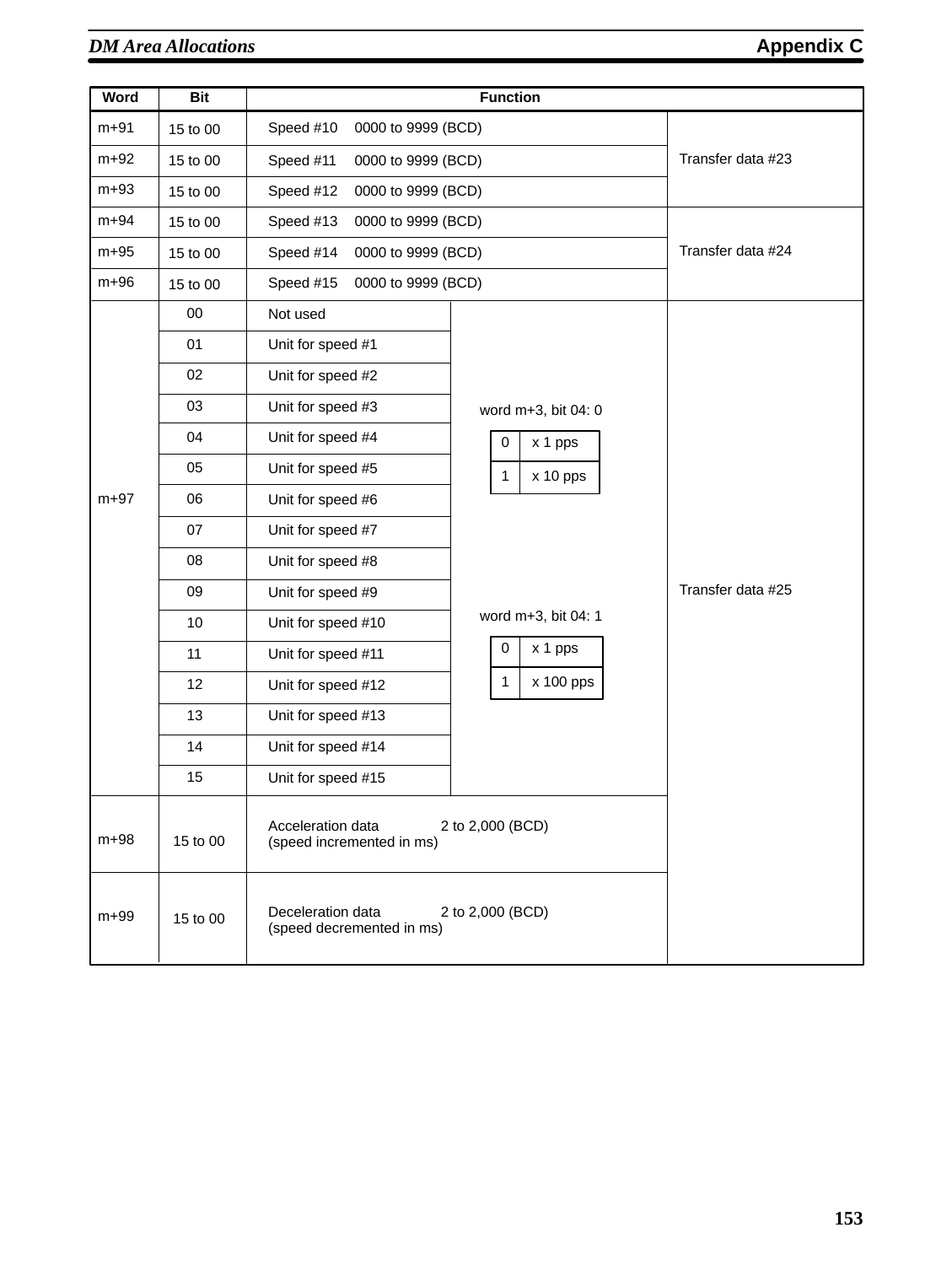| Word | Bit | Function | | |
|---|---|---|---|---|
| m+91 | 15 to 00 | Speed #10 0000 to 9999 (BCD) | | Transfer data #23 |
| m+92 | 15 to 00 | Speed #11 0000 to 9999 (BCD) | | |
| m+93 | 15 to 00 | Speed #12 0000 to 9999 (BCD) | | |
| m+94 | 15 to 00 | Speed #13 0000 to 9999 (BCD) | | Transfer data #24 |
| m+95 | 15 to 00 | Speed #14 0000 to 9999 (BCD) | | |
| m+96 | 15 to 00 | Speed #15 0000 to 9999 (BCD) | | |
| m+97 | 00 | Not used | | Transfer data #25 |
| | 01 | Unit for speed #1 | word m+3, bit 04: 0<br>0: x 1 pps<br>1: x 10 pps<br><br>word m+3, bit 04: 1<br>0: x 1 pps<br>1: x 100 pps | |
| | 02 | Unit for speed #2 | | |
| | 03 | Unit for speed #3 | | |
| | 04 | Unit for speed #4 | | |
| | 05 | Unit for speed #5 | | |
| | 06 | Unit for speed #6 | | |
| | 07 | Unit for speed #7 | | |
| | 08 | Unit for speed #8 | | |
| | 09 | Unit for speed #9 | | |
| | 10 | Unit for speed #10 | | |
| | 11 | Unit for speed #11 | | |
| | 12 | Unit for speed #12 | | |
| | 13 | Unit for speed #13 | | |
| | 14 | Unit for speed #14 | | |
| | 15 | Unit for speed #15 | | |
| m+98 | 15 to 00 | Acceleration data 2 to 2,000 (BCD)<br>(speed incremented in ms) | | |
| m+99 | 15 to 00 | Deceleration data 2 to 2,000 (BCD)<br>(speed decremented in ms) | | |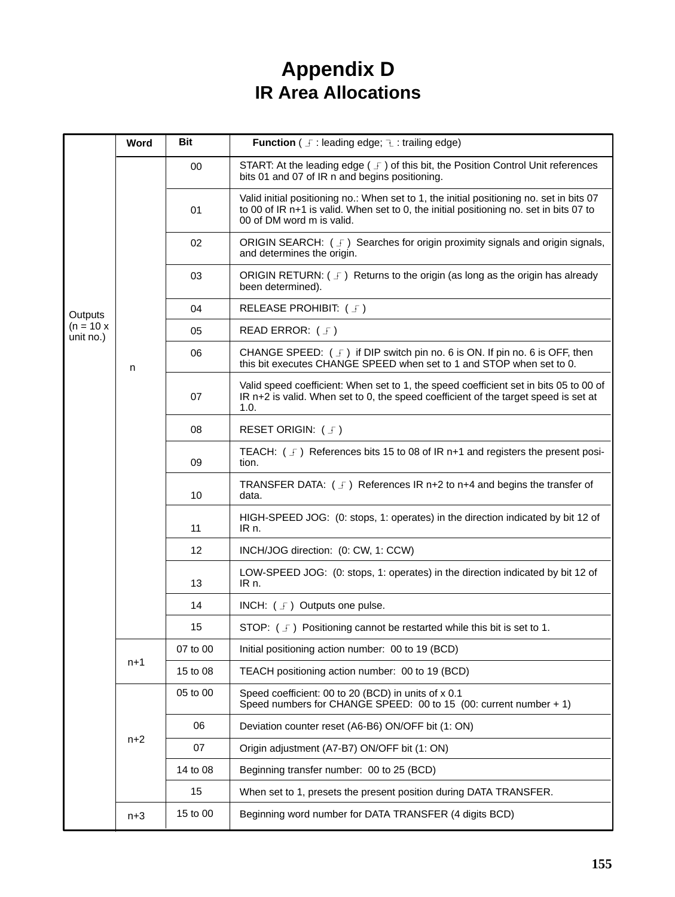# Appendix D
## IR Area Allocations

| | Word | Bit | Function ( ↑ : leading edge; ↓ : trailing edge) |
|---|---|---|---|
| Outputs (n = 10 x unit no.) | n | 00 | START: At the leading edge ( ↑ ) of this bit, the Position Control Unit references bits 01 and 07 of IR n and begins positioning. |
| | | 01 | Valid initial positioning no.: When set to 1, the initial positioning no. set in bits 07 to 00 of IR n+1 is valid. When set to 0, the initial positioning no. set in bits 07 to 00 of DM word m is valid. |
| | | 02 | ORIGIN SEARCH: ( ↑ ) Searches for origin proximity signals and origin signals, and determines the origin. |
| | | 03 | ORIGIN RETURN: ( ↑ ) Returns to the origin (as long as the origin has already been determined). |
| | | 04 | RELEASE PROHIBIT: ( ↑ ) |
| | | 05 | READ ERROR: ( ↑ ) |
| | | 06 | CHANGE SPEED: ( ↑ ) if DIP switch pin no. 6 is ON. If pin no. 6 is OFF, then this bit executes CHANGE SPEED when set to 1 and STOP when set to 0. |
| | | 07 | Valid speed coefficient: When set to 1, the speed coefficient set in bits 05 to 00 of IR n+2 is valid. When set to 0, the speed coefficient of the target speed is set at 1.0. |
| | | 08 | RESET ORIGIN: ( ↑ ) |
| | | 09 | TEACH: ( ↑ ) References bits 15 to 08 of IR n+1 and registers the present position. |
| | | 10 | TRANSFER DATA: ( ↑ ) References IR n+2 to n+4 and begins the transfer of data. |
| | | 11 | HIGH-SPEED JOG: (0: stops, 1: operates) in the direction indicated by bit 12 of IR n. |
| | | 12 | INCH/JOG direction: (0: CW, 1: CCW) |
| | | 13 | LOW-SPEED JOG: (0: stops, 1: operates) in the direction indicated by bit 12 of IR n. |
| | | 14 | INCH: ( ↑ ) Outputs one pulse. |
| | | 15 | STOP: ( ↑ ) Positioning cannot be restarted while this bit is set to 1. |
| | n+1 | 07 to 00 | Initial positioning action number: 00 to 19 (BCD) |
| | | 15 to 08 | TEACH positioning action number: 00 to 19 (BCD) |
| | n+2 | 05 to 00 | Speed coefficient: 00 to 20 (BCD) in units of x 0.1<br>Speed numbers for CHANGE SPEED: 00 to 15 (00: current number + 1) |
| | | 06 | Deviation counter reset (A6-B6) ON/OFF bit (1: ON) |
| | | 07 | Origin adjustment (A7-B7) ON/OFF bit (1: ON) |
| | | 14 to 08 | Beginning transfer number: 00 to 25 (BCD) |
| | | 15 | When set to 1, presets the present position during DATA TRANSFER. |
| | n+3 | 15 to 00 | Beginning word number for DATA TRANSFER (4 digits BCD) |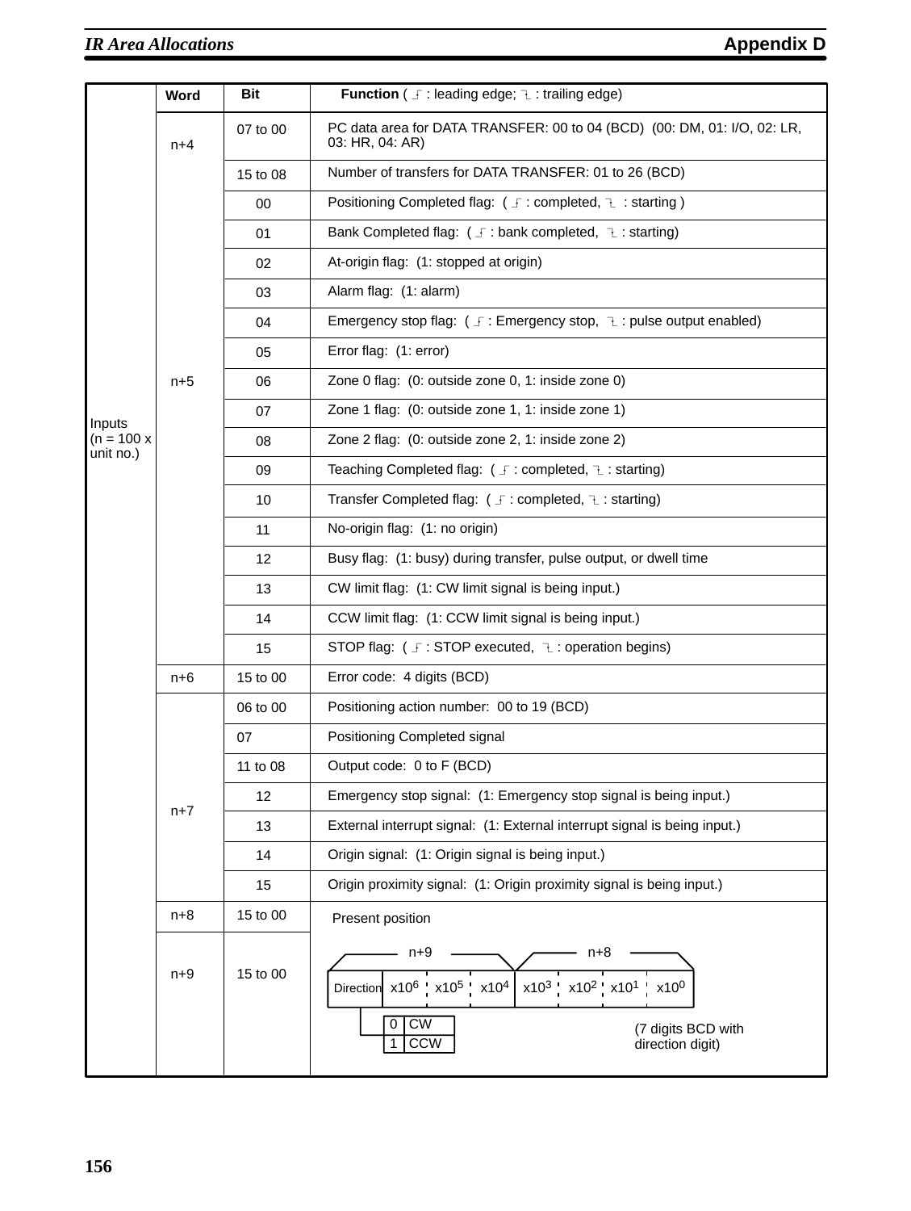| | Word | Bit | Function ( ⌐ : leading edge; ¬ : trailing edge) |
|---|---|---|---|
| Inputs (n = 100 x unit no.) | n+4 | 07 to 00 | PC data area for DATA TRANSFER: 00 to 04 (BCD) (00: DM, 01: I/O, 02: LR, 03: HR, 04: AR) |
| | | 15 to 08 | Number of transfers for DATA TRANSFER: 01 to 26 (BCD) |
| | n+5 | 00 | Positioning Completed flag: ( ⌐ : completed, ¬ : starting ) |
| | | 01 | Bank Completed flag: ( ⌐ : bank completed, ¬ : starting) |
| | | 02 | At-origin flag: (1: stopped at origin) |
| | | 03 | Alarm flag: (1: alarm) |
| | | 04 | Emergency stop flag: ( ⌐ : Emergency stop, ¬ : pulse output enabled) |
| | | 05 | Error flag: (1: error) |
| | | 06 | Zone 0 flag: (0: outside zone 0, 1: inside zone 0) |
| | | 07 | Zone 1 flag: (0: outside zone 1, 1: inside zone 1) |
| | | 08 | Zone 2 flag: (0: outside zone 2, 1: inside zone 2) |
| | | 09 | Teaching Completed flag: ( ⌐ : completed, ¬ : starting) |
| | | 10 | Transfer Completed flag: ( ⌐ : completed, ¬ : starting) |
| | | 11 | No-origin flag: (1: no origin) |
| | | 12 | Busy flag: (1: busy) during transfer, pulse output, or dwell time |
| | | 13 | CW limit flag: (1: CW limit signal is being input.) |
| | | 14 | CCW limit flag: (1: CCW limit signal is being input.) |
| | | 15 | STOP flag: ( ⌐ : STOP executed, ¬ : operation begins) |
| | n+6 | 15 to 00 | Error code: 4 digits (BCD) |
| | n+7 | 06 to 00 | Positioning action number: 00 to 19 (BCD) |
| | | 07 | Positioning Completed signal |
| | | 11 to 08 | Output code: 0 to F (BCD) |
| | | 12 | Emergency stop signal: (1: Emergency stop signal is being input.) |
| | | 13 | External interrupt signal: (1: External interrupt signal is being input.) |
| | | 14 | Origin signal: (1: Origin signal is being input.) |
| | | 15 | Origin proximity signal: (1: Origin proximity signal is being input.) |
| | n+8 | 15 to 00 | Present position |
| | n+9 | 15 to 00 | n+9: Direction, $x10^6$, $x10^5$, $x10^4$; n+8: $x10^3$, $x10^2$, $x10^1$, $x10^0$ (7 digits BCD with direction digit). Direction: 0 = CW, 1 = CCW |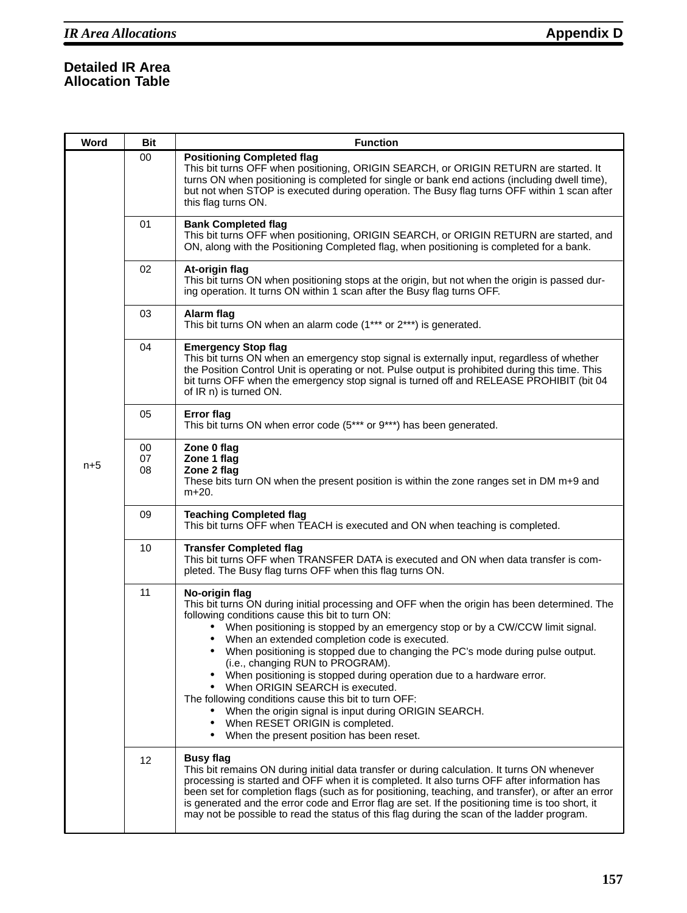## Detailed IR Area Allocation Table

| Word | Bit | Function |
|---|---|---|
| n+5 | 00 | **Positioning Completed flag**<br>This bit turns OFF when positioning, ORIGIN SEARCH, or ORIGIN RETURN are started. It turns ON when positioning is completed for single or bank end actions (including dwell time), but not when STOP is executed during operation. The Busy flag turns OFF within 1 scan after this flag turns ON. |
| | 01 | **Bank Completed flag**<br>This bit turns OFF when positioning, ORIGIN SEARCH, or ORIGIN RETURN are started, and ON, along with the Positioning Completed flag, when positioning is completed for a bank. |
| | 02 | **At-origin flag**<br>This bit turns ON when positioning stops at the origin, but not when the origin is passed during operation. It turns ON within 1 scan after the Busy flag turns OFF. |
| | 03 | **Alarm flag**<br>This bit turns ON when an alarm code (1*** or 2***) is generated. |
| | 04 | **Emergency Stop flag**<br>This bit turns ON when an emergency stop signal is externally input, regardless of whether the Position Control Unit is operating or not. Pulse output is prohibited during this time. This bit turns OFF when the emergency stop signal is turned off and RELEASE PROHIBIT (bit 04 of IR n) is turned ON. |
| | 05 | **Error flag**<br>This bit turns ON when error code (5*** or 9***) has been generated. |
| | 00<br>07<br>08 | **Zone 0 flag**<br>**Zone 1 flag**<br>**Zone 2 flag**<br>These bits turn ON when the present position is within the zone ranges set in DM m+9 and m+20. |
| | 09 | **Teaching Completed flag**<br>This bit turns OFF when TEACH is executed and ON when teaching is completed. |
| | 10 | **Transfer Completed flag**<br>This bit turns OFF when TRANSFER DATA is executed and ON when data transfer is completed. The Busy flag turns OFF when this flag turns ON. |
| | 11 | **No-origin flag**<br>This bit turns ON during initial processing and OFF when the origin has been determined. The following conditions cause this bit to turn ON:<br>• When positioning is stopped by an emergency stop or by a CW/CCW limit signal.<br>• When an extended completion code is executed.<br>• When positioning is stopped due to changing the PC's mode during pulse output. (i.e., changing RUN to PROGRAM).<br>• When positioning is stopped during operation due to a hardware error.<br>• When ORIGIN SEARCH is executed.<br>The following conditions cause this bit to turn OFF:<br>• When the origin signal is input during ORIGIN SEARCH.<br>• When RESET ORIGIN is completed.<br>• When the present position has been reset. |
| | 12 | **Busy flag**<br>This bit remains ON during initial data transfer or during calculation. It turns ON whenever processing is started and OFF when it is completed. It also turns OFF after information has been set for completion flags (such as for positioning, teaching, and transfer), or after an error is generated and the error code and Error flag are set. If the positioning time is too short, it may not be possible to read the status of this flag during the scan of the ladder program. |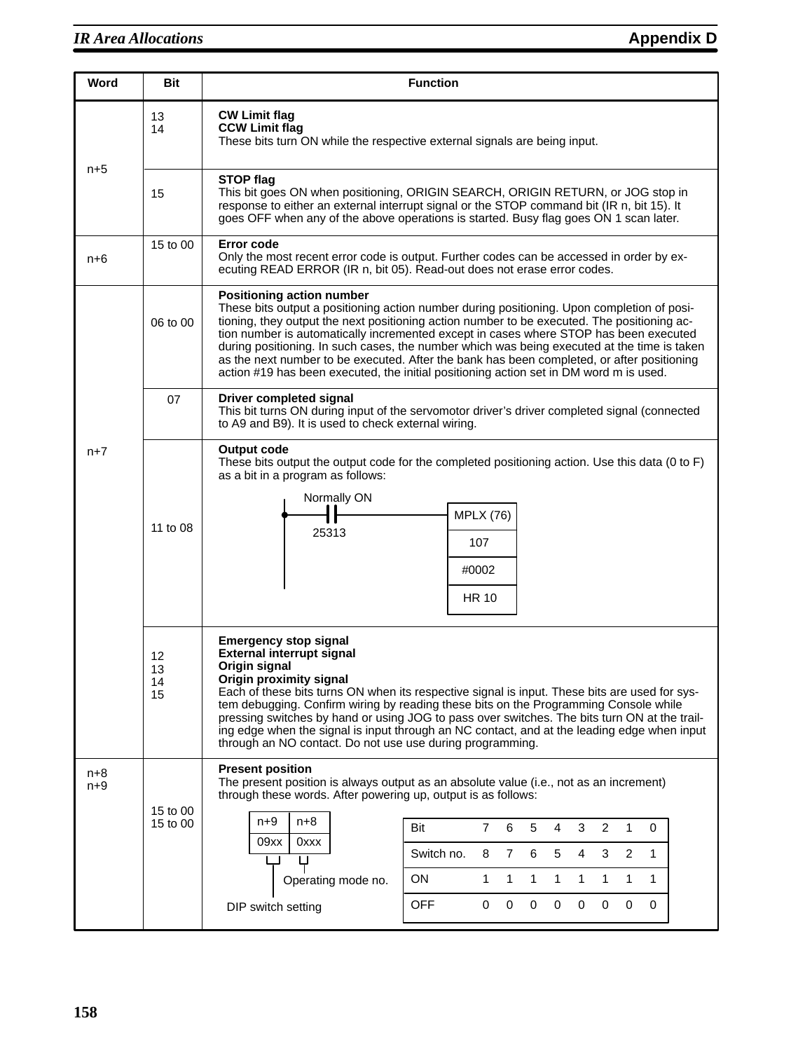| Word | Bit | Function |
|---|---|---|
| n+5 | 13<br>14 | **CW Limit flag**<br>**CCW Limit flag**<br>These bits turn ON while the respective external signals are being input. |
| | 15 | **STOP flag**<br>This bit goes ON when positioning, ORIGIN SEARCH, ORIGIN RETURN, or JOG stop in response to either an external interrupt signal or the STOP command bit (IR n, bit 15). It goes OFF when any of the above operations is started. Busy flag goes ON 1 scan later. |
| n+6 | 15 to 00 | **Error code**<br>Only the most recent error code is output. Further codes can be accessed in order by executing READ ERROR (IR n, bit 05). Read-out does not erase error codes. |
| n+7 | 06 to 00 | **Positioning action number**<br>These bits output a positioning action number during positioning. Upon completion of positioning, they output the next positioning action number to be executed. The positioning action number is automatically incremented except in cases where STOP has been executed during positioning. In such cases, the number which was being executed at the time is taken as the next number to be executed. After the bank has been completed, or after positioning action #19 has been executed, the initial positioning action set in DM word m is used. |
| | 07 | **Driver completed signal**<br>This bit turns ON during input of the servomotor driver's driver completed signal (connected to A9 and B9). It is used to check external wiring. |
| | 11 to 08 | **Output code**<br>These bits output the output code for the completed positioning action. Use this data (0 to F) as a bit in a program as follows:<br>Normally ON contact 25313 → MPLX (76): 107, #0002, HR 10 |
| | 12<br>13<br>14<br>15 | **Emergency stop signal**<br>**External interrupt signal**<br>**Origin signal**<br>**Origin proximity signal**<br>Each of these bits turns ON when its respective signal is input. These bits are used for system debugging. Confirm wiring by reading these bits on the Programming Console while pressing switches by hand or using JOG to pass over switches. The bits turn ON at the trailing edge when the signal is input through an NC contact, and at the leading edge when input through an NO contact. Do not use use during programming. |
| n+8<br>n+9 | 15 to 00<br>15 to 00 | **Present position**<br>The present position is always output as an absolute value (i.e., not as an increment) through these words. After powering up, output is as follows:<br>n+9: 09xx, n+8: 0xxx (xx of n+9: DIP switch setting; x of n+8: Operating mode no.) |

| Bit | 7 | 6 | 5 | 4 | 3 | 2 | 1 | 0 |
|---|---|---|---|---|---|---|---|---|
| Switch no. | 8 | 7 | 6 | 5 | 4 | 3 | 2 | 1 |
| ON | 1 | 1 | 1 | 1 | 1 | 1 | 1 | 1 |
| OFF | 0 | 0 | 0 | 0 | 0 | 0 | 0 | 0 |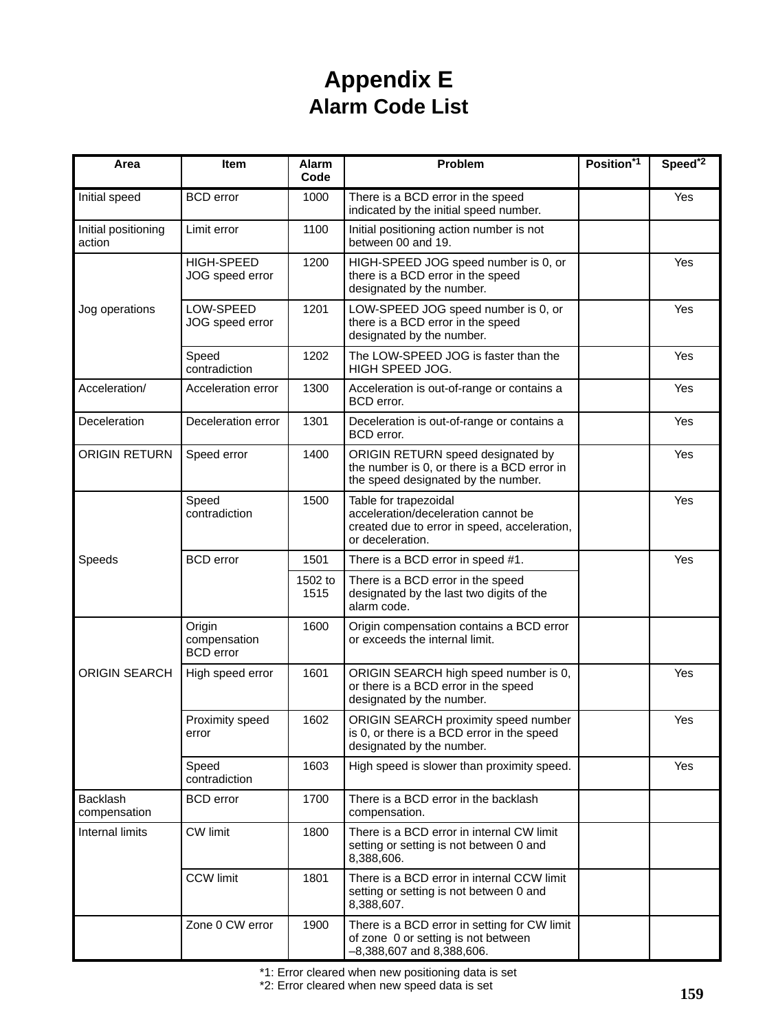# Appendix E
## Alarm Code List

| Area | Item | Alarm Code | Problem | Position[*1] | Speed[*2] |
|---|---|---|---|---|---|
| Initial speed | BCD error | 1000 | There is a BCD error in the speed indicated by the initial speed number. | | Yes |
| Initial positioning action | Limit error | 1100 | Initial positioning action number is not between 00 and 19. | | |
| Jog operations | HIGH-SPEED JOG speed error | 1200 | HIGH-SPEED JOG speed number is 0, or there is a BCD error in the speed designated by the number. | | Yes |
| | LOW-SPEED JOG speed error | 1201 | LOW-SPEED JOG speed number is 0, or there is a BCD error in the speed designated by the number. | | Yes |
| | Speed contradiction | 1202 | The LOW-SPEED JOG is faster than the HIGH SPEED JOG. | | Yes |
| Acceleration/ | Acceleration error | 1300 | Acceleration is out-of-range or contains a BCD error. | | Yes |
| Deceleration | Deceleration error | 1301 | Deceleration is out-of-range or contains a BCD error. | | Yes |
| ORIGIN RETURN | Speed error | 1400 | ORIGIN RETURN speed designated by the number is 0, or there is a BCD error in the speed designated by the number. | | Yes |
| Speeds | Speed contradiction | 1500 | Table for trapezoidal acceleration/deceleration cannot be created due to error in speed, acceleration, or deceleration. | | Yes |
| | BCD error | 1501 | There is a BCD error in speed #1. | | Yes |
| | | 1502 to 1515 | There is a BCD error in the speed designated by the last two digits of the alarm code. | | |
| ORIGIN SEARCH | Origin compensation BCD error | 1600 | Origin compensation contains a BCD error or exceeds the internal limit. | | |
| | High speed error | 1601 | ORIGIN SEARCH high speed number is 0, or there is a BCD error in the speed designated by the number. | | Yes |
| | Proximity speed error | 1602 | ORIGIN SEARCH proximity speed number is 0, or there is a BCD error in the speed designated by the number. | | Yes |
| | Speed contradiction | 1603 | High speed is slower than proximity speed. | | Yes |
| Backlash compensation | BCD error | 1700 | There is a BCD error in the backlash compensation. | | |
| Internal limits | CW limit | 1800 | There is a BCD error in internal CW limit setting or setting is not between 0 and 8,388,606. | | |
| | CCW limit | 1801 | There is a BCD error in internal CCW limit setting or setting is not between 0 and 8,388,607. | | |
| | Zone 0 CW error | 1900 | There is a BCD error in setting for CW limit of zone 0 or setting is not between –8,388,607 and 8,388,606. | | |

*1: Error cleared when new positioning data is set
*2: Error cleared when new speed data is set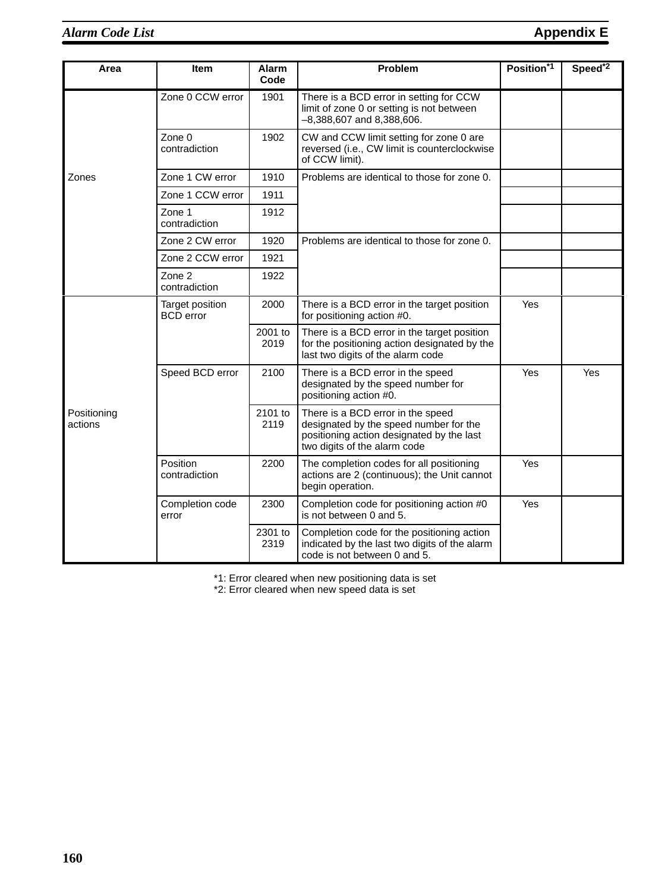| Area | Item | Alarm Code | Problem | Position*1 | Speed*2 |
|---|---|---|---|---|---|
| Zones | Zone 0 CCW error | 1901 | There is a BCD error in setting for CCW limit of zone 0 or setting is not between –8,388,607 and 8,388,606. | | |
| | Zone 0 contradiction | 1902 | CW and CCW limit setting for zone 0 are reversed (i.e., CW limit is counterclockwise of CCW limit). | | |
| | Zone 1 CW error | 1910 | Problems are identical to those for zone 0. | | |
| | Zone 1 CCW error | 1911 | | | |
| | Zone 1 contradiction | 1912 | | | |
| | Zone 2 CW error | 1920 | Problems are identical to those for zone 0. | | |
| | Zone 2 CCW error | 1921 | | | |
| | Zone 2 contradiction | 1922 | | | |
| Positioning actions | Target position BCD error | 2000 | There is a BCD error in the target position for positioning action #0. | Yes | |
| | | 2001 to 2019 | There is a BCD error in the target position for the positioning action designated by the last two digits of the alarm code | | |
| | Speed BCD error | 2100 | There is a BCD error in the speed designated by the speed number for positioning action #0. | Yes | Yes |
| | | 2101 to 2119 | There is a BCD error in the speed designated by the speed number for the positioning action designated by the last two digits of the alarm code | | |
| | Position contradiction | 2200 | The completion codes for all positioning actions are 2 (continuous); the Unit cannot begin operation. | Yes | |
| | Completion code error | 2300 | Completion code for positioning action #0 is not between 0 and 5. | Yes | |
| | | 2301 to 2319 | Completion code for the positioning action indicated by the last two digits of the alarm code is not between 0 and 5. | | |

*1: Error cleared when new positioning data is set
*2: Error cleared when new speed data is set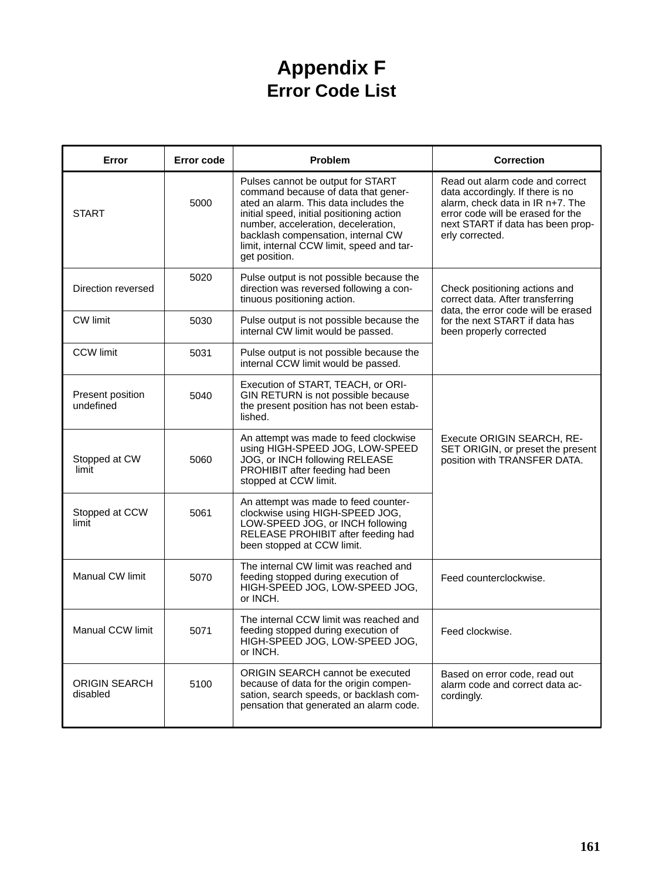# Appendix F
## Error Code List

| Error | Error code | Problem | Correction |
|---|---|---|---|
| START | 5000 | Pulses cannot be output for START command because of data that generated an alarm. This data includes the initial speed, initial positioning action number, acceleration, deceleration, backlash compensation, internal CW limit, internal CCW limit, speed and target position. | Read out alarm code and correct data accordingly. If there is no alarm, check data in IR n+7. The error code will be erased for the next START if data has been properly corrected. |
| Direction reversed | 5020 | Pulse output is not possible because the direction was reversed following a continuous positioning action. | Check positioning actions and correct data. After transferring data, the error code will be erased for the next START if data has been properly corrected |
| CW limit | 5030 | Pulse output is not possible because the internal CW limit would be passed. | |
| CCW limit | 5031 | Pulse output is not possible because the internal CCW limit would be passed. | |
| Present position undefined | 5040 | Execution of START, TEACH, or ORIGIN RETURN is not possible because the present position has not been established. | Execute ORIGIN SEARCH, RESET ORIGIN, or preset the present position with TRANSFER DATA. |
| Stopped at CW limit | 5060 | An attempt was made to feed clockwise using HIGH-SPEED JOG, LOW-SPEED JOG, or INCH following RELEASE PROHIBIT after feeding had been stopped at CCW limit. | |
| Stopped at CCW limit | 5061 | An attempt was made to feed counterclockwise using HIGH-SPEED JOG, LOW-SPEED JOG, or INCH following RELEASE PROHIBIT after feeding had been stopped at CCW limit. | |
| Manual CW limit | 5070 | The internal CW limit was reached and feeding stopped during execution of HIGH-SPEED JOG, LOW-SPEED JOG, or INCH. | Feed counterclockwise. |
| Manual CCW limit | 5071 | The internal CCW limit was reached and feeding stopped during execution of HIGH-SPEED JOG, LOW-SPEED JOG, or INCH. | Feed clockwise. |
| ORIGIN SEARCH disabled | 5100 | ORIGIN SEARCH cannot be executed because of data for the origin compensation, search speeds, or backlash compensation that generated an alarm code. | Based on error code, read out alarm code and correct data accordingly. |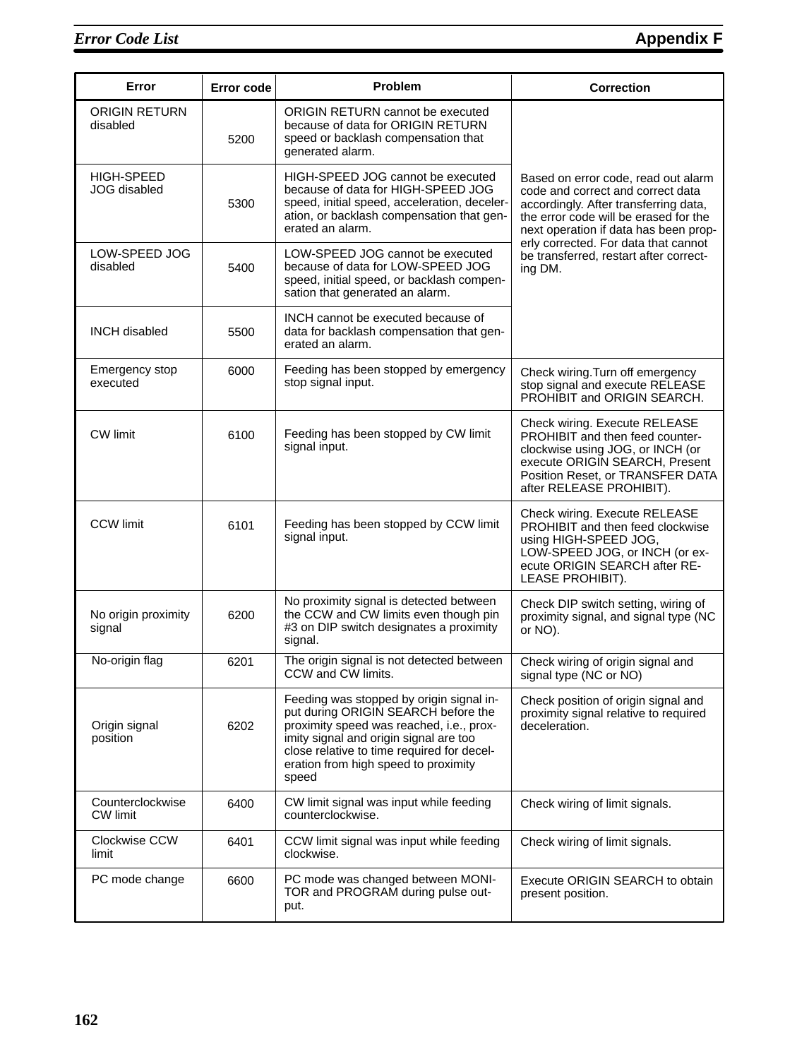| Error | Error code | Problem | Correction |
|---|---|---|---|
| ORIGIN RETURN disabled | 5200 | ORIGIN RETURN cannot be executed because of data for ORIGIN RETURN speed or backlash compensation that generated alarm. | Based on error code, read out alarm code and correct and correct data accordingly. After transferring data, the error code will be erased for the next operation if data has been properly corrected. For data that cannot be transferred, restart after correcting DM. |
| HIGH-SPEED JOG disabled | 5300 | HIGH-SPEED JOG cannot be executed because of data for HIGH-SPEED JOG speed, initial speed, acceleration, deceleration, or backlash compensation that generated an alarm. | |
| LOW-SPEED JOG disabled | 5400 | LOW-SPEED JOG cannot be executed because of data for LOW-SPEED JOG speed, initial speed, or backlash compensation that generated an alarm. | |
| INCH disabled | 5500 | INCH cannot be executed because of data for backlash compensation that generated an alarm. | |
| Emergency stop executed | 6000 | Feeding has been stopped by emergency stop signal input. | Check wiring.Turn off emergency stop signal and execute RELEASE PROHIBIT and ORIGIN SEARCH. |
| CW limit | 6100 | Feeding has been stopped by CW limit signal input. | Check wiring. Execute RELEASE PROHIBIT and then feed counterclockwise using JOG, or INCH (or execute ORIGIN SEARCH, Present Position Reset, or TRANSFER DATA after RELEASE PROHIBIT). |
| CCW limit | 6101 | Feeding has been stopped by CCW limit signal input. | Check wiring. Execute RELEASE PROHIBIT and then feed clockwise using HIGH-SPEED JOG, LOW-SPEED JOG, or INCH (or execute ORIGIN SEARCH after RELEASE PROHIBIT). |
| No origin proximity signal | 6200 | No proximity signal is detected between the CCW and CW limits even though pin #3 on DIP switch designates a proximity signal. | Check DIP switch setting, wiring of proximity signal, and signal type (NC or NO). |
| No-origin flag | 6201 | The origin signal is not detected between CCW and CW limits. | Check wiring of origin signal and signal type (NC or NO) |
| Origin signal position | 6202 | Feeding was stopped by origin signal input during ORIGIN SEARCH before the proximity speed was reached, i.e., proximity signal and origin signal are too close relative to time required for deceleration from high speed to proximity speed | Check position of origin signal and proximity signal relative to required deceleration. |
| Counterclockwise CW limit | 6400 | CW limit signal was input while feeding counterclockwise. | Check wiring of limit signals. |
| Clockwise CCW limit | 6401 | CCW limit signal was input while feeding clockwise. | Check wiring of limit signals. |
| PC mode change | 6600 | PC mode was changed between MONITOR and PROGRAM during pulse output. | Execute ORIGIN SEARCH to obtain present position. |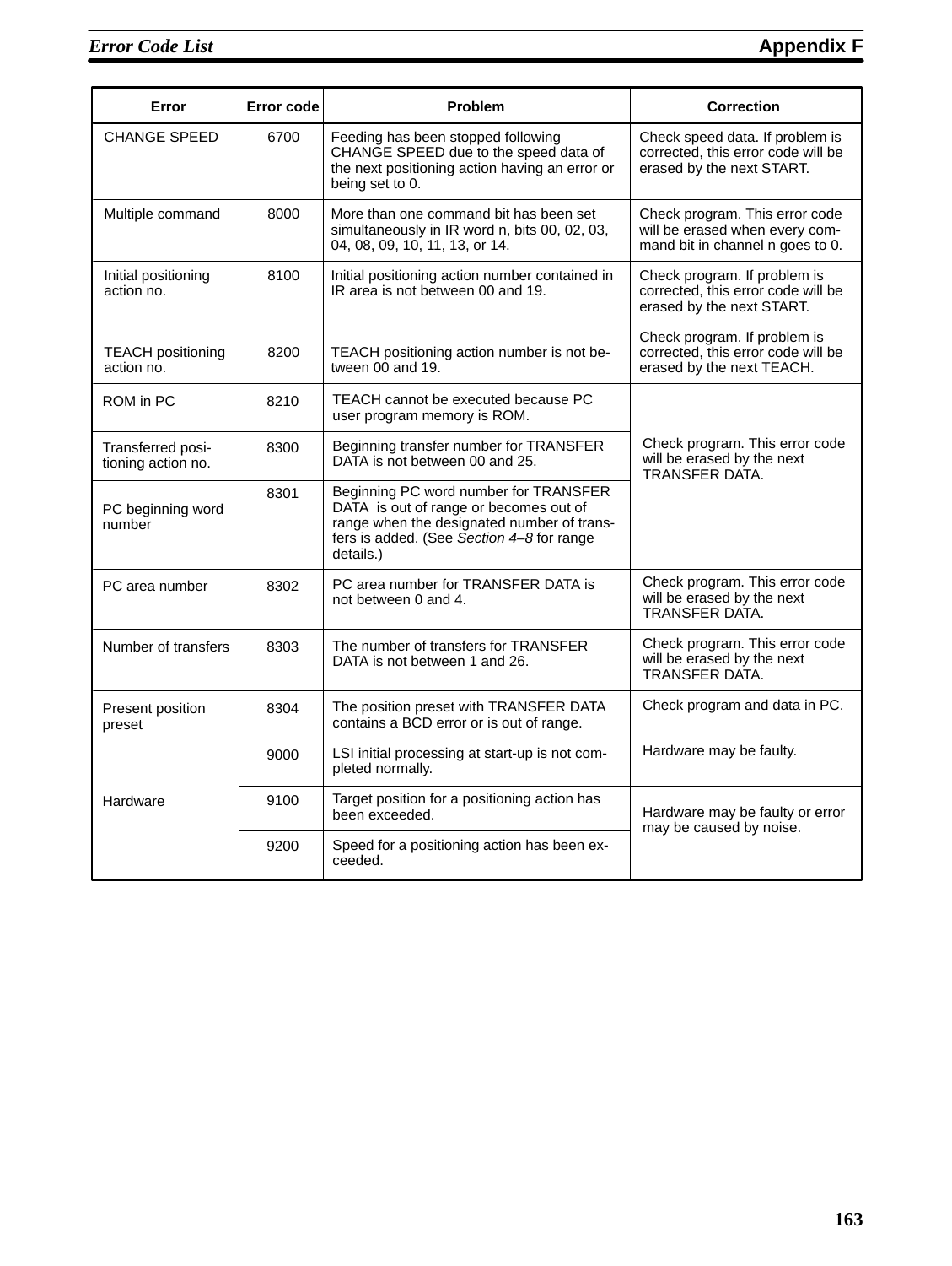| Error | Error code | Problem | Correction |
|---|---|---|---|
| CHANGE SPEED | 6700 | Feeding has been stopped following CHANGE SPEED due to the speed data of the next positioning action having an error or being set to 0. | Check speed data. If problem is corrected, this error code will be erased by the next START. |
| Multiple command | 8000 | More than one command bit has been set simultaneously in IR word n, bits 00, 02, 03, 04, 08, 09, 10, 11, 13, or 14. | Check program. This error code will be erased when every command bit in channel n goes to 0. |
| Initial positioning action no. | 8100 | Initial positioning action number contained in IR area is not between 00 and 19. | Check program. If problem is corrected, this error code will be erased by the next START. |
| TEACH positioning action no. | 8200 | TEACH positioning action number is not between 00 and 19. | Check program. If problem is corrected, this error code will be erased by the next TEACH. |
| ROM in PC | 8210 | TEACH cannot be executed because PC user program memory is ROM. | Check program. This error code will be erased by the next TRANSFER DATA. |
| Transferred positioning action no. | 8300 | Beginning transfer number for TRANSFER DATA is not between 00 and 25. | |
| PC beginning word number | 8301 | Beginning PC word number for TRANSFER DATA is out of range or becomes out of range when the designated number of transfers is added. (See *Section 4–8* for range details.) | |
| PC area number | 8302 | PC area number for TRANSFER DATA is not between 0 and 4. | Check program. This error code will be erased by the next TRANSFER DATA. |
| Number of transfers | 8303 | The number of transfers for TRANSFER DATA is not between 1 and 26. | Check program. This error code will be erased by the next TRANSFER DATA. |
| Present position preset | 8304 | The position preset with TRANSFER DATA contains a BCD error or is out of range. | Check program and data in PC. |
| Hardware | 9000 | LSI initial processing at start-up is not completed normally. | Hardware may be faulty. |
| | 9100 | Target position for a positioning action has been exceeded. | Hardware may be faulty or error may be caused by noise. |
| | 9200 | Speed for a positioning action has been exceeded. | |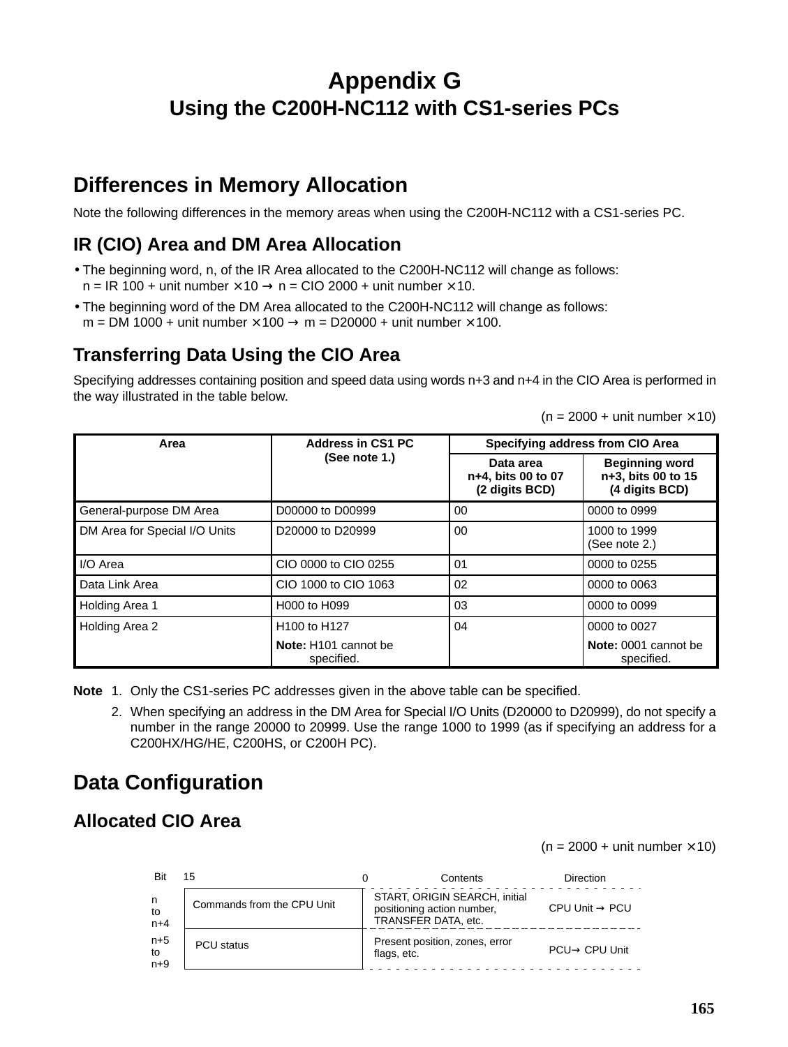# Appendix G
## Using the C200H-NC112 with CS1-series PCs

## Differences in Memory Allocation

Note the following differences in the memory areas when using the C200H-NC112 with a CS1-series PC.

### IR (CIO) Area and DM Area Allocation

- The beginning word, n, of the IR Area allocated to the C200H-NC112 will change as follows:
  n = IR 100 + unit number × 10 → n = CIO 2000 + unit number × 10.
- The beginning word of the DM Area allocated to the C200H-NC112 will change as follows:
  m = DM 1000 + unit number × 100 → m = D20000 + unit number × 100.

### Transferring Data Using the CIO Area

Specifying addresses containing position and speed data using words n+3 and n+4 in the CIO Area is performed in the way illustrated in the table below.

(n = 2000 + unit number × 10)

| Area | Address in CS1 PC (See note 1.) | Specifying address from CIO Area | |
|---|---|---|---|
| | | Data area n+4, bits 00 to 07 (2 digits BCD) | Beginning word n+3, bits 00 to 15 (4 digits BCD) |
| General-purpose DM Area | D00000 to D00999 | 00 | 0000 to 0999 |
| DM Area for Special I/O Units | D20000 to D20999 | 00 | 1000 to 1999 (See note 2.) |
| I/O Area | CIO 0000 to CIO 0255 | 01 | 0000 to 0255 |
| Data Link Area | CIO 1000 to CIO 1063 | 02 | 0000 to 0063 |
| Holding Area 1 | H000 to H099 | 03 | 0000 to 0099 |
| Holding Area 2 | H100 to H127<br>**Note:** H101 cannot be specified. | 04 | 0000 to 0027<br>**Note:** 0001 cannot be specified. |

**Note**
1. Only the CS1-series PC addresses given in the above table can be specified.
2. When specifying an address in the DM Area for Special I/O Units (D20000 to D20999), do not specify a number in the range 20000 to 20999. Use the range 1000 to 1999 (as if specifying an address for a C200HX/HG/HE, C200HS, or C200H PC).

## Data Configuration

### Allocated CIO Area

(n = 2000 + unit number × 10)

| Bit (15 to 0) | | Contents | Direction |
|---|---|---|---|
| n to n+4 | Commands from the CPU Unit | START, ORIGIN SEARCH, initial positioning action number, TRANSFER DATA, etc. | CPU Unit → PCU |
| n+5 to n+9 | PCU status | Present position, zones, error flags, etc. | PCU→ CPU Unit |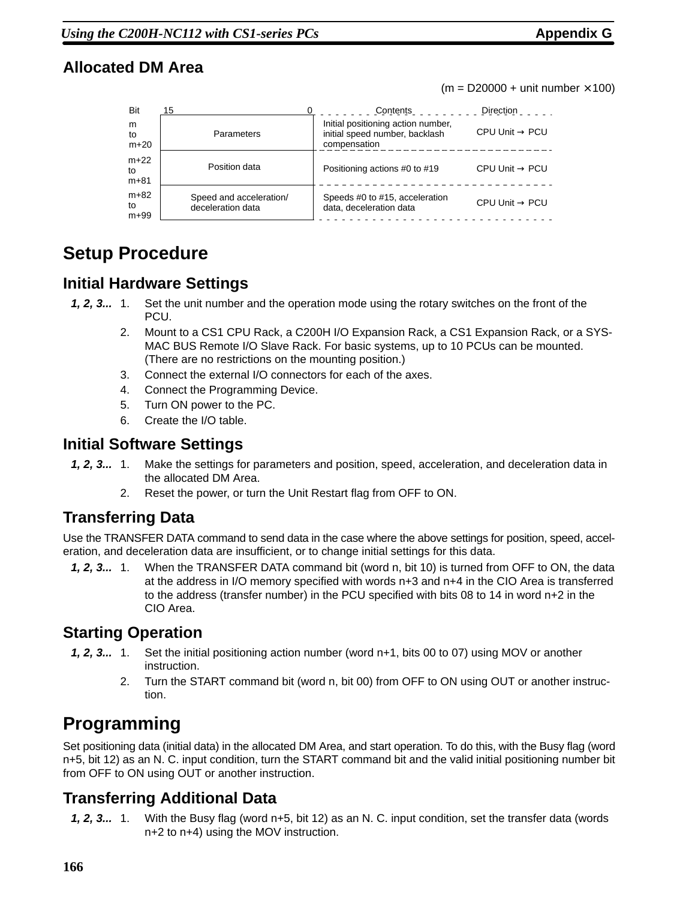## Allocated DM Area

(m = D20000 + unit number ×100)

| Bit | 15 0 | Contents | Direction |
|---|---|---|---|
| m to m+20 | Parameters | Initial positioning action number, initial speed number, backlash compensation | CPU Unit → PCU |
| m+22 to m+81 | Position data | Positioning actions #0 to #19 | CPU Unit → PCU |
| m+82 to m+99 | Speed and acceleration/ deceleration data | Speeds #0 to #15, acceleration data, deceleration data | CPU Unit → PCU |

# Setup Procedure

## Initial Hardware Settings

***1, 2, 3...***
1. Set the unit number and the operation mode using the rotary switches on the front of the PCU.
2. Mount to a CS1 CPU Rack, a C200H I/O Expansion Rack, a CS1 Expansion Rack, or a SYSMAC BUS Remote I/O Slave Rack. For basic systems, up to 10 PCUs can be mounted. (There are no restrictions on the mounting position.)
3. Connect the external I/O connectors for each of the axes.
4. Connect the Programming Device.
5. Turn ON power to the PC.
6. Create the I/O table.

## Initial Software Settings

***1, 2, 3...***
1. Make the settings for parameters and position, speed, acceleration, and deceleration data in the allocated DM Area.
2. Reset the power, or turn the Unit Restart flag from OFF to ON.

## Transferring Data

Use the TRANSFER DATA command to send data in the case where the above settings for position, speed, acceleration, and deceleration data are insufficient, or to change initial settings for this data.

***1, 2, 3...***
1. When the TRANSFER DATA command bit (word n, bit 10) is turned from OFF to ON, the data at the address in I/O memory specified with words n+3 and n+4 in the CIO Area is transferred to the address (transfer number) in the PCU specified with bits 08 to 14 in word n+2 in the CIO Area.

## Starting Operation

***1, 2, 3...***
1. Set the initial positioning action number (word n+1, bits 00 to 07) using MOV or another instruction.
2. Turn the START command bit (word n, bit 00) from OFF to ON using OUT or another instruction.

# Programming

Set positioning data (initial data) in the allocated DM Area, and start operation. To do this, with the Busy flag (word n+5, bit 12) as an N. C. input condition, turn the START command bit and the valid initial positioning number bit from OFF to ON using OUT or another instruction.

## Transferring Additional Data

***1, 2, 3...***
1. With the Busy flag (word n+5, bit 12) as an N. C. input condition, set the transfer data (words n+2 to n+4) using the MOV instruction.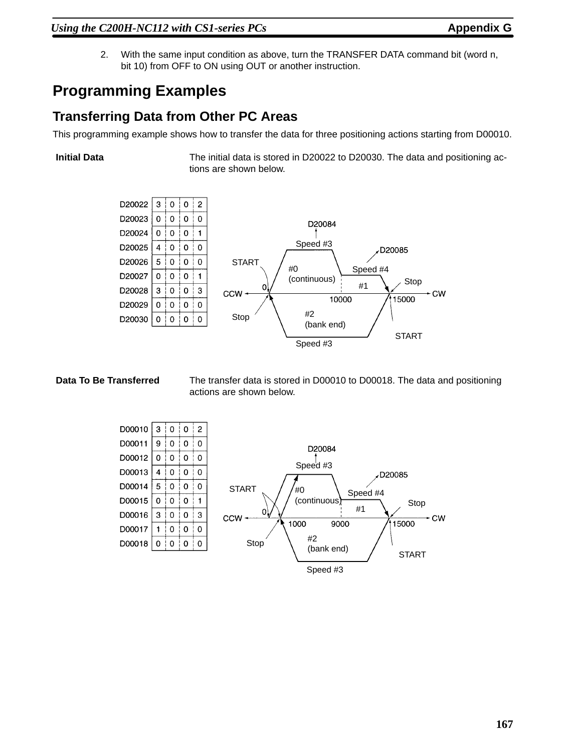2. With the same input condition as above, turn the TRANSFER DATA command bit (word n, bit 10) from OFF to ON using OUT or another instruction.

# Programming Examples

## Transferring Data from Other PC Areas

This programming example shows how to transfer the data for three positioning actions starting from D00010.

**Initial Data**

The initial data is stored in D20022 to D20030. The data and positioning actions are shown below.

| Word | | | | |
|---|---|---|---|---|
| D20022 | 3 | 0 | 0 | 2 |
| D20023 | 0 | 0 | 0 | 0 |
| D20024 | 0 | 0 | 0 | 1 |
| D20025 | 4 | 0 | 0 | 0 |
| D20026 | 5 | 0 | 0 | 0 |
| D20027 | 0 | 0 | 0 | 1 |
| D20028 | 3 | 0 | 0 | 3 |
| D20029 | 0 | 0 | 0 | 0 |
| D20030 | 0 | 0 | 0 | 0 |

**Data To Be Transferred**

The transfer data is stored in D00010 to D00018. The data and positioning actions are shown below.

| Word | | | | |
|---|---|---|---|---|
| D00010 | 3 | 0 | 0 | 2 |
| D00011 | 9 | 0 | 0 | 0 |
| D00012 | 0 | 0 | 0 | 0 |
| D00013 | 4 | 0 | 0 | 0 |
| D00014 | 5 | 0 | 0 | 0 |
| D00015 | 0 | 0 | 0 | 1 |
| D00016 | 3 | 0 | 0 | 3 |
| D00017 | 1 | 0 | 0 | 0 |
| D00018 | 0 | 0 | 0 | 0 |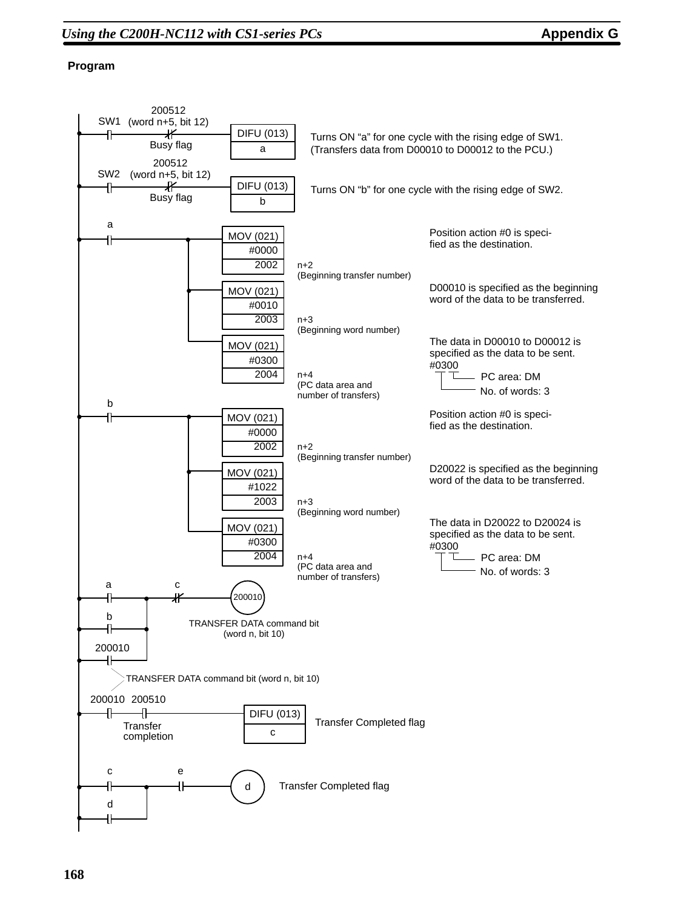**Program**

```
         200512
SW1   (word n+5, bit 12)
--| |------|/|-------------[DIFU (013) a]     Turns ON "a" for one cycle with the rising edge of SW1.
          Busy flag                            (Transfers data from D00010 to D00012 to the PCU.)

         200512
SW2   (word n+5, bit 12)
--| |------|/|-------------[DIFU (013) b]     Turns ON "b" for one cycle with the rising edge of SW2.
          Busy flag

 a
--| |------+---[MOV (021) #0000 2002]   n+2 (Beginning transfer number)
           |                            Position action #0 is specified as the destination.
           +---[MOV (021) #0010 2003]   n+3 (Beginning word number)
           |                            D00010 is specified as the beginning word of the data to be transferred.
           +---[MOV (021) #0300 2004]   n+4 (PC data area and number of transfers)
                                        The data in D00010 to D00012 is specified as the data to be sent.
                                        #0300
                                          PC area: DM
                                          No. of words: 3

 b
--| |------+---[MOV (021) #0000 2002]   n+2 (Beginning transfer number)
           |                            Position action #0 is specified as the destination.
           +---[MOV (021) #1022 2003]   n+3 (Beginning word number)
           |                            D20022 is specified as the beginning word of the data to be transferred.
           +---[MOV (021) #0300 2004]   n+4 (PC data area and number of transfers)
                                        The data in D20022 to D20024 is specified as the data to be sent.
                                        #0300
                                          PC area: DM
                                          No. of words: 3

 a              c
--| |------+----|/|-------------(200010)
 b         |                    TRANSFER DATA command bit
--| |------+                    (word n, bit 10)
 200010    |
--| |------+

TRANSFER DATA command bit (word n, bit 10)

 200010  200510
--| |-----| |--------------------[DIFU (013) c]   Transfer Completed flag
        Transfer
        completion

 c              e
--| |------+----| |--------------( d )            Transfer Completed flag
 d         |
--| |------+
```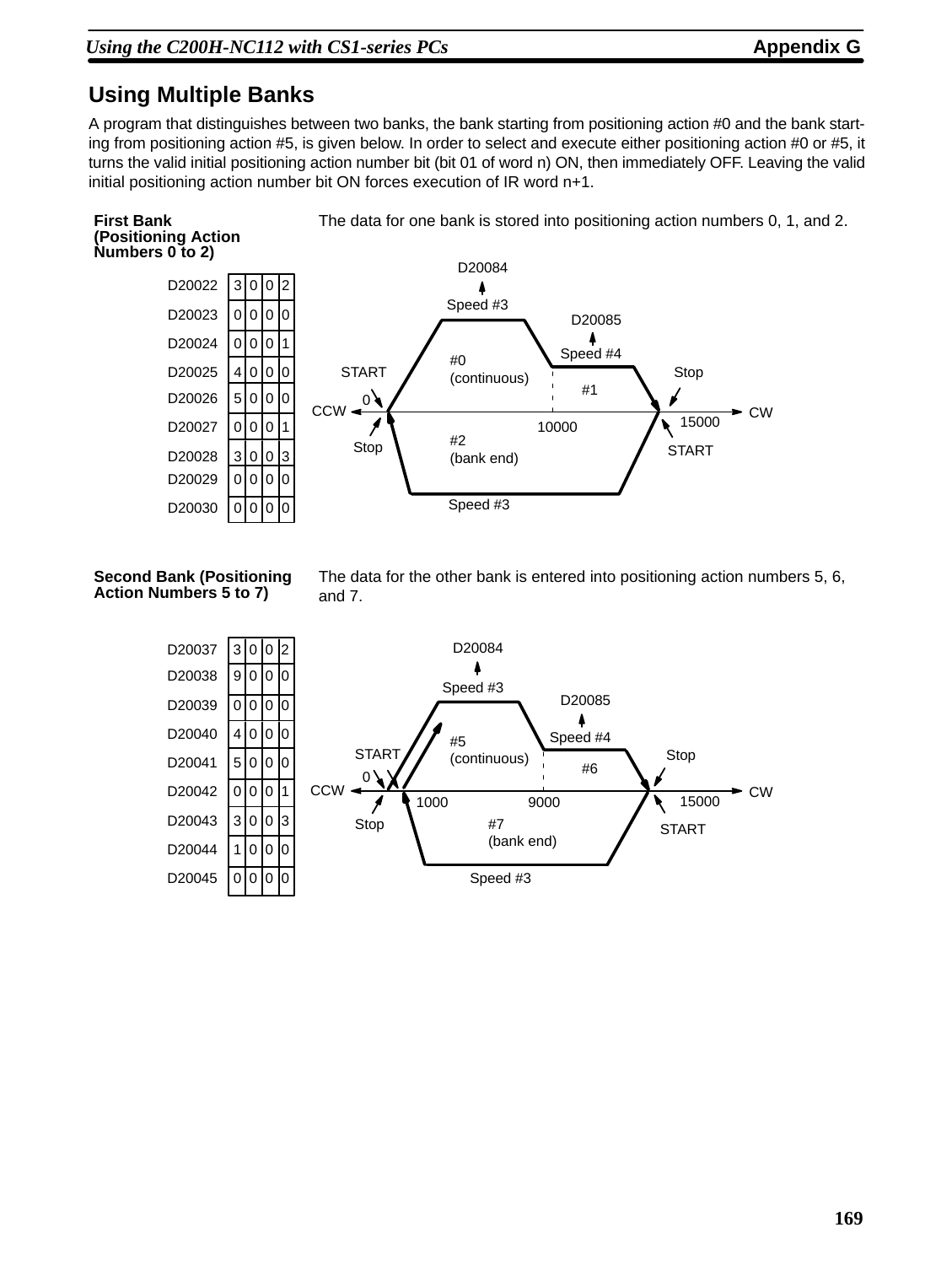## Using Multiple Banks

A program that distinguishes between two banks, the bank starting from positioning action #0 and the bank starting from positioning action #5, is given below. In order to select and execute either positioning action #0 or #5, it turns the valid initial positioning action number bit (bit 01 of word n) ON, then immediately OFF. Leaving the valid initial positioning action number bit ON forces execution of IR word n+1.

**First Bank (Positioning Action Numbers 0 to 2)**

The data for one bank is stored into positioning action numbers 0, 1, and 2.

| Word | Data |
|---|---|
| D20022 | 3002 |
| D20023 | 0000 |
| D20024 | 0001 |
| D20025 | 4000 |
| D20026 | 5000 |
| D20027 | 0001 |
| D20028 | 3003 |
| D20029 | 0000 |
| D20030 | 0000 |

D20084, Speed #3, D20085, Speed #4, #0 (continuous), #1, START, Stop, 0, CCW, CW, 10000, 15000, #2 (bank end), Stop, START, Speed #3

**Second Bank (Positioning Action Numbers 5 to 7)**

The data for the other bank is entered into positioning action numbers 5, 6, and 7.

| Word | Data |
|---|---|
| D20037 | 3002 |
| D20038 | 9000 |
| D20039 | 0000 |
| D20040 | 4000 |
| D20041 | 5000 |
| D20042 | 0001 |
| D20043 | 3003 |
| D20044 | 1000 |
| D20045 | 0000 |

D20084, Speed #3, D20085, Speed #4, #5 (continuous), #6, START, Stop, 0, CCW, CW, 1000, 9000, 15000, #7 (bank end), Stop, START, Speed #3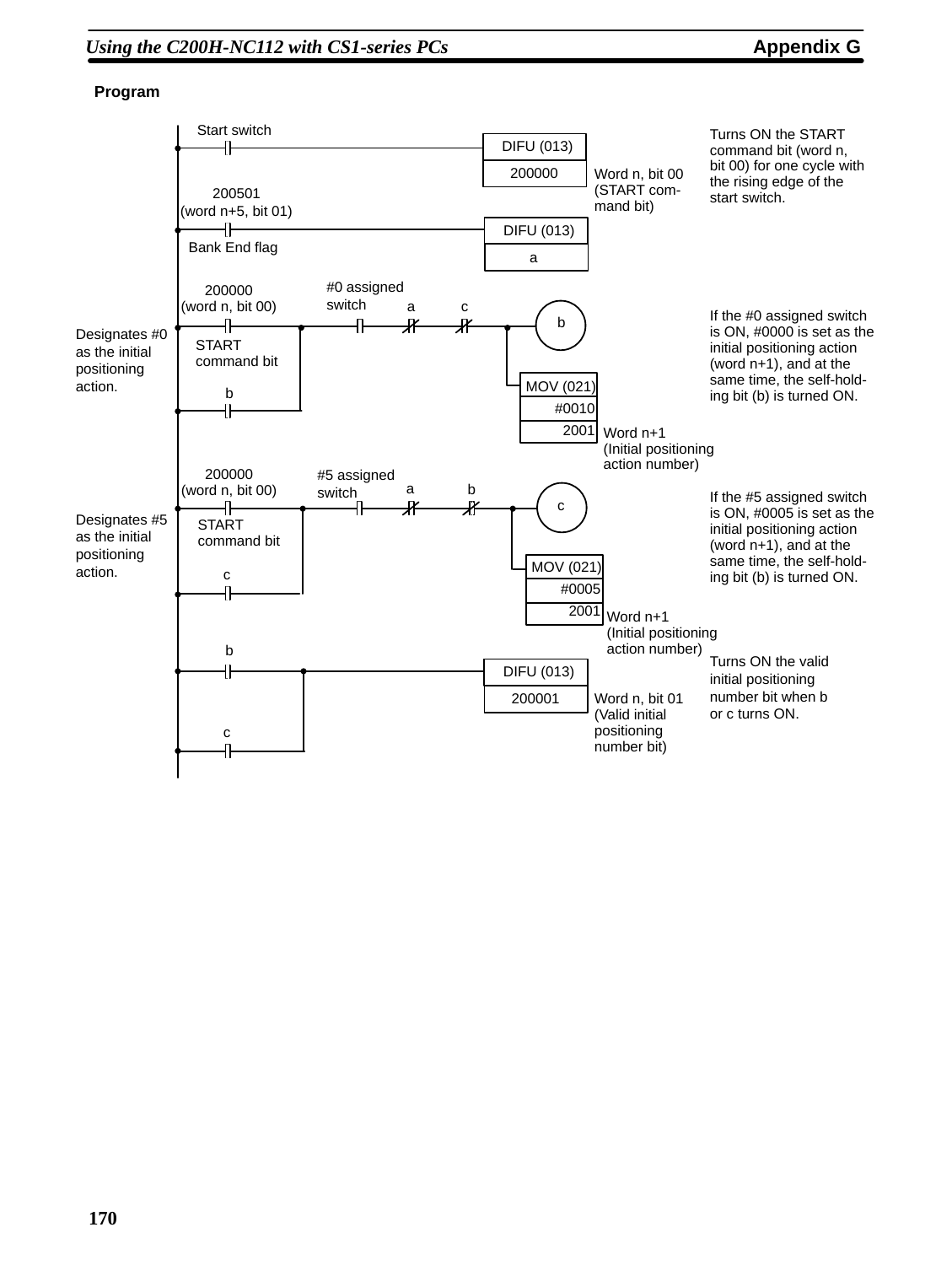**Program**

| Rung | Conditions | Output | Description |
|---|---|---|---|
| 1 | Start switch | DIFU (013) 200000 — Word n, bit 00 (START command bit) | Turns ON the START command bit (word n, bit 00) for one cycle with the rising edge of the start switch. |
| 2 | 200501 (word n+5, bit 01) Bank End flag | DIFU (013) a | |
| 3 | Designates #0 as the initial positioning action: [200000 (word n, bit 00) START command bit OR b] AND #0 assigned switch AND NOT a AND NOT c | b; MOV (021) #0010 2001 — Word n+1 (Initial positioning action number) | If the #0 assigned switch is ON, #0000 is set as the initial positioning action (word n+1), and at the same time, the self-holding bit (b) is turned ON. |
| 4 | Designates #5 as the initial positioning action: [200000 (word n, bit 00) START command bit OR c] AND #5 assigned switch AND NOT a AND NOT b | c; MOV (021) #0005 2001 — Word n+1 (Initial positioning action number) | If the #5 assigned switch is ON, #0005 is set as the initial positioning action (word n+1), and at the same time, the self-holding bit (b) is turned ON. |
| 5 | b OR c | DIFU (013) 200001 — Word n, bit 01 (Valid initial positioning number bit) | Turns ON the valid initial positioning number bit when b or c turns ON. |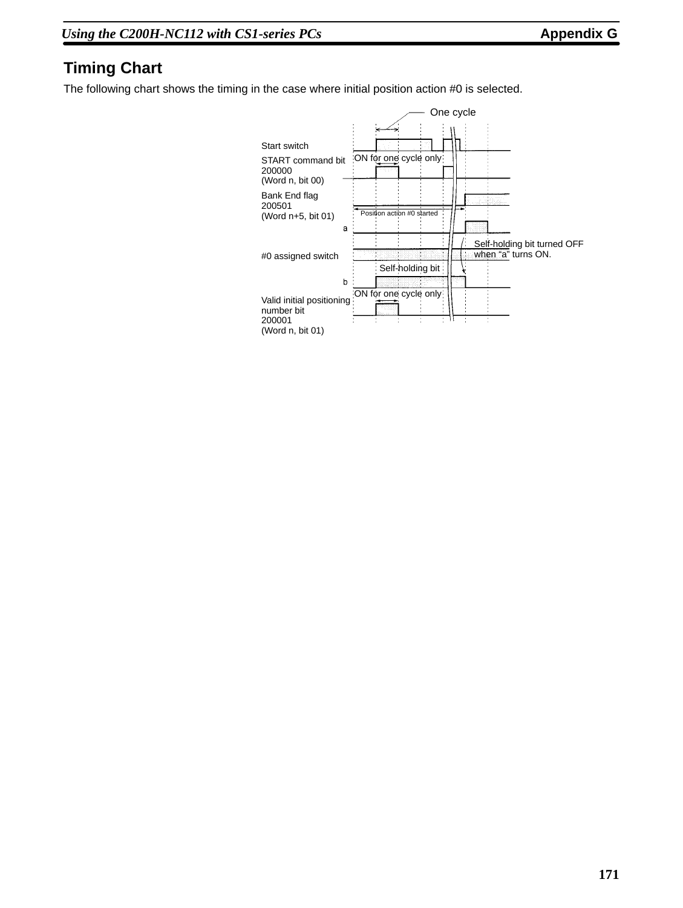## Timing Chart

The following chart shows the timing in the case where initial position action #0 is selected.

One cycle

Start switch

START command bit 200000 (Word n, bit 00)

ON for one cycle only

Bank End flag 200501 (Word n+5, bit 01)

Position action #0 started

a

Self-holding bit turned OFF when “a” turns ON.

#0 assigned switch

Self-holding bit

b

ON for one cycle only

Valid initial positioning number bit 200001 (Word n, bit 01)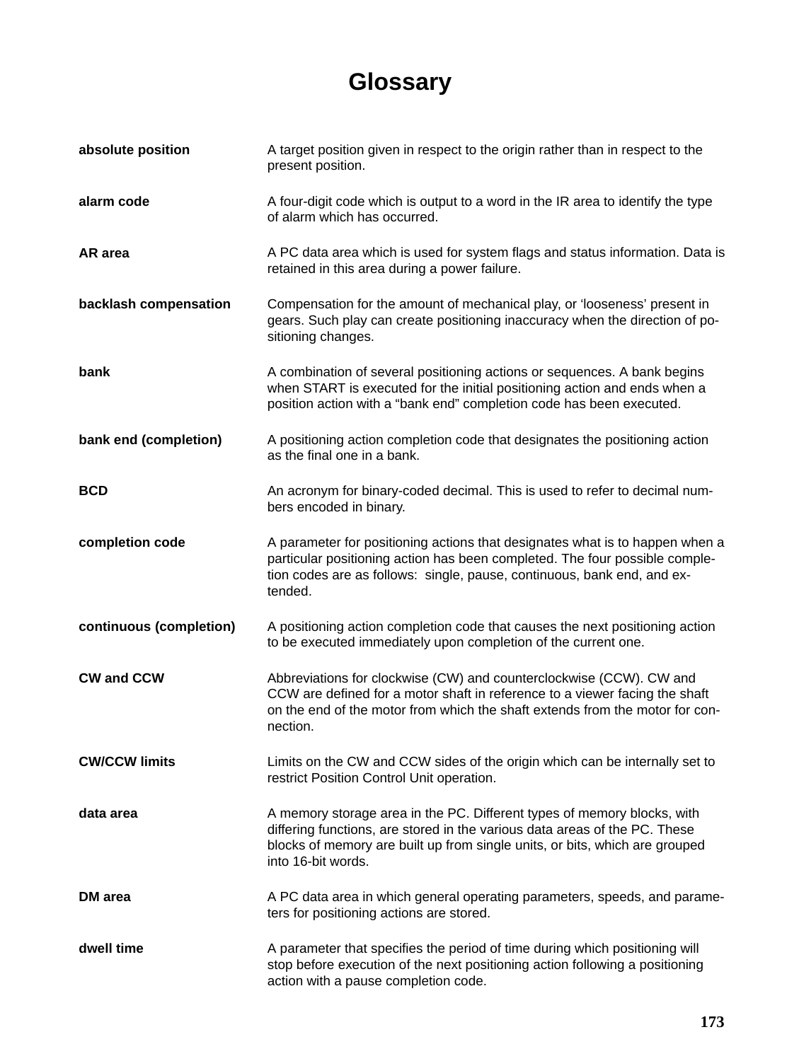# Glossary

**absolute position** A target position given in respect to the origin rather than in respect to the present position.

**alarm code** A four-digit code which is output to a word in the IR area to identify the type of alarm which has occurred.

**AR area** A PC data area which is used for system flags and status information. Data is retained in this area during a power failure.

**backlash compensation** Compensation for the amount of mechanical play, or 'looseness' present in gears. Such play can create positioning inaccuracy when the direction of positioning changes.

**bank** A combination of several positioning actions or sequences. A bank begins when START is executed for the initial positioning action and ends when a position action with a "bank end" completion code has been executed.

**bank end (completion)** A positioning action completion code that designates the positioning action as the final one in a bank.

**BCD** An acronym for binary-coded decimal. This is used to refer to decimal numbers encoded in binary.

**completion code** A parameter for positioning actions that designates what is to happen when a particular positioning action has been completed. The four possible completion codes are as follows: single, pause, continuous, bank end, and extended.

**continuous (completion)** A positioning action completion code that causes the next positioning action to be executed immediately upon completion of the current one.

**CW and CCW** Abbreviations for clockwise (CW) and counterclockwise (CCW). CW and CCW are defined for a motor shaft in reference to a viewer facing the shaft on the end of the motor from which the shaft extends from the motor for connection.

**CW/CCW limits** Limits on the CW and CCW sides of the origin which can be internally set to restrict Position Control Unit operation.

**data area** A memory storage area in the PC. Different types of memory blocks, with differing functions, are stored in the various data areas of the PC. These blocks of memory are built up from single units, or bits, which are grouped into 16-bit words.

**DM area** A PC data area in which general operating parameters, speeds, and parameters for positioning actions are stored.

**dwell time** A parameter that specifies the period of time during which positioning will stop before execution of the next positioning action following a positioning action with a pause completion code.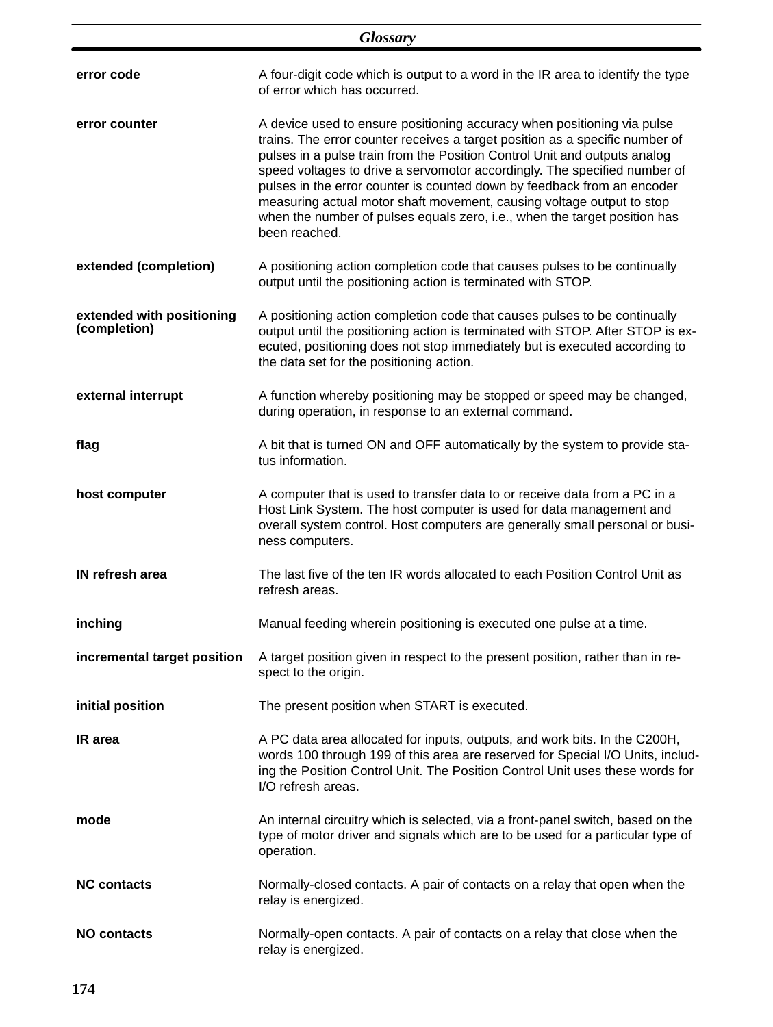**error code**
A four-digit code which is output to a word in the IR area to identify the type of error which has occurred.

**error counter**
A device used to ensure positioning accuracy when positioning via pulse trains. The error counter receives a target position as a specific number of pulses in a pulse train from the Position Control Unit and outputs analog speed voltages to drive a servomotor accordingly. The specified number of pulses in the error counter is counted down by feedback from an encoder measuring actual motor shaft movement, causing voltage output to stop when the number of pulses equals zero, i.e., when the target position has been reached.

**extended (completion)**
A positioning action completion code that causes pulses to be continually output until the positioning action is terminated with STOP.

**extended with positioning (completion)**
A positioning action completion code that causes pulses to be continually output until the positioning action is terminated with STOP. After STOP is executed, positioning does not stop immediately but is executed according to the data set for the positioning action.

**external interrupt**
A function whereby positioning may be stopped or speed may be changed, during operation, in response to an external command.

**flag**
A bit that is turned ON and OFF automatically by the system to provide status information.

**host computer**
A computer that is used to transfer data to or receive data from a PC in a Host Link System. The host computer is used for data management and overall system control. Host computers are generally small personal or business computers.

**IN refresh area**
The last five of the ten IR words allocated to each Position Control Unit as refresh areas.

**inching**
Manual feeding wherein positioning is executed one pulse at a time.

**incremental target position**
A target position given in respect to the present position, rather than in respect to the origin.

**initial position**
The present position when START is executed.

**IR area**
A PC data area allocated for inputs, outputs, and work bits. In the C200H, words 100 through 199 of this area are reserved for Special I/O Units, including the Position Control Unit. The Position Control Unit uses these words for I/O refresh areas.

**mode**
An internal circuitry which is selected, via a front-panel switch, based on the type of motor driver and signals which are to be used for a particular type of operation.

**NC contacts**
Normally-closed contacts. A pair of contacts on a relay that open when the relay is energized.

**NO contacts**
Normally-open contacts. A pair of contacts on a relay that close when the relay is energized.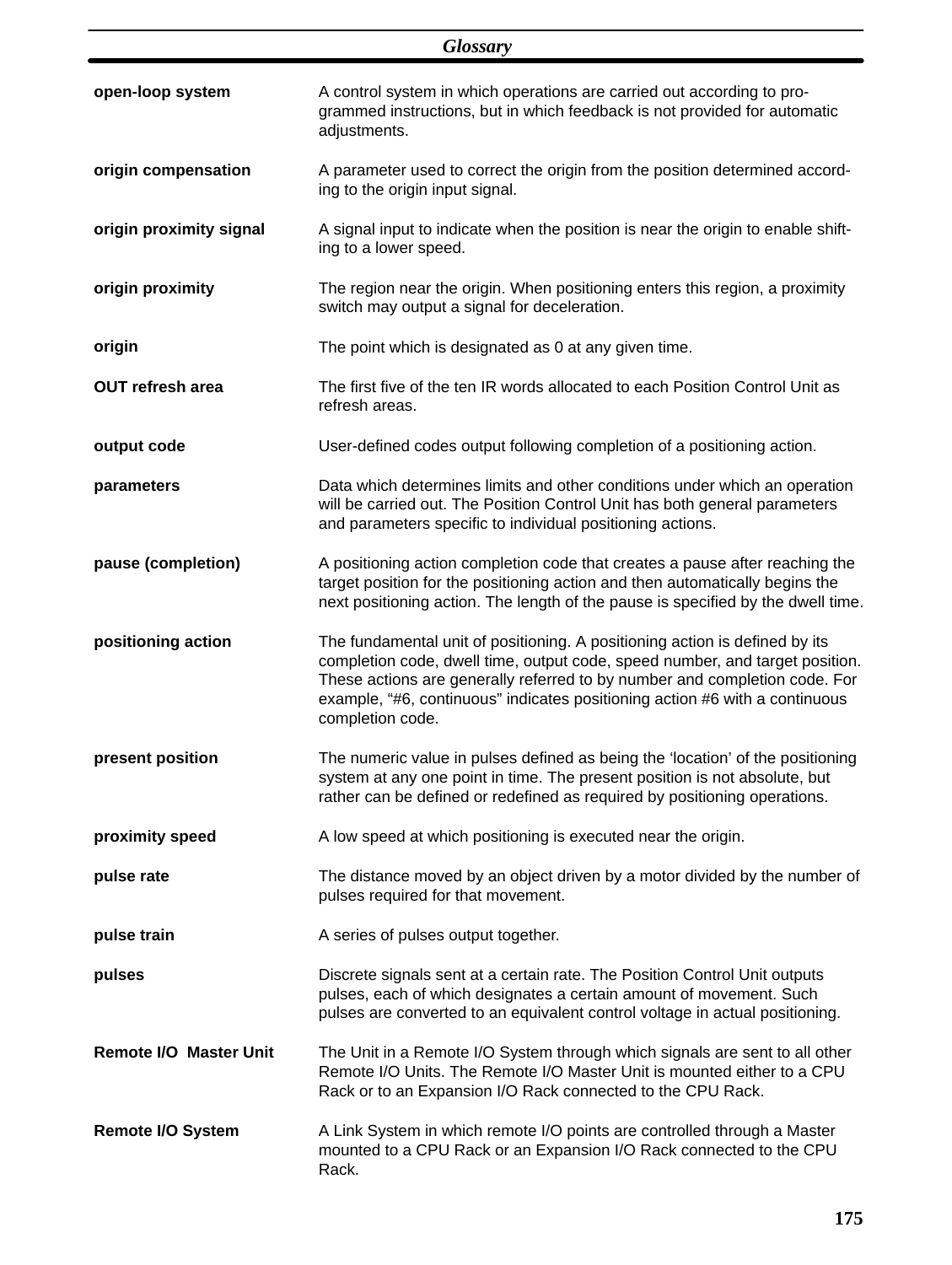**open-loop system** A control system in which operations are carried out according to programmed instructions, but in which feedback is not provided for automatic adjustments.

**origin compensation** A parameter used to correct the origin from the position determined according to the origin input signal.

**origin proximity signal** A signal input to indicate when the position is near the origin to enable shifting to a lower speed.

**origin proximity** The region near the origin. When positioning enters this region, a proximity switch may output a signal for deceleration.

**origin** The point which is designated as 0 at any given time.

**OUT refresh area** The first five of the ten IR words allocated to each Position Control Unit as refresh areas.

**output code** User-defined codes output following completion of a positioning action.

**parameters** Data which determines limits and other conditions under which an operation will be carried out. The Position Control Unit has both general parameters and parameters specific to individual positioning actions.

**pause (completion)** A positioning action completion code that creates a pause after reaching the target position for the positioning action and then automatically begins the next positioning action. The length of the pause is specified by the dwell time.

**positioning action** The fundamental unit of positioning. A positioning action is defined by its completion code, dwell time, output code, speed number, and target position. These actions are generally referred to by number and completion code. For example, “#6, continuous” indicates positioning action #6 with a continuous completion code.

**present position** The numeric value in pulses defined as being the ‘location’ of the positioning system at any one point in time. The present position is not absolute, but rather can be defined or redefined as required by positioning operations.

**proximity speed** A low speed at which positioning is executed near the origin.

**pulse rate** The distance moved by an object driven by a motor divided by the number of pulses required for that movement.

**pulse train** A series of pulses output together.

**pulses** Discrete signals sent at a certain rate. The Position Control Unit outputs pulses, each of which designates a certain amount of movement. Such pulses are converted to an equivalent control voltage in actual positioning.

**Remote I/O Master Unit** The Unit in a Remote I/O System through which signals are sent to all other Remote I/O Units. The Remote I/O Master Unit is mounted either to a CPU Rack or to an Expansion I/O Rack connected to the CPU Rack.

**Remote I/O System** A Link System in which remote I/O points are controlled through a Master mounted to a CPU Rack or an Expansion I/O Rack connected to the CPU Rack.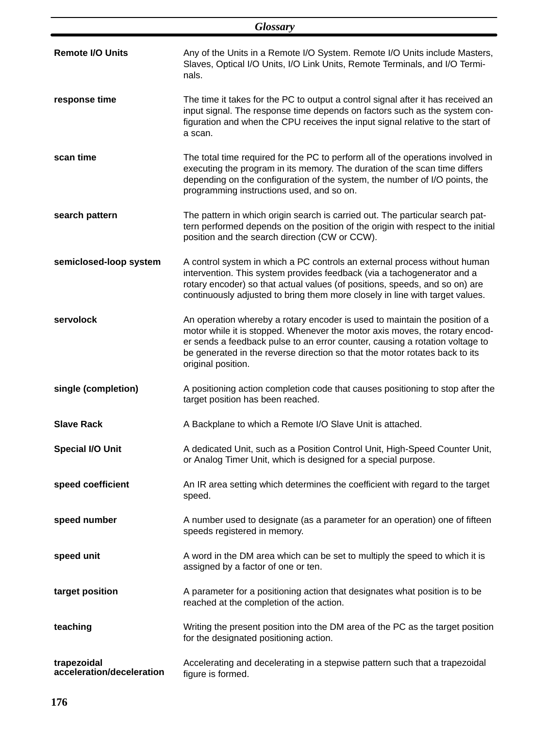**Remote I/O Units** Any of the Units in a Remote I/O System. Remote I/O Units include Masters, Slaves, Optical I/O Units, I/O Link Units, Remote Terminals, and I/O Terminals.

**response time** The time it takes for the PC to output a control signal after it has received an input signal. The response time depends on factors such as the system configuration and when the CPU receives the input signal relative to the start of a scan.

**scan time** The total time required for the PC to perform all of the operations involved in executing the program in its memory. The duration of the scan time differs depending on the configuration of the system, the number of I/O points, the programming instructions used, and so on.

**search pattern** The pattern in which origin search is carried out. The particular search pattern performed depends on the position of the origin with respect to the initial position and the search direction (CW or CCW).

**semiclosed-loop system** A control system in which a PC controls an external process without human intervention. This system provides feedback (via a tachogenerator and a rotary encoder) so that actual values (of positions, speeds, and so on) are continuously adjusted to bring them more closely in line with target values.

**servolock** An operation whereby a rotary encoder is used to maintain the position of a motor while it is stopped. Whenever the motor axis moves, the rotary encoder sends a feedback pulse to an error counter, causing a rotation voltage to be generated in the reverse direction so that the motor rotates back to its original position.

**single (completion)** A positioning action completion code that causes positioning to stop after the target position has been reached.

**Slave Rack** A Backplane to which a Remote I/O Slave Unit is attached.

**Special I/O Unit** A dedicated Unit, such as a Position Control Unit, High-Speed Counter Unit, or Analog Timer Unit, which is designed for a special purpose.

**speed coefficient** An IR area setting which determines the coefficient with regard to the target speed.

**speed number** A number used to designate (as a parameter for an operation) one of fifteen speeds registered in memory.

**speed unit** A word in the DM area which can be set to multiply the speed to which it is assigned by a factor of one or ten.

**target position** A parameter for a positioning action that designates what position is to be reached at the completion of the action.

**teaching** Writing the present position into the DM area of the PC as the target position for the designated positioning action.

**trapezoidal acceleration/deceleration** Accelerating and decelerating in a stepwise pattern such that a trapezoidal figure is formed.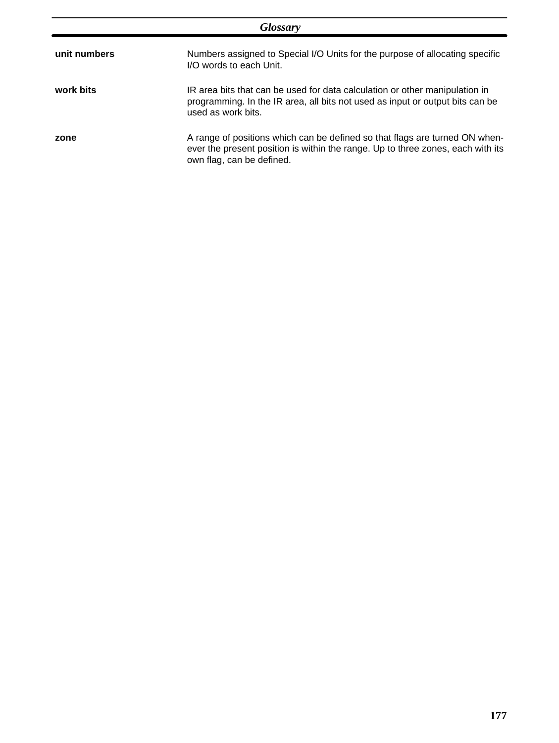**unit numbers**
Numbers assigned to Special I/O Units for the purpose of allocating specific I/O words to each Unit.

**work bits**
IR area bits that can be used for data calculation or other manipulation in programming. In the IR area, all bits not used as input or output bits can be used as work bits.

**zone**
A range of positions which can be defined so that flags are turned ON whenever the present position is within the range. Up to three zones, each with its own flag, can be defined.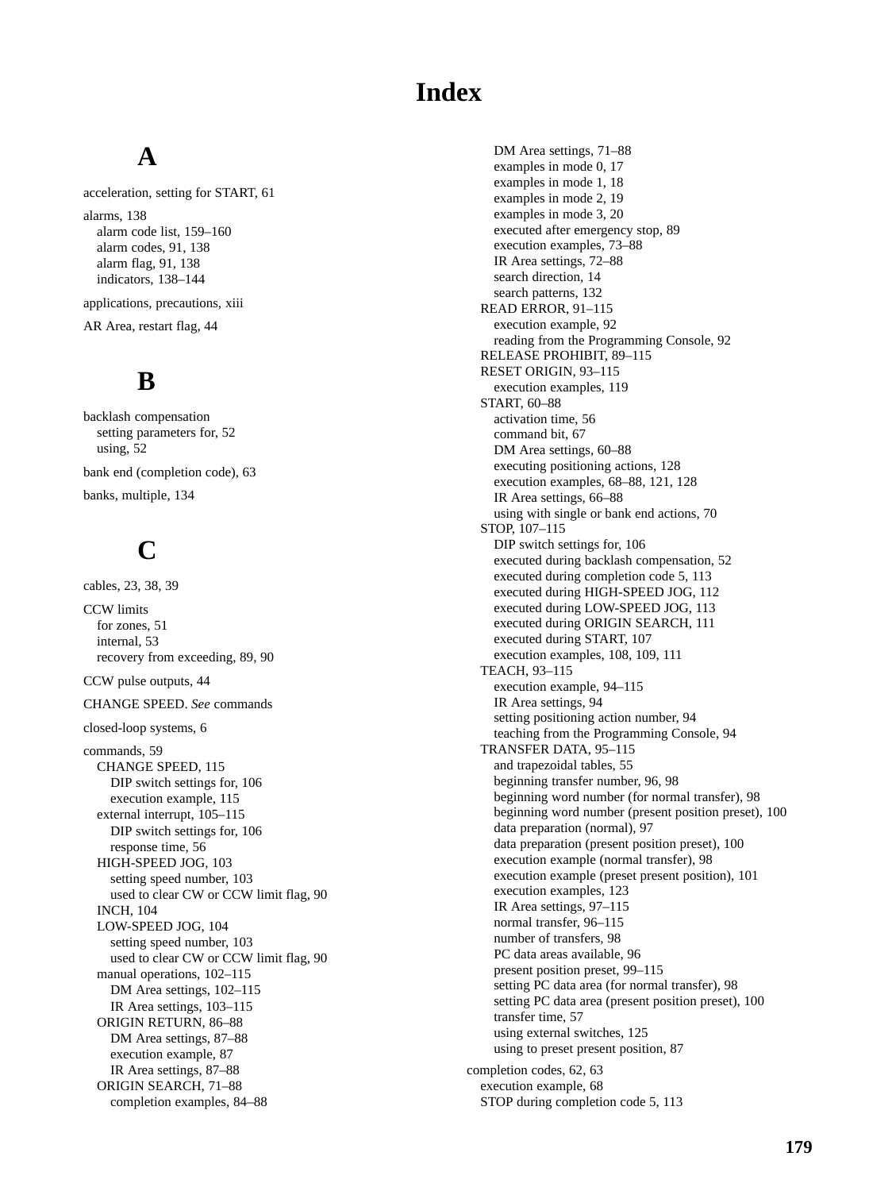# Index

## A

acceleration, setting for START, 61

alarms, 138
- alarm code list, 159–160
- alarm codes, 91, 138
- alarm flag, 91, 138
- indicators, 138–144

applications, precautions, xiii

AR Area, restart flag, 44

## B

backlash compensation
- setting parameters for, 52
- using, 52

bank end (completion code), 63

banks, multiple, 134

## C

cables, 23, 38, 39

CCW limits
- for zones, 51
- internal, 53
- recovery from exceeding, 89, 90

CCW pulse outputs, 44

CHANGE SPEED. *See* commands

closed-loop systems, 6

commands, 59
- CHANGE SPEED, 115
  - DIP switch settings for, 106
  - execution example, 115
- external interrupt, 105–115
  - DIP switch settings for, 106
  - response time, 56
- HIGH-SPEED JOG, 103
  - setting speed number, 103
  - used to clear CW or CCW limit flag, 90
- INCH, 104
- LOW-SPEED JOG, 104
  - setting speed number, 103
  - used to clear CW or CCW limit flag, 90
- manual operations, 102–115
  - DM Area settings, 102–115
  - IR Area settings, 103–115
- ORIGIN RETURN, 86–88
  - DM Area settings, 87–88
  - execution example, 87
  - IR Area settings, 87–88
- ORIGIN SEARCH, 71–88
  - completion examples, 84–88
  - DM Area settings, 71–88
  - examples in mode 0, 17
  - examples in mode 1, 18
  - examples in mode 2, 19
  - examples in mode 3, 20
  - executed after emergency stop, 89
  - execution examples, 73–88
  - IR Area settings, 72–88
  - search direction, 14
  - search patterns, 132
- READ ERROR, 91–115
  - execution example, 92
  - reading from the Programming Console, 92
- RELEASE PROHIBIT, 89–115
- RESET ORIGIN, 93–115
  - execution examples, 119
- START, 60–88
  - activation time, 56
  - command bit, 67
  - DM Area settings, 60–88
  - executing positioning actions, 128
  - execution examples, 68–88, 121, 128
  - IR Area settings, 66–88
  - using with single or bank end actions, 70
- STOP, 107–115
  - DIP switch settings for, 106
  - executed during backlash compensation, 52
  - executed during completion code 5, 113
  - executed during HIGH-SPEED JOG, 112
  - executed during LOW-SPEED JOG, 113
  - executed during ORIGIN SEARCH, 111
  - executed during START, 107
  - execution examples, 108, 109, 111
- TEACH, 93–115
  - execution example, 94–115
  - IR Area settings, 94
  - setting positioning action number, 94
  - teaching from the Programming Console, 94
- TRANSFER DATA, 95–115
  - and trapezoidal tables, 55
  - beginning transfer number, 96, 98
  - beginning word number (for normal transfer), 98
  - beginning word number (present position preset), 100
  - data preparation (normal), 97
  - data preparation (present position preset), 100
  - execution example (normal transfer), 98
  - execution example (preset present position), 101
  - execution examples, 123
  - IR Area settings, 97–115
  - normal transfer, 96–115
  - number of transfers, 98
  - PC data areas available, 96
  - present position preset, 99–115
  - setting PC data area (for normal transfer), 98
  - setting PC data area (present position preset), 100
  - transfer time, 57
  - using external switches, 125
  - using to preset present position, 87

completion codes, 62, 63
- execution example, 68
- STOP during completion code 5, 113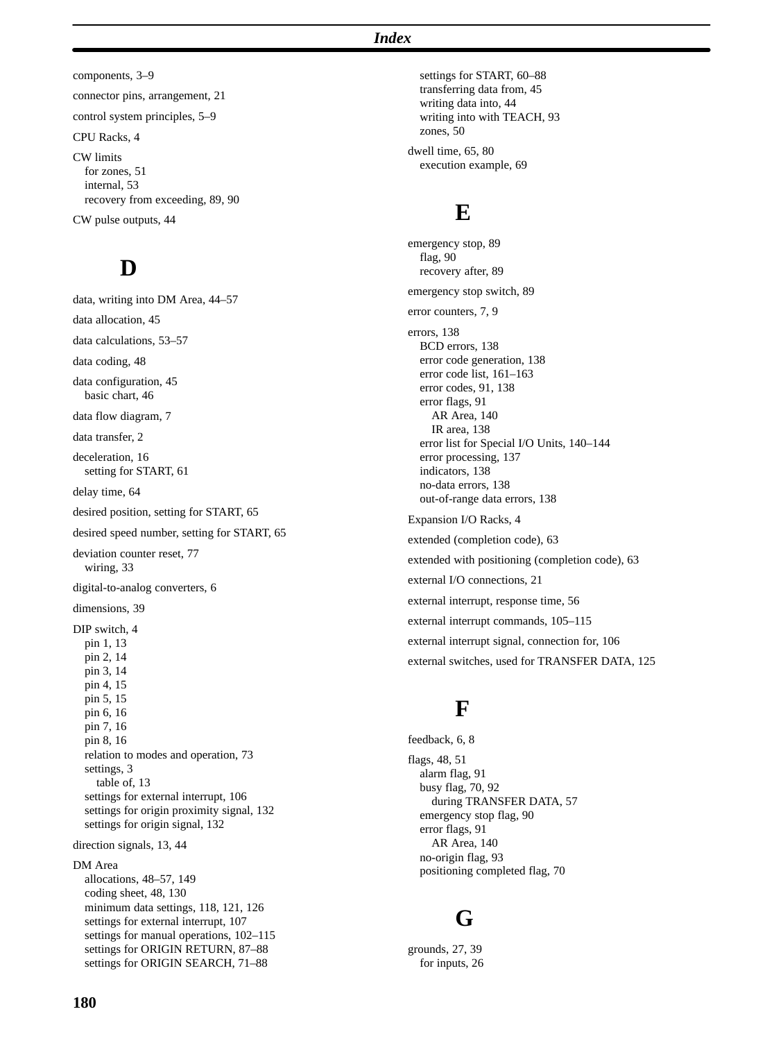components, 3–9

connector pins, arrangement, 21

control system principles, 5–9

CPU Racks, 4

CW limits
- for zones, 51
- internal, 53
- recovery from exceeding, 89, 90

CW pulse outputs, 44

## D

data, writing into DM Area, 44–57

data allocation, 45

data calculations, 53–57

data coding, 48

data configuration, 45
- basic chart, 46

data flow diagram, 7

data transfer, 2

deceleration, 16
- setting for START, 61

delay time, 64

desired position, setting for START, 65

desired speed number, setting for START, 65

deviation counter reset, 77
- wiring, 33

digital-to-analog converters, 6

dimensions, 39

DIP switch, 4
- pin 1, 13
- pin 2, 14
- pin 3, 14
- pin 4, 15
- pin 5, 15
- pin 6, 16
- pin 7, 16
- pin 8, 16
- relation to modes and operation, 73
- settings, 3
  - table of, 13
- settings for external interrupt, 106
- settings for origin proximity signal, 132
- settings for origin signal, 132

direction signals, 13, 44

DM Area
- allocations, 48–57, 149
- coding sheet, 48, 130
- minimum data settings, 118, 121, 126
- settings for external interrupt, 107
- settings for manual operations, 102–115
- settings for ORIGIN RETURN, 87–88
- settings for ORIGIN SEARCH, 71–88
- settings for START, 60–88
- transferring data from, 45
- writing data into, 44
- writing into with TEACH, 93
- zones, 50

dwell time, 65, 80
- execution example, 69

## E

emergency stop, 89
- flag, 90
- recovery after, 89

emergency stop switch, 89

error counters, 7, 9

errors, 138
- BCD errors, 138
- error code generation, 138
- error code list, 161–163
- error codes, 91, 138
- error flags, 91
  - AR Area, 140
  - IR area, 138
- error list for Special I/O Units, 140–144
- error processing, 137
- indicators, 138
- no-data errors, 138
- out-of-range data errors, 138

Expansion I/O Racks, 4

extended (completion code), 63

extended with positioning (completion code), 63

external I/O connections, 21

external interrupt, response time, 56

external interrupt commands, 105–115

external interrupt signal, connection for, 106

external switches, used for TRANSFER DATA, 125

## F

feedback, 6, 8

flags, 48, 51
- alarm flag, 91
- busy flag, 70, 92
  - during TRANSFER DATA, 57
- emergency stop flag, 90
- error flags, 91
  - AR Area, 140
- no-origin flag, 93
- positioning completed flag, 70

## G

grounds, 27, 39
- for inputs, 26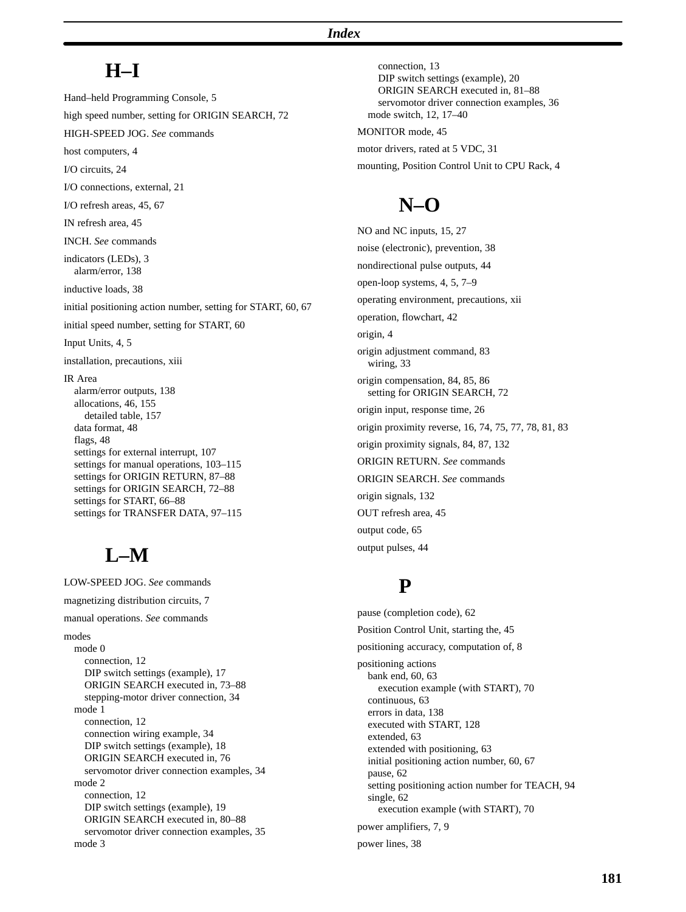## H–I

Hand–held Programming Console, 5

high speed number, setting for ORIGIN SEARCH, 72

HIGH-SPEED JOG. *See* commands

host computers, 4

I/O circuits, 24

I/O connections, external, 21

I/O refresh areas, 45, 67

IN refresh area, 45

INCH. *See* commands

indicators (LEDs), 3
- alarm/error, 138

inductive loads, 38

initial positioning action number, setting for START, 60, 67

initial speed number, setting for START, 60

Input Units, 4, 5

installation, precautions, xiii

IR Area
- alarm/error outputs, 138
- allocations, 46, 155
  - detailed table, 157
- data format, 48
- flags, 48
- settings for external interrupt, 107
- settings for manual operations, 103–115
- settings for ORIGIN RETURN, 87–88
- settings for ORIGIN SEARCH, 72–88
- settings for START, 66–88
- settings for TRANSFER DATA, 97–115

## L–M

LOW-SPEED JOG. *See* commands

magnetizing distribution circuits, 7

manual operations. *See* commands

modes
- mode 0
  - connection, 12
  - DIP switch settings (example), 17
  - ORIGIN SEARCH executed in, 73–88
  - stepping-motor driver connection, 34
- mode 1
  - connection, 12
  - connection wiring example, 34
  - DIP switch settings (example), 18
  - ORIGIN SEARCH executed in, 76
  - servomotor driver connection examples, 34
- mode 2
  - connection, 12
  - DIP switch settings (example), 19
  - ORIGIN SEARCH executed in, 80–88
  - servomotor driver connection examples, 35
- mode 3
  - connection, 13
  - DIP switch settings (example), 20
  - ORIGIN SEARCH executed in, 81–88
  - servomotor driver connection examples, 36
- mode switch, 12, 17–40

MONITOR mode, 45

motor drivers, rated at 5 VDC, 31

mounting, Position Control Unit to CPU Rack, 4

## N–O

NO and NC inputs, 15, 27

noise (electronic), prevention, 38

nondirectional pulse outputs, 44

open-loop systems, 4, 5, 7–9

operating environment, precautions, xii

operation, flowchart, 42

origin, 4

origin adjustment command, 83
- wiring, 33

origin compensation, 84, 85, 86
- setting for ORIGIN SEARCH, 72

origin input, response time, 26

origin proximity reverse, 16, 74, 75, 77, 78, 81, 83

origin proximity signals, 84, 87, 132

ORIGIN RETURN. *See* commands

ORIGIN SEARCH. *See* commands

origin signals, 132

OUT refresh area, 45

output code, 65

output pulses, 44

## P

pause (completion code), 62

Position Control Unit, starting the, 45

positioning accuracy, computation of, 8

positioning actions
- bank end, 60, 63
  - execution example (with START), 70
- continuous, 63
- errors in data, 138
- executed with START, 128
- extended, 63
- extended with positioning, 63
- initial positioning action number, 60, 67
- pause, 62
- setting positioning action number for TEACH, 94
- single, 62
  - execution example (with START), 70

power amplifiers, 7, 9

power lines, 38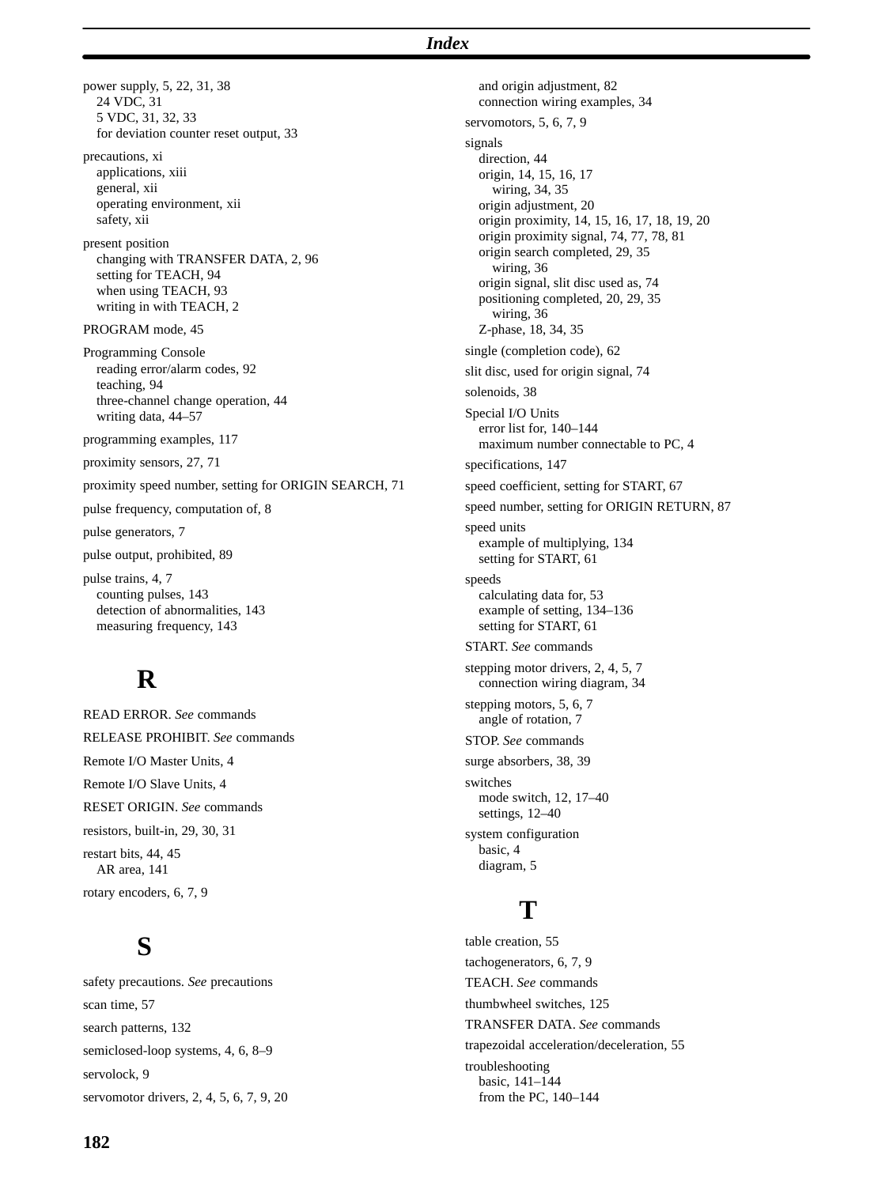power supply, 5, 22, 31, 38
  24 VDC, 31
  5 VDC, 31, 32, 33
  for deviation counter reset output, 33

precautions, xi
  applications, xiii
  general, xii
  operating environment, xii
  safety, xii

present position
  changing with TRANSFER DATA, 2, 96
  setting for TEACH, 94
  when using TEACH, 93
  writing in with TEACH, 2

PROGRAM mode, 45

Programming Console
  reading error/alarm codes, 92
  teaching, 94
  three-channel change operation, 44
  writing data, 44–57

programming examples, 117

proximity sensors, 27, 71

proximity speed number, setting for ORIGIN SEARCH, 71

pulse frequency, computation of, 8

pulse generators, 7

pulse output, prohibited, 89

pulse trains, 4, 7
  counting pulses, 143
  detection of abnormalities, 143
  measuring frequency, 143

## R

READ ERROR. *See* commands

RELEASE PROHIBIT. *See* commands

Remote I/O Master Units, 4

Remote I/O Slave Units, 4

RESET ORIGIN. *See* commands

resistors, built-in, 29, 30, 31

restart bits, 44, 45
  AR area, 141

rotary encoders, 6, 7, 9

## S

safety precautions. *See* precautions

scan time, 57

search patterns, 132

semiclosed-loop systems, 4, 6, 8–9

servolock, 9

servomotor drivers, 2, 4, 5, 6, 7, 9, 20
  and origin adjustment, 82
  connection wiring examples, 34

servomotors, 5, 6, 7, 9

signals
  direction, 44
  origin, 14, 15, 16, 17
    wiring, 34, 35
  origin adjustment, 20
  origin proximity, 14, 15, 16, 17, 18, 19, 20
  origin proximity signal, 74, 77, 78, 81
  origin search completed, 29, 35
    wiring, 36
  origin signal, slit disc used as, 74
  positioning completed, 20, 29, 35
    wiring, 36
  Z-phase, 18, 34, 35

single (completion code), 62

slit disc, used for origin signal, 74

solenoids, 38

Special I/O Units
  error list for, 140–144
  maximum number connectable to PC, 4

specifications, 147

speed coefficient, setting for START, 67

speed number, setting for ORIGIN RETURN, 87

speed units
  example of multiplying, 134
  setting for START, 61

speeds
  calculating data for, 53
  example of setting, 134–136
  setting for START, 61

START. *See* commands

stepping motor drivers, 2, 4, 5, 7
  connection wiring diagram, 34

stepping motors, 5, 6, 7
  angle of rotation, 7

STOP. *See* commands

surge absorbers, 38, 39

switches
  mode switch, 12, 17–40
  settings, 12–40

system configuration
  basic, 4
  diagram, 5

## T

table creation, 55

tachogenerators, 6, 7, 9

TEACH. *See* commands

thumbwheel switches, 125

TRANSFER DATA. *See* commands

trapezoidal acceleration/deceleration, 55

troubleshooting
  basic, 141–144
  from the PC, 140–144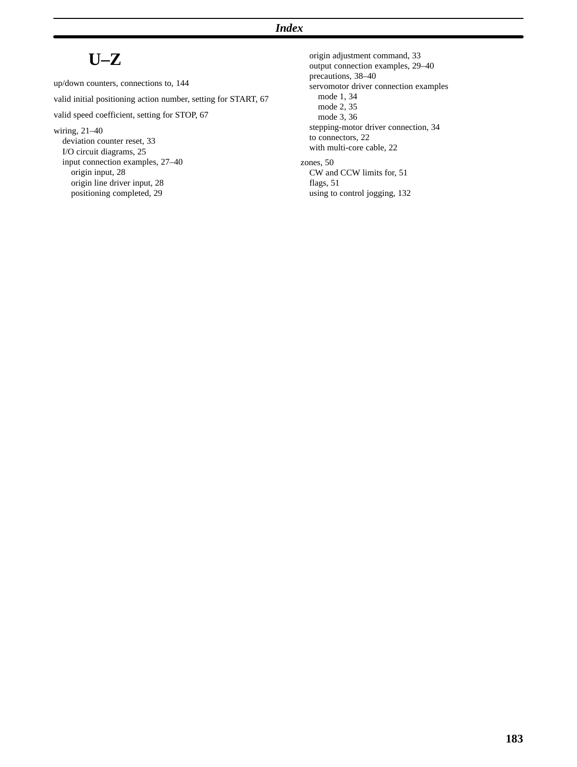# U–Z

up/down counters, connections to, 144

valid initial positioning action number, setting for START, 67

valid speed coefficient, setting for STOP, 67

wiring, 21–40
- deviation counter reset, 33
- I/O circuit diagrams, 25
- input connection examples, 27–40
  - origin input, 28
  - origin line driver input, 28
  - positioning completed, 29
- origin adjustment command, 33
- output connection examples, 29–40
- precautions, 38–40
- servomotor driver connection examples
  - mode 1, 34
  - mode 2, 35
  - mode 3, 36
- stepping-motor driver connection, 34
- to connectors, 22
- with multi-core cable, 22

zones, 50
- CW and CCW limits for, 51
- flags, 51
- using to control jogging, 132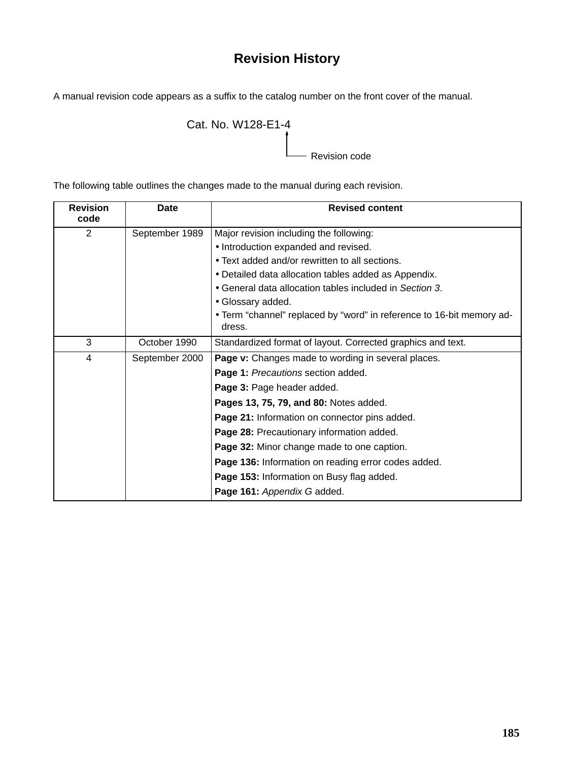# Revision History

A manual revision code appears as a suffix to the catalog number on the front cover of the manual.

Cat. No. W128-E1-4

Revision code

The following table outlines the changes made to the manual during each revision.

| Revision code | Date | Revised content |
|---|---|---|
| 2 | September 1989 | Major revision including the following:<br>• Introduction expanded and revised.<br>• Text added and/or rewritten to all sections.<br>• Detailed data allocation tables added as Appendix.<br>• General data allocation tables included in *Section 3*.<br>• Glossary added.<br>• Term “channel” replaced by “word” in reference to 16-bit memory address. |
| 3 | October 1990 | Standardized format of layout. Corrected graphics and text. |
| 4 | September 2000 | **Page v:** Changes made to wording in several places.<br>**Page 1:** *Precautions* section added.<br>**Page 3:** Page header added.<br>**Pages 13, 75, 79, and 80:** Notes added.<br>**Page 21:** Information on connector pins added.<br>**Page 28:** Precautionary information added.<br>**Page 32:** Minor change made to one caption.<br>**Page 136:** Information on reading error codes added.<br>**Page 153:** Information on Busy flag added.<br>**Page 161:** *Appendix G* added. |